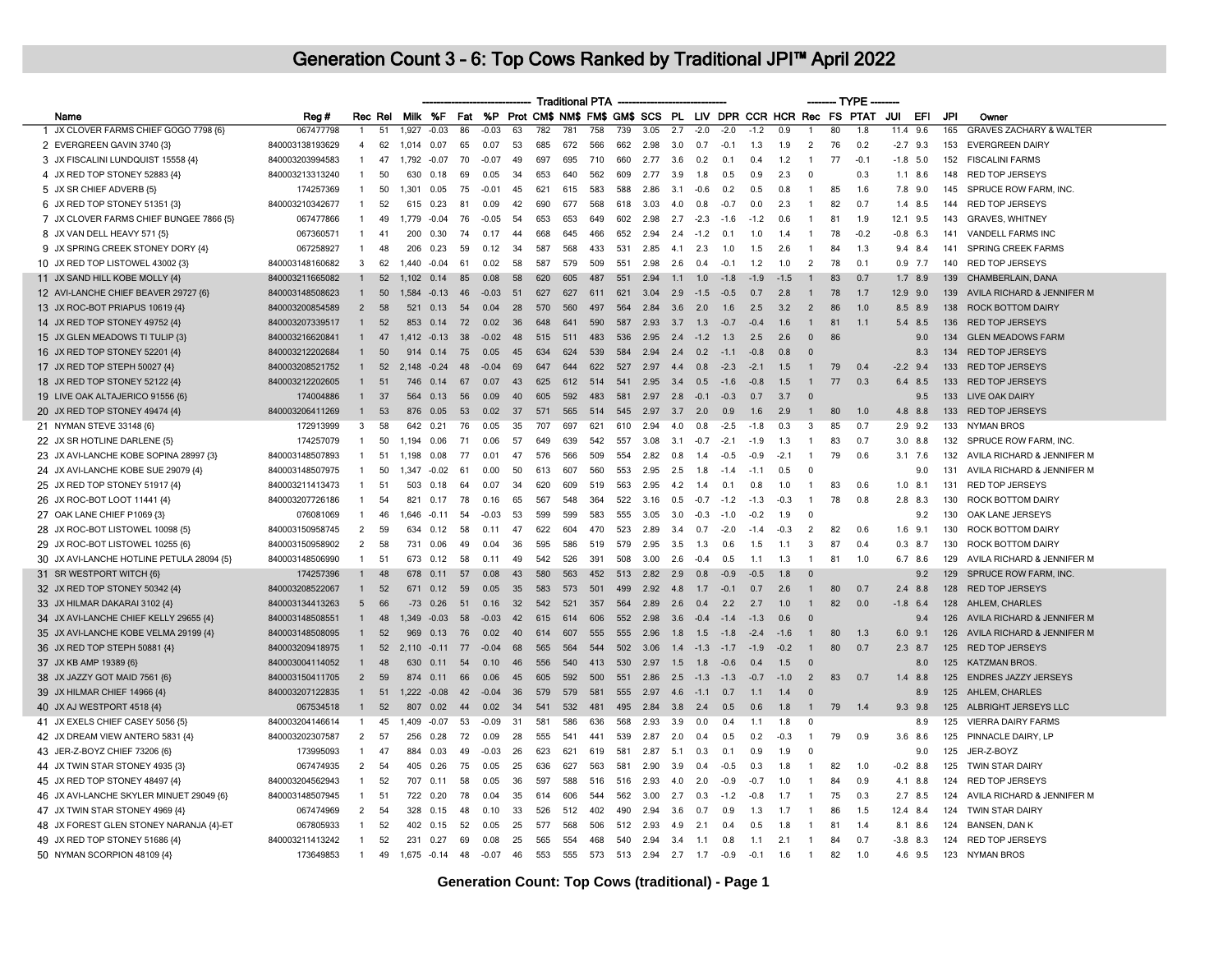# Generation Count 3 - 6: Top Cows Ranked by Traditional JPI™ April 2022

| | Name | Reg # | Rec | Rel | Traditional PTA | | | | | | | | | | | | | | | | TYPE | | | JUI | EFI | JPI | Owner |
|---|---|---|---|---|---|---|---|---|---|---|---|---|---|---|---|---|---|---|---|---|---|---|---|---|---|---|---|
| | | | | | Milk | %F | Fat | %P | Prot | CM$ | NM$ | FM$ | GM$ | SCS | PL | LIV | DPR | CCR | HCR | Rec | FS | PTAT | | | | | |
| 1 | JX CLOVER FARMS CHIEF GOGO 7798 {6} | 067477798 | 1 | 51 | 1,927 | -0.03 | 86 | -0.03 | 63 | 782 | 781 | 758 | 739 | 3.05 | 2.7 | -2.0 | -2.0 | -1.2 | 0.9 | 1 | 80 | 1.8 | 11.4 | 9.6 | 165 | GRAVES ZACHARY & WALTER |
| 2 | EVERGREEN GAVIN 3740 {3} | 840003138193629 | 4 | 62 | 1,014 | 0.07 | 65 | 0.07 | 53 | 685 | 672 | 566 | 662 | 2.98 | 3.0 | 0.7 | -0.1 | 1.3 | 1.9 | 2 | 76 | 0.2 | -2.7 | 9.3 | 153 | EVERGREEN DAIRY |
| 3 | JX FISCALINI LUNDQUIST 15558 {4} | 840003203994583 | 1 | 47 | 1,792 | -0.07 | 70 | -0.07 | 49 | 697 | 695 | 710 | 660 | 2.77 | 3.6 | 0.2 | 0.1 | 0.4 | 1.2 | 1 | 77 | -0.1 | -1.8 | 5.0 | 152 | FISCALINI FARMS |
| 4 | JX RED TOP STONEY 52883 {4} | 840003213313240 | 1 | 50 | 630 | 0.18 | 69 | 0.05 | 34 | 653 | 640 | 562 | 609 | 2.77 | 3.9 | 1.8 | 0.5 | 0.9 | 2.3 | 0 | | 0.3 | 1.1 | 8.6 | 148 | RED TOP JERSEYS |
| 5 | JX SR CHIEF ADVERB {5} | 174257369 | 1 | 50 | 1,301 | 0.05 | 75 | -0.01 | 45 | 621 | 615 | 583 | 588 | 2.86 | 3.1 | -0.6 | 0.2 | 0.5 | 0.8 | 1 | 85 | 1.6 | 7.8 | 9.0 | 145 | SPRUCE ROW FARM, INC. |
| 6 | JX RED TOP STONEY 51351 {3} | 840003210342677 | 1 | 52 | 615 | 0.23 | 81 | 0.09 | 42 | 690 | 677 | 568 | 618 | 3.03 | 4.0 | 0.8 | -0.7 | 0.0 | 2.3 | 1 | 82 | 0.7 | 1.4 | 8.5 | 144 | RED TOP JERSEYS |
| 7 | JX CLOVER FARMS CHIEF BUNGEE 7866 {5} | 067477866 | 1 | 49 | 1,779 | -0.04 | 76 | -0.05 | 54 | 653 | 653 | 649 | 602 | 2.98 | 2.7 | -2.3 | -1.6 | -1.2 | 0.6 | 1 | 81 | 1.9 | 12.1 | 9.5 | 143 | GRAVES, WHITNEY |
| 8 | JX VAN DELL HEAVY 571 {5} | 067360571 | 1 | 41 | 200 | 0.30 | 74 | 0.17 | 44 | 668 | 645 | 466 | 652 | 2.94 | 2.4 | -1.2 | 0.1 | 1.0 | 1.4 | 1 | 78 | -0.2 | -0.8 | 6.3 | 141 | VANDELL FARMS INC |
| 9 | JX SPRING CREEK STONEY DORY {4} | 067258927 | 1 | 48 | 206 | 0.23 | 59 | 0.12 | 34 | 587 | 568 | 433 | 531 | 2.85 | 4.1 | 2.3 | 1.0 | 1.5 | 2.6 | 1 | 84 | 1.3 | 9.4 | 8.4 | 141 | SPRING CREEK FARMS |
| 10 | JX RED TOP LISTOWEL 43002 {3} | 840003148160682 | 3 | 62 | 1,440 | -0.04 | 61 | 0.02 | 58 | 587 | 579 | 509 | 551 | 2.98 | 2.6 | 0.4 | -0.1 | 1.2 | 1.0 | 2 | 78 | 0.1 | 0.9 | 7.7 | 140 | RED TOP JERSEYS |
| 11 | JX SAND HILL KOBE MOLLY {4} | 840003211665082 | 1 | 52 | 1,102 | 0.14 | 85 | 0.08 | 58 | 620 | 605 | 487 | 551 | 2.94 | 1.1 | 1.0 | -1.8 | -1.9 | -1.5 | 1 | 83 | 0.7 | 1.7 | 8.9 | 139 | CHAMBERLAIN, DANA |
| 12 | AVI-LANCHE CHIEF BEAVER 29727 {6} | 840003148508623 | 1 | 50 | 1,584 | -0.13 | 46 | -0.03 | 51 | 627 | 627 | 611 | 621 | 3.04 | 2.9 | -1.5 | -0.5 | 0.7 | 2.8 | 1 | 78 | 1.7 | 12.9 | 9.0 | 139 | AVILA RICHARD & JENNIFER M |
| 13 | JX ROC-BOT PRIAPUS 10619 {4} | 840003200854589 | 2 | 58 | 521 | 0.13 | 54 | 0.04 | 28 | 570 | 560 | 497 | 564 | 2.84 | 3.6 | 2.0 | 1.6 | 2.5 | 3.2 | 2 | 86 | 1.0 | 8.5 | 8.9 | 138 | ROCK BOTTOM DAIRY |
| 14 | JX RED TOP STONEY 49752 {4} | 840003207339517 | 1 | 52 | 853 | 0.14 | 72 | 0.02 | 36 | 648 | 641 | 590 | 587 | 2.93 | 3.7 | 1.3 | -0.7 | -0.4 | 1.6 | 1 | 81 | 1.1 | 5.4 | 8.5 | 136 | RED TOP JERSEYS |
| 15 | JX GLEN MEADOWS TI TULIP {3} | 840003216620841 | 1 | 47 | 1,412 | -0.13 | 38 | -0.02 | 48 | 515 | 511 | 483 | 536 | 2.95 | 2.4 | -1.2 | 1.3 | 2.5 | 2.6 | 0 | 86 | | | 9.0 | 134 | GLEN MEADOWS FARM |
| 16 | JX RED TOP STONEY 52201 {4} | 840003212202684 | 1 | 50 | 914 | 0.14 | 75 | 0.05 | 43 | 634 | 624 | 539 | 584 | 2.94 | 2.4 | 0.2 | -1.1 | -0.8 | 0.8 | 0 | | | | 8.3 | 134 | RED TOP JERSEYS |
| 17 | JX RED TOP STEPH 50027 {4} | 840003208521752 | 1 | 52 | 2,148 | -0.24 | 48 | -0.04 | 69 | 647 | 644 | 622 | 527 | 2.97 | 4.4 | 0.8 | -2.3 | -2.1 | 1.5 | 1 | 79 | 0.4 | -2.2 | 9.4 | 133 | RED TOP JERSEYS |
| 18 | JX RED TOP STONEY 52122 {4} | 840003212202605 | 1 | 51 | 746 | 0.14 | 67 | 0.07 | 43 | 625 | 612 | 514 | 541 | 2.95 | 3.4 | 0.5 | -1.6 | -0.8 | 1.5 | 1 | 77 | 0.3 | 6.4 | 8.5 | 133 | RED TOP JERSEYS |
| 19 | LIVE OAK ALTAJERICO 91556 {6} | 174004886 | 1 | 37 | 564 | 0.13 | 56 | 0.09 | 40 | 605 | 592 | 483 | 581 | 2.97 | 2.8 | -0.1 | -0.3 | 0.7 | 3.7 | 0 | | | | 9.5 | 133 | LIVE OAK DAIRY |
| 20 | JX RED TOP STONEY 49474 {4} | 840003206411269 | 1 | 53 | 876 | 0.05 | 53 | 0.02 | 37 | 571 | 565 | 514 | 545 | 2.97 | 3.7 | 2.0 | 0.9 | 1.6 | 2.9 | 1 | 80 | 1.0 | 4.8 | 8.8 | 133 | RED TOP JERSEYS |
| 21 | NYMAN STEVE 33148 {6} | 172913999 | 3 | 58 | 642 | 0.21 | 76 | 0.05 | 35 | 707 | 697 | 621 | 610 | 2.94 | 4.0 | 0.8 | -2.5 | -1.8 | 0.3 | 3 | 85 | 0.7 | 2.9 | 9.2 | 133 | NYMAN BROS |
| 22 | JX SR HOTLINE DARLENE {5} | 174257079 | 1 | 50 | 1,194 | 0.06 | 71 | 0.06 | 57 | 649 | 639 | 542 | 557 | 3.08 | 3.1 | -0.7 | -2.1 | -1.9 | 1.3 | 1 | 83 | 0.7 | 3.0 | 8.8 | 132 | SPRUCE ROW FARM, INC. |
| 23 | JX AVI-LANCHE KOBE SOPINA 28997 {3} | 840003148507893 | 1 | 51 | 1,198 | 0.08 | 77 | 0.01 | 47 | 576 | 566 | 509 | 554 | 2.82 | 0.8 | 1.4 | -0.5 | -0.9 | -2.1 | 1 | 79 | 0.6 | 3.1 | 7.6 | 132 | AVILA RICHARD & JENNIFER M |
| 24 | JX AVI-LANCHE KOBE SUE 29079 {4} | 840003148507975 | 1 | 50 | 1,347 | -0.02 | 61 | 0.00 | 50 | 613 | 607 | 560 | 553 | 2.95 | 2.5 | 1.8 | -1.4 | -1.1 | 0.5 | 0 | | | | 9.0 | 131 | AVILA RICHARD & JENNIFER M |
| 25 | JX RED TOP STONEY 51917 {4} | 840003211413473 | 1 | 51 | 503 | 0.18 | 64 | 0.07 | 34 | 620 | 609 | 519 | 563 | 2.95 | 4.2 | 1.4 | 0.1 | 0.8 | 1.0 | 1 | 83 | 0.6 | 1.0 | 8.1 | 131 | RED TOP JERSEYS |
| 26 | JX ROC-BOT LOOT 11441 {4} | 840003207726186 | 1 | 54 | 821 | 0.17 | 78 | 0.16 | 65 | 567 | 548 | 364 | 522 | 3.16 | 0.5 | -0.7 | -1.2 | -1.3 | -0.3 | 1 | 78 | 0.8 | 2.8 | 8.3 | 130 | ROCK BOTTOM DAIRY |
| 27 | OAK LANE CHIEF P1069 {3} | 076081069 | 1 | 46 | 1,646 | -0.11 | 54 | -0.03 | 53 | 599 | 599 | 583 | 555 | 3.05 | 3.0 | -0.3 | -1.0 | -0.2 | 1.9 | 0 | | | | 9.2 | 130 | OAK LANE JERSEYS |
| 28 | JX ROC-BOT LISTOWEL 10098 {5} | 840003150958745 | 2 | 59 | 634 | 0.12 | 58 | 0.11 | 47 | 622 | 604 | 470 | 523 | 2.89 | 3.4 | 0.7 | -2.0 | -1.4 | -0.3 | 2 | 82 | 0.6 | 1.6 | 9.1 | 130 | ROCK BOTTOM DAIRY |
| 29 | JX ROC-BOT LISTOWEL 10255 {6} | 840003150958902 | 2 | 58 | 731 | 0.06 | 49 | 0.04 | 36 | 595 | 586 | 519 | 579 | 2.95 | 3.5 | 1.3 | 0.6 | 1.5 | 1.1 | 3 | 87 | 0.4 | 0.3 | 8.7 | 130 | ROCK BOTTOM DAIRY |
| 30 | JX AVI-LANCHE HOTLINE PETULA 28094 {5} | 840003148506990 | 1 | 51 | 673 | 0.12 | 58 | 0.11 | 49 | 542 | 526 | 391 | 508 | 3.00 | 2.6 | -0.4 | 0.5 | 1.1 | 1.3 | 1 | 81 | 1.0 | 6.7 | 8.6 | 129 | AVILA RICHARD & JENNIFER M |
| 31 | SR WESTPORT WITCH {6} | 174257396 | 1 | 48 | 678 | 0.11 | 57 | 0.08 | 43 | 580 | 563 | 452 | 513 | 2.82 | 2.9 | 0.8 | -0.9 | -0.5 | 1.8 | 0 | | | | 9.2 | 129 | SPRUCE ROW FARM, INC. |
| 32 | JX RED TOP STONEY 50342 {4} | 840003208522067 | 1 | 52 | 671 | 0.12 | 59 | 0.05 | 35 | 583 | 573 | 501 | 499 | 2.92 | 4.8 | 1.7 | -0.1 | 0.7 | 2.6 | 1 | 80 | 0.7 | 2.4 | 8.8 | 128 | RED TOP JERSEYS |
| 33 | JX HILMAR DAKARAI 3102 {4} | 840003134413263 | 5 | 66 | -73 | 0.26 | 51 | 0.16 | 32 | 542 | 521 | 357 | 564 | 2.89 | 2.6 | 0.4 | 2.2 | 2.7 | 1.0 | 1 | 82 | 0.0 | -1.8 | 6.4 | 128 | AHLEM, CHARLES |
| 34 | JX AVI-LANCHE CHIEF KELLY 29655 {4} | 840003148508551 | 1 | 48 | 1,349 | -0.03 | 58 | -0.03 | 42 | 615 | 614 | 606 | 552 | 2.98 | 3.6 | -0.4 | -1.4 | -1.3 | 0.6 | 0 | | | | 9.4 | 126 | AVILA RICHARD & JENNIFER M |
| 35 | JX AVI-LANCHE KOBE VELMA 29199 {4} | 840003148508095 | 1 | 52 | 969 | 0.13 | 76 | 0.02 | 40 | 614 | 607 | 555 | 555 | 2.96 | 1.8 | 1.5 | -1.8 | -2.4 | -1.6 | 1 | 80 | 1.3 | 6.0 | 9.1 | 126 | AVILA RICHARD & JENNIFER M |
| 36 | JX RED TOP STEPH 50881 {4} | 840003209418975 | 1 | 52 | 2,110 | -0.11 | 77 | -0.04 | 68 | 565 | 564 | 544 | 502 | 3.06 | 1.4 | -1.3 | -1.7 | -1.9 | -0.2 | 1 | 80 | 0.7 | 2.3 | 8.7 | 125 | RED TOP JERSEYS |
| 37 | JX KB AMP 19389 {6} | 840003004114052 | 1 | 48 | 630 | 0.11 | 54 | 0.10 | 46 | 556 | 540 | 413 | 530 | 2.97 | 1.5 | 1.8 | -0.6 | 0.4 | 1.5 | 0 | | | | 8.0 | 125 | KATZMAN BROS. |
| 38 | JX JAZZY GOT MAID 7561 {6} | 840003150411705 | 2 | 59 | 874 | 0.11 | 66 | 0.06 | 45 | 605 | 592 | 500 | 551 | 2.86 | 2.5 | -1.3 | -1.3 | -0.7 | -1.0 | 2 | 83 | 0.7 | 1.4 | 8.8 | 125 | ENDRES JAZZY JERSEYS |
| 39 | JX HILMAR CHIEF 14966 {4} | 840003207122835 | 1 | 51 | 1,222 | -0.08 | 42 | -0.04 | 36 | 579 | 579 | 581 | 555 | 2.97 | 4.6 | -1.1 | 0.7 | 1.1 | 1.4 | 0 | | | | 8.9 | 125 | AHLEM, CHARLES |
| 40 | JX AJ WESTPORT 4518 {4} | 067534518 | 1 | 52 | 807 | 0.02 | 44 | 0.02 | 34 | 541 | 532 | 481 | 495 | 2.84 | 3.8 | 2.4 | 0.5 | 0.6 | 1.8 | 1 | 79 | 1.4 | 9.3 | 9.8 | 125 | ALBRIGHT JERSEYS LLC |
| 41 | JX EXELS CHIEF CASEY 5056 {5} | 840003204146614 | 1 | 45 | 1,409 | -0.07 | 53 | -0.09 | 31 | 581 | 586 | 636 | 568 | 2.93 | 3.9 | 0.0 | 0.4 | 1.1 | 1.8 | 0 | | | | 8.9 | 125 | VIERRA DAIRY FARMS |
| 42 | JX DREAM VIEW ANTERO 5831 {4} | 840003202307587 | 2 | 57 | 256 | 0.28 | 72 | 0.09 | 28 | 555 | 541 | 441 | 539 | 2.87 | 2.0 | 0.4 | 0.5 | 0.2 | -0.3 | 1 | 79 | 0.9 | 3.6 | 8.6 | 125 | PINNACLE DAIRY, LP |
| 43 | JER-Z-BOYZ CHIEF 73206 {6} | 173995093 | 1 | 47 | 884 | 0.03 | 49 | -0.03 | 26 | 623 | 621 | 619 | 581 | 2.87 | 5.1 | 0.3 | 0.1 | 0.9 | 1.9 | 0 | | | | 9.0 | 125 | JER-Z-BOYZ |
| 44 | JX TWIN STAR STONEY 4935 {3} | 067474935 | 2 | 54 | 405 | 0.26 | 75 | 0.05 | 25 | 636 | 627 | 563 | 581 | 2.90 | 3.9 | 0.4 | -0.5 | 0.3 | 1.8 | 1 | 82 | 1.0 | -0.2 | 8.8 | 125 | TWIN STAR DAIRY |
| 45 | JX RED TOP STONEY 48497 {4} | 840003204562943 | 1 | 52 | 707 | 0.11 | 58 | 0.05 | 36 | 597 | 588 | 516 | 516 | 2.93 | 4.0 | 2.0 | -0.9 | -0.7 | 1.0 | 1 | 84 | 0.9 | 4.1 | 8.8 | 124 | RED TOP JERSEYS |
| 46 | JX AVI-LANCHE SKYLER MINUET 29049 {6} | 840003148507945 | 1 | 51 | 722 | 0.20 | 78 | 0.04 | 35 | 614 | 606 | 544 | 562 | 3.00 | 2.7 | 0.3 | -1.2 | -0.8 | 1.7 | 1 | 75 | 0.3 | 2.7 | 8.5 | 124 | AVILA RICHARD & JENNIFER M |
| 47 | JX TWIN STAR STONEY 4969 {4} | 067474969 | 2 | 54 | 328 | 0.15 | 48 | 0.10 | 33 | 526 | 512 | 402 | 490 | 2.94 | 3.6 | 0.7 | 0.9 | 1.3 | 1.7 | 1 | 86 | 1.5 | 12.4 | 8.4 | 124 | TWIN STAR DAIRY |
| 48 | JX FOREST GLEN STONEY NARANJA {4}-ET | 067805933 | 1 | 52 | 402 | 0.15 | 52 | 0.05 | 25 | 577 | 568 | 506 | 512 | 2.93 | 4.9 | 2.1 | 0.4 | 0.5 | 1.8 | 1 | 81 | 1.4 | 8.1 | 8.6 | 124 | BANSEN, DAN K |
| 49 | JX RED TOP STONEY 51686 {4} | 840003211413242 | 1 | 52 | 231 | 0.27 | 69 | 0.08 | 25 | 565 | 554 | 468 | 540 | 2.94 | 3.4 | 1.1 | 0.8 | 1.1 | 2.1 | 1 | 84 | 0.7 | -3.8 | 8.3 | 124 | RED TOP JERSEYS |
| 50 | NYMAN SCORPION 48109 {4} | 173649853 | 1 | 49 | 1,675 | -0.14 | 48 | -0.07 | 46 | 553 | 555 | 573 | 513 | 2.94 | 2.7 | 1.7 | -0.9 | -0.1 | 1.6 | 1 | 82 | 1.0 | 4.6 | 9.5 | 123 | NYMAN BROS |

**Generation Count: Top Cows (traditional) - Page 1**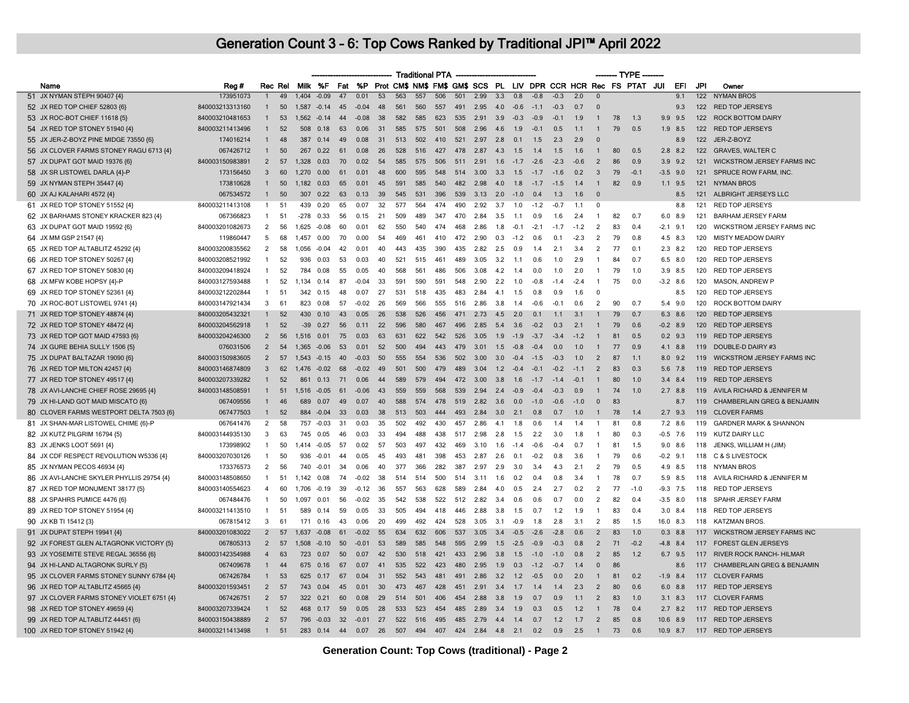# Generation Count 3 - 6: Top Cows Ranked by Traditional JPI™ April 2022

| | Name | Reg # | Rec | Rel | Traditional PTA | | | | | | | | | | | | | | | TYPE | | | | | | |
|---|---|---|---|---|---|---|---|---|---|---|---|---|---|---|---|---|---|---|---|---|---|---|---|---|---|---|
| | | | | | Milk | %F | Fat | %P | Prot | CM$ | NM$ | FM$ | GM$ | SCS | PL | LIV | DPR | CCR | HCR | Rec | FS | PTAT | JUI | EFI | JPI | Owner |
| 51 | JX NYMAN STEPH 90407 {4} | 173951073 | 1 | 49 | 1,404 | -0.09 | 47 | 0.01 | 53 | 563 | 557 | 506 | 501 | 2.99 | 3.3 | 0.8 | -0.8 | -0.3 | 2.0 | 0 | | | | 9.1 | 122 | NYMAN BROS |
| 52 | JX RED TOP CHIEF 52803 {6} | 840003213313160 | 1 | 50 | 1,587 | -0.14 | 45 | -0.04 | 48 | 561 | 560 | 557 | 491 | 2.95 | 4.0 | -0.6 | -1.1 | -0.3 | 0.7 | 0 | | | | 9.3 | 122 | RED TOP JERSEYS |
| 53 | JX ROC-BOT CHIEF 11618 {5} | 840003210481653 | 1 | 53 | 1,562 | -0.14 | 44 | -0.08 | 38 | 582 | 585 | 623 | 535 | 2.91 | 3.9 | -0.3 | -0.9 | -0.1 | 1.9 | 1 | 78 | 1.3 | 9.9 | 9.5 | 122 | ROCK BOTTOM DAIRY |
| 54 | JX RED TOP STONEY 51940 {4} | 840003211413496 | 1 | 52 | 508 | 0.18 | 63 | 0.06 | 31 | 585 | 575 | 501 | 508 | 2.96 | 4.6 | 1.9 | -0.1 | 0.5 | 1.1 | 1 | 79 | 0.5 | 1.9 | 8.5 | 122 | RED TOP JERSEYS |
| 55 | JX JER-Z-BOYZ PINE MIDGE 73550 {6} | 174016214 | 1 | 48 | 387 | 0.14 | 49 | 0.08 | 31 | 513 | 502 | 410 | 521 | 2.97 | 2.8 | 0.1 | 1.5 | 2.3 | 2.9 | 0 | | | | 8.9 | 122 | JER-Z-BOYZ |
| 56 | JX CLOVER FARMS STONEY RAGU 6713 {4} | 067426712 | 1 | 50 | 267 | 0.22 | 61 | 0.08 | 26 | 528 | 516 | 427 | 478 | 2.87 | 4.3 | 1.5 | 1.4 | 1.5 | 1.6 | 1 | 80 | 0.5 | 2.8 | 8.2 | 122 | GRAVES, WALTER C |
| 57 | JX DUPAT GOT MAID 19376 {6} | 840003150983891 | 2 | 57 | 1,328 | 0.03 | 70 | 0.02 | 54 | 585 | 575 | 506 | 511 | 2.91 | 1.6 | -1.7 | -2.6 | -2.3 | -0.6 | 2 | 86 | 0.9 | 3.9 | 9.2 | 121 | WICKSTROM JERSEY FARMS INC |
| 58 | JX SR LISTOWEL DARLA {4}-P | 173156450 | 3 | 60 | 1,270 | 0.00 | 61 | 0.01 | 48 | 600 | 595 | 548 | 514 | 3.00 | 3.3 | 1.5 | -1.7 | -1.6 | 0.2 | 3 | 79 | -0.1 | -3.5 | 9.0 | 121 | SPRUCE ROW FARM, INC. |
| 59 | JX NYMAN STEPH 35447 {4} | 173810628 | 1 | 50 | 1,182 | 0.03 | 65 | 0.01 | 45 | 591 | 585 | 540 | 482 | 2.98 | 4.0 | 1.8 | -1.7 | -1.5 | 1.4 | 1 | 82 | 0.9 | 1.1 | 9.5 | 121 | NYMAN BROS |
| 60 | JX AJ KALAHARI 4572 {4} | 067534572 | 1 | 50 | 307 | 0.22 | 63 | 0.13 | 39 | 545 | 531 | 396 | 539 | 3.13 | 2.0 | -1.0 | 0.4 | 1.3 | 1.6 | 0 | | | | 8.5 | 121 | ALBRIGHT JERSEYS LLC |
| 61 | JX RED TOP STONEY 51552 {4} | 840003211413108 | 1 | 51 | 439 | 0.20 | 65 | 0.07 | 32 | 577 | 564 | 474 | 490 | 2.92 | 3.7 | 1.0 | -1.2 | -0.7 | 1.1 | 0 | | | | 8.8 | 121 | RED TOP JERSEYS |
| 62 | JX BARHAMS STONEY KRACKER 823 {4} | 067366823 | 1 | 51 | -278 | 0.33 | 56 | 0.15 | 21 | 509 | 489 | 347 | 470 | 2.84 | 3.5 | 1.1 | 0.9 | 1.6 | 2.4 | 1 | 82 | 0.7 | 6.0 | 8.9 | 121 | BARHAM JERSEY FARM |
| 63 | JX DUPAT GOT MAID 19592 {6} | 840003201082673 | 2 | 56 | 1,625 | -0.08 | 60 | 0.01 | 62 | 550 | 540 | 474 | 468 | 2.86 | 1.8 | -0.1 | -2.1 | -1.7 | -1.2 | 2 | 83 | 0.4 | -2.1 | 9.1 | 120 | WICKSTROM JERSEY FARMS INC |
| 64 | JX MM GSP 21547 {4} | 119860447 | 5 | 68 | 1,457 | 0.00 | 70 | 0.00 | 54 | 469 | 461 | 410 | 472 | 2.90 | 0.3 | -1.2 | 0.6 | 0.1 | -2.3 | 2 | 79 | 0.8 | 4.5 | 8.3 | 120 | MISTY MEADOW DAIRY |
| 65 | JX RED TOP ALTABLITZ 45292 {4} | 840003200835562 | 2 | 58 | 1,056 | -0.04 | 42 | 0.01 | 40 | 443 | 435 | 390 | 435 | 2.82 | 2.5 | 0.9 | 1.4 | 2.1 | 3.4 | 2 | 77 | 0.1 | 2.3 | 8.2 | 120 | RED TOP JERSEYS |
| 66 | JX RED TOP STONEY 50267 {4} | 840003208521992 | 1 | 52 | 936 | 0.03 | 53 | 0.03 | 40 | 521 | 515 | 461 | 489 | 3.05 | 3.2 | 1.1 | 0.6 | 1.0 | 2.9 | 1 | 84 | 0.7 | 6.5 | 8.0 | 120 | RED TOP JERSEYS |
| 67 | JX RED TOP STONEY 50830 {4} | 840003209418924 | 1 | 52 | 784 | 0.08 | 55 | 0.05 | 40 | 568 | 561 | 486 | 506 | 3.08 | 4.2 | 1.4 | 0.0 | 1.0 | 2.0 | 1 | 79 | 1.0 | 3.9 | 8.5 | 120 | RED TOP JERSEYS |
| 68 | JX MFW KOBE HOPSY {4}-P | 840003127593488 | 1 | 52 | 1,134 | 0.14 | 87 | -0.04 | 33 | 591 | 590 | 591 | 548 | 2.90 | 2.2 | 1.0 | -0.8 | -1.4 | -2.4 | 1 | 75 | 0.0 | -3.2 | 8.6 | 120 | MASON, ANDREW P |
| 69 | JX RED TOP STONEY 52361 {4} | 840003212202844 | 1 | 51 | 342 | 0.15 | 48 | 0.07 | 27 | 531 | 518 | 435 | 483 | 2.84 | 4.1 | 1.5 | 0.8 | 0.9 | 1.6 | 0 | | | | 8.5 | 120 | RED TOP JERSEYS |
| 70 | JX ROC-BOT LISTOWEL 9741 {4} | 840003147921434 | 3 | 61 | 823 | 0.08 | 57 | -0.02 | 26 | 569 | 566 | 555 | 516 | 2.86 | 3.8 | 1.4 | -0.6 | -0.1 | 0.6 | 2 | 90 | 0.7 | 5.4 | 9.0 | 120 | ROCK BOTTOM DAIRY |
| 71 | JX RED TOP STONEY 48874 {4} | 840003205432321 | 1 | 52 | 430 | 0.10 | 43 | 0.05 | 26 | 538 | 526 | 456 | 471 | 2.73 | 4.5 | 2.0 | 0.1 | 1.1 | 3.1 | 1 | 79 | 0.7 | 6.3 | 8.6 | 120 | RED TOP JERSEYS |
| 72 | JX RED TOP STONEY 48472 {4} | 840003204562918 | 1 | 52 | -39 | 0.27 | 56 | 0.11 | 22 | 596 | 580 | 467 | 496 | 2.85 | 5.4 | 3.6 | -0.2 | 0.3 | 2.1 | 1 | 79 | 0.6 | -0.2 | 8.9 | 120 | RED TOP JERSEYS |
| 73 | JX RED TOP GOT MAID 47593 {6} | 840003204246300 | 2 | 56 | 1,516 | 0.01 | 75 | 0.03 | 63 | 631 | 622 | 542 | 526 | 3.05 | 1.9 | -1.9 | -3.7 | -3.4 | -1.2 | 1 | 81 | 0.5 | 0.2 | 9.3 | 119 | RED TOP JERSEYS |
| 74 | JX GURE BEHIA SULLY 1506 {5} | 076031506 | 2 | 54 | 1,365 | -0.06 | 53 | 0.01 | 52 | 500 | 494 | 443 | 479 | 3.01 | 1.5 | -0.8 | -0.4 | 0.0 | 1.0 | 1 | 77 | 0.9 | 4.1 | 8.8 | 119 | DOUBLE-D DAIRY #3 |
| 75 | JX DUPAT BALTAZAR 19090 {6} | 840003150983605 | 2 | 57 | 1,543 | -0.15 | 40 | -0.03 | 50 | 555 | 554 | 536 | 502 | 3.00 | 3.0 | -0.4 | -1.5 | -0.3 | 1.0 | 2 | 87 | 1.1 | 8.0 | 9.2 | 119 | WICKSTROM JERSEY FARMS INC |
| 76 | JX RED TOP MILTON 42457 {4} | 840003146874809 | 3 | 62 | 1,476 | -0.02 | 68 | -0.02 | 49 | 501 | 500 | 479 | 489 | 3.04 | 1.2 | -0.4 | -0.1 | -0.2 | -1.1 | 2 | 83 | 0.3 | 5.6 | 7.8 | 119 | RED TOP JERSEYS |
| 77 | JX RED TOP STONEY 49517 {4} | 840003207339282 | 1 | 52 | 861 | 0.13 | 71 | 0.06 | 44 | 589 | 579 | 494 | 472 | 3.00 | 3.8 | 1.6 | -1.7 | -1.4 | -0.1 | 1 | 80 | 1.0 | 3.4 | 8.4 | 119 | RED TOP JERSEYS |
| 78 | JX AVI-LANCHE CHIEF ROSE 29695 {4} | 840003148508591 | 1 | 51 | 1,516 | -0.05 | 61 | -0.06 | 43 | 559 | 559 | 568 | 539 | 2.94 | 2.4 | -0.9 | -0.4 | -0.3 | 0.9 | 1 | 74 | 1.0 | 2.7 | 8.8 | 119 | AVILA RICHARD & JENNIFER M |
| 79 | JX HI-LAND GOT MAID MISCATO {6} | 067409556 | 1 | 46 | 689 | 0.07 | 49 | 0.07 | 40 | 588 | 574 | 478 | 519 | 2.82 | 3.6 | 0.0 | -1.0 | -0.6 | -1.0 | 0 | 83 | | | 8.7 | 119 | CHAMBERLAIN GREG & BENJAMIN |
| 80 | CLOVER FARMS WESTPORT DELTA 7503 {6} | 067477503 | 1 | 52 | 884 | -0.04 | 33 | 0.03 | 38 | 513 | 503 | 444 | 493 | 2.84 | 3.0 | 2.1 | 0.8 | 0.7 | 1.0 | 1 | 78 | 1.4 | 2.7 | 9.3 | 119 | CLOVER FARMS |
| 81 | JX SHAN-MAR LISTOWEL CHIME {6}-P | 067641476 | 2 | 58 | 757 | -0.03 | 31 | 0.03 | 35 | 502 | 492 | 430 | 457 | 2.86 | 4.1 | 1.8 | 0.6 | 1.4 | 1.4 | 1 | 81 | 0.8 | 7.2 | 8.6 | 119 | GARDNER MARK & SHANNON |
| 82 | JX KUTZ PILGRIM 16794 {5} | 840003144935130 | 3 | 63 | 745 | 0.05 | 46 | 0.03 | 33 | 494 | 488 | 438 | 517 | 2.98 | 2.8 | 1.5 | 2.2 | 3.0 | 1.8 | 1 | 80 | 0.3 | -0.5 | 7.6 | 119 | KUTZ DAIRY LLC |
| 83 | JX JENKS LOOT 5691 {4} | 173998902 | 1 | 50 | 1,414 | -0.05 | 57 | 0.02 | 57 | 503 | 497 | 432 | 469 | 3.10 | 1.6 | -1.4 | -0.6 | -0.4 | 0.7 | 1 | 81 | 1.5 | 9.0 | 8.6 | 118 | JENKS, WILLIAM H (JIM) |
| 84 | JX CDF RESPECT REVOLUTION W5336 {4} | 840003207030126 | 1 | 50 | 936 | -0.01 | 44 | 0.05 | 45 | 493 | 481 | 398 | 453 | 2.87 | 2.6 | 0.1 | -0.2 | 0.8 | 3.6 | 1 | 79 | 0.6 | -0.2 | 9.1 | 118 | C & S LIVESTOCK |
| 85 | JX NYMAN PECOS 46934 {4} | 173376573 | 2 | 56 | 740 | -0.01 | 34 | 0.06 | 40 | 377 | 366 | 282 | 387 | 2.97 | 2.9 | 3.0 | 3.4 | 4.3 | 2.1 | 2 | 79 | 0.5 | 4.9 | 8.5 | 118 | NYMAN BROS |
| 86 | JX AVI-LANCHE SKYLER PHYLLIS 29754 {4} | 840003148508650 | 1 | 51 | 1,142 | 0.08 | 74 | -0.02 | 38 | 514 | 514 | 500 | 514 | 3.11 | 1.6 | 0.2 | 0.4 | 0.8 | 3.4 | 1 | 78 | 0.7 | 5.9 | 8.5 | 118 | AVILA RICHARD & JENNIFER M |
| 87 | JX RED TOP MONUMENT 38177 {5} | 840003140554623 | 4 | 60 | 1,706 | -0.19 | 39 | -0.12 | 36 | 557 | 563 | 628 | 589 | 2.84 | 4.0 | 0.5 | 2.4 | 2.7 | 0.2 | 2 | 77 | -1.0 | -9.3 | 7.5 | 118 | RED TOP JERSEYS |
| 88 | JX SPAHRS PUMICE 4476 {6} | 067484476 | 1 | 50 | 1,097 | 0.01 | 56 | -0.02 | 35 | 542 | 538 | 522 | 512 | 2.82 | 3.4 | 0.6 | 0.6 | 0.7 | 0.0 | 2 | 82 | 0.4 | -3.5 | 8.0 | 118 | SPAHR JERSEY FARM |
| 89 | JX RED TOP STONEY 51954 {4} | 840003211413510 | 1 | 51 | 589 | 0.14 | 59 | 0.05 | 33 | 505 | 494 | 418 | 446 | 2.88 | 3.8 | 1.5 | 0.7 | 1.2 | 1.9 | 1 | 83 | 0.4 | 3.0 | 8.4 | 118 | RED TOP JERSEYS |
| 90 | JX KB TI 15412 {3} | 067815412 | 3 | 61 | 171 | 0.16 | 43 | 0.06 | 20 | 499 | 492 | 424 | 528 | 3.05 | 3.1 | -0.9 | 1.8 | 2.8 | 3.1 | 2 | 85 | 1.5 | 16.0 | 8.3 | 118 | KATZMAN BROS. |
| 91 | JX DUPAT STEPH 19941 {4} | 840003201083022 | 2 | 57 | 1,637 | -0.08 | 61 | -0.02 | 55 | 634 | 632 | 606 | 537 | 3.05 | 3.4 | -0.5 | -2.6 | -2.8 | 0.6 | 2 | 83 | 1.0 | 0.3 | 8.8 | 117 | WICKSTROM JERSEY FARMS INC |
| 92 | JX FOREST GLEN ALTAGRONK VICTORY {5} | 067805313 | 2 | 57 | 1,508 | -0.10 | 50 | -0.01 | 53 | 589 | 585 | 548 | 595 | 2.99 | 1.5 | -2.5 | -0.9 | -0.3 | 0.8 | 2 | 71 | -0.2 | -4.8 | 8.4 | 117 | FOREST GLEN JERSEYS |
| 93 | JX YOSEMITE STEVE REGAL 36556 {6} | 840003142354988 | 4 | 63 | 723 | 0.07 | 50 | 0.07 | 42 | 530 | 518 | 421 | 433 | 2.96 | 3.8 | 1.5 | -1.0 | -1.0 | 0.8 | 2 | 85 | 1.2 | 6.7 | 9.5 | 117 | RIVER ROCK RANCH- HILMAR |
| 94 | JX HI-LAND ALTAGRONK SURLY {5} | 067409678 | 1 | 44 | 675 | 0.16 | 67 | 0.07 | 41 | 535 | 522 | 423 | 480 | 2.95 | 1.9 | 0.3 | -1.2 | -0.7 | 1.4 | 0 | 86 | | | 8.6 | 117 | CHAMBERLAIN GREG & BENJAMIN |
| 95 | JX CLOVER FARMS STONEY SUNNY 6784 {4} | 067426784 | 1 | 53 | 625 | 0.17 | 67 | 0.04 | 31 | 552 | 543 | 481 | 491 | 2.86 | 3.2 | 1.2 | -0.5 | 0.0 | 2.0 | 1 | 81 | 0.2 | -1.9 | 8.4 | 117 | CLOVER FARMS |
| 96 | JX RED TOP ALTABLITZ 45665 {4} | 840003201593451 | 2 | 57 | 743 | 0.04 | 45 | 0.01 | 30 | 473 | 467 | 428 | 451 | 2.91 | 3.4 | 1.7 | 1.4 | 1.4 | 2.3 | 2 | 80 | 0.6 | 6.0 | 8.8 | 117 | RED TOP JERSEYS |
| 97 | JX CLOVER FARMS STONEY VIOLET 6751 {4} | 067426751 | 2 | 57 | 322 | 0.21 | 60 | 0.08 | 29 | 514 | 501 | 406 | 454 | 2.88 | 3.8 | 1.9 | 0.7 | 0.9 | 1.1 | 2 | 83 | 1.0 | 3.1 | 8.3 | 117 | CLOVER FARMS |
| 98 | JX RED TOP STONEY 49659 {4} | 840003207339424 | 1 | 52 | 468 | 0.17 | 59 | 0.05 | 28 | 533 | 523 | 454 | 485 | 2.89 | 3.4 | 1.9 | 0.3 | 0.5 | 1.2 | 1 | 78 | 0.4 | 2.7 | 8.2 | 117 | RED TOP JERSEYS |
| 99 | JX RED TOP ALTABLITZ 44451 {6} | 840003150438889 | 2 | 57 | 796 | -0.03 | 32 | -0.01 | 27 | 522 | 516 | 495 | 485 | 2.79 | 4.4 | 1.4 | 0.7 | 1.2 | 1.7 | 2 | 85 | 0.8 | 10.6 | 8.9 | 117 | RED TOP JERSEYS |
| 100 | JX RED TOP STONEY 51942 {4} | 840003211413498 | 1 | 51 | 283 | 0.14 | 44 | 0.07 | 26 | 507 | 494 | 407 | 424 | 2.84 | 4.8 | 2.1 | 0.2 | 0.9 | 2.5 | 1 | 73 | 0.6 | 10.9 | 8.7 | 117 | RED TOP JERSEYS |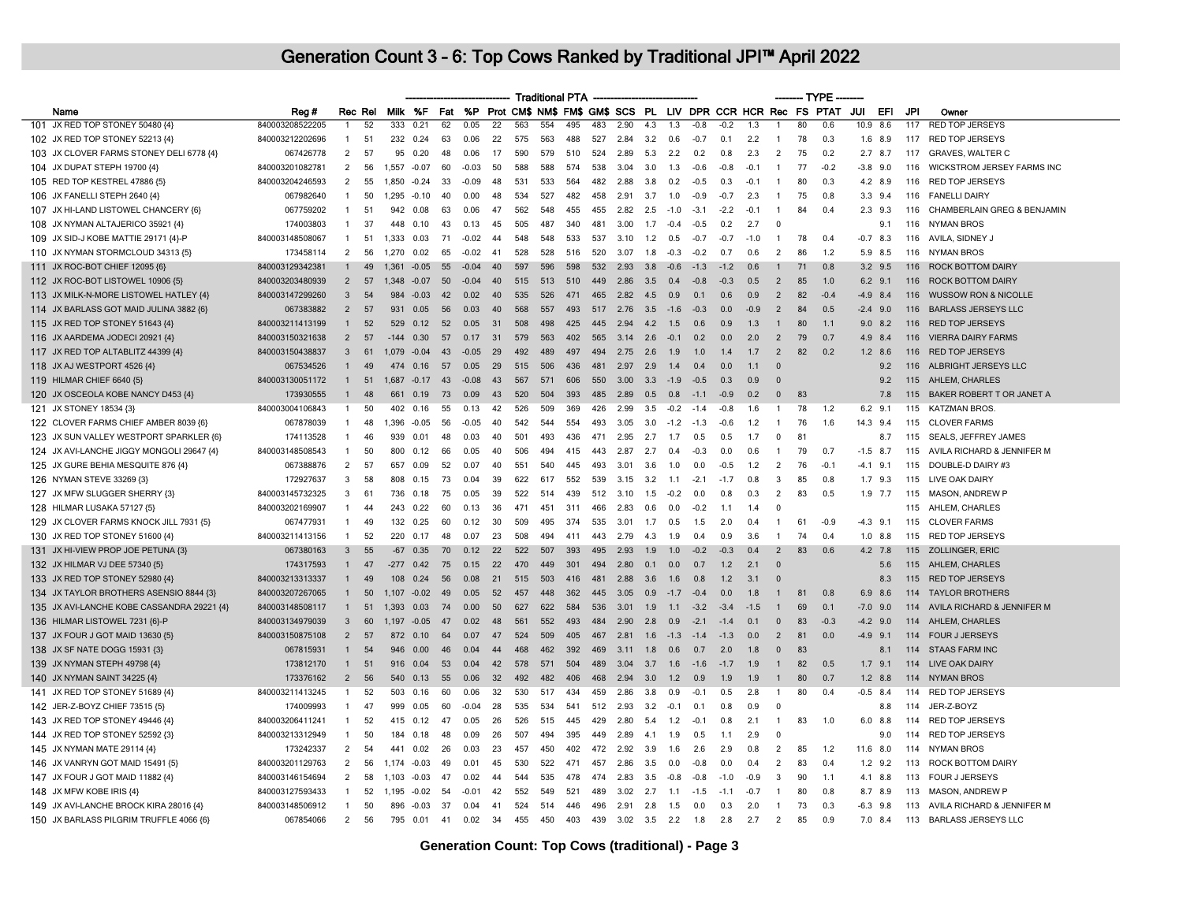# Generation Count 3 - 6: Top Cows Ranked by Traditional JPI™ April 2022

| | Name | Reg # | Rec | Rel | Traditional PTA | | | | | | | | | | | | | | | | TYPE | | | | | | |
|---|---|---|---|---|---|---|---|---|---|---|---|---|---|---|---|---|---|---|---|---|---|---|---|---|---|---|---|
| | | | | | Milk | %F | Fat | %P | Prot | CM$ | NM$ | FM$ | GM$ | SCS | PL | LIV | DPR | CCR | HCR | Rec | FS | PTAT | JUI | EFI | JPI | Owner |
| 101 | JX RED TOP STONEY 50480 {4} | 840003208522205 | 1 | 52 | 333 | 0.21 | 62 | 0.05 | 22 | 563 | 554 | 495 | 483 | 2.90 | 4.3 | 1.3 | -0.8 | -0.2 | 1.3 | 1 | 80 | 0.6 | 10.9 | 8.6 | 117 | RED TOP JERSEYS |
| 102 | JX RED TOP STONEY 52213 {4} | 840003212202696 | 1 | 51 | 232 | 0.24 | 63 | 0.06 | 22 | 575 | 563 | 488 | 527 | 2.84 | 3.2 | 0.6 | -0.7 | 0.1 | 2.2 | 1 | 78 | 0.3 | 1.6 | 8.9 | 117 | RED TOP JERSEYS |
| 103 | JX CLOVER FARMS STONEY DELI 6778 {4} | 067426778 | 2 | 57 | 95 | 0.20 | 48 | 0.06 | 17 | 590 | 579 | 510 | 524 | 2.89 | 5.3 | 2.2 | 0.2 | 0.8 | 2.3 | 2 | 75 | 0.2 | 2.7 | 8.7 | 117 | GRAVES, WALTER C |
| 104 | JX DUPAT STEPH 19700 {4} | 840003201082781 | 2 | 56 | 1,557 | -0.07 | 60 | -0.03 | 50 | 588 | 588 | 574 | 538 | 3.04 | 3.0 | 1.3 | -0.6 | -0.8 | -0.1 | 1 | 77 | -0.2 | -3.8 | 9.0 | 116 | WICKSTROM JERSEY FARMS INC |
| 105 | RED TOP KESTREL 47886 {5} | 840003204246593 | 2 | 55 | 1,850 | -0.24 | 33 | -0.09 | 48 | 531 | 533 | 564 | 482 | 2.88 | 3.8 | 0.2 | -0.5 | 0.3 | -0.1 | 1 | 80 | 0.3 | 4.2 | 8.9 | 116 | RED TOP JERSEYS |
| 106 | JX FANELLI STEPH 2640 {4} | 067982640 | 1 | 50 | 1,295 | -0.10 | 40 | 0.00 | 48 | 534 | 527 | 482 | 458 | 2.91 | 3.7 | 1.0 | -0.9 | -0.7 | 2.3 | 1 | 75 | 0.8 | 3.3 | 9.4 | 116 | FANELLI DAIRY |
| 107 | JX HI-LAND LISTOWEL CHANCERY {6} | 067759202 | 1 | 51 | 942 | 0.08 | 63 | 0.06 | 47 | 562 | 548 | 455 | 455 | 2.82 | 2.5 | -1.0 | -3.1 | -2.2 | -0.1 | 1 | 84 | 0.4 | 2.3 | 9.3 | 116 | CHAMBERLAIN GREG & BENJAMIN |
| 108 | JX NYMAN ALTAJERICO 35921 {4} | 174003803 | 1 | 37 | 448 | 0.10 | 43 | 0.13 | 45 | 505 | 487 | 340 | 481 | 3.00 | 1.7 | -0.4 | -0.5 | 0.2 | 2.7 | 0 | | | | 9.1 | 116 | NYMAN BROS |
| 109 | JX SID-J KOBE MATTIE 29171 {4}-P | 840003148508067 | 1 | 51 | 1,333 | 0.03 | 71 | -0.02 | 44 | 548 | 548 | 533 | 537 | 3.10 | 1.2 | 0.5 | -0.7 | -0.7 | -1.0 | 1 | 78 | 0.4 | -0.7 | 8.3 | 116 | AVILA, SIDNEY J |
| 110 | JX NYMAN STORMCLOUD 34313 {5} | 173458114 | 2 | 56 | 1,270 | 0.02 | 65 | -0.02 | 41 | 528 | 528 | 516 | 520 | 3.07 | 1.8 | -0.3 | -0.2 | 0.7 | 0.6 | 2 | 86 | 1.2 | 5.9 | 8.5 | 116 | NYMAN BROS |
| 111 | JX ROC-BOT CHIEF 12095 {6} | 840003129342381 | 1 | 49 | 1,361 | -0.05 | 55 | -0.04 | 40 | 597 | 596 | 598 | 532 | 2.93 | 3.8 | -0.6 | -1.3 | -1.2 | 0.6 | 1 | 71 | 0.8 | 3.2 | 9.5 | 116 | ROCK BOTTOM DAIRY |
| 112 | JX ROC-BOT LISTOWEL 10906 {5} | 840003203480939 | 2 | 57 | 1,348 | -0.07 | 50 | -0.04 | 40 | 515 | 513 | 510 | 449 | 2.86 | 3.5 | 0.4 | -0.8 | -0.3 | 0.5 | 2 | 85 | 1.0 | 6.2 | 9.1 | 116 | ROCK BOTTOM DAIRY |
| 113 | JX MILK-N-MORE LISTOWEL HATLEY {4} | 840003147299260 | 3 | 54 | 984 | -0.03 | 42 | 0.02 | 40 | 535 | 526 | 471 | 465 | 2.82 | 4.5 | 0.9 | 0.1 | 0.6 | 0.9 | 2 | 82 | -0.4 | -4.9 | 8.4 | 116 | WUSSOW RON & NICOLLE |
| 114 | JX BARLASS GOT MAID JULINA 3882 {6} | 067383882 | 2 | 57 | 931 | 0.05 | 56 | 0.03 | 40 | 568 | 557 | 493 | 517 | 2.76 | 3.5 | -1.6 | -0.3 | 0.0 | -0.9 | 2 | 84 | 0.5 | -2.4 | 9.0 | 116 | BARLASS JERSEYS LLC |
| 115 | JX RED TOP STONEY 51643 {4} | 840003211413199 | 1 | 52 | 529 | 0.12 | 52 | 0.05 | 31 | 508 | 498 | 425 | 445 | 2.94 | 4.2 | 1.5 | 0.6 | 0.9 | 1.3 | 1 | 80 | 1.1 | 9.0 | 8.2 | 116 | RED TOP JERSEYS |
| 116 | JX AARDEMA JODECI 20921 {4} | 840003150321638 | 2 | 57 | -144 | 0.30 | 57 | 0.17 | 31 | 579 | 563 | 402 | 565 | 3.14 | 2.6 | -0.1 | 0.2 | 0.0 | 2.0 | 2 | 79 | 0.7 | 4.9 | 8.4 | 116 | VIERRA DAIRY FARMS |
| 117 | JX RED TOP ALTABLITZ 44399 {4} | 840003150438837 | 3 | 61 | 1,079 | -0.04 | 43 | -0.05 | 29 | 492 | 489 | 497 | 494 | 2.75 | 2.6 | 1.9 | 1.0 | 1.4 | 1.7 | 2 | 82 | 0.2 | 1.2 | 8.6 | 116 | RED TOP JERSEYS |
| 118 | JX AJ WESTPORT 4526 {4} | 067534526 | 1 | 49 | 474 | 0.16 | 57 | 0.05 | 29 | 515 | 506 | 436 | 481 | 2.97 | 2.9 | 1.4 | 0.4 | 0.0 | 1.1 | 0 | | | | 9.2 | 116 | ALBRIGHT JERSEYS LLC |
| 119 | HILMAR CHIEF 6640 {5} | 840003130051172 | 1 | 51 | 1,687 | -0.17 | 43 | -0.08 | 43 | 567 | 571 | 606 | 550 | 3.00 | 3.3 | -1.9 | -0.5 | 0.3 | 0.9 | 0 | | | | 9.2 | 116 | AHLEM, CHARLES |
| 120 | JX OSCEOLA KOBE NANCY D453 {4} | 173930555 | 1 | 48 | 661 | 0.19 | 73 | 0.09 | 43 | 520 | 504 | 393 | 485 | 2.89 | 0.5 | 0.8 | -1.1 | -0.9 | 0.2 | 0 | 83 | | | 7.8 | 115 | BAKER ROBERT T OR JANET A |
| 121 | JX STONEY 18534 {3} | 840003004106843 | 1 | 50 | 402 | 0.16 | 55 | 0.13 | 42 | 526 | 509 | 369 | 426 | 2.99 | 3.5 | -0.2 | -1.4 | -0.8 | 1.6 | 1 | 78 | 1.2 | 6.2 | 9.1 | 115 | KATZMAN BROS. |
| 122 | CLOVER FARMS CHIEF AMBER 8039 {6} | 067878039 | 1 | 48 | 1,396 | -0.05 | 56 | -0.05 | 40 | 542 | 544 | 554 | 493 | 3.05 | 3.0 | -1.2 | -1.3 | -0.6 | 1.2 | 1 | 76 | 1.6 | 14.3 | 9.4 | 115 | CLOVER FARMS |
| 123 | JX SUN VALLEY WESTPORT SPARKLER {6} | 174113528 | 1 | 46 | 939 | 0.01 | 48 | 0.03 | 40 | 501 | 493 | 436 | 471 | 2.95 | 2.7 | 1.7 | 0.5 | 0.5 | 1.7 | 0 | 81 | | | 8.7 | 115 | SEALS, JEFFREY JAMES |
| 124 | JX AVI-LANCHE JIGGY MONGOLI 29647 {4} | 840003148508543 | 1 | 50 | 800 | 0.12 | 66 | 0.05 | 40 | 506 | 494 | 415 | 443 | 2.87 | 2.7 | 0.4 | -0.3 | 0.0 | 0.6 | 1 | 79 | 0.7 | -1.5 | 8.7 | 115 | AVILA RICHARD & JENNIFER M |
| 125 | JX GURE BEHIA MESQUITE 876 {4} | 067388876 | 2 | 57 | 657 | 0.09 | 52 | 0.07 | 40 | 551 | 540 | 445 | 493 | 3.01 | 3.6 | 1.0 | 0.0 | -0.5 | 1.2 | 2 | 76 | -0.1 | -4.1 | 9.1 | 115 | DOUBLE-D DAIRY #3 |
| 126 | NYMAN STEVE 33269 {3} | 172927637 | 3 | 58 | 808 | 0.15 | 73 | 0.04 | 39 | 622 | 617 | 552 | 539 | 3.15 | 3.2 | 1.1 | -2.1 | -1.7 | 0.8 | 3 | 85 | 0.8 | 1.7 | 9.3 | 115 | LIVE OAK DAIRY |
| 127 | JX MFW SLUGGER SHERRY {3} | 840003145732325 | 3 | 61 | 736 | 0.18 | 75 | 0.05 | 39 | 522 | 514 | 439 | 512 | 3.10 | 1.5 | -0.2 | 0.0 | 0.8 | 0.3 | 2 | 83 | 0.5 | 1.9 | 7.7 | 115 | MASON, ANDREW P |
| 128 | HILMAR LUSAKA 57127 {5} | 840003202169907 | 1 | 44 | 243 | 0.22 | 60 | 0.13 | 36 | 471 | 451 | 311 | 466 | 2.83 | 0.6 | 0.0 | -0.2 | 1.1 | 1.4 | 0 | | | | | 115 | AHLEM, CHARLES |
| 129 | JX CLOVER FARMS KNOCK JILL 7931 {5} | 067477931 | 1 | 49 | 132 | 0.25 | 60 | 0.12 | 30 | 509 | 495 | 374 | 535 | 3.01 | 1.7 | 0.5 | 1.5 | 2.0 | 0.4 | 1 | 61 | -0.9 | -4.3 | 9.1 | 115 | CLOVER FARMS |
| 130 | JX RED TOP STONEY 51600 {4} | 840003211413156 | 1 | 52 | 220 | 0.17 | 48 | 0.07 | 23 | 508 | 494 | 411 | 443 | 2.79 | 4.3 | 1.9 | 0.4 | 0.9 | 3.6 | 1 | 74 | 0.4 | 1.0 | 8.8 | 115 | RED TOP JERSEYS |
| 131 | JX HI-VIEW PROP JOE PETUNA {3} | 067380163 | 3 | 55 | -67 | 0.35 | 70 | 0.12 | 22 | 522 | 507 | 393 | 495 | 2.93 | 1.9 | 1.0 | -0.2 | -0.3 | 0.4 | 2 | 83 | 0.6 | 4.2 | 7.8 | 115 | ZOLLINGER, ERIC |
| 132 | JX HILMAR VJ DEE 57340 {5} | 174317593 | 1 | 47 | -277 | 0.42 | 75 | 0.15 | 22 | 470 | 449 | 301 | 494 | 2.80 | 0.1 | 0.0 | 0.7 | 1.2 | 2.1 | 0 | | | | 5.6 | 115 | AHLEM, CHARLES |
| 133 | JX RED TOP STONEY 52980 {4} | 840003213313337 | 1 | 49 | 108 | 0.24 | 56 | 0.08 | 21 | 515 | 503 | 416 | 481 | 2.88 | 3.6 | 1.6 | 0.8 | 1.2 | 3.1 | 0 | | | | 8.3 | 115 | RED TOP JERSEYS |
| 134 | JX TAYLOR BROTHERS ASENSIO 8844 {3} | 840003207267065 | 1 | 50 | 1,107 | -0.02 | 49 | 0.05 | 52 | 457 | 448 | 362 | 445 | 3.05 | 0.9 | -1.7 | -0.4 | 0.0 | 1.8 | 1 | 81 | 0.8 | 6.9 | 8.6 | 114 | TAYLOR BROTHERS |
| 135 | JX AVI-LANCHE KOBE CASSANDRA 29221 {4} | 840003148508117 | 1 | 51 | 1,393 | 0.03 | 74 | 0.00 | 50 | 627 | 622 | 584 | 536 | 3.01 | 1.9 | 1.1 | -3.2 | -3.4 | -1.5 | 1 | 69 | 0.1 | -7.0 | 9.0 | 114 | AVILA RICHARD & JENNIFER M |
| 136 | HILMAR LISTOWEL 7231 {6}-P | 840003134979039 | 3 | 60 | 1,197 | -0.05 | 47 | 0.02 | 48 | 561 | 552 | 493 | 484 | 2.90 | 2.8 | 0.9 | -2.1 | -1.4 | 0.1 | 0 | 83 | -0.3 | -4.2 | 9.0 | 114 | AHLEM, CHARLES |
| 137 | JX FOUR J GOT MAID 13630 {5} | 840003150875108 | 2 | 57 | 872 | 0.10 | 64 | 0.07 | 47 | 524 | 509 | 405 | 467 | 2.81 | 1.6 | -1.3 | -1.4 | -1.3 | 0.0 | 2 | 81 | 0.0 | -4.9 | 9.1 | 114 | FOUR J JERSEYS |
| 138 | JX SF NATE DODG 15931 {3} | 067815931 | 1 | 54 | 946 | 0.00 | 46 | 0.04 | 44 | 468 | 462 | 392 | 469 | 3.11 | 1.8 | 0.6 | 0.7 | 2.0 | 1.8 | 0 | 83 | | | 8.1 | 114 | STAAS FARM INC |
| 139 | JX NYMAN STEPH 49798 {4} | 173812170 | 1 | 51 | 916 | 0.04 | 53 | 0.04 | 42 | 578 | 571 | 504 | 489 | 3.04 | 3.7 | 1.6 | -1.6 | -1.7 | 1.9 | 1 | 82 | 0.5 | 1.7 | 9.1 | 114 | LIVE OAK DAIRY |
| 140 | JX NYMAN SAINT 34225 {4} | 173376162 | 2 | 56 | 540 | 0.13 | 55 | 0.06 | 32 | 492 | 482 | 406 | 468 | 2.94 | 3.0 | 1.2 | 0.9 | 1.9 | 1.9 | 1 | 80 | 0.7 | 1.2 | 8.8 | 114 | NYMAN BROS |
| 141 | JX RED TOP STONEY 51689 {4} | 840003211413245 | 1 | 52 | 503 | 0.16 | 60 | 0.06 | 32 | 530 | 517 | 434 | 459 | 2.86 | 3.8 | 0.9 | -0.1 | 0.5 | 2.8 | 1 | 80 | 0.4 | -0.5 | 8.4 | 114 | RED TOP JERSEYS |
| 142 | JER-Z-BOYZ CHIEF 73515 {5} | 174009993 | 1 | 47 | 999 | 0.05 | 60 | -0.04 | 28 | 535 | 534 | 541 | 512 | 2.93 | 3.2 | -0.1 | 0.1 | 0.8 | 0.9 | 0 | | | | 8.8 | 114 | JER-Z-BOYZ |
| 143 | JX RED TOP STONEY 49446 {4} | 840003206411241 | 1 | 52 | 415 | 0.12 | 47 | 0.05 | 26 | 526 | 515 | 445 | 429 | 2.80 | 5.4 | 1.2 | -0.1 | 0.8 | 2.1 | 1 | 83 | 1.0 | 6.0 | 8.8 | 114 | RED TOP JERSEYS |
| 144 | JX RED TOP STONEY 52592 {3} | 840003213312949 | 1 | 50 | 184 | 0.18 | 48 | 0.09 | 26 | 507 | 494 | 395 | 449 | 2.89 | 4.1 | 1.9 | 0.5 | 1.1 | 2.9 | 0 | | | | 9.0 | 114 | RED TOP JERSEYS |
| 145 | JX NYMAN MATE 29114 {4} | 173242337 | 2 | 54 | 441 | 0.02 | 26 | 0.03 | 23 | 457 | 450 | 402 | 472 | 2.92 | 3.9 | 1.6 | 2.6 | 2.9 | 0.8 | 2 | 85 | 1.2 | 11.6 | 8.0 | 114 | NYMAN BROS |
| 146 | JX VANRYN GOT MAID 15491 {5} | 840003201129763 | 2 | 56 | 1,174 | -0.03 | 49 | 0.01 | 45 | 530 | 522 | 471 | 457 | 2.86 | 3.5 | 0.0 | -0.8 | 0.0 | 0.4 | 2 | 83 | 0.4 | 1.2 | 9.2 | 113 | ROCK BOTTOM DAIRY |
| 147 | JX FOUR J GOT MAID 11882 {4} | 840003146154694 | 2 | 58 | 1,103 | -0.03 | 47 | 0.02 | 44 | 544 | 535 | 478 | 474 | 2.83 | 3.5 | -0.8 | -0.8 | -1.0 | -0.9 | 3 | 90 | 1.1 | 4.1 | 8.8 | 113 | FOUR J JERSEYS |
| 148 | JX MFW KOBE IRIS {4} | 840003127593433 | 1 | 52 | 1,195 | -0.02 | 54 | -0.01 | 42 | 552 | 549 | 521 | 489 | 3.02 | 2.7 | 1.1 | -1.5 | -1.1 | -0.7 | 1 | 80 | 0.8 | 8.7 | 8.9 | 113 | MASON, ANDREW P |
| 149 | JX AVI-LANCHE BROCK KIRA 28016 {4} | 840003148506912 | 1 | 50 | 896 | -0.03 | 37 | 0.04 | 41 | 524 | 514 | 446 | 496 | 2.91 | 2.8 | 1.5 | 0.0 | 0.3 | 2.0 | 1 | 73 | 0.3 | -6.3 | 9.8 | 113 | AVILA RICHARD & JENNIFER M |
| 150 | JX BARLASS PILGRIM TRUFFLE 4066 {6} | 067854066 | 2 | 56 | 795 | 0.01 | 41 | 0.02 | 34 | 455 | 450 | 403 | 439 | 3.02 | 3.5 | 2.2 | 1.8 | 2.8 | 2.7 | 2 | 85 | 0.9 | 7.0 | 8.4 | 113 | BARLASS JERSEYS LLC |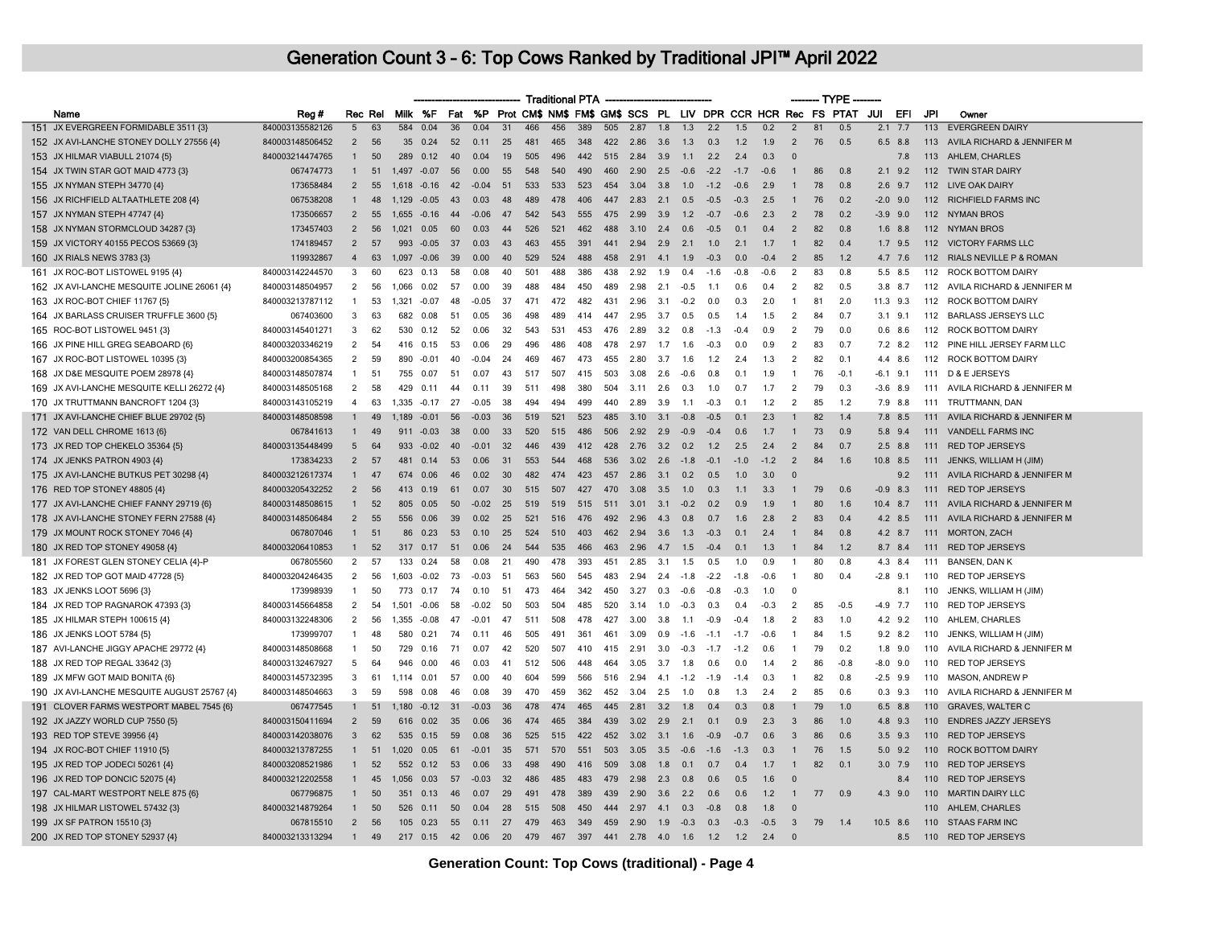# Generation Count 3 - 6: Top Cows Ranked by Traditional JPI™ April 2022

| | Name | Reg # | Rec | Rel | Milk | %F | Fat | %P | Prot | CM$ | NM$ | FM$ | GM$ | SCS | PL | LIV | DPR | CCR | HCR | Rec | FS | PTAT | JUI | EFI | JPI | Owner |
|---|---|---|---|---|---|---|---|---|---|---|---|---|---|---|---|---|---|---|---|---|---|---|---|---|---|---|
| | | | | | Traditional PTA | | | | | | | | | | | | | | | TYPE | | | | | | |
| 151 | JX EVERGREEN FORMIDABLE 3511 {3} | 840003135582126 | 5 | 63 | 584 | 0.04 | 36 | 0.04 | 31 | 466 | 456 | 389 | 505 | 2.87 | 1.8 | 1.3 | 2.2 | 1.5 | 0.2 | 2 | 81 | 0.5 | 2.1 | 7.7 | 113 | EVERGREEN DAIRY |
| 152 | JX AVI-LANCHE STONEY DOLLY 27556 {4} | 840003148506452 | 2 | 56 | 35 | 0.24 | 52 | 0.11 | 25 | 481 | 465 | 348 | 422 | 2.86 | 3.6 | 1.3 | 0.3 | 1.2 | 1.9 | 2 | 76 | 0.5 | 6.5 | 8.8 | 113 | AVILA RICHARD & JENNIFER M |
| 153 | JX HILMAR VIABULL 21074 {5} | 840003214474765 | 1 | 50 | 289 | 0.12 | 40 | 0.04 | 19 | 505 | 496 | 442 | 515 | 2.84 | 3.9 | 1.1 | 2.2 | 2.4 | 0.3 | 0 | | | | 7.8 | 113 | AHLEM, CHARLES |
| 154 | JX TWIN STAR GOT MAID 4773 {3} | 067474773 | 1 | 51 | 1,497 | -0.07 | 56 | 0.00 | 55 | 548 | 540 | 490 | 460 | 2.90 | 2.5 | -0.6 | -2.2 | -1.7 | -0.6 | 1 | 86 | 0.8 | 2.1 | 9.2 | 112 | TWIN STAR DAIRY |
| 155 | JX NYMAN STEPH 34770 {4} | 173658484 | 2 | 55 | 1,618 | -0.16 | 42 | -0.04 | 51 | 533 | 533 | 523 | 454 | 3.04 | 3.8 | 1.0 | -1.2 | -0.6 | 2.9 | 1 | 78 | 0.8 | 2.6 | 9.7 | 112 | LIVE OAK DAIRY |
| 156 | JX RICHFIELD ALTAATHLETE 208 {4} | 067538208 | 1 | 48 | 1,129 | -0.05 | 43 | 0.03 | 48 | 489 | 478 | 406 | 447 | 2.83 | 2.1 | 0.5 | -0.5 | -0.3 | 2.5 | 1 | 76 | 0.2 | -2.0 | 9.0 | 112 | RICHFIELD FARMS INC |
| 157 | JX NYMAN STEPH 47747 {4} | 173506657 | 2 | 55 | 1,655 | -0.16 | 44 | -0.06 | 47 | 542 | 543 | 555 | 475 | 2.99 | 3.9 | 1.2 | -0.7 | -0.6 | 2.3 | 2 | 78 | 0.2 | -3.9 | 9.0 | 112 | NYMAN BROS |
| 158 | JX NYMAN STORMCLOUD 34287 {3} | 173457403 | 2 | 56 | 1,021 | 0.05 | 60 | 0.03 | 44 | 526 | 521 | 462 | 488 | 3.10 | 2.4 | 0.6 | -0.5 | 0.1 | 0.4 | 2 | 82 | 0.8 | 1.6 | 8.8 | 112 | NYMAN BROS |
| 159 | JX VICTORY 40155 PECOS 53669 {3} | 174189457 | 2 | 57 | 993 | -0.05 | 37 | 0.03 | 43 | 463 | 455 | 391 | 441 | 2.94 | 2.9 | 2.1 | 1.0 | 2.1 | 1.7 | 1 | 82 | 0.4 | 1.7 | 9.5 | 112 | VICTORY FARMS LLC |
| 160 | JX RIALS NEWS 3783 {3} | 119932867 | 4 | 63 | 1,097 | -0.06 | 39 | 0.00 | 40 | 529 | 524 | 488 | 458 | 2.91 | 4.1 | 1.9 | -0.3 | 0.0 | -0.4 | 2 | 85 | 1.2 | 4.7 | 7.6 | 112 | RIALS NEVILLE P & ROMAN |
| 161 | JX ROC-BOT LISTOWEL 9195 {4} | 840003142244570 | 3 | 60 | 623 | 0.13 | 58 | 0.08 | 40 | 501 | 488 | 386 | 438 | 2.92 | 1.9 | 0.4 | -1.6 | -0.8 | -0.6 | 2 | 83 | 0.8 | 5.5 | 8.5 | 112 | ROCK BOTTOM DAIRY |
| 162 | JX AVI-LANCHE MESQUITE JOLINE 26061 {4} | 840003148504957 | 2 | 56 | 1,066 | 0.02 | 57 | 0.00 | 39 | 488 | 484 | 450 | 489 | 2.98 | 2.1 | -0.5 | 1.1 | 0.6 | 0.4 | 2 | 82 | 0.5 | 3.8 | 8.7 | 112 | AVILA RICHARD & JENNIFER M |
| 163 | JX ROC-BOT CHIEF 11767 {5} | 840003213787112 | 1 | 53 | 1,321 | -0.07 | 48 | -0.05 | 37 | 471 | 472 | 482 | 431 | 2.96 | 3.1 | -0.2 | 0.0 | 0.3 | 2.0 | 1 | 81 | 2.0 | 11.3 | 9.3 | 112 | ROCK BOTTOM DAIRY |
| 164 | JX BARLASS CRUISER TRUFFLE 3600 {5} | 067403600 | 3 | 63 | 682 | 0.08 | 51 | 0.05 | 36 | 498 | 489 | 414 | 447 | 2.95 | 3.7 | 0.5 | 0.5 | 1.4 | 1.5 | 2 | 84 | 0.7 | 3.1 | 9.1 | 112 | BARLASS JERSEYS LLC |
| 165 | ROC-BOT LISTOWEL 9451 {3} | 840003145401271 | 3 | 62 | 530 | 0.12 | 52 | 0.06 | 32 | 543 | 531 | 453 | 476 | 2.89 | 3.2 | 0.8 | -1.3 | -0.4 | 0.9 | 2 | 79 | 0.0 | 0.6 | 8.6 | 112 | ROCK BOTTOM DAIRY |
| 166 | JX PINE HILL GREG SEABOARD {6} | 840003203346219 | 2 | 54 | 416 | 0.15 | 53 | 0.06 | 29 | 496 | 486 | 408 | 478 | 2.97 | 1.7 | 1.6 | -0.3 | 0.0 | 0.9 | 2 | 83 | 0.7 | 7.2 | 8.2 | 112 | PINE HILL JERSEY FARM LLC |
| 167 | JX ROC-BOT LISTOWEL 10395 {3} | 840003200854365 | 2 | 59 | 890 | -0.01 | 40 | -0.04 | 24 | 469 | 467 | 473 | 455 | 2.80 | 3.7 | 1.6 | 1.2 | 2.4 | 1.3 | 2 | 82 | 0.1 | 4.4 | 8.6 | 112 | ROCK BOTTOM DAIRY |
| 168 | JX D&E MESQUITE POEM 28978 {4} | 840003148507874 | 1 | 51 | 755 | 0.07 | 51 | 0.07 | 43 | 517 | 507 | 415 | 503 | 3.08 | 2.6 | -0.6 | 0.8 | 0.1 | 1.9 | 1 | 76 | -0.1 | -6.1 | 9.1 | 111 | D & E JERSEYS |
| 169 | JX AVI-LANCHE MESQUITE KELLI 26272 {4} | 840003148505168 | 2 | 58 | 429 | 0.11 | 44 | 0.11 | 39 | 511 | 498 | 380 | 504 | 3.11 | 2.6 | 0.3 | 1.0 | 0.7 | 1.7 | 2 | 79 | 0.3 | -3.6 | 8.9 | 111 | AVILA RICHARD & JENNIFER M |
| 170 | JX TRUTTMANN BANCROFT 1204 {3} | 840003143105219 | 4 | 63 | 1,335 | -0.17 | 27 | -0.05 | 38 | 494 | 494 | 499 | 440 | 2.89 | 3.9 | 1.1 | -0.3 | 0.1 | 1.2 | 2 | 85 | 1.2 | 7.9 | 8.8 | 111 | TRUTTMANN, DAN |
| 171 | JX AVI-LANCHE CHIEF BLUE 29702 {5} | 840003148508598 | 1 | 49 | 1,189 | -0.01 | 56 | -0.03 | 36 | 519 | 521 | 523 | 485 | 3.10 | 3.1 | -0.8 | -0.5 | 0.1 | 2.3 | 1 | 82 | 1.4 | 7.8 | 8.5 | 111 | AVILA RICHARD & JENNIFER M |
| 172 | VAN DELL CHROME 1613 {6} | 067841613 | 1 | 49 | 911 | -0.03 | 38 | 0.00 | 33 | 520 | 515 | 486 | 506 | 2.92 | 2.9 | -0.9 | -0.4 | 0.6 | 1.7 | 1 | 73 | 0.9 | 5.8 | 9.4 | 111 | VANDELL FARMS INC |
| 173 | JX RED TOP CHEKELO 35364 {5} | 840003135448499 | 5 | 64 | 933 | -0.02 | 40 | -0.01 | 32 | 446 | 439 | 412 | 428 | 2.76 | 3.2 | 0.2 | 1.2 | 2.5 | 2.4 | 2 | 84 | 0.7 | 2.5 | 8.8 | 111 | RED TOP JERSEYS |
| 174 | JX JENKS PATRON 4903 {4} | 173834233 | 2 | 57 | 481 | 0.14 | 53 | 0.06 | 31 | 553 | 544 | 468 | 536 | 3.02 | 2.6 | -1.8 | -0.1 | -1.0 | -1.2 | 2 | 84 | 1.6 | 10.8 | 8.5 | 111 | JENKS, WILLIAM H (JIM) |
| 175 | JX AVI-LANCHE BUTKUS PET 30298 {4} | 840003212617374 | 1 | 47 | 674 | 0.06 | 46 | 0.02 | 30 | 482 | 474 | 423 | 457 | 2.86 | 3.1 | 0.2 | 0.5 | 1.0 | 3.0 | 0 | | | | 9.2 | 111 | AVILA RICHARD & JENNIFER M |
| 176 | RED TOP STONEY 48805 {4} | 840003205432252 | 2 | 56 | 413 | 0.19 | 61 | 0.07 | 30 | 515 | 507 | 427 | 470 | 3.08 | 3.5 | 1.0 | 0.3 | 1.1 | 3.3 | 1 | 79 | 0.6 | -0.9 | 8.3 | 111 | RED TOP JERSEYS |
| 177 | JX AVI-LANCHE CHIEF FANNY 29719 {6} | 840003148508615 | 1 | 52 | 805 | 0.05 | 50 | -0.02 | 25 | 519 | 519 | 515 | 511 | 3.01 | 3.1 | -0.2 | 0.2 | 0.9 | 1.9 | 1 | 80 | 1.6 | 10.4 | 8.7 | 111 | AVILA RICHARD & JENNIFER M |
| 178 | JX AVI-LANCHE STONEY FERN 27588 {4} | 840003148506484 | 2 | 55 | 556 | 0.06 | 39 | 0.02 | 25 | 521 | 516 | 476 | 492 | 2.96 | 4.3 | 0.8 | 0.7 | 1.6 | 2.8 | 2 | 83 | 0.4 | 4.2 | 8.5 | 111 | AVILA RICHARD & JENNIFER M |
| 179 | JX MOUNT ROCK STONEY 7046 {4} | 067807046 | 1 | 51 | 86 | 0.23 | 53 | 0.10 | 25 | 524 | 510 | 403 | 462 | 2.94 | 3.6 | 1.3 | -0.3 | 0.1 | 2.4 | 1 | 84 | 0.8 | 4.2 | 8.7 | 111 | MORTON, ZACH |
| 180 | JX RED TOP STONEY 49058 {4} | 840003206410853 | 1 | 52 | 317 | 0.17 | 51 | 0.06 | 24 | 544 | 535 | 466 | 463 | 2.96 | 4.7 | 1.5 | -0.4 | 0.1 | 1.3 | 1 | 84 | 1.2 | 8.7 | 8.4 | 111 | RED TOP JERSEYS |
| 181 | JX FOREST GLEN STONEY CELIA {4}-P | 067805560 | 2 | 57 | 133 | 0.24 | 58 | 0.08 | 21 | 490 | 478 | 393 | 451 | 2.85 | 3.1 | 1.5 | 0.5 | 1.0 | 0.9 | 1 | 80 | 0.8 | 4.3 | 8.4 | 111 | BANSEN, DAN K |
| 182 | JX RED TOP GOT MAID 47728 {5} | 840003204246435 | 2 | 56 | 1,603 | -0.02 | 73 | -0.03 | 51 | 563 | 560 | 545 | 483 | 2.94 | 2.4 | -1.8 | -2.2 | -1.8 | -0.6 | 1 | 80 | 0.4 | -2.8 | 9.1 | 110 | RED TOP JERSEYS |
| 183 | JX JENKS LOOT 5696 {3} | 173998939 | 1 | 50 | 773 | 0.17 | 74 | 0.10 | 51 | 473 | 464 | 342 | 450 | 3.27 | 0.3 | -0.6 | -0.8 | -0.3 | 1.0 | 0 | | | | 8.1 | 110 | JENKS, WILLIAM H (JIM) |
| 184 | JX RED TOP RAGNAROK 47393 {3} | 840003145664858 | 2 | 54 | 1,501 | -0.06 | 58 | -0.02 | 50 | 503 | 504 | 485 | 520 | 3.14 | 1.0 | -0.3 | 0.3 | 0.4 | -0.3 | 2 | 85 | -0.5 | -4.9 | 7.7 | 110 | RED TOP JERSEYS |
| 185 | JX HILMAR STEPH 100615 {4} | 840003132248306 | 2 | 56 | 1,355 | -0.08 | 47 | -0.01 | 47 | 511 | 508 | 478 | 427 | 3.00 | 3.8 | 1.1 | -0.9 | -0.4 | 1.8 | 2 | 83 | 1.0 | 4.2 | 9.2 | 110 | AHLEM, CHARLES |
| 186 | JX JENKS LOOT 5784 {5} | 173999707 | 1 | 48 | 580 | 0.21 | 74 | 0.11 | 46 | 505 | 491 | 361 | 461 | 3.09 | 0.9 | -1.6 | -1.1 | -1.7 | -0.6 | 1 | 84 | 1.5 | 9.2 | 8.2 | 110 | JENKS, WILLIAM H (JIM) |
| 187 | AVI-LANCHE JIGGY APACHE 29772 {4} | 840003148508668 | 1 | 50 | 729 | 0.16 | 71 | 0.07 | 42 | 520 | 507 | 410 | 415 | 2.91 | 3.0 | -0.3 | -1.7 | -1.2 | 0.6 | 1 | 79 | 0.2 | 1.8 | 9.0 | 110 | AVILA RICHARD & JENNIFER M |
| 188 | JX RED TOP REGAL 33642 {3} | 840003132467927 | 5 | 64 | 946 | 0.00 | 46 | 0.03 | 41 | 512 | 506 | 448 | 464 | 3.05 | 3.7 | 1.8 | 0.6 | 0.0 | 1.4 | 2 | 86 | -0.8 | -8.0 | 9.0 | 110 | RED TOP JERSEYS |
| 189 | JX MFW GOT MAID BONITA {6} | 840003145732395 | 3 | 61 | 1,114 | 0.01 | 57 | 0.00 | 40 | 604 | 599 | 566 | 516 | 2.94 | 4.1 | -1.2 | -1.9 | -1.4 | 0.3 | 1 | 82 | 0.8 | -2.5 | 9.9 | 110 | MASON, ANDREW P |
| 190 | JX AVI-LANCHE MESQUITE AUGUST 25767 {4} | 840003148504663 | 3 | 59 | 598 | 0.08 | 46 | 0.08 | 39 | 470 | 459 | 362 | 452 | 3.04 | 2.5 | 1.0 | 0.8 | 1.3 | 2.4 | 2 | 85 | 0.6 | 0.3 | 9.3 | 110 | AVILA RICHARD & JENNIFER M |
| 191 | CLOVER FARMS WESTPORT MABEL 7545 {6} | 067477545 | 1 | 51 | 1,180 | -0.12 | 31 | -0.03 | 36 | 478 | 474 | 465 | 445 | 2.81 | 3.2 | 1.8 | 0.4 | 0.3 | 0.8 | 1 | 79 | 1.0 | 6.5 | 8.8 | 110 | GRAVES, WALTER C |
| 192 | JX JAZZY WORLD CUP 7550 {5} | 840003150411694 | 2 | 59 | 616 | 0.02 | 35 | 0.06 | 36 | 474 | 465 | 384 | 439 | 3.02 | 2.9 | 2.1 | 0.1 | 0.9 | 2.3 | 3 | 86 | 1.0 | 4.8 | 9.3 | 110 | ENDRES JAZZY JERSEYS |
| 193 | RED TOP STEVE 39956 {4} | 840003142038076 | 3 | 62 | 535 | 0.15 | 59 | 0.08 | 36 | 525 | 515 | 422 | 452 | 3.02 | 3.1 | 1.6 | -0.9 | -0.7 | 0.6 | 3 | 86 | 0.6 | 3.5 | 9.3 | 110 | RED TOP JERSEYS |
| 194 | JX ROC-BOT CHIEF 11910 {5} | 840003213787255 | 1 | 51 | 1,020 | 0.05 | 61 | -0.01 | 35 | 571 | 570 | 551 | 503 | 3.05 | 3.5 | -0.6 | -1.6 | -1.3 | 0.3 | 1 | 76 | 1.5 | 5.0 | 9.2 | 110 | ROCK BOTTOM DAIRY |
| 195 | JX RED TOP JODECI 50261 {4} | 840003208521986 | 1 | 52 | 552 | 0.12 | 53 | 0.06 | 33 | 498 | 490 | 416 | 509 | 3.08 | 1.8 | 0.1 | 0.7 | 0.4 | 1.7 | 1 | 82 | 0.1 | 3.0 | 7.9 | 110 | RED TOP JERSEYS |
| 196 | JX RED TOP DONCIC 52075 {4} | 840003212202558 | 1 | 45 | 1,056 | 0.03 | 57 | -0.03 | 32 | 486 | 485 | 483 | 479 | 2.98 | 2.3 | 0.8 | 0.6 | 0.5 | 1.6 | 0 | | | | 8.4 | 110 | RED TOP JERSEYS |
| 197 | CAL-MART WESTPORT NELE 875 {6} | 067796875 | 1 | 50 | 351 | 0.13 | 46 | 0.07 | 29 | 491 | 478 | 389 | 439 | 2.90 | 3.6 | 2.2 | 0.6 | 0.6 | 1.2 | 1 | 77 | 0.9 | 4.3 | 9.0 | 110 | MARTIN DAIRY LLC |
| 198 | JX HILMAR LISTOWEL 57432 {3} | 840003214879264 | 1 | 50 | 526 | 0.11 | 50 | 0.04 | 28 | 515 | 508 | 450 | 444 | 2.97 | 4.1 | 0.3 | -0.8 | 0.8 | 1.8 | 0 | | | | | 110 | AHLEM, CHARLES |
| 199 | JX SF PATRON 15510 {3} | 067815510 | 2 | 56 | 105 | 0.23 | 55 | 0.11 | 27 | 479 | 463 | 349 | 459 | 2.90 | 1.9 | -0.3 | 0.3 | -0.3 | -0.5 | 3 | 79 | 1.4 | 10.5 | 8.6 | 110 | STAAS FARM INC |
| 200 | JX RED TOP STONEY 52937 {4} | 840003213313294 | 1 | 49 | 217 | 0.15 | 42 | 0.06 | 20 | 479 | 467 | 397 | 441 | 2.78 | 4.0 | 1.6 | 1.2 | 1.2 | 2.4 | 0 | | | | 8.5 | 110 | RED TOP JERSEYS |

**Generation Count: Top Cows (traditional) - Page 4**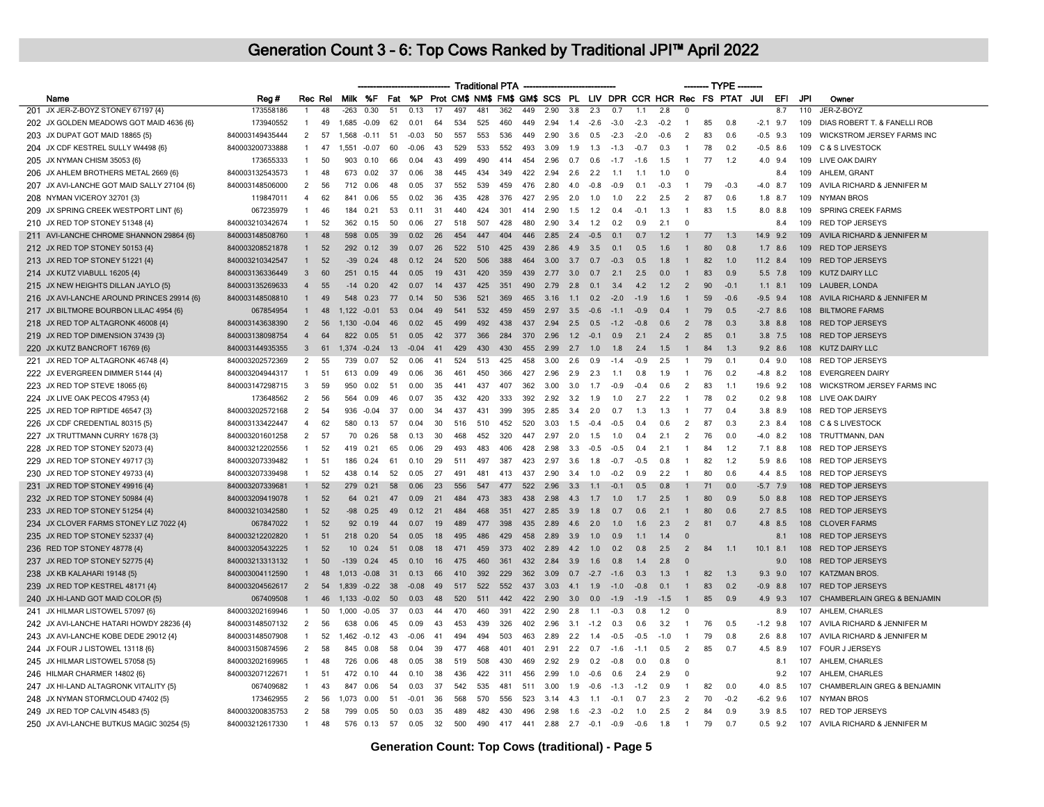# Generation Count 3 - 6: Top Cows Ranked by Traditional JPI™ April 2022

| | Name | Reg # | Rec | Rel | Milk | %F | Fat | %P | Prot | CM$ | NM$ | FM$ | GM$ | SCS | PL | LIV | DPR | CCR | HCR | Rec | FS | PTAT | JUI | EFI | JPI | Owner |
|---|---|---|---|---|---|---|---|---|---|---|---|---|---|---|---|---|---|---|---|---|---|---|---|---|---|---|
| | | | | | Traditional PTA | | | | | | | | | | | | | | | TYPE | | | | | | |
| 201 | JX JER-Z-BOYZ STONEY 67197 {4} | 173558186 | 1 | 48 | -263 | 0.30 | 51 | 0.13 | 17 | 497 | 481 | 362 | 449 | 2.90 | 3.8 | 2.3 | 0.7 | 1.1 | 2.8 | 0 | | | | 8.7 | 110 | JER-Z-BOYZ |
| 202 | JX GOLDEN MEADOWS GOT MAID 4636 {6} | 173940552 | 1 | 49 | 1,685 | -0.09 | 62 | 0.01 | 64 | 534 | 525 | 460 | 449 | 2.94 | 1.4 | -2.6 | -3.0 | -2.3 | -0.2 | 1 | 85 | 0.8 | -2.1 | 9.7 | 109 | DIAS ROBERT T. & FANELLI ROB |
| 203 | JX DUPAT GOT MAID 18865 {5} | 840003149435444 | 2 | 57 | 1,568 | -0.11 | 51 | -0.03 | 50 | 557 | 553 | 536 | 449 | 2.90 | 3.6 | 0.5 | -2.3 | -2.0 | -0.6 | 2 | 83 | 0.6 | -0.5 | 9.3 | 109 | WICKSTROM JERSEY FARMS INC |
| 204 | JX CDF KESTREL SULLY W4498 {6} | 840003200733888 | 1 | 47 | 1,551 | -0.07 | 60 | -0.06 | 43 | 529 | 533 | 552 | 493 | 3.09 | 1.9 | 1.3 | -1.3 | -0.7 | 0.3 | 1 | 78 | 0.2 | -0.5 | 8.6 | 109 | C & S LIVESTOCK |
| 205 | JX NYMAN CHISM 35053 {6} | 173655333 | 1 | 50 | 903 | 0.10 | 66 | 0.04 | 43 | 499 | 490 | 414 | 454 | 2.96 | 0.7 | 0.6 | -1.7 | -1.6 | 1.5 | 1 | 77 | 1.2 | 4.0 | 9.4 | 109 | LIVE OAK DAIRY |
| 206 | JX AHLEM BROTHERS METAL 2669 {6} | 840003132543573 | 1 | 48 | 673 | 0.02 | 37 | 0.06 | 38 | 445 | 434 | 349 | 422 | 2.94 | 2.6 | 2.2 | 1.1 | 1.1 | 1.0 | 0 | | | | 8.4 | 109 | AHLEM, GRANT |
| 207 | JX AVI-LANCHE GOT MAID SALLY 27104 {6} | 840003148506000 | 2 | 56 | 712 | 0.06 | 48 | 0.05 | 37 | 552 | 539 | 459 | 476 | 2.80 | 4.0 | -0.8 | -0.9 | 0.1 | -0.3 | 1 | 79 | -0.3 | -4.0 | 8.7 | 109 | AVILA RICHARD & JENNIFER M |
| 208 | NYMAN VICEROY 32701 {3} | 119847011 | 4 | 62 | 841 | 0.06 | 55 | 0.02 | 36 | 435 | 428 | 376 | 427 | 2.95 | 2.0 | 1.0 | 1.0 | 2.2 | 2.5 | 2 | 87 | 0.6 | 1.8 | 8.7 | 109 | NYMAN BROS |
| 209 | JX SPRING CREEK WESTPORT LINT {6} | 067235979 | 1 | 46 | 184 | 0.21 | 53 | 0.11 | 31 | 440 | 424 | 301 | 414 | 2.90 | 1.5 | 1.2 | 0.4 | -0.1 | 1.3 | 1 | 83 | 1.5 | 8.0 | 8.8 | 109 | SPRING CREEK FARMS |
| 210 | JX RED TOP STONEY 51348 {4} | 840003210342674 | 1 | 52 | 362 | 0.15 | 50 | 0.06 | 27 | 518 | 507 | 428 | 480 | 2.90 | 3.4 | 1.2 | 0.2 | 0.9 | 2.1 | 0 | | | | 8.4 | 109 | RED TOP JERSEYS |
| 211 | AVI-LANCHE CHROME SHANNON 29864 {6} | 840003148508760 | 1 | 48 | 598 | 0.05 | 39 | 0.02 | 26 | 454 | 447 | 404 | 446 | 2.85 | 2.4 | -0.5 | 0.1 | 0.7 | 1.2 | 1 | 77 | 1.3 | 14.9 | 9.2 | 109 | AVILA RICHARD & JENNIFER M |
| 212 | JX RED TOP STONEY 50153 {4} | 840003208521878 | 1 | 52 | 292 | 0.12 | 39 | 0.07 | 26 | 522 | 510 | 425 | 439 | 2.86 | 4.9 | 3.5 | 0.1 | 0.5 | 1.6 | 1 | 80 | 0.8 | 1.7 | 8.6 | 109 | RED TOP JERSEYS |
| 213 | JX RED TOP STONEY 51221 {4} | 840003210342547 | 1 | 52 | -39 | 0.24 | 48 | 0.12 | 24 | 520 | 506 | 388 | 464 | 3.00 | 3.7 | 0.7 | -0.3 | 0.5 | 1.8 | 1 | 82 | 1.0 | 11.2 | 8.4 | 109 | RED TOP JERSEYS |
| 214 | JX KUTZ VIABULL 16205 {4} | 840003136336449 | 3 | 60 | 251 | 0.15 | 44 | 0.05 | 19 | 431 | 420 | 359 | 439 | 2.77 | 3.0 | 0.7 | 2.1 | 2.5 | 0.0 | 1 | 83 | 0.9 | 5.5 | 7.8 | 109 | KUTZ DAIRY LLC |
| 215 | JX NEW HEIGHTS DILLAN JAYLO {5} | 840003135269633 | 4 | 55 | -14 | 0.20 | 42 | 0.07 | 14 | 437 | 425 | 351 | 490 | 2.79 | 2.8 | 0.1 | 3.4 | 4.2 | 1.2 | 2 | 90 | -0.1 | 1.1 | 8.1 | 109 | LAUBER, LONDA |
| 216 | JX AVI-LANCHE AROUND PRINCES 29914 {6} | 840003148508810 | 1 | 49 | 548 | 0.23 | 77 | 0.14 | 50 | 536 | 521 | 369 | 465 | 3.16 | 1.1 | 0.2 | -2.0 | -1.9 | 1.6 | 1 | 59 | -0.6 | -9.5 | 9.4 | 108 | AVILA RICHARD & JENNIFER M |
| 217 | JX BILTMORE BOURBON LILAC 4954 {6} | 067854954 | 1 | 48 | 1,122 | -0.01 | 53 | 0.04 | 49 | 541 | 532 | 459 | 459 | 2.97 | 3.5 | -0.6 | -1.1 | -0.9 | 0.4 | 1 | 79 | 0.5 | -2.7 | 8.6 | 108 | BILTMORE FARMS |
| 218 | JX RED TOP ALTAGRONK 46008 {4} | 840003143638390 | 2 | 56 | 1,130 | -0.04 | 46 | 0.02 | 45 | 499 | 492 | 438 | 437 | 2.94 | 2.5 | 0.5 | -1.2 | -0.8 | 0.6 | 2 | 78 | 0.3 | 3.8 | 8.8 | 108 | RED TOP JERSEYS |
| 219 | JX RED TOP DIMENSION 37439 {3} | 840003138098754 | 4 | 64 | 822 | 0.05 | 51 | 0.05 | 42 | 377 | 366 | 284 | 370 | 2.96 | 1.2 | -0.1 | 0.9 | 2.1 | 2.4 | 2 | 85 | 0.1 | 3.8 | 7.5 | 108 | RED TOP JERSEYS |
| 220 | JX KUTZ BANCROFT 16769 {6} | 840003144935355 | 3 | 61 | 1,374 | -0.24 | 13 | -0.04 | 41 | 429 | 430 | 430 | 455 | 2.99 | 2.7 | 1.0 | 1.8 | 2.4 | 1.5 | 1 | 84 | 1.3 | 9.2 | 8.6 | 108 | KUTZ DAIRY LLC |
| 221 | JX RED TOP ALTAGRONK 46748 {4} | 840003202572369 | 2 | 55 | 739 | 0.07 | 52 | 0.06 | 41 | 524 | 513 | 425 | 458 | 3.00 | 2.6 | 0.9 | -1.4 | -0.9 | 2.5 | 1 | 79 | 0.1 | 0.4 | 9.0 | 108 | RED TOP JERSEYS |
| 222 | JX EVERGREEN DIMMER 5144 {4} | 840003204944317 | 1 | 51 | 613 | 0.09 | 49 | 0.06 | 36 | 461 | 450 | 366 | 427 | 2.96 | 2.9 | 2.3 | 1.1 | 0.8 | 1.9 | 1 | 76 | 0.2 | -4.8 | 8.2 | 108 | EVERGREEN DAIRY |
| 223 | JX RED TOP STEVE 18065 {6} | 840003147298715 | 3 | 59 | 950 | 0.02 | 51 | 0.00 | 35 | 441 | 437 | 407 | 362 | 3.00 | 3.0 | 1.7 | -0.9 | -0.4 | 0.6 | 2 | 83 | 1.1 | 19.6 | 9.2 | 108 | WICKSTROM JERSEY FARMS INC |
| 224 | JX LIVE OAK PECOS 47953 {4} | 173648562 | 2 | 56 | 564 | 0.09 | 46 | 0.07 | 35 | 432 | 420 | 333 | 392 | 2.92 | 3.2 | 1.9 | 1.0 | 2.7 | 2.2 | 1 | 78 | 0.2 | 0.2 | 9.8 | 108 | LIVE OAK DAIRY |
| 225 | JX RED TOP RIPTIDE 46547 {3} | 840003202572168 | 2 | 54 | 936 | -0.04 | 37 | 0.00 | 34 | 437 | 431 | 399 | 395 | 2.85 | 3.4 | 2.0 | 0.7 | 1.3 | 1.3 | 1 | 77 | 0.4 | 3.8 | 8.9 | 108 | RED TOP JERSEYS |
| 226 | JX CDF CREDENTIAL 80315 {5} | 840003133422447 | 4 | 62 | 580 | 0.13 | 57 | 0.04 | 30 | 516 | 510 | 452 | 520 | 3.03 | 1.5 | -0.4 | -0.5 | 0.4 | 0.6 | 2 | 87 | 0.3 | 2.3 | 8.4 | 108 | C & S LIVESTOCK |
| 227 | JX TRUTTMANN CURRY 1678 {3} | 840003201601258 | 2 | 57 | 70 | 0.26 | 58 | 0.13 | 30 | 468 | 452 | 320 | 447 | 2.97 | 2.0 | 1.5 | 1.0 | 0.4 | 2.1 | 2 | 76 | 0.0 | -4.0 | 8.2 | 108 | TRUTTMANN, DAN |
| 228 | JX RED TOP STONEY 52073 {4} | 840003212202556 | 1 | 52 | 419 | 0.21 | 65 | 0.06 | 29 | 493 | 483 | 406 | 428 | 2.98 | 3.3 | -0.5 | -0.5 | 0.4 | 2.1 | 1 | 84 | 1.2 | 7.1 | 8.8 | 108 | RED TOP JERSEYS |
| 229 | JX RED TOP STONEY 49717 {3} | 840003207339482 | 1 | 51 | 186 | 0.24 | 61 | 0.10 | 29 | 511 | 497 | 387 | 423 | 2.97 | 3.6 | 1.8 | -0.7 | -0.5 | 0.8 | 1 | 82 | 1.2 | 5.9 | 8.6 | 108 | RED TOP JERSEYS |
| 230 | JX RED TOP STONEY 49733 {4} | 840003207339498 | 1 | 52 | 438 | 0.14 | 52 | 0.05 | 27 | 491 | 481 | 413 | 437 | 2.90 | 3.4 | 1.0 | -0.2 | 0.9 | 2.2 | 1 | 80 | 0.6 | 4.4 | 8.5 | 108 | RED TOP JERSEYS |
| 231 | JX RED TOP STONEY 49916 {4} | 840003207339681 | 1 | 52 | 279 | 0.21 | 58 | 0.06 | 23 | 556 | 547 | 477 | 522 | 2.96 | 3.3 | 1.1 | -0.1 | 0.5 | 0.8 | 1 | 71 | 0.0 | -5.7 | 7.9 | 108 | RED TOP JERSEYS |
| 232 | JX RED TOP STONEY 50984 {4} | 840003209419078 | 1 | 52 | 64 | 0.21 | 47 | 0.09 | 21 | 484 | 473 | 383 | 438 | 2.98 | 4.3 | 1.7 | 1.0 | 1.7 | 2.5 | 1 | 80 | 0.9 | 5.0 | 8.8 | 108 | RED TOP JERSEYS |
| 233 | JX RED TOP STONEY 51254 {4} | 840003210342580 | 1 | 52 | -98 | 0.25 | 49 | 0.12 | 21 | 482 | 468 | 351 | 427 | 2.85 | 3.9 | 1.8 | 0.7 | 0.6 | 2.1 | 1 | 80 | 0.6 | 2.7 | 8.5 | 108 | RED TOP JERSEYS |
| 234 | JX CLOVER FARMS STONEY LIZ 7022 {4} | 067847022 | 1 | 52 | 92 | 0.19 | 44 | 0.07 | 19 | 489 | 477 | 398 | 435 | 2.89 | 4.6 | 2.0 | 1.0 | 1.6 | 2.3 | 2 | 81 | 0.7 | 4.8 | 8.5 | 108 | CLOVER FARMS |
| 235 | JX RED TOP STONEY 52337 {4} | 840003212202820 | 1 | 51 | 218 | 0.20 | 54 | 0.05 | 18 | 495 | 486 | 429 | 458 | 2.89 | 3.9 | 1.0 | 0.9 | 1.1 | 1.4 | 0 | | | | 8.1 | 108 | RED TOP JERSEYS |
| 236 | RED TOP STONEY 48778 {4} | 840003205432225 | 1 | 52 | 10 | 0.24 | 51 | 0.08 | 18 | 471 | 459 | 373 | 402 | 2.89 | 4.2 | 1.0 | 0.2 | 0.8 | 2.5 | 2 | 84 | 1.1 | 10.1 | 8.1 | 108 | RED TOP JERSEYS |
| 237 | JX RED TOP STONEY 52775 {4} | 840003213313132 | 1 | 50 | -139 | 0.24 | 45 | 0.10 | 16 | 475 | 460 | 361 | 432 | 2.84 | 3.9 | 1.6 | 0.8 | 1.4 | 2.8 | 0 | | | | 9.0 | 108 | RED TOP JERSEYS |
| 238 | JX KB KALAHARI 19148 {5} | 840003004112590 | 1 | 48 | 1,013 | -0.08 | 31 | 0.13 | 66 | 410 | 392 | 229 | 362 | 3.09 | 0.7 | -2.7 | -1.6 | 0.3 | 1.3 | 1 | 82 | 1.3 | 9.3 | 9.0 | 107 | KATZMAN BROS. |
| 239 | JX RED TOP KESTREL 48171 {4} | 840003204562617 | 2 | 54 | 1,839 | -0.22 | 38 | -0.08 | 49 | 517 | 522 | 552 | 437 | 3.03 | 4.1 | 1.9 | -1.0 | -0.8 | 0.1 | 1 | 83 | 0.2 | -0.9 | 8.8 | 107 | RED TOP JERSEYS |
| 240 | JX HI-LAND GOT MAID COLOR {5} | 067409508 | 1 | 46 | 1,133 | -0.02 | 50 | 0.03 | 48 | 520 | 511 | 442 | 422 | 2.90 | 3.0 | 0.0 | -1.9 | -1.9 | -1.5 | 1 | 85 | 0.9 | 4.9 | 9.3 | 107 | CHAMBERLAIN GREG & BENJAMIN |
| 241 | JX HILMAR LISTOWEL 57097 {6} | 840003202169946 | 1 | 50 | 1,000 | -0.05 | 37 | 0.03 | 44 | 470 | 460 | 391 | 422 | 2.90 | 2.8 | 1.1 | -0.3 | 0.8 | 1.2 | 0 | | | | 8.9 | 107 | AHLEM, CHARLES |
| 242 | JX AVI-LANCHE HATARI HOWDY 28236 {4} | 840003148507132 | 2 | 56 | 638 | 0.06 | 45 | 0.09 | 43 | 453 | 439 | 326 | 402 | 2.96 | 3.1 | -1.2 | 0.3 | 0.6 | 3.2 | 1 | 76 | 0.5 | -1.2 | 9.8 | 107 | AVILA RICHARD & JENNIFER M |
| 243 | JX AVI-LANCHE KOBE DEDE 29012 {4} | 840003148507908 | 1 | 52 | 1,462 | -0.12 | 43 | -0.06 | 41 | 494 | 494 | 503 | 463 | 2.89 | 2.2 | 1.4 | -0.5 | -0.5 | -1.0 | 1 | 79 | 0.8 | 2.6 | 8.8 | 107 | AVILA RICHARD & JENNIFER M |
| 244 | JX FOUR J LISTOWEL 13118 {6} | 840003150874596 | 2 | 58 | 845 | 0.08 | 58 | 0.04 | 39 | 477 | 468 | 401 | 401 | 2.91 | 2.2 | 0.7 | -1.6 | -1.1 | 0.5 | 2 | 85 | 0.7 | 4.5 | 8.9 | 107 | FOUR J JERSEYS |
| 245 | JX HILMAR LISTOWEL 57058 {5} | 840003202169965 | 1 | 48 | 726 | 0.06 | 48 | 0.05 | 38 | 519 | 508 | 430 | 469 | 2.92 | 2.9 | 0.2 | -0.8 | 0.0 | 0.8 | 0 | | | | 8.1 | 107 | AHLEM, CHARLES |
| 246 | HILMAR CHARMER 14802 {6} | 840003207122671 | 1 | 51 | 472 | 0.10 | 44 | 0.10 | 38 | 436 | 422 | 311 | 456 | 2.99 | 1.0 | -0.6 | 0.6 | 2.4 | 2.9 | 0 | | | | 9.2 | 107 | AHLEM, CHARLES |
| 247 | JX HI-LAND ALTAGRONK VITALITY {5} | 067409682 | 1 | 43 | 847 | 0.06 | 54 | 0.03 | 37 | 542 | 535 | 481 | 511 | 3.00 | 1.9 | -0.6 | -1.3 | -1.2 | 0.9 | 1 | 82 | 0.0 | 4.0 | 8.5 | 107 | CHAMBERLAIN GREG & BENJAMIN |
| 248 | JX NYMAN STORMCLOUD 47402 {5} | 173462955 | 2 | 56 | 1,073 | 0.00 | 51 | -0.01 | 36 | 568 | 570 | 556 | 523 | 3.14 | 4.3 | 1.1 | -0.1 | 0.7 | 2.3 | 2 | 70 | -0.2 | -6.2 | 9.6 | 107 | NYMAN BROS |
| 249 | JX RED TOP CALVIN 45483 {5} | 840003200835753 | 2 | 58 | 799 | 0.05 | 50 | 0.03 | 35 | 489 | 482 | 430 | 496 | 2.98 | 1.6 | -2.3 | -0.2 | 1.0 | 2.5 | 2 | 84 | 0.9 | 3.9 | 8.5 | 107 | RED TOP JERSEYS |
| 250 | JX AVI-LANCHE BUTKUS MAGIC 30254 {5} | 840003212617330 | 1 | 48 | 576 | 0.13 | 57 | 0.05 | 32 | 500 | 490 | 417 | 441 | 2.88 | 2.7 | -0.1 | -0.9 | -0.6 | 1.8 | 1 | 79 | 0.7 | 0.5 | 9.2 | 107 | AVILA RICHARD & JENNIFER M |

**Generation Count: Top Cows (traditional) - Page 5**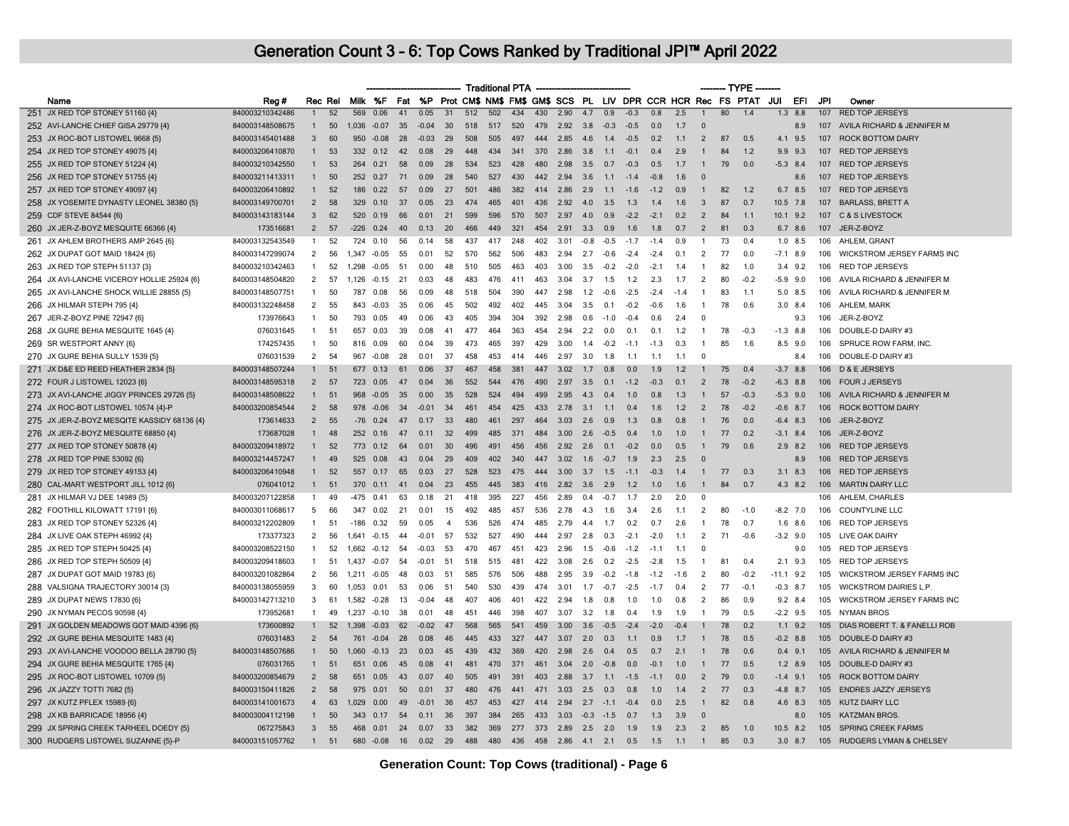# Generation Count 3 - 6: Top Cows Ranked by Traditional JPI™ April 2022

| | Name | Reg # | Rec | Rel | Milk | %F | Fat | %P | Prot | CM$ | NM$ | FM$ | GM$ | SCS | PL | LIV | DPR | CCR | HCR | Rec | FS | PTAT | JUI | EFI | JPI | Owner |
|---|---|---|---|---|---|---|---|---|---|---|---|---|---|---|---|---|---|---|---|---|---|---|---|---|---|---|
| | | | | | Traditional PTA | | | | | | | | | | | | | | | TYPE | | | | | | |
| 251 | JX RED TOP STONEY 51160 {4} | 840003210342486 | 1 | 52 | 569 | 0.06 | 41 | 0.05 | 31 | 512 | 502 | 434 | 430 | 2.90 | 4.7 | 0.9 | -0.3 | 0.8 | 2.5 | 1 | 80 | 1.4 | 1.3 | 8.8 | 107 | RED TOP JERSEYS |
| 252 | AVI-LANCHE CHIEF GISA 29779 {4} | 840003148508675 | 1 | 50 | 1,036 | -0.07 | 35 | -0.04 | 30 | 518 | 517 | 520 | 479 | 2.92 | 3.8 | -0.3 | -0.5 | 0.0 | 1.7 | 0 | | | | 8.9 | 107 | AVILA RICHARD & JENNIFER M |
| 253 | JX ROC-BOT LISTOWEL 9668 {5} | 840003145401488 | 3 | 60 | 950 | -0.08 | 28 | -0.03 | 29 | 508 | 505 | 497 | 444 | 2.85 | 4.6 | 1.4 | -0.5 | 0.2 | 1.1 | 2 | 87 | 0.5 | 4.1 | 9.5 | 107 | ROCK BOTTOM DAIRY |
| 254 | JX RED TOP STONEY 49075 {4} | 840003206410870 | 1 | 53 | 332 | 0.12 | 42 | 0.08 | 29 | 448 | 434 | 341 | 370 | 2.86 | 3.8 | 1.1 | -0.1 | 0.4 | 2.9 | 1 | 84 | 1.2 | 9.9 | 9.3 | 107 | RED TOP JERSEYS |
| 255 | JX RED TOP STONEY 51224 {4} | 840003210342550 | 1 | 53 | 264 | 0.21 | 58 | 0.09 | 28 | 534 | 523 | 428 | 480 | 2.98 | 3.5 | 0.7 | -0.3 | 0.5 | 1.7 | 1 | 79 | 0.0 | -5.3 | 8.4 | 107 | RED TOP JERSEYS |
| 256 | JX RED TOP STONEY 51755 {4} | 840003211413311 | 1 | 50 | 252 | 0.27 | 71 | 0.09 | 28 | 540 | 527 | 430 | 442 | 2.94 | 3.6 | 1.1 | -1.4 | -0.8 | 1.6 | 0 | | | | 8.6 | 107 | RED TOP JERSEYS |
| 257 | JX RED TOP STONEY 49097 {4} | 840003206410892 | 1 | 52 | 186 | 0.22 | 57 | 0.09 | 27 | 501 | 486 | 382 | 414 | 2.86 | 2.9 | 1.1 | -1.6 | -1.2 | 0.9 | 1 | 82 | 1.2 | 6.7 | 8.5 | 107 | RED TOP JERSEYS |
| 258 | JX YOSEMITE DYNASTY LEONEL 38380 {5} | 840003149700701 | 2 | 58 | 329 | 0.10 | 37 | 0.05 | 23 | 474 | 465 | 401 | 436 | 2.92 | 4.0 | 3.5 | 1.3 | 1.4 | 1.6 | 3 | 87 | 0.7 | 10.5 | 7.8 | 107 | BARLASS, BRETT A |
| 259 | CDF STEVE 84544 {6} | 840003143183144 | 3 | 62 | 520 | 0.19 | 66 | 0.01 | 21 | 599 | 596 | 570 | 507 | 2.97 | 4.0 | 0.9 | -2.2 | -2.1 | 0.2 | 2 | 84 | 1.1 | 10.1 | 9.2 | 107 | C & S LIVESTOCK |
| 260 | JX JER-Z-BOYZ MESQUITE 66366 {4} | 173516681 | 2 | 57 | -226 | 0.24 | 40 | 0.13 | 20 | 466 | 449 | 321 | 454 | 2.91 | 3.3 | 0.9 | 1.6 | 1.8 | 0.7 | 2 | 81 | 0.3 | 6.7 | 8.6 | 107 | JER-Z-BOYZ |
| 261 | JX AHLEM BROTHERS AMP 2645 {6} | 840003132543549 | 1 | 52 | 724 | 0.10 | 56 | 0.14 | 58 | 437 | 417 | 248 | 402 | 3.01 | -0.8 | -0.5 | -1.7 | -1.4 | 0.9 | 1 | 73 | 0.4 | 1.0 | 8.5 | 106 | AHLEM, GRANT |
| 262 | JX DUPAT GOT MAID 18424 {6} | 840003147299074 | 2 | 56 | 1,347 | -0.05 | 55 | 0.01 | 52 | 570 | 562 | 506 | 483 | 2.94 | 2.7 | -0.6 | -2.4 | -2.4 | 0.1 | 2 | 77 | 0.0 | -7.1 | 8.9 | 106 | WICKSTROM JERSEY FARMS INC |
| 263 | JX RED TOP STEPH 51137 {3} | 840003210342463 | 1 | 52 | 1,298 | -0.05 | 51 | 0.00 | 48 | 510 | 505 | 463 | 403 | 3.00 | 3.5 | -0.2 | -2.0 | -2.1 | 1.4 | 1 | 82 | 1.0 | 3.4 | 9.2 | 106 | RED TOP JERSEYS |
| 264 | JX AVI-LANCHE VICEROY HOLLIE 25924 {6} | 840003148504820 | 2 | 57 | 1,126 | -0.15 | 21 | 0.03 | 48 | 483 | 476 | 411 | 463 | 3.04 | 3.7 | 1.5 | 1.2 | 2.3 | 1.7 | 2 | 80 | -0.2 | -5.9 | 9.0 | 106 | AVILA RICHARD & JENNIFER M |
| 265 | JX AVI-LANCHE SHOCK WILLIE 28855 {5} | 840003148507751 | 1 | 50 | 787 | 0.08 | 56 | 0.09 | 48 | 518 | 504 | 390 | 447 | 2.98 | 1.2 | -0.6 | -2.5 | -2.4 | -1.4 | 1 | 83 | 1.1 | 5.0 | 8.5 | 106 | AVILA RICHARD & JENNIFER M |
| 266 | JX HILMAR STEPH 795 {4} | 840003132248458 | 2 | 55 | 843 | -0.03 | 35 | 0.06 | 45 | 502 | 492 | 402 | 445 | 3.04 | 3.5 | 0.1 | -0.2 | -0.6 | 1.6 | 1 | 78 | 0.6 | 3.0 | 8.4 | 106 | AHLEM, MARK |
| 267 | JER-Z-BOYZ PINE 72947 {6} | 173976643 | 1 | 50 | 793 | 0.05 | 49 | 0.06 | 43 | 405 | 394 | 304 | 392 | 2.98 | 0.6 | -1.0 | -0.4 | 0.6 | 2.4 | 0 | | | | 9.3 | 106 | JER-Z-BOYZ |
| 268 | JX GURE BEHIA MESQUITE 1645 {4} | 076031645 | 1 | 51 | 657 | 0.03 | 39 | 0.08 | 41 | 477 | 464 | 363 | 454 | 2.94 | 2.2 | 0.0 | 0.1 | 0.1 | 1.2 | 1 | 78 | -0.3 | -1.3 | 8.8 | 106 | DOUBLE-D DAIRY #3 |
| 269 | SR WESTPORT ANNY {6} | 174257435 | 1 | 50 | 816 | 0.09 | 60 | 0.04 | 39 | 473 | 465 | 397 | 429 | 3.00 | 1.4 | -0.2 | -1.1 | -1.3 | 0.3 | 1 | 85 | 1.6 | 8.5 | 9.0 | 106 | SPRUCE ROW FARM, INC. |
| 270 | JX GURE BEHIA SULLY 1539 {5} | 076031539 | 2 | 54 | 967 | -0.08 | 28 | 0.01 | 37 | 458 | 453 | 414 | 446 | 2.97 | 3.0 | 1.8 | 1.1 | 1.1 | 1.1 | 0 | | | | 8.4 | 106 | DOUBLE-D DAIRY #3 |
| 271 | JX D&E ED REED HEATHER 2834 {5} | 840003148507244 | 1 | 51 | 677 | 0.13 | 61 | 0.06 | 37 | 467 | 458 | 381 | 447 | 3.02 | 1.7 | 0.8 | 0.0 | 1.9 | 1.2 | 1 | 75 | 0.4 | -3.7 | 8.8 | 106 | D & E JERSEYS |
| 272 | FOUR J LISTOWEL 12023 {6} | 840003148595318 | 2 | 57 | 723 | 0.05 | 47 | 0.04 | 36 | 552 | 544 | 476 | 490 | 2.97 | 3.5 | 0.1 | -1.2 | -0.3 | 0.1 | 2 | 78 | -0.2 | -6.3 | 8.8 | 106 | FOUR J JERSEYS |
| 273 | JX AVI-LANCHE JIGGY PRINCES 29726 {5} | 840003148508622 | 1 | 51 | 968 | -0.05 | 35 | 0.00 | 35 | 528 | 524 | 494 | 499 | 2.95 | 4.3 | 0.4 | 1.0 | 0.8 | 1.3 | 1 | 57 | -0.3 | -5.3 | 9.0 | 106 | AVILA RICHARD & JENNIFER M |
| 274 | JX ROC-BOT LISTOWEL 10574 {4}-P | 840003200854544 | 2 | 58 | 978 | -0.06 | 34 | -0.01 | 34 | 461 | 454 | 425 | 433 | 2.78 | 3.1 | 1.1 | 0.4 | 1.6 | 1.2 | 2 | 78 | -0.2 | -0.6 | 8.7 | 106 | ROCK BOTTOM DAIRY |
| 275 | JX JER-Z-BOYZ MESQITE KASSIDY 68136 {4} | 173614633 | 2 | 55 | -76 | 0.24 | 47 | 0.17 | 33 | 480 | 461 | 297 | 464 | 3.03 | 2.6 | 0.9 | 1.3 | 0.8 | 0.8 | 1 | 76 | 0.0 | -6.4 | 8.3 | 106 | JER-Z-BOYZ |
| 276 | JX JER-Z-BOYZ MESQUITE 68850 {4} | 173687028 | 1 | 48 | 252 | 0.16 | 47 | 0.11 | 32 | 499 | 485 | 371 | 484 | 3.00 | 2.6 | -0.5 | 0.4 | 1.0 | 1.0 | 1 | 77 | 0.2 | -3.1 | 8.4 | 106 | JER-Z-BOYZ |
| 277 | JX RED TOP STONEY 50878 {4} | 840003209418972 | 1 | 52 | 773 | 0.12 | 64 | 0.01 | 30 | 496 | 491 | 456 | 456 | 2.92 | 2.6 | 0.1 | -0.2 | 0.0 | 0.5 | 1 | 79 | 0.6 | 2.9 | 8.2 | 106 | RED TOP JERSEYS |
| 278 | JX RED TOP PINE 53092 {6} | 840003214457247 | 1 | 49 | 525 | 0.08 | 43 | 0.04 | 29 | 409 | 402 | 340 | 447 | 3.02 | 1.6 | -0.7 | 1.9 | 2.3 | 2.5 | 0 | | | | 8.9 | 106 | RED TOP JERSEYS |
| 279 | JX RED TOP STONEY 49153 {4} | 840003206410948 | 1 | 52 | 557 | 0.17 | 65 | 0.03 | 27 | 528 | 523 | 475 | 444 | 3.00 | 3.7 | 1.5 | -1.1 | -0.3 | 1.4 | 1 | 77 | 0.3 | 3.1 | 8.3 | 106 | RED TOP JERSEYS |
| 280 | CAL-MART WESTPORT JILL 1012 {6} | 076041012 | 1 | 51 | 370 | 0.11 | 41 | 0.04 | 23 | 455 | 445 | 383 | 416 | 2.82 | 3.6 | 2.9 | 1.2 | 1.0 | 1.6 | 1 | 84 | 0.7 | 4.3 | 8.2 | 106 | MARTIN DAIRY LLC |
| 281 | JX HILMAR VJ DEE 14989 {5} | 840003207122858 | 1 | 49 | -475 | 0.41 | 63 | 0.18 | 21 | 418 | 395 | 227 | 456 | 2.89 | 0.4 | -0.7 | 1.7 | 2.0 | 2.0 | 0 | | | | | 106 | AHLEM, CHARLES |
| 282 | FOOTHILL KILOWATT 17191 {6} | 840003011068617 | 5 | 66 | 347 | 0.02 | 21 | 0.01 | 15 | 492 | 485 | 457 | 536 | 2.78 | 4.3 | 1.6 | 3.4 | 2.6 | 1.1 | 2 | 80 | -1.0 | -8.2 | 7.0 | 106 | COUNTYLINE LLC |
| 283 | JX RED TOP STONEY 52326 {4} | 840003212202809 | 1 | 51 | -186 | 0.32 | 59 | 0.05 | 4 | 536 | 526 | 474 | 485 | 2.79 | 4.4 | 1.7 | 0.2 | 0.7 | 2.6 | 1 | 78 | 0.7 | 1.6 | 8.6 | 106 | RED TOP JERSEYS |
| 284 | JX LIVE OAK STEPH 46992 {4} | 173377323 | 2 | 56 | 1,641 | -0.15 | 44 | -0.01 | 57 | 532 | 527 | 490 | 444 | 2.97 | 2.8 | 0.3 | -2.1 | -2.0 | 1.1 | 2 | 71 | -0.6 | -3.2 | 9.0 | 105 | LIVE OAK DAIRY |
| 285 | JX RED TOP STEPH 50425 {4} | 840003208522150 | 1 | 52 | 1,662 | -0.12 | 54 | -0.03 | 53 | 470 | 467 | 451 | 423 | 2.96 | 1.5 | -0.6 | -1.2 | -1.1 | 1.1 | 0 | | | | 9.0 | 105 | RED TOP JERSEYS |
| 286 | JX RED TOP STEPH 50509 {4} | 840003209418603 | 1 | 51 | 1,437 | -0.07 | 54 | -0.01 | 51 | 518 | 515 | 481 | 422 | 3.08 | 2.6 | 0.2 | -2.5 | -2.8 | 1.5 | 1 | 81 | 0.4 | 2.1 | 9.3 | 105 | RED TOP JERSEYS |
| 287 | JX DUPAT GOT MAID 19783 {6} | 840003201082864 | 2 | 56 | 1,211 | -0.05 | 48 | 0.03 | 51 | 585 | 576 | 506 | 488 | 2.95 | 3.9 | -0.2 | -1.8 | -1.2 | -1.6 | 2 | 80 | -0.2 | -11.1 | 9.2 | 105 | WICKSTROM JERSEY FARMS INC |
| 288 | VALSIGNA TRAJECTORY 30014 {3} | 840003138055959 | 3 | 60 | 1,053 | 0.01 | 53 | 0.06 | 51 | 540 | 530 | 439 | 474 | 3.01 | 1.7 | -0.7 | -2.5 | -1.7 | 0.4 | 2 | 77 | -0.1 | -0.3 | 8.7 | 105 | WICKSTROM DAIRIES L.P. |
| 289 | JX DUPAT NEWS 17830 {6} | 840003142713210 | 3 | 61 | 1,582 | -0.28 | 13 | -0.04 | 48 | 407 | 406 | 401 | 422 | 2.94 | 1.8 | 0.8 | 1.0 | 1.0 | 0.8 | 2 | 86 | 0.9 | 9.2 | 8.4 | 105 | WICKSTROM JERSEY FARMS INC |
| 290 | JX NYMAN PECOS 90598 {4} | 173952681 | 1 | 49 | 1,237 | -0.10 | 38 | 0.01 | 48 | 451 | 446 | 398 | 407 | 3.07 | 3.2 | 1.8 | 0.4 | 1.9 | 1.9 | 1 | 79 | 0.5 | -2.2 | 9.5 | 105 | NYMAN BROS |
| 291 | JX GOLDEN MEADOWS GOT MAID 4396 {6} | 173600892 | 1 | 52 | 1,398 | -0.03 | 62 | -0.02 | 47 | 568 | 565 | 541 | 459 | 3.00 | 3.6 | -0.5 | -2.4 | -2.0 | -0.4 | 1 | 78 | 0.2 | 1.1 | 9.2 | 105 | DIAS ROBERT T. & FANELLI ROB |
| 292 | JX GURE BEHIA MESQUITE 1483 {4} | 076031483 | 2 | 54 | 761 | -0.04 | 28 | 0.08 | 46 | 445 | 433 | 327 | 447 | 3.07 | 2.0 | 0.3 | 1.1 | 0.9 | 1.7 | 1 | 78 | 0.5 | -0.2 | 8.8 | 105 | DOUBLE-D DAIRY #3 |
| 293 | JX AVI-LANCHE VOODOO BELLA 28790 {5} | 840003148507686 | 1 | 50 | 1,060 | -0.13 | 23 | 0.03 | 45 | 439 | 432 | 369 | 420 | 2.98 | 2.6 | 0.4 | 0.5 | 0.7 | 2.1 | 1 | 78 | 0.6 | 0.4 | 9.1 | 105 | AVILA RICHARD & JENNIFER M |
| 294 | JX GURE BEHIA MESQUITE 1765 {4} | 076031765 | 1 | 51 | 651 | 0.06 | 45 | 0.08 | 41 | 481 | 470 | 371 | 461 | 3.04 | 2.0 | -0.8 | 0.0 | -0.1 | 1.0 | 1 | 77 | 0.5 | 1.2 | 8.9 | 105 | DOUBLE-D DAIRY #3 |
| 295 | JX ROC-BOT LISTOWEL 10709 {5} | 840003200854679 | 2 | 58 | 651 | 0.05 | 43 | 0.07 | 40 | 505 | 491 | 391 | 403 | 2.88 | 3.7 | 1.1 | -1.5 | -1.1 | 0.0 | 2 | 79 | 0.0 | -1.4 | 9.1 | 105 | ROCK BOTTOM DAIRY |
| 296 | JX JAZZY TOTTI 7682 {5} | 840003150411826 | 2 | 58 | 975 | 0.01 | 50 | 0.01 | 37 | 480 | 476 | 441 | 471 | 3.03 | 2.5 | 0.3 | 0.8 | 1.0 | 1.4 | 2 | 77 | 0.3 | -4.8 | 8.7 | 105 | ENDRES JAZZY JERSEYS |
| 297 | JX KUTZ PFLEX 15989 {6} | 840003141001673 | 4 | 63 | 1,029 | 0.00 | 49 | -0.01 | 36 | 457 | 453 | 427 | 414 | 2.94 | 2.7 | -1.1 | -0.4 | 0.0 | 2.5 | 1 | 82 | 0.8 | 4.6 | 8.3 | 105 | KUTZ DAIRY LLC |
| 298 | JX KB BARRICADE 18956 {4} | 840003004112198 | 1 | 50 | 343 | 0.17 | 54 | 0.11 | 36 | 397 | 384 | 265 | 433 | 3.03 | -0.3 | -1.5 | 0.7 | 1.3 | 3.9 | 0 | | | | 8.0 | 105 | KATZMAN BROS. |
| 299 | JX SPRING CREEK TARHEEL DOEDY {5} | 067275843 | 3 | 55 | 468 | 0.01 | 24 | 0.07 | 33 | 382 | 369 | 277 | 373 | 2.89 | 2.5 | 2.0 | 1.9 | 1.9 | 2.3 | 2 | 85 | 1.0 | 10.5 | 8.2 | 105 | SPRING CREEK FARMS |
| 300 | RUDGERS LISTOWEL SUZANNE {5}-P | 840003151057762 | 1 | 51 | 680 | -0.08 | 16 | 0.02 | 29 | 488 | 480 | 436 | 458 | 2.86 | 4.1 | 2.1 | 0.5 | 1.5 | 1.1 | 1 | 85 | 0.3 | 3.0 | 8.7 | 105 | RUDGERS LYMAN & CHELSEY |

**Generation Count: Top Cows (traditional) - Page 6**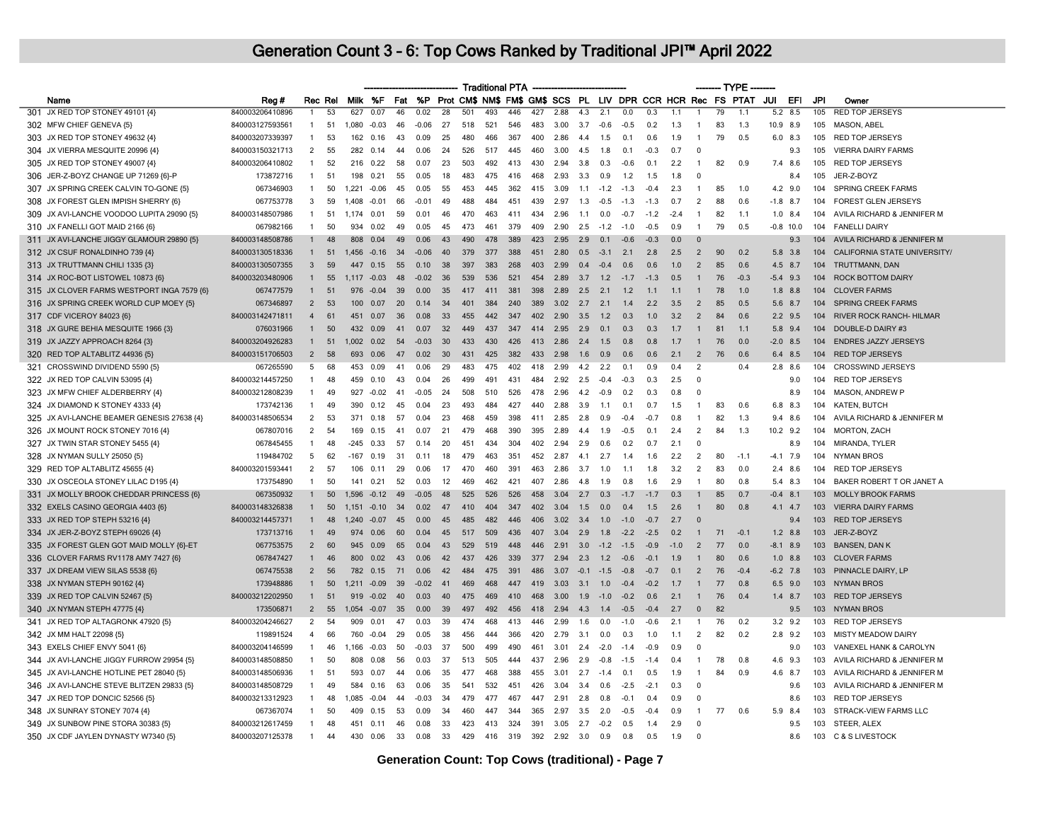# Generation Count 3 - 6: Top Cows Ranked by Traditional JPI™ April 2022

| | Name | Reg # | Rec | Rel | Milk | %F | Fat | %P | Prot | CM$ | NM$ | FM$ | GM$ | SCS | PL | LIV | DPR | CCR | HCR | Rec | FS | PTAT | JUI | EFI | JPI | Owner |
|---|---|---|---|---|---|---|---|---|---|---|---|---|---|---|---|---|---|---|---|---|---|---|---|---|---|---|
| | | | | | Traditional PTA | | | | | | | | | | | | | | | TYPE | | | | | | |
| 301 | JX RED TOP STONEY 49101 {4} | 840003206410896 | 1 | 53 | 627 | 0.07 | 46 | 0.02 | 28 | 501 | 493 | 446 | 427 | 2.88 | 4.3 | 2.1 | 0.0 | 0.3 | 1.1 | 1 | 79 | 1.1 | 5.2 | 8.5 | 105 | RED TOP JERSEYS |
| 302 | MFW CHIEF GENEVA {5} | 840003127593561 | 1 | 51 | 1,080 | -0.03 | 46 | -0.06 | 27 | 518 | 521 | 546 | 483 | 3.00 | 3.7 | -0.5 | -0.5 | 0.2 | 1.3 | 1 | 83 | 1.3 | 10.9 | 8.9 | 105 | MASON, ABEL |
| 303 | JX RED TOP STONEY 49632 {4} | 840003207339397 | 1 | 53 | 162 | 0.16 | 43 | 0.09 | 25 | 480 | 466 | 367 | 400 | 2.86 | 4.4 | 1.5 | 0.1 | 0.6 | 1.9 | 1 | 79 | 0.5 | 6.0 | 8.3 | 105 | RED TOP JERSEYS |
| 304 | JX VIERRA MESQUITE 20996 {4} | 840003150321713 | 2 | 55 | 282 | 0.14 | 44 | 0.06 | 24 | 526 | 517 | 445 | 460 | 3.00 | 4.5 | 1.8 | 0.1 | -0.3 | 0.7 | 0 | | | | 9.3 | 105 | VIERRA DAIRY FARMS |
| 305 | JX RED TOP STONEY 49007 {4} | 840003206410802 | 1 | 52 | 216 | 0.22 | 58 | 0.07 | 23 | 503 | 492 | 413 | 430 | 2.94 | 3.8 | 0.3 | -0.6 | 0.1 | 2.2 | 1 | 82 | 0.9 | 7.4 | 8.6 | 105 | RED TOP JERSEYS |
| 306 | JER-Z-BOYZ CHANGE UP 71269 {6}-P | 173872716 | 1 | 51 | 198 | 0.21 | 55 | 0.05 | 18 | 483 | 475 | 416 | 468 | 2.93 | 3.3 | 0.9 | 1.2 | 1.5 | 1.8 | 0 | | | | 8.4 | 105 | JER-Z-BOYZ |
| 307 | JX SPRING CREEK CALVIN TO-GONE {5} | 067346903 | 1 | 50 | 1,221 | -0.06 | 45 | 0.05 | 55 | 453 | 445 | 362 | 415 | 3.09 | 1.1 | -1.2 | -1.3 | -0.4 | 2.3 | 1 | 85 | 1.0 | 4.2 | 9.0 | 104 | SPRING CREEK FARMS |
| 308 | JX FOREST GLEN IMPISH SHERRY {6} | 067753778 | 3 | 59 | 1,408 | -0.01 | 66 | -0.01 | 49 | 488 | 484 | 451 | 439 | 2.97 | 1.3 | -0.5 | -1.3 | -1.3 | 0.7 | 2 | 88 | 0.6 | -1.8 | 8.7 | 104 | FOREST GLEN JERSEYS |
| 309 | JX AVI-LANCHE VOODOO LUPITA 29090 {5} | 840003148507986 | 1 | 51 | 1,174 | 0.01 | 59 | 0.01 | 46 | 470 | 463 | 411 | 434 | 2.96 | 1.1 | 0.0 | -0.7 | -1.2 | -2.4 | 1 | 82 | 1.1 | 1.0 | 8.4 | 104 | AVILA RICHARD & JENNIFER M |
| 310 | JX FANELLI GOT MAID 2166 {6} | 067982166 | 1 | 50 | 934 | 0.02 | 49 | 0.05 | 45 | 473 | 461 | 379 | 409 | 2.90 | 2.5 | -1.2 | -1.0 | -0.5 | 0.9 | 1 | 79 | 0.5 | -0.8 | 10.0 | 104 | FANELLI DAIRY |
| 311 | JX AVI-LANCHE JIGGY GLAMOUR 29890 {5} | 840003148508786 | 1 | 48 | 808 | 0.04 | 49 | 0.06 | 43 | 490 | 478 | 389 | 423 | 2.95 | 2.9 | 0.1 | -0.6 | -0.3 | 0.0 | 0 | | | | 9.3 | 104 | AVILA RICHARD & JENNIFER M |
| 312 | JX CSUF RONALDINHO 739 {4} | 840003130518336 | 1 | 51 | 1,456 | -0.16 | 34 | -0.06 | 40 | 379 | 377 | 388 | 451 | 2.80 | 0.5 | -3.1 | 2.1 | 2.8 | 2.5 | 2 | 90 | 0.2 | 5.8 | 3.8 | 104 | CALIFORNIA STATE UNIVERSITY/ |
| 313 | JX TRUTTMANN CHILI 1335 {3} | 840003130507355 | 3 | 59 | 447 | 0.15 | 55 | 0.10 | 38 | 397 | 383 | 268 | 403 | 2.99 | 0.4 | -0.4 | 0.6 | 0.6 | 1.0 | 2 | 85 | 0.6 | 4.5 | 8.7 | 104 | TRUTTMANN, DAN |
| 314 | JX ROC-BOT LISTOWEL 10873 {6} | 840003203480906 | 1 | 55 | 1,117 | -0.03 | 48 | -0.02 | 36 | 539 | 536 | 521 | 454 | 2.89 | 3.7 | 1.2 | -1.7 | -1.3 | 0.5 | 1 | 76 | -0.3 | -5.4 | 9.3 | 104 | ROCK BOTTOM DAIRY |
| 315 | JX CLOVER FARMS WESTPORT INGA 7579 {6} | 067477579 | 1 | 51 | 976 | -0.04 | 39 | 0.00 | 35 | 417 | 411 | 381 | 398 | 2.89 | 2.5 | 2.1 | 1.2 | 1.1 | 1.1 | 1 | 78 | 1.0 | 1.8 | 8.8 | 104 | CLOVER FARMS |
| 316 | JX SPRING CREEK WORLD CUP MOEY {5} | 067346987 | 2 | 53 | 100 | 0.07 | 20 | 0.14 | 34 | 401 | 384 | 240 | 389 | 3.02 | 2.7 | 2.1 | 1.4 | 2.2 | 3.5 | 2 | 85 | 0.5 | 5.6 | 8.7 | 104 | SPRING CREEK FARMS |
| 317 | CDF VICEROY 84023 {6} | 840003142471811 | 4 | 61 | 451 | 0.07 | 36 | 0.08 | 33 | 455 | 442 | 347 | 402 | 2.90 | 3.5 | 1.2 | 0.3 | 1.0 | 3.2 | 2 | 84 | 0.6 | 2.2 | 9.5 | 104 | RIVER ROCK RANCH- HILMAR |
| 318 | JX GURE BEHIA MESQUITE 1966 {3} | 076031966 | 1 | 50 | 432 | 0.09 | 41 | 0.07 | 32 | 449 | 437 | 347 | 414 | 2.95 | 2.9 | 0.1 | 0.3 | 0.3 | 1.7 | 1 | 81 | 1.1 | 5.8 | 9.4 | 104 | DOUBLE-D DAIRY #3 |
| 319 | JX JAZZY APPROACH 8264 {3} | 840003204926283 | 1 | 51 | 1,002 | 0.02 | 54 | -0.03 | 30 | 433 | 430 | 426 | 413 | 2.86 | 2.4 | 1.5 | 0.8 | 0.8 | 1.7 | 1 | 76 | 0.0 | -2.0 | 8.5 | 104 | ENDRES JAZZY JERSEYS |
| 320 | RED TOP ALTABLITZ 44936 {5} | 840003151706503 | 2 | 58 | 693 | 0.06 | 47 | 0.02 | 30 | 431 | 425 | 382 | 433 | 2.98 | 1.6 | 0.9 | 0.6 | 0.6 | 2.1 | 2 | 76 | 0.6 | 6.4 | 8.5 | 104 | RED TOP JERSEYS |
| 321 | CROSSWIND DIVIDEND 5590 {5} | 067265590 | 5 | 68 | 453 | 0.09 | 41 | 0.06 | 29 | 483 | 475 | 402 | 418 | 2.99 | 4.2 | 2.2 | 0.1 | 0.9 | 0.4 | 2 | | 0.4 | 2.8 | 8.6 | 104 | CROSSWIND JERSEYS |
| 322 | JX RED TOP CALVIN 53095 {4} | 840003214457250 | 1 | 48 | 459 | 0.10 | 43 | 0.04 | 26 | 499 | 491 | 431 | 484 | 2.92 | 2.5 | -0.4 | -0.3 | 0.3 | 2.5 | 0 | | | | 9.0 | 104 | RED TOP JERSEYS |
| 323 | JX MFW CHIEF ALDERBERRY {4} | 840003212808239 | 1 | 49 | 927 | -0.02 | 41 | -0.05 | 24 | 508 | 510 | 526 | 478 | 2.96 | 4.2 | -0.9 | 0.2 | 0.3 | 0.8 | 0 | | | | 8.9 | 104 | MASON, ANDREW P |
| 324 | JX DIAMOND K STONEY 4333 {4} | 173742136 | 1 | 49 | 390 | 0.12 | 45 | 0.04 | 23 | 493 | 484 | 427 | 440 | 2.88 | 3.9 | 1.1 | 0.1 | 0.7 | 1.5 | 1 | 83 | 0.6 | 6.8 | 8.3 | 104 | KATEN, BUTCH |
| 325 | JX AVI-LANCHE BEAMER GENESIS 27638 {4} | 840003148506534 | 2 | 53 | 371 | 0.18 | 57 | 0.04 | 23 | 468 | 459 | 398 | 411 | 2.85 | 2.8 | 0.9 | -0.4 | -0.7 | 0.8 | 1 | 82 | 1.3 | 9.4 | 8.6 | 104 | AVILA RICHARD & JENNIFER M |
| 326 | JX MOUNT ROCK STONEY 7016 {4} | 067807016 | 2 | 54 | 169 | 0.15 | 41 | 0.07 | 21 | 479 | 468 | 390 | 395 | 2.89 | 4.4 | 1.9 | -0.5 | 0.1 | 2.4 | 2 | 84 | 1.3 | 10.2 | 9.2 | 104 | MORTON, ZACH |
| 327 | JX TWIN STAR STONEY 5455 {4} | 067845455 | 1 | 48 | -245 | 0.33 | 57 | 0.14 | 20 | 451 | 434 | 304 | 402 | 2.94 | 2.9 | 0.6 | 0.2 | 0.7 | 2.1 | 0 | | | | 8.9 | 104 | MIRANDA, TYLER |
| 328 | JX NYMAN SULLY 25050 {5} | 119484702 | 5 | 62 | -167 | 0.19 | 31 | 0.11 | 18 | 479 | 463 | 351 | 452 | 2.87 | 4.1 | 2.7 | 1.4 | 1.6 | 2.2 | 2 | 80 | -1.1 | -4.1 | 7.9 | 104 | NYMAN BROS |
| 329 | RED TOP ALTABLITZ 45655 {4} | 840003201593441 | 2 | 57 | 106 | 0.11 | 29 | 0.06 | 17 | 470 | 460 | 391 | 463 | 2.86 | 3.7 | 1.0 | 1.1 | 1.8 | 3.2 | 2 | 83 | 0.0 | 2.4 | 8.6 | 104 | RED TOP JERSEYS |
| 330 | JX OSCEOLA STONEY LILAC D195 {4} | 173754890 | 1 | 50 | 141 | 0.21 | 52 | 0.03 | 12 | 469 | 462 | 421 | 407 | 2.86 | 4.8 | 1.9 | 0.8 | 1.6 | 2.9 | 1 | 80 | 0.8 | 5.4 | 8.3 | 104 | BAKER ROBERT T OR JANET A |
| 331 | JX MOLLY BROOK CHEDDAR PRINCESS {6} | 067350932 | 1 | 50 | 1,596 | -0.12 | 49 | -0.05 | 48 | 525 | 526 | 526 | 458 | 3.04 | 2.7 | 0.3 | -1.7 | -1.7 | 0.3 | 1 | 85 | 0.7 | -0.4 | 8.1 | 103 | MOLLY BROOK FARMS |
| 332 | EXELS CASINO GEORGIA 4403 {6} | 840003148326838 | 1 | 50 | 1,151 | -0.10 | 34 | 0.02 | 47 | 410 | 404 | 347 | 402 | 3.04 | 1.5 | 0.0 | 0.4 | 1.5 | 2.6 | 1 | 80 | 0.8 | 4.1 | 4.7 | 103 | VIERRA DAIRY FARMS |
| 333 | JX RED TOP STEPH 53216 {4} | 840003214457371 | 1 | 48 | 1,240 | -0.07 | 45 | 0.00 | 45 | 485 | 482 | 446 | 406 | 3.02 | 3.4 | 1.0 | -1.0 | -0.7 | 2.7 | 0 | | | | 9.4 | 103 | RED TOP JERSEYS |
| 334 | JX JER-Z-BOYZ STEPH 69026 {4} | 173713716 | 1 | 49 | 974 | 0.06 | 60 | 0.04 | 45 | 517 | 509 | 436 | 407 | 3.04 | 2.9 | 1.8 | -2.2 | -2.5 | 0.2 | 1 | 71 | -0.1 | 1.2 | 8.8 | 103 | JER-Z-BOYZ |
| 335 | JX FOREST GLEN GOT MAID MOLLY {6}-ET | 067753575 | 2 | 60 | 945 | 0.09 | 65 | 0.04 | 43 | 529 | 519 | 448 | 446 | 2.91 | 3.0 | -1.2 | -1.5 | -0.9 | -1.0 | 2 | 77 | 0.0 | -8.1 | 8.9 | 103 | BANSEN, DAN K |
| 336 | CLOVER FARMS RV1178 AMY 7427 {6} | 067847427 | 1 | 46 | 800 | 0.02 | 43 | 0.06 | 42 | 437 | 426 | 339 | 377 | 2.94 | 2.3 | 1.2 | -0.6 | -0.1 | 1.9 | 1 | 80 | 0.6 | 1.0 | 8.8 | 103 | CLOVER FARMS |
| 337 | JX DREAM VIEW SILAS 5538 {6} | 067475538 | 2 | 56 | 782 | 0.15 | 71 | 0.06 | 42 | 484 | 475 | 391 | 486 | 3.07 | -0.1 | -1.5 | -0.8 | -0.7 | 0.1 | 2 | 76 | -0.4 | -6.2 | 7.8 | 103 | PINNACLE DAIRY, LP |
| 338 | JX NYMAN STEPH 90162 {4} | 173948886 | 1 | 50 | 1,211 | -0.09 | 39 | -0.02 | 41 | 469 | 468 | 447 | 419 | 3.03 | 3.1 | 1.0 | -0.4 | -0.2 | 1.7 | 1 | 77 | 0.8 | 6.5 | 9.0 | 103 | NYMAN BROS |
| 339 | JX RED TOP CALVIN 52467 {5} | 840003212202950 | 1 | 51 | 919 | -0.02 | 40 | 0.03 | 40 | 475 | 469 | 410 | 468 | 3.00 | 1.9 | -1.0 | -0.2 | 0.6 | 2.1 | 1 | 76 | 0.4 | 1.4 | 8.7 | 103 | RED TOP JERSEYS |
| 340 | JX NYMAN STEPH 47775 {4} | 173506871 | 2 | 55 | 1,054 | -0.07 | 35 | 0.00 | 39 | 497 | 492 | 456 | 418 | 2.94 | 4.3 | 1.4 | -0.5 | -0.4 | 2.7 | 0 | 82 | | | 9.5 | 103 | NYMAN BROS |
| 341 | JX RED TOP ALTAGRONK 47920 {5} | 840003204246627 | 2 | 54 | 909 | 0.01 | 47 | 0.03 | 39 | 474 | 468 | 413 | 446 | 2.99 | 1.6 | 0.0 | -1.0 | -0.6 | 2.1 | 1 | 76 | 0.2 | 3.2 | 9.2 | 103 | RED TOP JERSEYS |
| 342 | JX MM HALT 22098 {5} | 119891524 | 4 | 66 | 760 | -0.04 | 29 | 0.05 | 38 | 456 | 444 | 366 | 420 | 2.79 | 3.1 | 0.0 | 0.3 | 1.0 | 1.1 | 2 | 82 | 0.2 | 2.8 | 9.2 | 103 | MISTY MEADOW DAIRY |
| 343 | EXELS CHIEF ENVY 5041 {6} | 840003204146599 | 1 | 46 | 1,166 | -0.03 | 50 | -0.03 | 37 | 500 | 499 | 490 | 461 | 3.01 | 2.4 | -2.0 | -1.4 | -0.9 | 0.9 | 0 | | | | 9.0 | 103 | VANEXEL HANK & CAROLYN |
| 344 | JX AVI-LANCHE JIGGY FURROW 29954 {5} | 840003148508850 | 1 | 50 | 808 | 0.08 | 56 | 0.03 | 37 | 513 | 505 | 444 | 437 | 2.96 | 2.9 | -0.8 | -1.5 | -1.4 | 0.4 | 1 | 78 | 0.8 | 4.6 | 9.3 | 103 | AVILA RICHARD & JENNIFER M |
| 345 | JX AVI-LANCHE HOTLINE PET 28040 {5} | 840003148506936 | 1 | 51 | 593 | 0.07 | 44 | 0.06 | 35 | 477 | 468 | 388 | 455 | 3.01 | 2.7 | -1.4 | 0.1 | 0.5 | 1.9 | 1 | 84 | 0.9 | 4.6 | 8.7 | 103 | AVILA RICHARD & JENNIFER M |
| 346 | JX AVI-LANCHE STEVE BLITZEN 29833 {5} | 840003148508729 | 1 | 49 | 584 | 0.16 | 63 | 0.06 | 35 | 541 | 532 | 451 | 426 | 3.04 | 3.4 | 0.6 | -2.5 | -2.1 | 0.3 | 0 | | | | 9.6 | 103 | AVILA RICHARD & JENNIFER M |
| 347 | JX RED TOP DONCIC 52566 {5} | 840003213312923 | 1 | 48 | 1,085 | -0.04 | 44 | -0.03 | 34 | 479 | 477 | 467 | 447 | 2.91 | 2.8 | 0.8 | -0.1 | 0.4 | 0.9 | 0 | | | | 8.6 | 103 | RED TOP JERSEYS |
| 348 | JX SUNRAY STONEY 7074 {4} | 067367074 | 1 | 50 | 409 | 0.15 | 53 | 0.09 | 34 | 460 | 447 | 344 | 365 | 2.97 | 3.5 | 2.0 | -0.5 | -0.4 | 0.9 | 1 | 77 | 0.6 | 5.9 | 8.4 | 103 | STRACK-VIEW FARMS LLC |
| 349 | JX SUNBOW PINE STORA 30383 {5} | 840003212617459 | 1 | 48 | 451 | 0.11 | 46 | 0.08 | 33 | 423 | 413 | 324 | 391 | 3.05 | 2.7 | -0.2 | 0.5 | 1.4 | 2.9 | 0 | | | | 9.5 | 103 | STEER, ALEX |
| 350 | JX CDF JAYLEN DYNASTY W7340 {5} | 840003207125378 | 1 | 44 | 430 | 0.06 | 33 | 0.08 | 33 | 429 | 416 | 319 | 392 | 2.92 | 3.0 | 0.9 | 0.8 | 0.5 | 1.9 | 0 | | | | 8.6 | 103 | C & S LIVESTOCK |

**Generation Count: Top Cows (traditional) - Page 7**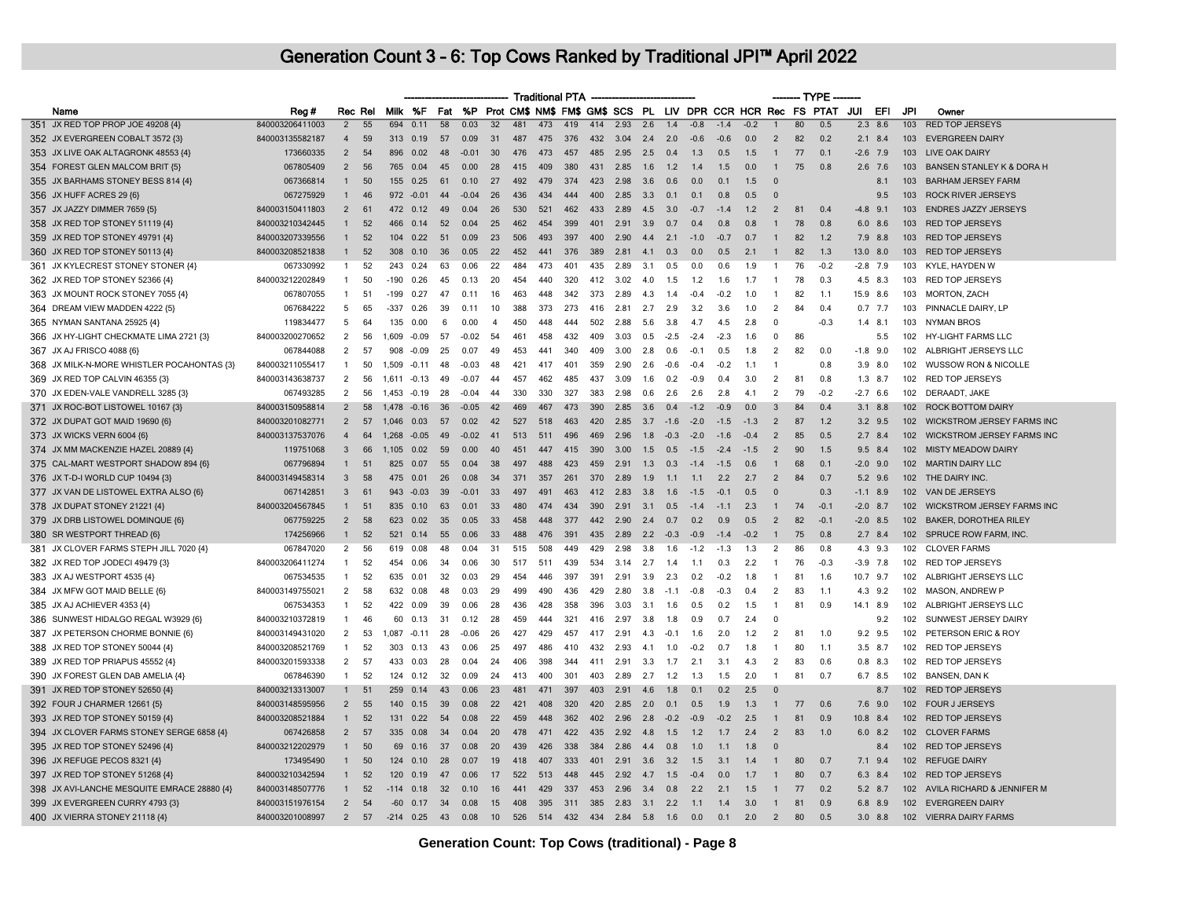# Generation Count 3 - 6: Top Cows Ranked by Traditional JPI™ April 2022

| | Name | Reg # | Rec | Rel | Milk | %F | Fat | %P | Prot | CM$ | NM$ | FM$ | GM$ | SCS | PL | LIV | DPR | CCR | HCR | Rec | FS | PTAT | JUI | EFI | JPI | Owner |
|---|---|---|---|---|---|---|---|---|---|---|---|---|---|---|---|---|---|---|---|---|---|---|---|---|---|---|
| 351 | JX RED TOP PROP JOE 49208 {4} | 840003206411003 | 2 | 55 | 694 | 0.11 | 58 | 0.03 | 32 | 481 | 473 | 419 | 414 | 2.93 | 2.6 | 1.4 | -0.8 | -1.4 | -0.2 | 1 | 80 | 0.5 | 2.3 | 8.6 | 103 | RED TOP JERSEYS |
| 352 | JX EVERGREEN COBALT 3572 {3} | 840003135582187 | 4 | 59 | 313 | 0.19 | 57 | 0.09 | 31 | 487 | 475 | 376 | 432 | 3.04 | 2.4 | 2.0 | -0.6 | -0.6 | 0.0 | 2 | 82 | 0.2 | 2.1 | 8.4 | 103 | EVERGREEN DAIRY |
| 353 | JX LIVE OAK ALTAGRONK 48553 {4} | 173660335 | 2 | 54 | 896 | 0.02 | 48 | -0.01 | 30 | 476 | 473 | 457 | 485 | 2.95 | 2.5 | 0.4 | 1.3 | 0.5 | 1.5 | 1 | 77 | 0.1 | -2.6 | 7.9 | 103 | LIVE OAK DAIRY |
| 354 | FOREST GLEN MALCOM BRIT {5} | 067805409 | 2 | 56 | 765 | 0.04 | 45 | 0.00 | 28 | 415 | 409 | 380 | 431 | 2.85 | 1.6 | 1.2 | 1.4 | 1.5 | 0.0 | 1 | 75 | 0.8 | 2.6 | 7.6 | 103 | BANSEN STANLEY K & DORA H |
| 355 | JX BARHAMS STONEY BESS 814 {4} | 067366814 | 1 | 50 | 155 | 0.25 | 61 | 0.10 | 27 | 492 | 479 | 374 | 423 | 2.98 | 3.6 | 0.6 | 0.0 | 0.1 | 1.5 | 0 | | | | 8.1 | 103 | BARHAM JERSEY FARM |
| 356 | JX HUFF ACRES 29 {6} | 067275929 | 1 | 46 | 972 | -0.01 | 44 | -0.04 | 26 | 436 | 434 | 444 | 400 | 2.85 | 3.3 | 0.1 | 0.1 | 0.8 | 0.5 | 0 | | | | 9.5 | 103 | ROCK RIVER JERSEYS |
| 357 | JX JAZZY DIMMER 7659 {5} | 840003150411803 | 2 | 61 | 472 | 0.12 | 49 | 0.04 | 26 | 530 | 521 | 462 | 433 | 2.89 | 4.5 | 3.0 | -0.7 | -1.4 | 1.2 | 2 | 81 | 0.4 | -4.8 | 9.1 | 103 | ENDRES JAZZY JERSEYS |
| 358 | JX RED TOP STONEY 51119 {4} | 840003210342445 | 1 | 52 | 466 | 0.14 | 52 | 0.04 | 25 | 462 | 454 | 399 | 401 | 2.91 | 3.9 | 0.7 | 0.4 | 0.8 | 0.8 | 1 | 78 | 0.8 | 6.0 | 8.6 | 103 | RED TOP JERSEYS |
| 359 | JX RED TOP STONEY 49791 {4} | 840003207339556 | 1 | 52 | 104 | 0.22 | 51 | 0.09 | 23 | 506 | 493 | 397 | 400 | 2.90 | 4.4 | 2.1 | -1.0 | -0.7 | 0.7 | 1 | 82 | 1.2 | 7.9 | 8.8 | 103 | RED TOP JERSEYS |
| 360 | JX RED TOP STONEY 50113 {4} | 840003208521838 | 1 | 52 | 308 | 0.10 | 36 | 0.05 | 22 | 452 | 441 | 376 | 389 | 2.81 | 4.1 | 0.3 | 0.0 | 0.5 | 2.1 | 1 | 82 | 1.3 | 13.0 | 8.0 | 103 | RED TOP JERSEYS |
| 361 | JX KYLECREST STONEY STONER {4} | 067330992 | 1 | 52 | 243 | 0.24 | 63 | 0.06 | 22 | 484 | 473 | 401 | 435 | 2.89 | 3.1 | 0.5 | 0.0 | 0.6 | 1.9 | 1 | 76 | -0.2 | -2.8 | 7.9 | 103 | KYLE, HAYDEN W |
| 362 | JX RED TOP STONEY 52366 {4} | 840003212202849 | 1 | 50 | -190 | 0.26 | 45 | 0.13 | 20 | 454 | 440 | 320 | 412 | 3.02 | 4.0 | 1.5 | 1.2 | 1.6 | 1.7 | 1 | 78 | 0.3 | 4.5 | 8.3 | 103 | RED TOP JERSEYS |
| 363 | JX MOUNT ROCK STONEY 7055 {4} | 067807055 | 1 | 51 | -199 | 0.27 | 47 | 0.11 | 16 | 463 | 448 | 342 | 373 | 2.89 | 4.3 | 1.4 | -0.4 | -0.2 | 1.0 | 1 | 82 | 1.1 | 15.9 | 8.6 | 103 | MORTON, ZACH |
| 364 | DREAM VIEW MADDEN 4222 {5} | 067684222 | 5 | 65 | -337 | 0.26 | 39 | 0.11 | 10 | 388 | 373 | 273 | 416 | 2.81 | 2.7 | 2.9 | 3.2 | 3.6 | 1.0 | 2 | 84 | 0.4 | 0.7 | 7.7 | 103 | PINNACLE DAIRY, LP |
| 365 | NYMAN SANTANA 25925 {4} | 119834477 | 5 | 64 | 135 | 0.00 | 6 | 0.00 | 4 | 450 | 448 | 444 | 502 | 2.88 | 5.6 | 3.8 | 4.7 | 4.5 | 2.8 | 0 | | -0.3 | 1.4 | 8.1 | 103 | NYMAN BROS |
| 366 | JX HY-LIGHT CHECKMATE LIMA 2721 {3} | 840003200270652 | 2 | 56 | 1,609 | -0.09 | 57 | -0.02 | 54 | 461 | 458 | 432 | 409 | 3.03 | 0.5 | -2.5 | -2.4 | -2.3 | 1.6 | 0 | 86 | | | 5.5 | 102 | HY-LIGHT FARMS LLC |
| 367 | JX AJ FRISCO 4088 {6} | 067844088 | 2 | 57 | 908 | -0.09 | 25 | 0.07 | 49 | 453 | 441 | 340 | 409 | 3.00 | 2.8 | 0.6 | -0.1 | 0.5 | 1.8 | 2 | 82 | 0.0 | -1.8 | 9.0 | 102 | ALBRIGHT JERSEYS LLC |
| 368 | JX MILK-N-MORE WHISTLER POCAHONTAS {3} | 840003211055417 | 1 | 50 | 1,509 | -0.11 | 48 | -0.03 | 48 | 421 | 417 | 401 | 359 | 2.90 | 2.6 | -0.6 | -0.4 | -0.2 | 1.1 | 1 | | 0.8 | 3.9 | 8.0 | 102 | WUSSOW RON & NICOLLE |
| 369 | JX RED TOP CALVIN 46355 {3} | 840003143638737 | 2 | 56 | 1,261 | -0.13 | 49 | -0.07 | 44 | 457 | 462 | 485 | 437 | 3.09 | 1.6 | 0.2 | -0.9 | 0.4 | 3.0 | 2 | 81 | 0.8 | 1.3 | 8.7 | 102 | RED TOP JERSEYS |
| 370 | JX EDEN-VALE VANDRELL 3285 {3} | 067493285 | 2 | 56 | 1,453 | -0.19 | 28 | -0.04 | 44 | 330 | 330 | 327 | 383 | 2.98 | 0.6 | 2.6 | 2.6 | 2.8 | 4.1 | 2 | 79 | -0.2 | -2.7 | 6.6 | 102 | DERAADT, JAKE |
| 371 | JX ROC-BOT LISTOWEL 10167 {3} | 840003150958814 | 2 | 58 | 1,478 | -0.16 | 36 | -0.05 | 42 | 469 | 467 | 473 | 390 | 2.85 | 3.6 | 0.4 | -1.2 | -0.9 | 0.0 | 3 | 84 | 0.4 | 3.1 | 8.8 | 102 | ROCK BOTTOM DAIRY |
| 372 | JX DUPAT GOT MAID 19690 {6} | 840003201082771 | 2 | 57 | 1,046 | 0.03 | 57 | 0.02 | 42 | 527 | 518 | 463 | 420 | 2.85 | 3.7 | -1.6 | -2.0 | -1.5 | -1.3 | 2 | 87 | 1.2 | 3.2 | 9.5 | 102 | WICKSTROM JERSEY FARMS INC |
| 373 | JX WICKS VERN 6004 {6} | 840003137537076 | 4 | 64 | 1,268 | -0.05 | 49 | -0.02 | 41 | 513 | 511 | 496 | 469 | 2.96 | 1.8 | -0.3 | -2.0 | -1.6 | -0.4 | 2 | 85 | 0.5 | 2.7 | 8.4 | 102 | WICKSTROM JERSEY FARMS INC |
| 374 | JX MM MACKENZIE HAZEL 20889 {4} | 119751068 | 3 | 66 | 1,105 | 0.02 | 59 | 0.00 | 40 | 451 | 447 | 415 | 390 | 3.00 | 1.5 | 0.5 | -1.5 | -2.4 | -1.5 | 2 | 90 | 1.5 | 9.5 | 8.4 | 102 | MISTY MEADOW DAIRY |
| 375 | CAL-MART WESTPORT SHADOW 894 {6} | 067796894 | 1 | 51 | 825 | 0.07 | 55 | 0.04 | 38 | 497 | 488 | 423 | 459 | 2.91 | 1.3 | 0.3 | -1.4 | -1.5 | 0.6 | 1 | 68 | 0.1 | -2.0 | 9.0 | 102 | MARTIN DAIRY LLC |
| 376 | JX T-D-I WORLD CUP 10494 {3} | 840003149458314 | 3 | 58 | 475 | 0.01 | 26 | 0.08 | 34 | 371 | 357 | 261 | 370 | 2.89 | 1.9 | 1.1 | 1.1 | 2.2 | 2.7 | 2 | 84 | 0.7 | 5.2 | 9.6 | 102 | THE DAIRY INC. |
| 377 | JX VAN DE LISTOWEL EXTRA ALSO {6} | 067142851 | 3 | 61 | 943 | -0.03 | 39 | -0.01 | 33 | 497 | 491 | 463 | 412 | 2.83 | 3.8 | 1.6 | -1.5 | -0.1 | 0.5 | 0 | | 0.3 | -1.1 | 8.9 | 102 | VAN DE JERSEYS |
| 378 | JX DUPAT STONEY 21221 {4} | 840003204567845 | 1 | 51 | 835 | 0.10 | 63 | 0.01 | 33 | 480 | 474 | 434 | 390 | 2.91 | 3.1 | 0.5 | -1.4 | -1.1 | 2.3 | 1 | 74 | -0.1 | -2.0 | 8.7 | 102 | WICKSTROM JERSEY FARMS INC |
| 379 | JX DRB LISTOWEL DOMINQUE {6} | 067759225 | 2 | 58 | 623 | 0.02 | 35 | 0.05 | 33 | 458 | 448 | 377 | 442 | 2.90 | 2.4 | 0.7 | 0.2 | 0.9 | 0.5 | 2 | 82 | -0.1 | -2.0 | 8.5 | 102 | BAKER, DOROTHEA RILEY |
| 380 | SR WESTPORT THREAD {6} | 174256966 | 1 | 52 | 521 | 0.14 | 55 | 0.06 | 33 | 488 | 476 | 391 | 435 | 2.89 | 2.2 | -0.3 | -0.9 | -1.4 | -0.2 | 1 | 75 | 0.8 | 2.7 | 8.4 | 102 | SPRUCE ROW FARM, INC. |
| 381 | JX CLOVER FARMS STEPH JILL 7020 {4} | 067847020 | 2 | 56 | 619 | 0.08 | 48 | 0.04 | 31 | 515 | 508 | 449 | 429 | 2.98 | 3.8 | 1.6 | -1.2 | -1.3 | 1.3 | 2 | 86 | 0.8 | 4.3 | 9.3 | 102 | CLOVER FARMS |
| 382 | JX RED TOP JODECI 49479 {3} | 840003206411274 | 1 | 52 | 454 | 0.06 | 34 | 0.06 | 30 | 517 | 511 | 439 | 534 | 3.14 | 2.7 | 1.4 | 1.1 | 0.3 | 2.2 | 1 | 76 | -0.3 | -3.9 | 7.8 | 102 | RED TOP JERSEYS |
| 383 | JX AJ WESTPORT 4535 {4} | 067534535 | 1 | 52 | 635 | 0.01 | 32 | 0.03 | 29 | 454 | 446 | 397 | 391 | 2.91 | 3.9 | 2.3 | 0.2 | -0.2 | 1.8 | 1 | 81 | 1.6 | 10.7 | 9.7 | 102 | ALBRIGHT JERSEYS LLC |
| 384 | JX MFW GOT MAID BELLE {6} | 840003149755021 | 2 | 58 | 632 | 0.08 | 48 | 0.03 | 29 | 499 | 490 | 436 | 429 | 2.80 | 3.8 | -1.1 | -0.8 | -0.3 | 0.4 | 2 | 83 | 1.1 | 4.3 | 9.2 | 102 | MASON, ANDREW P |
| 385 | JX AJ ACHIEVER 4353 {4} | 067534353 | 1 | 52 | 422 | 0.09 | 39 | 0.06 | 28 | 436 | 428 | 358 | 396 | 3.03 | 3.1 | 1.6 | 0.5 | 0.2 | 1.5 | 1 | 81 | 0.9 | 14.1 | 8.9 | 102 | ALBRIGHT JERSEYS LLC |
| 386 | SUNWEST HIDALGO REGAL W3929 {6} | 840003210372819 | 1 | 46 | 60 | 0.13 | 31 | 0.12 | 28 | 459 | 444 | 321 | 416 | 2.97 | 3.8 | 1.8 | 0.9 | 0.7 | 2.4 | 0 | | | | 9.2 | 102 | SUNWEST JERSEY DAIRY |
| 387 | JX PETERSON CHORME BONNIE {6} | 840003149431020 | 2 | 53 | 1,087 | -0.11 | 28 | -0.06 | 26 | 427 | 429 | 457 | 417 | 2.91 | 4.3 | -0.1 | 1.6 | 2.0 | 1.2 | 2 | 81 | 1.0 | 9.2 | 9.5 | 102 | PETERSON ERIC & ROY |
| 388 | JX RED TOP STONEY 50044 {4} | 840003208521769 | 1 | 52 | 303 | 0.13 | 43 | 0.06 | 25 | 497 | 486 | 410 | 432 | 2.93 | 4.1 | 1.0 | -0.2 | 0.7 | 1.8 | 1 | 80 | 1.1 | 3.5 | 8.7 | 102 | RED TOP JERSEYS |
| 389 | JX RED TOP PRIAPUS 45552 {4} | 840003201593338 | 2 | 57 | 433 | 0.03 | 28 | 0.04 | 24 | 406 | 398 | 344 | 411 | 2.91 | 3.3 | 1.7 | 2.1 | 3.1 | 4.3 | 2 | 83 | 0.6 | 0.8 | 8.3 | 102 | RED TOP JERSEYS |
| 390 | JX FOREST GLEN DAB AMELIA {4} | 067846390 | 1 | 52 | 124 | 0.12 | 32 | 0.09 | 24 | 413 | 400 | 301 | 403 | 2.89 | 2.7 | 1.2 | 1.3 | 1.5 | 2.0 | 1 | 81 | 0.7 | 6.7 | 8.5 | 102 | BANSEN, DAN K |
| 391 | JX RED TOP STONEY 52650 {4} | 840003213313007 | 1 | 51 | 259 | 0.14 | 43 | 0.06 | 23 | 481 | 471 | 397 | 403 | 2.91 | 4.6 | 1.8 | 0.1 | 0.2 | 2.5 | 0 | | | | 8.7 | 102 | RED TOP JERSEYS |
| 392 | FOUR J CHARMER 12661 {5} | 840003148595956 | 2 | 55 | 140 | 0.15 | 39 | 0.08 | 22 | 421 | 408 | 320 | 420 | 2.85 | 2.0 | 0.1 | 0.5 | 1.9 | 1.3 | 1 | 77 | 0.6 | 7.6 | 9.0 | 102 | FOUR J JERSEYS |
| 393 | JX RED TOP STONEY 50159 {4} | 840003208521884 | 1 | 52 | 131 | 0.22 | 54 | 0.08 | 22 | 459 | 448 | 362 | 402 | 2.96 | 2.8 | -0.2 | -0.9 | -0.2 | 2.5 | 1 | 81 | 0.9 | 10.8 | 8.4 | 102 | RED TOP JERSEYS |
| 394 | JX CLOVER FARMS STONEY SERGE 6858 {4} | 067426858 | 2 | 57 | 335 | 0.08 | 34 | 0.04 | 20 | 478 | 471 | 422 | 435 | 2.92 | 4.8 | 1.5 | 1.2 | 1.7 | 2.4 | 2 | 83 | 1.0 | 6.0 | 8.2 | 102 | CLOVER FARMS |
| 395 | JX RED TOP STONEY 52496 {4} | 840003212202979 | 1 | 50 | 69 | 0.16 | 37 | 0.08 | 20 | 439 | 426 | 338 | 384 | 2.86 | 4.4 | 0.8 | 1.0 | 1.1 | 1.8 | 0 | | | | 8.4 | 102 | RED TOP JERSEYS |
| 396 | JX REFUGE PECOS 8321 {4} | 173495490 | 1 | 50 | 124 | 0.10 | 28 | 0.07 | 19 | 418 | 407 | 333 | 401 | 2.91 | 3.6 | 3.2 | 1.5 | 3.1 | 1.4 | 1 | 80 | 0.7 | 7.1 | 9.4 | 102 | REFUGE DAIRY |
| 397 | JX RED TOP STONEY 51268 {4} | 840003210342594 | 1 | 52 | 120 | 0.19 | 47 | 0.06 | 17 | 522 | 513 | 448 | 445 | 2.92 | 4.7 | 1.5 | -0.4 | 0.0 | 1.7 | 1 | 80 | 0.7 | 6.3 | 8.4 | 102 | RED TOP JERSEYS |
| 398 | JX AVI-LANCHE MESQUITE EMRACE 28880 {4} | 840003148507776 | 1 | 52 | -114 | 0.18 | 32 | 0.10 | 16 | 441 | 429 | 337 | 453 | 2.96 | 3.4 | 0.8 | 2.2 | 2.1 | 1.5 | 1 | 77 | 0.2 | 5.2 | 8.7 | 102 | AVILA RICHARD & JENNIFER M |
| 399 | JX EVERGREEN CURRY 4793 {3} | 840003151976154 | 2 | 54 | -60 | 0.17 | 34 | 0.08 | 15 | 408 | 395 | 311 | 385 | 2.83 | 3.1 | 2.2 | 1.1 | 1.4 | 3.0 | 1 | 81 | 0.9 | 6.8 | 8.9 | 102 | EVERGREEN DAIRY |
| 400 | JX VIERRA STONEY 21118 {4} | 840003201008997 | 2 | 57 | -214 | 0.25 | 43 | 0.08 | 10 | 526 | 514 | 432 | 434 | 2.84 | 5.8 | 1.6 | 0.0 | 0.1 | 2.0 | 2 | 80 | 0.5 | 3.0 | 8.8 | 102 | VIERRA DAIRY FARMS |

**Generation Count: Top Cows (traditional) - Page 8**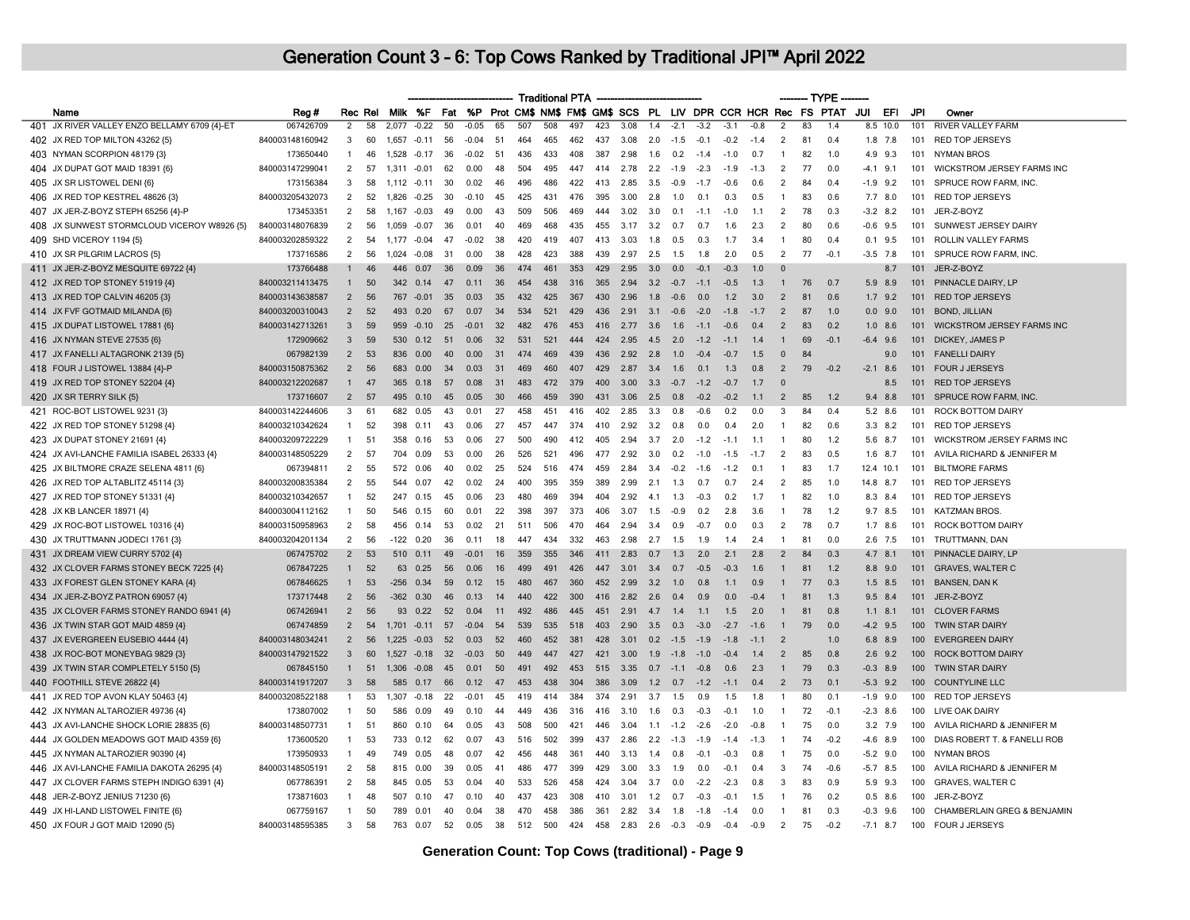# Generation Count 3 - 6: Top Cows Ranked by Traditional JPI™ April 2022

| | Name | Reg # | Rec | Rel | Traditional PTA Milk | %F | Fat | %P | Prot | CM$ | NM$ | FM$ | GM$ | SCS | PL | LIV | DPR | CCR | HCR | TYPE Rec | FS | PTAT | JUI | EFI | JPI | Owner |
|---|---|---|---|---|---|---|---|---|---|---|---|---|---|---|---|---|---|---|---|---|---|---|---|---|---|---|
| 401 | JX RIVER VALLEY ENZO BELLAMY 6709 {4}-ET | 067426709 | 2 | 58 | 2,077 | -0.22 | 50 | -0.05 | 65 | 507 | 508 | 497 | 423 | 3.08 | 1.4 | -2.1 | -3.2 | -3.1 | -0.8 | 2 | 83 | 1.4 | 8.5 | 10.0 | 101 | RIVER VALLEY FARM |
| 402 | JX RED TOP MILTON 43262 {5} | 840003148160942 | 3 | 60 | 1,657 | -0.11 | 56 | -0.04 | 51 | 464 | 465 | 462 | 437 | 3.08 | 2.0 | -1.5 | -0.1 | -0.2 | -1.4 | 2 | 81 | 0.4 | 1.8 | 7.8 | 101 | RED TOP JERSEYS |
| 403 | NYMAN SCORPION 48179 {3} | 173650440 | 1 | 46 | 1,528 | -0.17 | 36 | -0.02 | 51 | 436 | 433 | 408 | 387 | 2.98 | 1.6 | 0.2 | -1.4 | -1.0 | 0.7 | 1 | 82 | 1.0 | 4.9 | 9.3 | 101 | NYMAN BROS |
| 404 | JX DUPAT GOT MAID 18391 {6} | 840003147299041 | 2 | 57 | 1,311 | -0.01 | 62 | 0.00 | 48 | 504 | 495 | 447 | 414 | 2.78 | 2.2 | -1.9 | -2.3 | -1.9 | -1.3 | 2 | 77 | 0.0 | -4.1 | 9.1 | 101 | WICKSTROM JERSEY FARMS INC |
| 405 | JX SR LISTOWEL DENI {6} | 173156384 | 3 | 58 | 1,112 | -0.11 | 30 | 0.02 | 46 | 496 | 486 | 422 | 413 | 2.85 | 3.5 | -0.9 | -1.7 | -0.6 | 0.6 | 2 | 84 | 0.4 | -1.9 | 9.2 | 101 | SPRUCE ROW FARM, INC. |
| 406 | JX RED TOP KESTREL 48626 {3} | 840003205432073 | 2 | 52 | 1,826 | -0.25 | 30 | -0.10 | 45 | 425 | 431 | 476 | 395 | 3.00 | 2.8 | 1.0 | 0.1 | 0.3 | 0.5 | 1 | 83 | 0.6 | 7.7 | 8.0 | 101 | RED TOP JERSEYS |
| 407 | JX JER-Z-BOYZ STEPH 65256 {4}-P | 173453351 | 2 | 58 | 1,167 | -0.03 | 49 | 0.00 | 43 | 509 | 506 | 469 | 444 | 3.02 | 3.0 | 0.1 | -1.1 | -1.0 | 1.1 | 2 | 78 | 0.3 | -3.2 | 8.2 | 101 | JER-Z-BOYZ |
| 408 | JX SUNWEST STORMCLOUD VICEROY W8926 {5} | 840003148076839 | 2 | 56 | 1,059 | -0.07 | 36 | 0.01 | 40 | 469 | 468 | 435 | 455 | 3.17 | 3.2 | 0.7 | 0.7 | 1.6 | 2.3 | 2 | 80 | 0.6 | -0.6 | 9.5 | 101 | SUNWEST JERSEY DAIRY |
| 409 | SHD VICEROY 1194 {5} | 840003202859322 | 2 | 54 | 1,177 | -0.04 | 47 | -0.02 | 38 | 420 | 419 | 407 | 413 | 3.03 | 1.8 | 0.5 | 0.3 | 1.7 | 3.4 | 1 | 80 | 0.4 | 0.1 | 9.5 | 101 | ROLLIN VALLEY FARMS |
| 410 | JX SR PILGRIM LACROS {5} | 173716586 | 2 | 56 | 1,024 | -0.08 | 31 | 0.00 | 38 | 428 | 423 | 388 | 439 | 2.97 | 2.5 | 1.5 | 1.8 | 2.0 | 0.5 | 2 | 77 | -0.1 | -3.5 | 7.8 | 101 | SPRUCE ROW FARM, INC. |
| 411 | JX JER-Z-BOYZ MESQUITE 69722 {4} | 173766488 | 1 | 46 | 446 | 0.07 | 36 | 0.09 | 36 | 474 | 461 | 353 | 429 | 2.95 | 3.0 | 0.0 | -0.1 | -0.3 | 1.0 | 0 | | | | 8.7 | 101 | JER-Z-BOYZ |
| 412 | JX RED TOP STONEY 51919 {4} | 840003211413475 | 1 | 50 | 342 | 0.14 | 47 | 0.11 | 36 | 454 | 438 | 316 | 365 | 2.94 | 3.2 | -0.7 | -1.1 | -0.5 | 1.3 | 1 | 76 | 0.7 | 5.9 | 8.9 | 101 | PINNACLE DAIRY, LP |
| 413 | JX RED TOP CALVIN 46205 {3} | 840003143638587 | 2 | 56 | 767 | -0.01 | 35 | 0.03 | 35 | 432 | 425 | 367 | 430 | 2.96 | 1.8 | -0.6 | 0.0 | 1.2 | 3.0 | 2 | 81 | 0.6 | 1.7 | 9.2 | 101 | RED TOP JERSEYS |
| 414 | JX FVF GOTMAID MILANDA {6} | 840003200310043 | 2 | 52 | 493 | 0.20 | 67 | 0.07 | 34 | 534 | 521 | 429 | 436 | 2.91 | 3.1 | -0.6 | -2.0 | -1.8 | -1.7 | 2 | 87 | 1.0 | 0.0 | 9.0 | 101 | BOND, JILLIAN |
| 415 | JX DUPAT LISTOWEL 17881 {6} | 840003142713261 | 3 | 59 | 959 | -0.10 | 25 | -0.01 | 32 | 482 | 476 | 453 | 416 | 2.77 | 3.6 | 1.6 | -1.1 | -0.6 | 0.4 | 2 | 83 | 0.2 | 1.0 | 8.6 | 101 | WICKSTROM JERSEY FARMS INC |
| 416 | JX NYMAN STEVE 27535 {6} | 172909662 | 3 | 59 | 530 | 0.12 | 51 | 0.06 | 32 | 531 | 521 | 444 | 424 | 2.95 | 4.5 | 2.0 | -1.2 | -1.1 | 1.4 | 1 | 69 | -0.1 | -6.4 | 9.6 | 101 | DICKEY, JAMES P |
| 417 | JX FANELLI ALTAGRONK 2139 {5} | 067982139 | 2 | 53 | 836 | 0.00 | 40 | 0.00 | 31 | 474 | 469 | 439 | 436 | 2.92 | 2.8 | 1.0 | -0.4 | -0.7 | 1.5 | 0 | 84 | | | 9.0 | 101 | FANELLI DAIRY |
| 418 | FOUR J LISTOWEL 13884 {4}-P | 840003150875362 | 2 | 56 | 683 | 0.00 | 34 | 0.03 | 31 | 469 | 460 | 407 | 429 | 2.87 | 3.4 | 1.6 | 0.1 | 1.3 | 0.8 | 2 | 79 | -0.2 | -2.1 | 8.6 | 101 | FOUR J JERSEYS |
| 419 | JX RED TOP STONEY 52204 {4} | 840003212202687 | 1 | 47 | 365 | 0.18 | 57 | 0.08 | 31 | 483 | 472 | 379 | 400 | 3.00 | 3.3 | -0.7 | -1.2 | -0.7 | 1.7 | 0 | | | | 8.5 | 101 | RED TOP JERSEYS |
| 420 | JX SR TERRY SILK {5} | 173716607 | 2 | 57 | 495 | 0.10 | 45 | 0.05 | 30 | 466 | 459 | 390 | 431 | 3.06 | 2.5 | 0.8 | -0.2 | -0.2 | 1.1 | 2 | 85 | 1.2 | 9.4 | 8.8 | 101 | SPRUCE ROW FARM, INC. |
| 421 | ROC-BOT LISTOWEL 9231 {3} | 840003142244606 | 3 | 61 | 682 | 0.05 | 43 | 0.01 | 27 | 458 | 451 | 416 | 402 | 2.85 | 3.3 | 0.8 | -0.6 | 0.2 | 0.0 | 3 | 84 | 0.4 | 5.2 | 8.6 | 101 | ROCK BOTTOM DAIRY |
| 422 | JX RED TOP STONEY 51298 {4} | 840003210342624 | 1 | 52 | 398 | 0.11 | 43 | 0.06 | 27 | 457 | 447 | 374 | 410 | 2.92 | 3.2 | 0.8 | 0.0 | 0.4 | 2.0 | 1 | 82 | 0.6 | 3.3 | 8.2 | 101 | RED TOP JERSEYS |
| 423 | JX DUPAT STONEY 21691 {4} | 840003209722229 | 1 | 51 | 358 | 0.16 | 53 | 0.06 | 27 | 500 | 490 | 412 | 405 | 2.94 | 3.7 | 2.0 | -1.2 | -1.1 | 1.1 | 1 | 80 | 1.2 | 5.6 | 8.7 | 101 | WICKSTROM JERSEY FARMS INC |
| 424 | JX AVI-LANCHE FAMILIA ISABEL 26333 {4} | 840003148505229 | 2 | 57 | 704 | 0.09 | 53 | 0.00 | 26 | 526 | 521 | 496 | 477 | 2.92 | 3.0 | 0.2 | -1.0 | -1.5 | -1.7 | 2 | 83 | 0.5 | 1.6 | 8.7 | 101 | AVILA RICHARD & JENNIFER M |
| 425 | JX BILTMORE CRAZE SELENA 4811 {6} | 067394811 | 2 | 55 | 572 | 0.06 | 40 | 0.02 | 25 | 524 | 516 | 474 | 459 | 2.84 | 3.4 | -0.2 | -1.6 | -1.2 | 0.1 | 1 | 83 | 1.7 | 12.4 | 10.1 | 101 | BILTMORE FARMS |
| 426 | JX RED TOP ALTABLITZ 45114 {3} | 840003200835384 | 2 | 55 | 544 | 0.07 | 42 | 0.02 | 24 | 400 | 395 | 359 | 389 | 2.99 | 2.1 | 1.3 | 0.7 | 0.7 | 2.4 | 2 | 85 | 1.0 | 14.8 | 8.7 | 101 | RED TOP JERSEYS |
| 427 | JX RED TOP STONEY 51331 {4} | 840003210342657 | 1 | 52 | 247 | 0.15 | 45 | 0.06 | 23 | 480 | 469 | 394 | 404 | 2.92 | 4.1 | 1.3 | -0.3 | 0.2 | 1.7 | 1 | 82 | 1.0 | 8.3 | 8.4 | 101 | RED TOP JERSEYS |
| 428 | JX KB LANCER 18971 {4} | 840003004112162 | 1 | 50 | 546 | 0.15 | 60 | 0.01 | 22 | 398 | 397 | 373 | 406 | 3.07 | 1.5 | -0.9 | 0.2 | 2.8 | 3.6 | 1 | 78 | 1.2 | 9.7 | 8.5 | 101 | KATZMAN BROS. |
| 429 | JX ROC-BOT LISTOWEL 10316 {4} | 840003150958963 | 2 | 58 | 456 | 0.14 | 53 | 0.02 | 21 | 511 | 506 | 470 | 464 | 2.94 | 3.4 | 0.9 | -0.7 | 0.0 | 0.3 | 2 | 78 | 0.7 | 1.7 | 8.6 | 101 | ROCK BOTTOM DAIRY |
| 430 | JX TRUTTMANN JODECI 1761 {3} | 840003204201134 | 2 | 56 | -122 | 0.20 | 36 | 0.11 | 18 | 447 | 434 | 332 | 463 | 2.98 | 2.7 | 1.5 | 1.9 | 1.4 | 2.4 | 1 | 81 | 0.0 | 2.6 | 7.5 | 101 | TRUTTMANN, DAN |
| 431 | JX DREAM VIEW CURRY 5702 {4} | 067475702 | 2 | 53 | 510 | 0.11 | 49 | -0.01 | 16 | 359 | 355 | 346 | 411 | 2.83 | 0.7 | 1.3 | 2.0 | 2.1 | 2.8 | 2 | 84 | 0.3 | 4.7 | 8.1 | 101 | PINNACLE DAIRY, LP |
| 432 | JX CLOVER FARMS STONEY BECK 7225 {4} | 067847225 | 1 | 52 | 63 | 0.25 | 56 | 0.06 | 16 | 499 | 491 | 426 | 447 | 3.01 | 3.4 | 0.7 | -0.5 | -0.3 | 1.6 | 1 | 81 | 1.2 | 8.8 | 9.0 | 101 | GRAVES, WALTER C |
| 433 | JX FOREST GLEN STONEY KARA {4} | 067846625 | 1 | 53 | -256 | 0.34 | 59 | 0.12 | 15 | 480 | 467 | 360 | 452 | 2.99 | 3.2 | 1.0 | 0.8 | 1.1 | 0.9 | 1 | 77 | 0.3 | 1.5 | 8.5 | 101 | BANSEN, DAN K |
| 434 | JX JER-Z-BOYZ PATRON 69057 {4} | 173717448 | 2 | 56 | -362 | 0.30 | 46 | 0.13 | 14 | 440 | 422 | 300 | 416 | 2.82 | 2.6 | 0.4 | 0.9 | 0.0 | -0.4 | 1 | 81 | 1.3 | 9.5 | 8.4 | 101 | JER-Z-BOYZ |
| 435 | JX CLOVER FARMS STONEY RANDO 6941 {4} | 067426941 | 2 | 56 | 93 | 0.22 | 52 | 0.04 | 11 | 492 | 486 | 445 | 451 | 2.91 | 4.7 | 1.4 | 1.1 | 1.5 | 2.0 | 1 | 81 | 0.8 | 1.1 | 8.1 | 101 | CLOVER FARMS |
| 436 | JX TWIN STAR GOT MAID 4859 {4} | 067474859 | 2 | 54 | 1,701 | -0.11 | 57 | -0.04 | 54 | 539 | 535 | 518 | 403 | 2.90 | 3.5 | 0.3 | -3.0 | -2.7 | -1.6 | 1 | 79 | 0.0 | -4.2 | 9.5 | 100 | TWIN STAR DAIRY |
| 437 | JX EVERGREEN EUSEBIO 4444 {4} | 840003148034241 | 2 | 56 | 1,225 | -0.03 | 52 | 0.03 | 52 | 460 | 452 | 381 | 428 | 3.01 | 0.2 | -1.5 | -1.9 | -1.8 | -1.1 | 2 | | 1.0 | 6.8 | 8.9 | 100 | EVERGREEN DAIRY |
| 438 | JX ROC-BOT MONEYBAG 9829 {3} | 840003147921522 | 3 | 60 | 1,527 | -0.18 | 32 | -0.03 | 50 | 449 | 447 | 427 | 421 | 3.00 | 1.9 | -1.8 | -1.0 | -0.4 | 1.4 | 2 | 85 | 0.8 | 2.6 | 9.2 | 100 | ROCK BOTTOM DAIRY |
| 439 | JX TWIN STAR COMPLETELY 5150 {5} | 067845150 | 1 | 51 | 1,306 | -0.08 | 45 | 0.01 | 50 | 491 | 492 | 453 | 515 | 3.35 | 0.7 | -1.1 | -0.8 | 0.6 | 2.3 | 1 | 79 | 0.3 | -0.3 | 8.9 | 100 | TWIN STAR DAIRY |
| 440 | FOOTHILL STEVE 26822 {4} | 840003141917207 | 3 | 58 | 585 | 0.17 | 66 | 0.12 | 47 | 453 | 438 | 304 | 386 | 3.09 | 1.2 | 0.7 | -1.2 | -1.1 | 0.4 | 2 | 73 | 0.1 | -5.3 | 9.2 | 100 | COUNTYLINE LLC |
| 441 | JX RED TOP AVON KLAY 50463 {4} | 840003208522188 | 1 | 53 | 1,307 | -0.18 | 22 | -0.01 | 45 | 419 | 414 | 384 | 374 | 2.91 | 3.7 | 1.5 | 0.9 | 1.5 | 1.8 | 1 | 80 | 0.1 | -1.9 | 9.0 | 100 | RED TOP JERSEYS |
| 442 | JX NYMAN ALTAROZIER 49736 {4} | 173807002 | 1 | 50 | 586 | 0.09 | 49 | 0.10 | 44 | 449 | 436 | 316 | 416 | 3.10 | 1.6 | 0.3 | -0.3 | -0.1 | 1.0 | 1 | 72 | -0.1 | -2.3 | 8.6 | 100 | LIVE OAK DAIRY |
| 443 | JX AVI-LANCHE SHOCK LORIE 28835 {6} | 840003148507731 | 1 | 51 | 860 | 0.10 | 64 | 0.05 | 43 | 508 | 500 | 421 | 446 | 3.04 | 1.1 | -1.2 | -2.6 | -2.0 | -0.8 | 1 | 75 | 0.0 | 3.2 | 7.9 | 100 | AVILA RICHARD & JENNIFER M |
| 444 | JX GOLDEN MEADOWS GOT MAID 4359 {6} | 173600520 | 1 | 53 | 733 | 0.12 | 62 | 0.07 | 43 | 516 | 502 | 399 | 437 | 2.86 | 2.2 | -1.3 | -1.9 | -1.4 | -1.3 | 1 | 74 | -0.2 | -4.6 | 8.9 | 100 | DIAS ROBERT T. & FANELLI ROB |
| 445 | JX NYMAN ALTAROZIER 90390 {4} | 173950933 | 1 | 49 | 749 | 0.05 | 48 | 0.07 | 42 | 456 | 448 | 361 | 440 | 3.13 | 1.4 | 0.8 | -0.1 | -0.3 | 0.8 | 1 | 75 | 0.0 | -5.2 | 9.0 | 100 | NYMAN BROS |
| 446 | JX AVI-LANCHE FAMILIA DAKOTA 26295 {4} | 840003148505191 | 2 | 58 | 815 | 0.00 | 39 | 0.05 | 41 | 486 | 477 | 399 | 429 | 3.00 | 3.3 | 1.9 | 0.0 | -0.1 | 0.4 | 3 | 74 | -0.6 | -5.7 | 8.5 | 100 | AVILA RICHARD & JENNIFER M |
| 447 | JX CLOVER FARMS STEPH INDIGO 6391 {4} | 067786391 | 2 | 58 | 845 | 0.05 | 53 | 0.04 | 40 | 533 | 526 | 458 | 424 | 3.04 | 3.7 | 0.0 | -2.2 | -2.3 | 0.8 | 3 | 83 | 0.9 | 5.9 | 9.3 | 100 | GRAVES, WALTER C |
| 448 | JER-Z-BOYZ JENIUS 71230 {6} | 173871603 | 1 | 48 | 507 | 0.10 | 47 | 0.10 | 40 | 437 | 423 | 308 | 410 | 3.01 | 1.2 | 0.7 | -0.3 | -0.1 | 1.5 | 1 | 76 | 0.2 | 0.5 | 8.6 | 100 | JER-Z-BOYZ |
| 449 | JX HI-LAND LISTOWEL FINITE {6} | 067759167 | 1 | 50 | 789 | 0.01 | 40 | 0.04 | 38 | 470 | 458 | 386 | 361 | 2.82 | 3.4 | 1.8 | -1.8 | -1.4 | 0.0 | 1 | 81 | 0.3 | -0.3 | 9.6 | 100 | CHAMBERLAIN GREG & BENJAMIN |
| 450 | JX FOUR J GOT MAID 12090 {5} | 840003148595385 | 3 | 58 | 763 | 0.07 | 52 | 0.05 | 38 | 512 | 500 | 424 | 458 | 2.83 | 2.6 | -0.3 | -0.9 | -0.4 | -0.9 | 2 | 75 | -0.2 | -7.1 | 8.7 | 100 | FOUR J JERSEYS |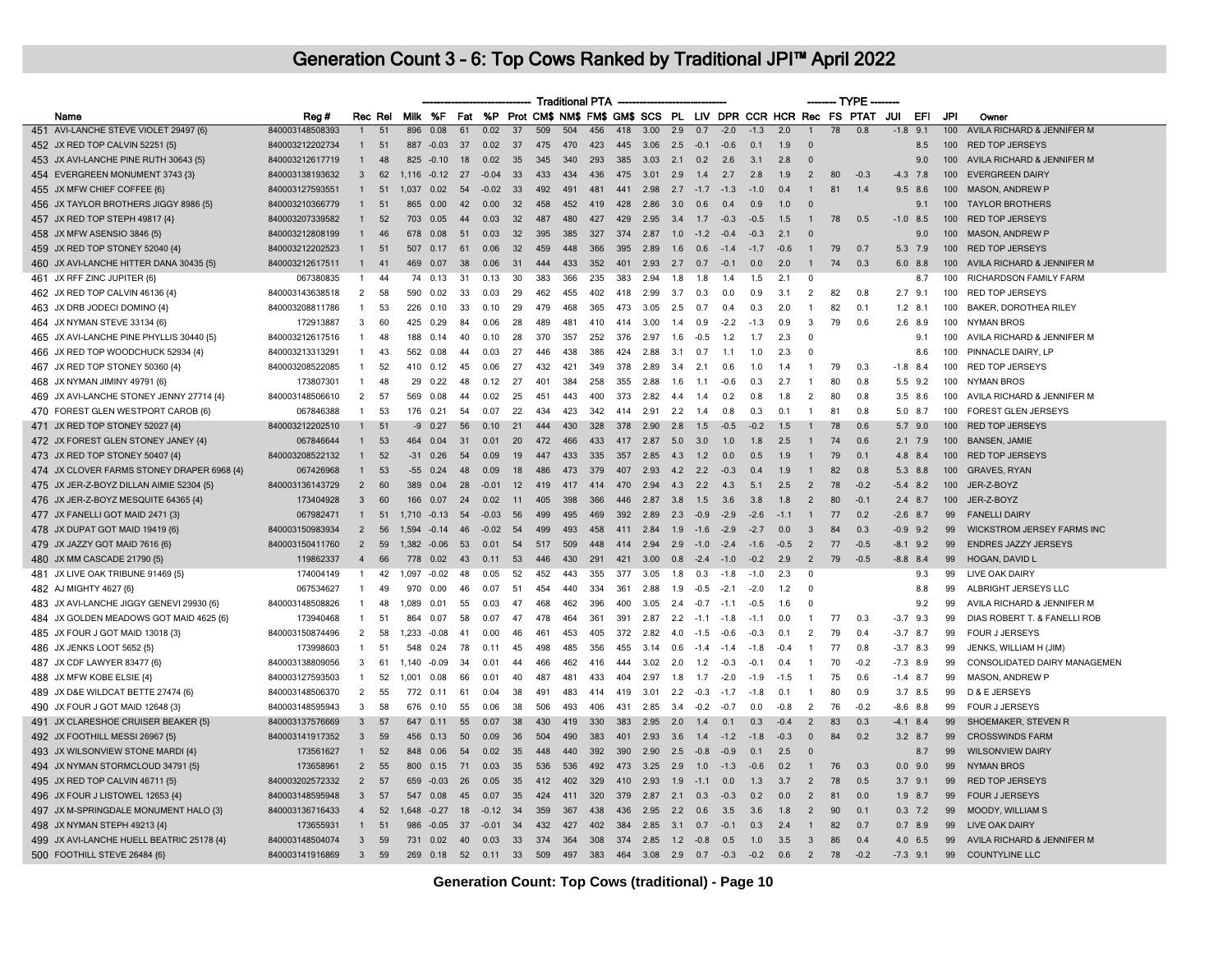# Generation Count 3 - 6: Top Cows Ranked by Traditional JPI™ April 2022

| | Name | Reg # | Rec | Rel | Milk | %F | Fat | %P | Prot | CM$ | NM$ | FM$ | GM$ | SCS | PL | LIV | DPR | CCR | HCR | Rec | FS | PTAT | JUI | EFI | JPI | Owner |
|---|---|---|---|---|---|---|---|---|---|---|---|---|---|---|---|---|---|---|---|---|---|---|---|---|---|---|
| | | | | | Traditional PTA | | | | | | | | | | | | | | | TYPE | | | | | | |
| 451 | AVI-LANCHE STEVE VIOLET 29497 {6} | 840003148508393 | 1 | 51 | 896 | 0.08 | 61 | 0.02 | 37 | 509 | 504 | 456 | 418 | 3.00 | 2.9 | 0.7 | -2.0 | -1.3 | 2.0 | 1 | 78 | 0.8 | -1.8 | 9.1 | 100 | AVILA RICHARD & JENNIFER M |
| 452 | JX RED TOP CALVIN 52251 {5} | 840003212202734 | 1 | 51 | 887 | -0.03 | 37 | 0.02 | 37 | 475 | 470 | 423 | 445 | 3.06 | 2.5 | -0.1 | -0.6 | 0.1 | 1.9 | 0 | | | | 8.5 | 100 | RED TOP JERSEYS |
| 453 | JX AVI-LANCHE PINE RUTH 30643 {5} | 840003212617719 | 1 | 48 | 825 | -0.10 | 18 | 0.02 | 35 | 345 | 340 | 293 | 385 | 3.03 | 2.1 | 0.2 | 2.6 | 3.1 | 2.8 | 0 | | | | 9.0 | 100 | AVILA RICHARD & JENNIFER M |
| 454 | EVERGREEN MONUMENT 3743 {3} | 840003138193632 | 3 | 62 | 1,116 | -0.12 | 27 | -0.04 | 33 | 433 | 434 | 436 | 475 | 3.01 | 2.9 | 1.4 | 2.7 | 2.8 | 1.9 | 2 | 80 | -0.3 | -4.3 | 7.8 | 100 | EVERGREEN DAIRY |
| 455 | JX MFW CHIEF COFFEE {6} | 840003127593551 | 1 | 51 | 1,037 | 0.02 | 54 | -0.02 | 33 | 492 | 491 | 481 | 441 | 2.98 | 2.7 | -1.7 | -1.3 | -1.0 | 0.4 | 1 | 81 | 1.4 | 9.5 | 8.6 | 100 | MASON, ANDREW P |
| 456 | JX TAYLOR BROTHERS JIGGY 8986 {5} | 840003210366779 | 1 | 51 | 865 | 0.00 | 42 | 0.00 | 32 | 458 | 452 | 419 | 428 | 2.86 | 3.0 | 0.6 | 0.4 | 0.9 | 1.0 | 0 | | | | 9.1 | 100 | TAYLOR BROTHERS |
| 457 | JX RED TOP STEPH 49817 {4} | 840003207339582 | 1 | 52 | 703 | 0.05 | 44 | 0.03 | 32 | 487 | 480 | 427 | 429 | 2.95 | 3.4 | 1.7 | -0.3 | -0.5 | 1.5 | 1 | 78 | 0.5 | -1.0 | 8.5 | 100 | RED TOP JERSEYS |
| 458 | JX MFW ASENSIO 3846 {5} | 840003212808199 | 1 | 46 | 678 | 0.08 | 51 | 0.03 | 32 | 395 | 385 | 327 | 374 | 2.87 | 1.0 | -1.2 | -0.4 | -0.3 | 2.1 | 0 | | | | 9.0 | 100 | MASON, ANDREW P |
| 459 | JX RED TOP STONEY 52040 {4} | 840003212202523 | 1 | 51 | 507 | 0.17 | 61 | 0.06 | 32 | 459 | 448 | 366 | 395 | 2.89 | 1.6 | 0.6 | -1.4 | -1.7 | -0.6 | 1 | 79 | 0.7 | 5.3 | 7.9 | 100 | RED TOP JERSEYS |
| 460 | JX AVI-LANCHE HITTER DANA 30435 {5} | 840003212617511 | 1 | 41 | 469 | 0.07 | 38 | 0.06 | 31 | 444 | 433 | 352 | 401 | 2.93 | 2.7 | 0.7 | -0.1 | 0.0 | 2.0 | 1 | 74 | 0.3 | 6.0 | 8.8 | 100 | AVILA RICHARD & JENNIFER M |
| 461 | JX RFF ZINC JUPITER {6} | 067380835 | 1 | 44 | 74 | 0.13 | 31 | 0.13 | 30 | 383 | 366 | 235 | 383 | 2.94 | 1.8 | 1.8 | 1.4 | 1.5 | 2.1 | 0 | | | | 8.7 | 100 | RICHARDSON FAMILY FARM |
| 462 | JX RED TOP CALVIN 46136 {4} | 840003143638518 | 2 | 58 | 590 | 0.02 | 33 | 0.03 | 29 | 462 | 455 | 402 | 418 | 2.99 | 3.7 | 0.3 | 0.0 | 0.9 | 3.1 | 2 | 82 | 0.8 | 2.7 | 9.1 | 100 | RED TOP JERSEYS |
| 463 | JX DRB JODECI DOMINO {4} | 840003208811786 | 1 | 53 | 226 | 0.10 | 33 | 0.10 | 29 | 479 | 468 | 365 | 473 | 3.05 | 2.5 | 0.7 | 0.4 | 0.3 | 2.0 | 1 | 82 | 0.1 | 1.2 | 8.1 | 100 | BAKER, DOROTHEA RILEY |
| 464 | JX NYMAN STEVE 33134 {6} | 172913887 | 3 | 60 | 425 | 0.29 | 84 | 0.06 | 28 | 489 | 481 | 410 | 414 | 3.00 | 1.4 | 0.9 | -2.2 | -1.3 | 0.9 | 3 | 79 | 0.6 | 2.6 | 8.9 | 100 | NYMAN BROS |
| 465 | JX AVI-LANCHE PINE PHYLLIS 30440 {5} | 840003212617516 | 1 | 48 | 188 | 0.14 | 40 | 0.10 | 28 | 370 | 357 | 252 | 376 | 2.97 | 1.6 | -0.5 | 1.2 | 1.7 | 2.3 | 0 | | | | 9.1 | 100 | AVILA RICHARD & JENNIFER M |
| 466 | JX RED TOP WOODCHUCK 52934 {4} | 840003213313291 | 1 | 43 | 562 | 0.08 | 44 | 0.03 | 27 | 446 | 438 | 386 | 424 | 2.88 | 3.1 | 0.7 | 1.1 | 1.0 | 2.3 | 0 | | | | 8.6 | 100 | PINNACLE DAIRY, LP |
| 467 | JX RED TOP STONEY 50360 {4} | 840003208522085 | 1 | 52 | 410 | 0.12 | 45 | 0.06 | 27 | 432 | 421 | 349 | 378 | 2.89 | 3.4 | 2.1 | 0.6 | 1.0 | 1.4 | 1 | 79 | 0.3 | -1.8 | 8.4 | 100 | RED TOP JERSEYS |
| 468 | JX NYMAN JIMINY 49791 {6} | 173807301 | 1 | 48 | 29 | 0.22 | 48 | 0.12 | 27 | 401 | 384 | 258 | 355 | 2.88 | 1.6 | 1.1 | -0.6 | 0.3 | 2.7 | 1 | 80 | 0.8 | 5.5 | 9.2 | 100 | NYMAN BROS |
| 469 | JX AVI-LANCHE STONEY JENNY 27714 {4} | 840003148506610 | 2 | 57 | 569 | 0.08 | 44 | 0.02 | 25 | 451 | 443 | 400 | 373 | 2.82 | 4.4 | 1.4 | 0.2 | 0.8 | 1.8 | 2 | 80 | 0.8 | 3.5 | 8.6 | 100 | AVILA RICHARD & JENNIFER M |
| 470 | FOREST GLEN WESTPORT CAROB {6} | 067846388 | 1 | 53 | 176 | 0.21 | 54 | 0.07 | 22 | 434 | 423 | 342 | 414 | 2.91 | 2.2 | 1.4 | 0.8 | 0.3 | 0.1 | 1 | 81 | 0.8 | 5.0 | 8.7 | 100 | FOREST GLEN JERSEYS |
| 471 | JX RED TOP STONEY 52027 {4} | 840003212202510 | 1 | 51 | -9 | 0.27 | 56 | 0.10 | 21 | 444 | 430 | 328 | 378 | 2.90 | 2.8 | 1.5 | -0.5 | -0.2 | 1.5 | 1 | 78 | 0.6 | 5.7 | 9.0 | 100 | RED TOP JERSEYS |
| 472 | JX FOREST GLEN STONEY JANEY {4} | 067846644 | 1 | 53 | 464 | 0.04 | 31 | 0.01 | 20 | 472 | 466 | 433 | 417 | 2.87 | 5.0 | 3.0 | 1.0 | 1.8 | 2.5 | 1 | 74 | 0.6 | 2.1 | 7.9 | 100 | BANSEN, JAMIE |
| 473 | JX RED TOP STONEY 50407 {4} | 840003208522132 | 1 | 52 | -31 | 0.26 | 54 | 0.09 | 19 | 447 | 433 | 335 | 357 | 2.85 | 4.3 | 1.2 | 0.0 | 0.5 | 1.9 | 1 | 79 | 0.1 | 4.8 | 8.4 | 100 | RED TOP JERSEYS |
| 474 | JX CLOVER FARMS STONEY DRAPER 6968 {4} | 067426968 | 1 | 53 | -55 | 0.24 | 48 | 0.09 | 18 | 486 | 473 | 379 | 407 | 2.93 | 4.2 | 2.2 | -0.3 | 0.4 | 1.9 | 1 | 82 | 0.8 | 5.3 | 8.8 | 100 | GRAVES, RYAN |
| 475 | JX JER-Z-BOYZ DILLAN AIMIE 52304 {5} | 840003136143729 | 2 | 60 | 389 | 0.04 | 28 | -0.01 | 12 | 419 | 417 | 414 | 470 | 2.94 | 4.3 | 2.2 | 4.3 | 5.1 | 2.5 | 2 | 78 | -0.2 | -5.4 | 8.2 | 100 | JER-Z-BOYZ |
| 476 | JX JER-Z-BOYZ MESQUITE 64365 {4} | 173404928 | 3 | 60 | 166 | 0.07 | 24 | 0.02 | 11 | 405 | 398 | 366 | 446 | 2.87 | 3.8 | 1.5 | 3.6 | 3.8 | 1.8 | 2 | 80 | -0.1 | 2.4 | 8.7 | 100 | JER-Z-BOYZ |
| 477 | JX FANELLI GOT MAID 2471 {3} | 067982471 | 1 | 51 | 1,710 | -0.13 | 54 | -0.03 | 56 | 499 | 495 | 469 | 392 | 2.89 | 2.3 | -0.9 | -2.9 | -2.6 | -1.1 | 1 | 77 | 0.2 | -2.6 | 8.7 | 99 | FANELLI DAIRY |
| 478 | JX DUPAT GOT MAID 19419 {6} | 840003150983934 | 2 | 56 | 1,594 | -0.14 | 46 | -0.02 | 54 | 499 | 493 | 458 | 411 | 2.84 | 1.9 | -1.6 | -2.9 | -2.7 | 0.0 | 3 | 84 | 0.3 | -0.9 | 9.2 | 99 | WICKSTROM JERSEY FARMS INC |
| 479 | JX JAZZY GOT MAID 7616 {6} | 840003150411760 | 2 | 59 | 1,382 | -0.06 | 53 | 0.01 | 54 | 517 | 509 | 448 | 414 | 2.94 | 2.9 | -1.0 | -2.4 | -1.6 | -0.5 | 2 | 77 | -0.5 | -8.1 | 9.2 | 99 | ENDRES JAZZY JERSEYS |
| 480 | JX MM CASCADE 21790 {5} | 119862337 | 4 | 66 | 778 | 0.02 | 43 | 0.11 | 53 | 446 | 430 | 291 | 421 | 3.00 | 0.8 | -2.4 | -1.0 | -0.2 | 2.9 | 2 | 79 | -0.5 | -8.8 | 8.4 | 99 | HOGAN, DAVID L |
| 481 | JX LIVE OAK TRIBUNE 91469 {5} | 174004149 | 1 | 42 | 1,097 | -0.02 | 48 | 0.05 | 52 | 452 | 443 | 355 | 377 | 3.05 | 1.8 | 0.3 | -1.8 | -1.0 | 2.3 | 0 | | | | 9.3 | 99 | LIVE OAK DAIRY |
| 482 | AJ MIGHTY 4627 {6} | 067534627 | 1 | 49 | 970 | 0.00 | 46 | 0.07 | 51 | 454 | 440 | 334 | 361 | 2.88 | 1.9 | -0.5 | -2.1 | -2.0 | 1.2 | 0 | | | | 8.8 | 99 | ALBRIGHT JERSEYS LLC |
| 483 | JX AVI-LANCHE JIGGY GENEVI 29930 {6} | 840003148508826 | 1 | 48 | 1,089 | 0.01 | 55 | 0.03 | 47 | 468 | 462 | 396 | 400 | 3.05 | 2.4 | -0.7 | -1.1 | -0.5 | 1.6 | 0 | | | | 9.2 | 99 | AVILA RICHARD & JENNIFER M |
| 484 | JX GOLDEN MEADOWS GOT MAID 4625 {6} | 173940468 | 1 | 51 | 864 | 0.07 | 58 | 0.07 | 47 | 478 | 464 | 361 | 391 | 2.87 | 2.2 | -1.1 | -1.8 | -1.1 | 0.0 | 1 | 77 | 0.3 | -3.7 | 9.3 | 99 | DIAS ROBERT T. & FANELLI ROB |
| 485 | JX FOUR J GOT MAID 13018 {3} | 840003150874496 | 2 | 58 | 1,233 | -0.08 | 41 | 0.00 | 46 | 461 | 453 | 405 | 372 | 2.82 | 4.0 | -1.5 | -0.6 | -0.3 | 0.1 | 2 | 79 | 0.4 | -3.7 | 8.7 | 99 | FOUR J JERSEYS |
| 486 | JX JENKS LOOT 5652 {5} | 173998603 | 1 | 51 | 548 | 0.24 | 78 | 0.11 | 45 | 498 | 485 | 356 | 455 | 3.14 | 0.6 | -1.4 | -1.4 | -1.8 | -0.4 | 1 | 77 | 0.8 | -3.7 | 8.3 | 99 | JENKS, WILLIAM H (JIM) |
| 487 | JX CDF LAWYER 83477 {6} | 840003138809056 | 3 | 61 | 1,140 | -0.09 | 34 | 0.01 | 44 | 466 | 462 | 416 | 444 | 3.02 | 2.0 | 1.2 | -0.3 | -0.1 | 0.4 | 1 | 70 | -0.2 | -7.3 | 8.9 | 99 | CONSOLIDATED DAIRY MANAGEMEN |
| 488 | JX MFW KOBE ELSIE {4} | 840003127593503 | 1 | 52 | 1,001 | 0.08 | 66 | 0.01 | 40 | 487 | 481 | 433 | 404 | 2.97 | 1.8 | 1.7 | -2.0 | -1.9 | -1.5 | 1 | 75 | 0.6 | -1.4 | 8.7 | 99 | MASON, ANDREW P |
| 489 | JX D&E WILDCAT BETTE 27474 {6} | 840003148506370 | 2 | 55 | 772 | 0.11 | 61 | 0.04 | 38 | 491 | 483 | 414 | 419 | 3.01 | 2.2 | -0.3 | -1.7 | -1.8 | 0.1 | 1 | 80 | 0.9 | 3.7 | 8.5 | 99 | D & E JERSEYS |
| 490 | JX FOUR J GOT MAID 12648 {3} | 840003148595943 | 3 | 58 | 676 | 0.10 | 55 | 0.06 | 38 | 506 | 493 | 406 | 431 | 2.85 | 3.4 | -0.2 | -0.7 | 0.0 | -0.8 | 2 | 76 | -0.2 | -8.6 | 8.8 | 99 | FOUR J JERSEYS |
| 491 | JX CLARESHOE CRUISER BEAKER {5} | 840003137576669 | 3 | 57 | 647 | 0.11 | 55 | 0.07 | 38 | 430 | 419 | 330 | 383 | 2.95 | 2.0 | 1.4 | 0.1 | 0.3 | -0.4 | 2 | 83 | 0.3 | -4.1 | 8.4 | 99 | SHOEMAKER, STEVEN R |
| 492 | JX FOOTHILL MESSI 26967 {5} | 840003141917352 | 3 | 59 | 456 | 0.13 | 50 | 0.09 | 36 | 504 | 490 | 383 | 401 | 2.93 | 3.6 | 1.4 | -1.2 | -1.8 | -0.3 | 0 | 84 | 0.2 | 3.2 | 8.7 | 99 | CROSSWINDS FARM |
| 493 | JX WILSONVIEW STONE MARDI {4} | 173561627 | 1 | 52 | 848 | 0.06 | 54 | 0.02 | 35 | 448 | 440 | 392 | 390 | 2.90 | 2.5 | -0.8 | -0.9 | 0.1 | 2.5 | 0 | | | | 8.7 | 99 | WILSONVIEW DAIRY |
| 494 | JX NYMAN STORMCLOUD 34791 {5} | 173658961 | 2 | 55 | 800 | 0.15 | 71 | 0.03 | 35 | 536 | 536 | 492 | 473 | 3.25 | 2.9 | 1.0 | -1.3 | -0.6 | 0.2 | 1 | 76 | 0.3 | 0.0 | 9.0 | 99 | NYMAN BROS |
| 495 | JX RED TOP CALVIN 46711 {5} | 840003202572332 | 2 | 57 | 659 | -0.03 | 26 | 0.05 | 35 | 412 | 402 | 329 | 410 | 2.93 | 1.9 | -1.1 | 0.0 | 1.3 | 3.7 | 2 | 78 | 0.5 | 3.7 | 9.1 | 99 | RED TOP JERSEYS |
| 496 | JX FOUR J LISTOWEL 12653 {4} | 840003148595948 | 3 | 57 | 547 | 0.08 | 45 | 0.07 | 35 | 424 | 411 | 320 | 379 | 2.87 | 2.1 | 0.3 | -0.3 | 0.2 | 0.0 | 2 | 81 | 0.0 | 1.9 | 8.7 | 99 | FOUR J JERSEYS |
| 497 | JX M-SPRINGDALE MONUMENT HALO {3} | 840003136716433 | 4 | 52 | 1,648 | -0.27 | 18 | -0.12 | 34 | 359 | 367 | 438 | 436 | 2.95 | 2.2 | 0.6 | 3.5 | 3.6 | 1.8 | 2 | 90 | 0.1 | 0.3 | 7.2 | 99 | MOODY, WILLIAM S |
| 498 | JX NYMAN STEPH 49213 {4} | 173655931 | 1 | 51 | 986 | -0.05 | 37 | -0.01 | 34 | 432 | 427 | 402 | 384 | 2.85 | 3.1 | 0.7 | -0.1 | 0.3 | 2.4 | 1 | 82 | 0.7 | 0.7 | 8.9 | 99 | LIVE OAK DAIRY |
| 499 | JX AVI-LANCHE HUELL BEATRIC 25178 {4} | 840003148504074 | 3 | 59 | 731 | 0.02 | 40 | 0.03 | 33 | 374 | 364 | 308 | 374 | 2.85 | 1.2 | -0.8 | 0.5 | 1.0 | 3.5 | 3 | 86 | 0.4 | 4.0 | 6.5 | 99 | AVILA RICHARD & JENNIFER M |
| 500 | FOOTHILL STEVE 26484 {6} | 840003141916869 | 3 | 59 | 269 | 0.18 | 52 | 0.11 | 33 | 509 | 497 | 383 | 464 | 3.08 | 2.9 | 0.7 | -0.3 | -0.2 | 0.6 | 2 | 78 | -0.2 | -7.3 | 9.1 | 99 | COUNTYLINE LLC |

**Generation Count: Top Cows (traditional) - Page 10**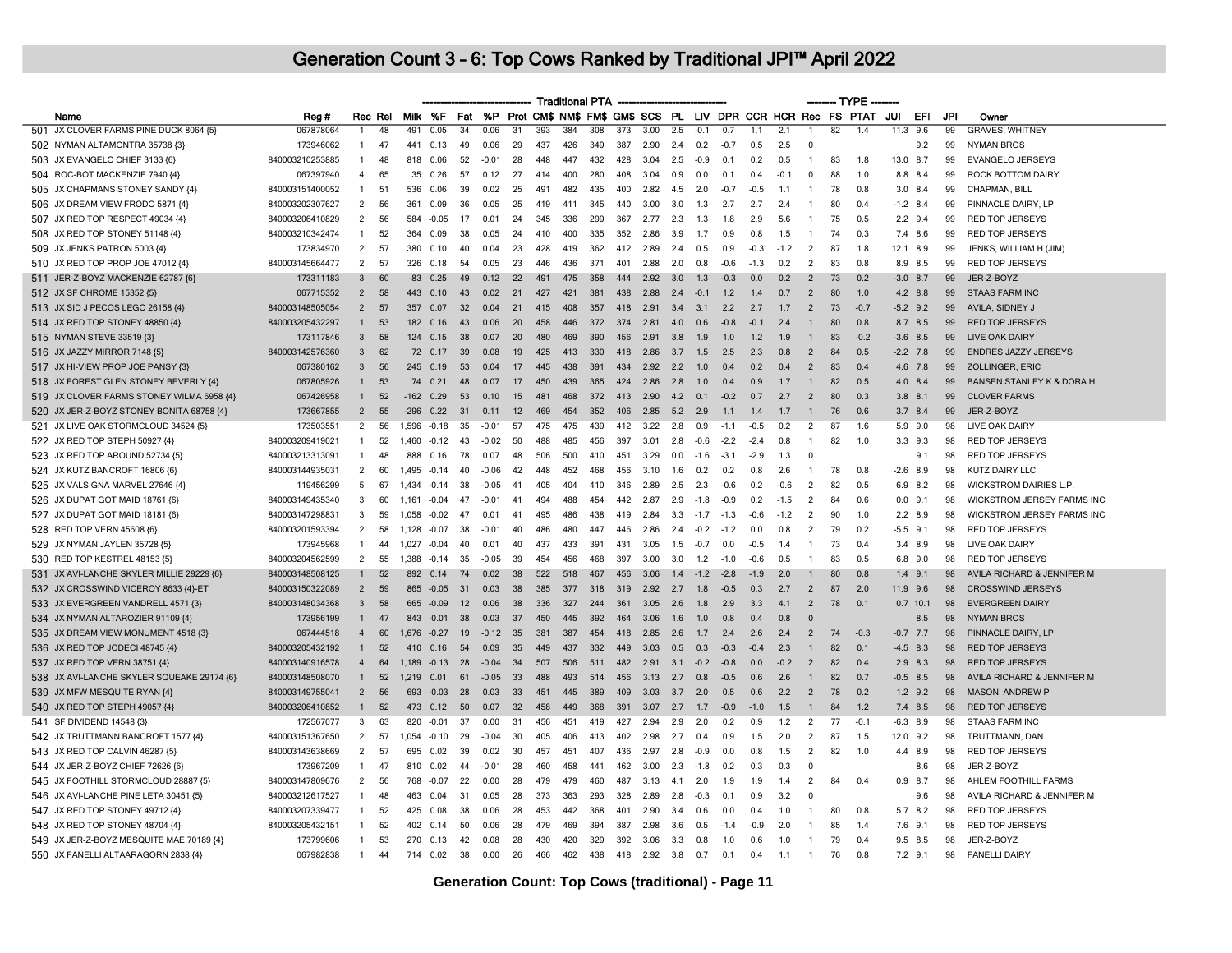# Generation Count 3 - 6: Top Cows Ranked by Traditional JPI™ April 2022

| | Name | Reg # | Rec | Rel | Traditional PTA | | | | | | | | | | | | | | | | TYPE | | | JUI | EFI | JPI | Owner |
|---|---|---|---|---|---|---|---|---|---|---|---|---|---|---|---|---|---|---|---|---|---|---|---|---|---|---|---|
| | | | | | Milk | %F | Fat | %P | Prot | CM$ | NM$ | FM$ | GM$ | SCS | PL | LIV | DPR | CCR | HCR | Rec | FS | PTAT | | | | |
| 501 | JX CLOVER FARMS PINE DUCK 8064 {5} | 067878064 | 1 | 48 | 491 | 0.05 | 34 | 0.06 | 31 | 393 | 384 | 308 | 373 | 3.00 | 2.5 | -0.1 | 0.7 | 1.1 | 2.1 | 1 | 82 | 1.4 | 11.3 | 9.6 | 99 | GRAVES, WHITNEY |
| 502 | NYMAN ALTAMONTRA 35738 {3} | 173946062 | 1 | 47 | 441 | 0.13 | 49 | 0.06 | 29 | 437 | 426 | 349 | 387 | 2.90 | 2.4 | 0.2 | -0.7 | 0.5 | 2.5 | 0 | | | | 9.2 | 99 | NYMAN BROS |
| 503 | JX EVANGELO CHIEF 3133 {6} | 840003210253885 | 1 | 48 | 818 | 0.06 | 52 | -0.01 | 28 | 448 | 447 | 432 | 428 | 3.04 | 2.5 | -0.9 | 0.1 | 0.2 | 0.5 | 1 | 83 | 1.8 | 13.0 | 8.7 | 99 | EVANGELO JERSEYS |
| 504 | ROC-BOT MACKENZIE 7940 {4} | 067397940 | 4 | 65 | 35 | 0.26 | 57 | 0.12 | 27 | 414 | 400 | 280 | 408 | 3.04 | 0.9 | 0.0 | 0.1 | 0.4 | -0.1 | 0 | 88 | 1.0 | 8.8 | 8.4 | 99 | ROCK BOTTOM DAIRY |
| 505 | JX CHAPMANS STONEY SANDY {4} | 840003151400052 | 1 | 51 | 536 | 0.06 | 39 | 0.02 | 25 | 491 | 482 | 435 | 400 | 2.82 | 4.5 | 2.0 | -0.7 | -0.5 | 1.1 | 1 | 78 | 0.8 | 3.0 | 8.4 | 99 | CHAPMAN, BILL |
| 506 | JX DREAM VIEW FRODO 5871 {4} | 840003202307627 | 2 | 56 | 361 | 0.09 | 36 | 0.05 | 25 | 419 | 411 | 345 | 440 | 3.00 | 3.0 | 1.3 | 2.7 | 2.7 | 2.4 | 1 | 80 | 0.4 | -1.2 | 8.4 | 99 | PINNACLE DAIRY, LP |
| 507 | JX RED TOP RESPECT 49034 {4} | 840003206410829 | 2 | 56 | 584 | -0.05 | 17 | 0.01 | 24 | 345 | 336 | 299 | 367 | 2.77 | 2.3 | 1.3 | 1.8 | 2.9 | 5.6 | 1 | 75 | 0.5 | 2.2 | 9.4 | 99 | RED TOP JERSEYS |
| 508 | JX RED TOP STONEY 51148 {4} | 840003210342474 | 1 | 52 | 364 | 0.09 | 38 | 0.05 | 24 | 410 | 400 | 335 | 352 | 2.86 | 3.9 | 1.7 | 0.9 | 0.8 | 1.5 | 1 | 74 | 0.3 | 7.4 | 8.6 | 99 | RED TOP JERSEYS |
| 509 | JX JENKS PATRON 5003 {4} | 173834970 | 2 | 57 | 380 | 0.10 | 40 | 0.04 | 23 | 428 | 419 | 362 | 412 | 2.89 | 2.4 | 0.5 | 0.9 | -0.3 | -1.2 | 2 | 87 | 1.8 | 12.1 | 8.9 | 99 | JENKS, WILLIAM H (JIM) |
| 510 | JX RED TOP PROP JOE 47012 {4} | 840003145664477 | 2 | 57 | 326 | 0.18 | 54 | 0.05 | 23 | 446 | 436 | 371 | 401 | 2.88 | 2.0 | 0.8 | -0.6 | -1.3 | 0.2 | 2 | 83 | 0.8 | 8.9 | 8.5 | 99 | RED TOP JERSEYS |
| 511 | JER-Z-BOYZ MACKENZIE 62787 {6} | 173311183 | 3 | 60 | -83 | 0.25 | 49 | 0.12 | 22 | 491 | 475 | 358 | 444 | 2.92 | 3.0 | 1.3 | -0.3 | 0.0 | 0.2 | 2 | 73 | 0.2 | -3.0 | 8.7 | 99 | JER-Z-BOYZ |
| 512 | JX SF CHROME 15352 {5} | 067715352 | 2 | 58 | 443 | 0.10 | 43 | 0.02 | 21 | 427 | 421 | 381 | 438 | 2.88 | 2.4 | -0.1 | 1.2 | 1.4 | 0.7 | 2 | 80 | 1.0 | 4.2 | 8.8 | 99 | STAAS FARM INC |
| 513 | JX SID J PECOS LEGO 26158 {4} | 840003148505054 | 2 | 57 | 357 | 0.07 | 32 | 0.04 | 21 | 415 | 408 | 357 | 418 | 2.91 | 3.4 | 3.1 | 2.2 | 2.7 | 1.7 | 2 | 73 | -0.7 | -5.2 | 9.2 | 99 | AVILA, SIDNEY J |
| 514 | JX RED TOP STONEY 48850 {4} | 840003205432297 | 1 | 53 | 182 | 0.16 | 43 | 0.06 | 20 | 458 | 446 | 372 | 374 | 2.81 | 4.0 | 0.6 | -0.8 | -0.1 | 2.4 | 1 | 80 | 0.8 | 8.7 | 8.5 | 99 | RED TOP JERSEYS |
| 515 | NYMAN STEVE 33519 {3} | 173117846 | 3 | 58 | 124 | 0.15 | 38 | 0.07 | 20 | 480 | 469 | 390 | 456 | 2.91 | 3.8 | 1.9 | 1.0 | 1.2 | 1.9 | 1 | 83 | -0.2 | -3.6 | 8.5 | 99 | LIVE OAK DAIRY |
| 516 | JX JAZZY MIRROR 7148 {5} | 840003142576360 | 3 | 62 | 72 | 0.17 | 39 | 0.08 | 19 | 425 | 413 | 330 | 418 | 2.86 | 3.7 | 1.5 | 2.5 | 2.3 | 0.8 | 2 | 84 | 0.5 | -2.2 | 7.8 | 99 | ENDRES JAZZY JERSEYS |
| 517 | JX HI-VIEW PROP JOE PANSY {3} | 067380162 | 3 | 56 | 245 | 0.19 | 53 | 0.04 | 17 | 445 | 438 | 391 | 434 | 2.92 | 2.2 | 1.0 | 0.4 | 0.2 | 0.4 | 2 | 83 | 0.4 | 4.6 | 7.8 | 99 | ZOLLINGER, ERIC |
| 518 | JX FOREST GLEN STONEY BEVERLY {4} | 067805926 | 1 | 53 | 74 | 0.21 | 48 | 0.07 | 17 | 450 | 439 | 365 | 424 | 2.86 | 2.8 | 1.0 | 0.4 | 0.9 | 1.7 | 1 | 82 | 0.5 | 4.0 | 8.4 | 99 | BANSEN STANLEY K & DORA H |
| 519 | JX CLOVER FARMS STONEY WILMA 6958 {4} | 067426958 | 1 | 52 | -162 | 0.29 | 53 | 0.10 | 15 | 481 | 468 | 372 | 413 | 2.90 | 4.2 | 0.1 | -0.2 | 0.7 | 2.7 | 2 | 80 | 0.3 | 3.8 | 8.1 | 99 | CLOVER FARMS |
| 520 | JX JER-Z-BOYZ STONEY BONITA 68758 {4} | 173667855 | 2 | 55 | -296 | 0.22 | 31 | 0.11 | 12 | 469 | 454 | 352 | 406 | 2.85 | 5.2 | 2.9 | 1.1 | 1.4 | 1.7 | 1 | 76 | 0.6 | 3.7 | 8.4 | 99 | JER-Z-BOYZ |
| 521 | JX LIVE OAK STORMCLOUD 34524 {5} | 173503551 | 2 | 56 | 1,596 | -0.18 | 35 | -0.01 | 57 | 475 | 475 | 439 | 412 | 3.22 | 2.8 | 0.9 | -1.1 | -0.5 | 0.2 | 2 | 87 | 1.6 | 5.9 | 9.0 | 98 | LIVE OAK DAIRY |
| 522 | JX RED TOP STEPH 50927 {4} | 840003209419021 | 1 | 52 | 1,460 | -0.12 | 43 | -0.02 | 50 | 488 | 485 | 456 | 397 | 3.01 | 2.8 | -0.6 | -2.2 | -2.4 | 0.8 | 1 | 82 | 1.0 | 3.3 | 9.3 | 98 | RED TOP JERSEYS |
| 523 | JX RED TOP AROUND 52734 {5} | 840003213313091 | 1 | 48 | 888 | 0.16 | 78 | 0.07 | 48 | 506 | 500 | 410 | 451 | 3.29 | 0.0 | -1.6 | -3.1 | -2.9 | 1.3 | 0 | | | | 9.1 | 98 | RED TOP JERSEYS |
| 524 | JX KUTZ BANCROFT 16806 {6} | 840003144935031 | 2 | 60 | 1,495 | -0.14 | 40 | -0.06 | 42 | 448 | 452 | 468 | 456 | 3.10 | 1.6 | 0.2 | 0.2 | 0.8 | 2.6 | 1 | 78 | 0.8 | -2.6 | 8.9 | 98 | KUTZ DAIRY LLC |
| 525 | JX VALSIGNA MARVEL 27646 {4} | 119456299 | 5 | 67 | 1,434 | -0.14 | 38 | -0.05 | 41 | 405 | 404 | 410 | 346 | 2.89 | 2.5 | 2.3 | -0.6 | 0.2 | -0.6 | 2 | 82 | 0.5 | 6.9 | 8.2 | 98 | WICKSTROM DAIRIES L.P. |
| 526 | JX DUPAT GOT MAID 18761 {6} | 840003149435340 | 3 | 60 | 1,161 | -0.04 | 47 | -0.01 | 41 | 494 | 488 | 454 | 442 | 2.87 | 2.9 | -1.8 | -0.9 | 0.2 | -1.5 | 2 | 84 | 0.6 | 0.0 | 9.1 | 98 | WICKSTROM JERSEY FARMS INC |
| 527 | JX DUPAT GOT MAID 18181 {6} | 840003147298831 | 3 | 59 | 1,058 | -0.02 | 47 | 0.01 | 41 | 495 | 486 | 438 | 419 | 2.84 | 3.3 | -1.7 | -1.3 | -0.6 | -1.2 | 2 | 90 | 1.0 | 2.2 | 8.9 | 98 | WICKSTROM JERSEY FARMS INC |
| 528 | RED TOP VERN 45608 {6} | 840003201593394 | 2 | 58 | 1,128 | -0.07 | 38 | -0.01 | 40 | 486 | 480 | 447 | 446 | 2.86 | 2.4 | -0.2 | -1.2 | 0.0 | 0.8 | 2 | 79 | 0.2 | -5.5 | 9.1 | 98 | RED TOP JERSEYS |
| 529 | JX NYMAN JAYLEN 35728 {5} | 173945968 | 1 | 44 | 1,027 | -0.04 | 40 | 0.01 | 40 | 437 | 433 | 391 | 431 | 3.05 | 1.5 | -0.7 | 0.0 | -0.5 | 1.4 | 1 | 73 | 0.4 | 3.4 | 8.9 | 98 | LIVE OAK DAIRY |
| 530 | RED TOP KESTREL 48153 {5} | 840003204562599 | 2 | 55 | 1,388 | -0.14 | 35 | -0.05 | 39 | 454 | 456 | 468 | 397 | 3.00 | 3.0 | 1.2 | -1.0 | -0.6 | 0.5 | 1 | 83 | 0.5 | 6.8 | 9.0 | 98 | RED TOP JERSEYS |
| 531 | JX AVI-LANCHE SKYLER MILLIE 29229 {6} | 840003148508125 | 1 | 52 | 892 | 0.14 | 74 | 0.02 | 38 | 522 | 518 | 467 | 456 | 3.06 | 1.4 | -1.2 | -2.8 | -1.9 | 2.0 | 1 | 80 | 0.8 | 1.4 | 9.1 | 98 | AVILA RICHARD & JENNIFER M |
| 532 | JX CROSSWIND VICEROY 8633 {4}-ET | 840003150322089 | 2 | 59 | 865 | -0.05 | 31 | 0.03 | 38 | 385 | 377 | 318 | 319 | 2.92 | 2.7 | 1.8 | -0.5 | 0.3 | 2.7 | 2 | 87 | 2.0 | 11.9 | 9.6 | 98 | CROSSWIND JERSEYS |
| 533 | JX EVERGREEN VANDRELL 4571 {3} | 840003148034368 | 3 | 58 | 665 | -0.09 | 12 | 0.06 | 38 | 336 | 327 | 244 | 361 | 3.05 | 2.6 | 1.8 | 2.9 | 3.3 | 4.1 | 2 | 78 | 0.1 | 0.7 | 10.1 | 98 | EVERGREEN DAIRY |
| 534 | JX NYMAN ALTAROZIER 91109 {4} | 173956199 | 1 | 47 | 843 | -0.01 | 38 | 0.03 | 37 | 450 | 445 | 392 | 464 | 3.06 | 1.6 | 1.0 | 0.8 | 0.4 | 0.8 | 0 | | | | 8.5 | 98 | NYMAN BROS |
| 535 | JX DREAM VIEW MONUMENT 4518 {3} | 067444518 | 4 | 60 | 1,676 | -0.27 | 19 | -0.12 | 35 | 381 | 387 | 454 | 418 | 2.85 | 2.6 | 1.7 | 2.4 | 2.6 | 2.4 | 2 | 74 | -0.3 | -0.7 | 7.7 | 98 | PINNACLE DAIRY, LP |
| 536 | JX RED TOP JODECI 48745 {4} | 840003205432192 | 1 | 52 | 410 | 0.16 | 54 | 0.09 | 35 | 488 | 477 | 332 | 449 | 3.03 | 0.5 | 0.3 | -0.3 | -0.4 | 2.3 | 1 | 82 | 0.1 | -4.5 | 8.3 | 98 | RED TOP JERSEYS |
| 537 | JX RED TOP VERN 38751 {4} | 840003140916578 | 4 | 64 | 1,189 | -0.13 | 28 | -0.04 | 34 | 507 | 506 | 511 | 482 | 2.91 | 3.1 | -0.2 | -0.8 | 0.0 | -0.2 | 2 | 82 | 0.4 | 2.9 | 8.3 | 98 | RED TOP JERSEYS |
| 538 | JX AVI-LANCHE SKYLER SQUEAKE 29174 {6} | 840003148508070 | 1 | 52 | 1,219 | 0.01 | 61 | -0.05 | 33 | 488 | 493 | 514 | 456 | 3.13 | 2.7 | 0.8 | -0.5 | 0.6 | 2.6 | 1 | 82 | 0.7 | -0.5 | 8.5 | 98 | AVILA RICHARD & JENNIFER M |
| 539 | JX MFW MESQUITE RYAN {4} | 840003149755041 | 2 | 56 | 693 | -0.03 | 28 | 0.03 | 33 | 451 | 445 | 389 | 409 | 3.03 | 3.7 | 2.0 | 0.5 | 0.6 | 2.2 | 2 | 78 | 0.2 | 1.2 | 9.2 | 98 | MASON, ANDREW P |
| 540 | JX RED TOP STEPH 49057 {4} | 840003206410852 | 1 | 52 | 473 | 0.12 | 50 | 0.07 | 32 | 458 | 449 | 368 | 391 | 3.07 | 2.7 | 1.7 | -0.9 | -1.0 | 1.5 | 1 | 84 | 1.2 | 7.4 | 8.5 | 98 | RED TOP JERSEYS |
| 541 | SF DIVIDEND 14548 {3} | 172567077 | 3 | 63 | 820 | -0.01 | 37 | 0.00 | 31 | 456 | 451 | 419 | 427 | 2.94 | 2.9 | 2.0 | 0.2 | 0.9 | 1.2 | 2 | 77 | -0.1 | -6.3 | 8.9 | 98 | STAAS FARM INC |
| 542 | JX TRUTTMANN BANCROFT 1577 {4} | 840003151367650 | 2 | 57 | 1,054 | -0.10 | 29 | -0.04 | 30 | 405 | 406 | 413 | 402 | 2.98 | 2.7 | 0.4 | 0.9 | 1.5 | 2.0 | 2 | 87 | 1.5 | 12.0 | 9.2 | 98 | TRUTTMANN, DAN |
| 543 | JX RED TOP CALVIN 46287 {5} | 840003143638669 | 2 | 57 | 695 | 0.02 | 39 | 0.02 | 30 | 457 | 451 | 407 | 436 | 2.97 | 2.8 | -0.9 | 0.0 | 0.8 | 1.5 | 2 | 82 | 1.0 | 4.4 | 8.9 | 98 | RED TOP JERSEYS |
| 544 | JX JER-Z-BOYZ CHIEF 72626 {6} | 173967209 | 1 | 47 | 810 | 0.02 | 44 | -0.01 | 28 | 460 | 458 | 441 | 462 | 3.00 | 2.3 | -1.8 | 0.2 | 0.3 | 0.3 | 0 | | | | 8.6 | 98 | JER-Z-BOYZ |
| 545 | JX FOOTHILL STORMCLOUD 28887 {5} | 840003147809676 | 2 | 56 | 768 | -0.07 | 22 | 0.00 | 28 | 479 | 479 | 460 | 487 | 3.13 | 4.1 | 2.0 | 1.9 | 1.9 | 1.4 | 2 | 84 | 0.4 | 0.9 | 8.7 | 98 | AHLEM FOOTHILL FARMS |
| 546 | JX AVI-LANCHE PINE LETA 30451 {5} | 840003212617527 | 1 | 48 | 463 | 0.04 | 31 | 0.05 | 28 | 373 | 363 | 293 | 328 | 2.89 | 2.8 | -0.3 | 0.1 | 0.9 | 3.2 | 0 | | | | 9.6 | 98 | AVILA RICHARD & JENNIFER M |
| 547 | JX RED TOP STONEY 49712 {4} | 840003207339477 | 1 | 52 | 425 | 0.08 | 38 | 0.06 | 28 | 453 | 442 | 368 | 401 | 2.90 | 3.4 | 0.6 | 0.0 | 0.4 | 1.0 | 1 | 80 | 0.8 | 5.7 | 8.2 | 98 | RED TOP JERSEYS |
| 548 | JX RED TOP STONEY 48704 {4} | 840003205432151 | 1 | 52 | 402 | 0.14 | 50 | 0.06 | 28 | 479 | 469 | 394 | 387 | 2.98 | 3.6 | 0.5 | -1.4 | -0.9 | 2.0 | 1 | 85 | 1.4 | 7.6 | 9.1 | 98 | RED TOP JERSEYS |
| 549 | JX JER-Z-BOYZ MESQUITE MAE 70189 {4} | 173799606 | 1 | 53 | 270 | 0.13 | 42 | 0.08 | 28 | 430 | 420 | 329 | 392 | 3.06 | 3.3 | 0.8 | 1.0 | 0.6 | 1.0 | 1 | 79 | 0.4 | 9.5 | 8.5 | 98 | JER-Z-BOYZ |
| 550 | JX FANELLI ALTAARAGORN 2838 {4} | 067982838 | 1 | 44 | 714 | 0.02 | 38 | 0.00 | 26 | 466 | 462 | 438 | 418 | 2.92 | 3.8 | 0.7 | 0.1 | 0.4 | 1.1 | 1 | 76 | 0.8 | 7.2 | 9.1 | 98 | FANELLI DAIRY |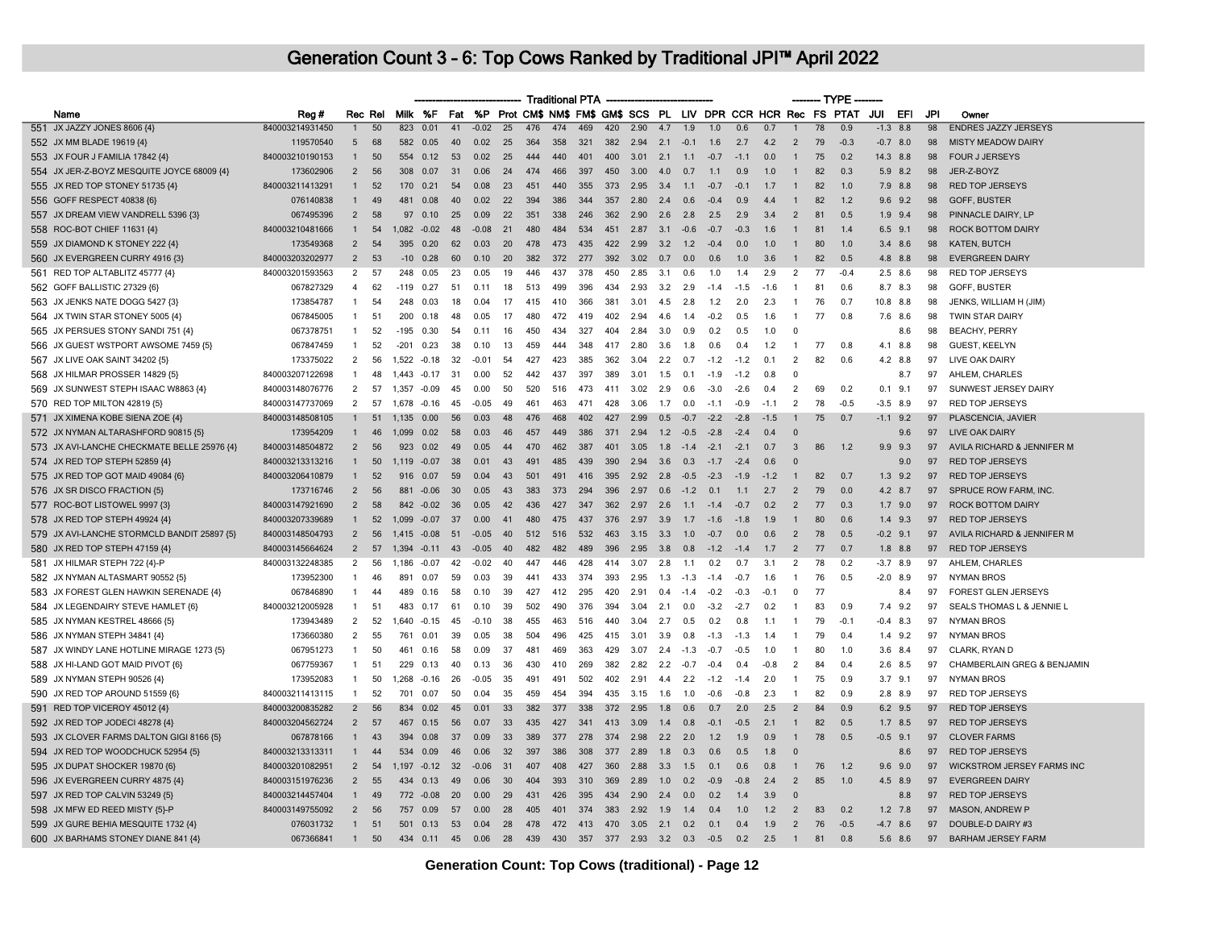# Generation Count 3 - 6: Top Cows Ranked by Traditional JPI™ April 2022

| | Name | Reg # | Rec | Rel | Traditional PTA | | | | | | | | | | | | | | | TYPE | | | JUI | EFI | JPI | Owner |
|---|---|---|---|---|---|---|---|---|---|---|---|---|---|---|---|---|---|---|---|---|---|---|---|---|---|---|
| | | | | | Milk | %F | Fat | %P | Prot | CM$ | NM$ | FM$ | GM$ | SCS | PL | LIV | DPR | CCR | HCR | Rec | FS | PTAT | | | | |
| 551 | JX JAZZY JONES 8606 {4} | 840003214931450 | 1 | 50 | 823 | 0.01 | 41 | -0.02 | 25 | 476 | 474 | 469 | 420 | 2.90 | 4.7 | 1.9 | 1.0 | 0.6 | 0.7 | 1 | 78 | 0.9 | -1.3 | 8.8 | 98 | ENDRES JAZZY JERSEYS |
| 552 | JX MM BLADE 19619 {4} | 119570540 | 5 | 68 | 582 | 0.05 | 40 | 0.02 | 25 | 364 | 358 | 321 | 382 | 2.94 | 2.1 | -0.1 | 1.6 | 2.7 | 4.2 | 2 | 79 | -0.3 | -0.7 | 8.0 | 98 | MISTY MEADOW DAIRY |
| 553 | JX FOUR J FAMILIA 17842 {4} | 840003210190153 | 1 | 50 | 554 | 0.12 | 53 | 0.02 | 25 | 444 | 440 | 401 | 400 | 3.01 | 2.1 | 1.1 | -0.7 | -1.1 | 0.0 | 1 | 75 | 0.2 | 14.3 | 8.8 | 98 | FOUR J JERSEYS |
| 554 | JX JER-Z-BOYZ MESQUITE JOYCE 68009 {4} | 173602906 | 2 | 56 | 308 | 0.07 | 31 | 0.06 | 24 | 474 | 466 | 397 | 450 | 3.00 | 4.0 | 0.7 | 1.1 | 0.9 | 1.0 | 1 | 82 | 0.3 | 5.9 | 8.2 | 98 | JER-Z-BOYZ |
| 555 | JX RED TOP STONEY 51735 {4} | 840003211413291 | 1 | 52 | 170 | 0.21 | 54 | 0.08 | 23 | 451 | 440 | 355 | 373 | 2.95 | 3.4 | 1.1 | -0.7 | -0.1 | 1.7 | 1 | 82 | 1.0 | 7.9 | 8.8 | 98 | RED TOP JERSEYS |
| 556 | GOFF RESPECT 40838 {6} | 076140838 | 1 | 49 | 481 | 0.08 | 40 | 0.02 | 22 | 394 | 386 | 344 | 357 | 2.80 | 2.4 | 0.6 | -0.4 | 0.9 | 4.4 | 1 | 82 | 1.2 | 9.6 | 9.2 | 98 | GOFF, BUSTER |
| 557 | JX DREAM VIEW VANDRELL 5396 {3} | 067495396 | 2 | 58 | 97 | 0.10 | 25 | 0.09 | 22 | 351 | 338 | 246 | 362 | 2.90 | 2.6 | 2.8 | 2.5 | 2.9 | 3.4 | 2 | 81 | 0.5 | 1.9 | 9.4 | 98 | PINNACLE DAIRY, LP |
| 558 | ROC-BOT CHIEF 11631 {4} | 840003210481666 | 1 | 54 | 1,082 | -0.02 | 48 | -0.08 | 21 | 480 | 484 | 534 | 451 | 2.87 | 3.1 | -0.6 | -0.7 | -0.3 | 1.6 | 1 | 81 | 1.4 | 6.5 | 9.1 | 98 | ROCK BOTTOM DAIRY |
| 559 | JX DIAMOND K STONEY 222 {4} | 173549368 | 2 | 54 | 395 | 0.20 | 62 | 0.03 | 20 | 478 | 473 | 435 | 422 | 2.99 | 3.2 | 1.2 | -0.4 | 0.0 | 1.0 | 1 | 80 | 1.0 | 3.4 | 8.6 | 98 | KATEN, BUTCH |
| 560 | JX EVERGREEN CURRY 4916 {3} | 840003203202977 | 2 | 53 | -10 | 0.28 | 60 | 0.10 | 20 | 382 | 372 | 277 | 392 | 3.02 | 0.7 | 0.0 | 0.6 | 1.0 | 3.6 | 1 | 82 | 0.5 | 4.8 | 8.8 | 98 | EVERGREEN DAIRY |
| 561 | RED TOP ALTABLITZ 45777 {4} | 840003201593563 | 2 | 57 | 248 | 0.05 | 23 | 0.05 | 19 | 446 | 437 | 378 | 450 | 2.85 | 3.1 | 0.6 | 1.0 | 1.4 | 2.9 | 2 | 77 | -0.4 | 2.5 | 8.6 | 98 | RED TOP JERSEYS |
| 562 | GOFF BALLISTIC 27329 {6} | 067827329 | 4 | 62 | -119 | 0.27 | 51 | 0.11 | 18 | 513 | 499 | 396 | 434 | 2.93 | 3.2 | 2.9 | -1.4 | -1.5 | -1.6 | 1 | 81 | 0.6 | 8.7 | 8.3 | 98 | GOFF, BUSTER |
| 563 | JX JENKS NATE DOGG 5427 {3} | 173854787 | 1 | 54 | 248 | 0.03 | 18 | 0.04 | 17 | 415 | 410 | 366 | 381 | 3.01 | 4.5 | 2.8 | 1.2 | 2.0 | 2.3 | 1 | 76 | 0.7 | 10.8 | 8.8 | 98 | JENKS, WILLIAM H (JIM) |
| 564 | JX TWIN STAR STONEY 5005 {4} | 067845005 | 1 | 51 | 200 | 0.18 | 48 | 0.05 | 17 | 480 | 472 | 419 | 402 | 2.94 | 4.6 | 1.4 | -0.2 | 0.5 | 1.6 | 1 | 77 | 0.8 | 7.6 | 8.6 | 98 | TWIN STAR DAIRY |
| 565 | JX PERSUES STONY SANDI 751 {4} | 067378751 | 1 | 52 | -195 | 0.30 | 54 | 0.11 | 16 | 450 | 434 | 327 | 404 | 2.84 | 3.0 | 0.9 | 0.2 | 0.5 | 1.0 | 0 | | | | 8.6 | 98 | BEACHY, PERRY |
| 566 | JX GUEST WSTPORT AWSOME 7459 {5} | 067847459 | 1 | 52 | -201 | 0.23 | 38 | 0.10 | 13 | 459 | 444 | 348 | 417 | 2.80 | 3.6 | 1.8 | 0.6 | 0.4 | 1.2 | 1 | 77 | 0.8 | 4.1 | 8.8 | 98 | GUEST, KEELYN |
| 567 | JX LIVE OAK SAINT 34202 {5} | 173375022 | 2 | 56 | 1,522 | -0.18 | 32 | -0.01 | 54 | 427 | 423 | 385 | 362 | 3.04 | 2.2 | 0.7 | -1.2 | -1.2 | 0.1 | 2 | 82 | 0.6 | 4.2 | 8.8 | 97 | LIVE OAK DAIRY |
| 568 | JX HILMAR PROSSER 14829 {5} | 840003207122698 | 1 | 48 | 1,443 | -0.17 | 31 | 0.00 | 52 | 442 | 437 | 397 | 389 | 3.01 | 1.5 | 0.1 | -1.9 | -1.2 | 0.8 | 0 | | | | 8.7 | 97 | AHLEM, CHARLES |
| 569 | JX SUNWEST STEPH ISAAC W8863 {4} | 840003148076776 | 2 | 57 | 1,357 | -0.09 | 45 | 0.00 | 50 | 520 | 516 | 473 | 411 | 3.02 | 2.9 | 0.6 | -3.0 | -2.6 | 0.4 | 2 | 69 | 0.2 | 0.1 | 9.1 | 97 | SUNWEST JERSEY DAIRY |
| 570 | RED TOP MILTON 42819 {5} | 840003147737069 | 2 | 57 | 1,678 | -0.16 | 45 | -0.05 | 49 | 461 | 463 | 471 | 428 | 3.06 | 1.7 | 0.0 | -1.1 | -0.9 | -1.1 | 2 | 78 | -0.5 | -3.5 | 8.9 | 97 | RED TOP JERSEYS |
| 571 | JX XIMENA KOBE SIENA ZOE {4} | 840003148508105 | 1 | 51 | 1,135 | 0.00 | 56 | 0.03 | 48 | 476 | 468 | 402 | 427 | 2.99 | 0.5 | -0.7 | -2.2 | -2.8 | -1.5 | 1 | 75 | 0.7 | -1.1 | 9.2 | 97 | PLASCENCIA, JAVIER |
| 572 | JX NYMAN ALTARASHFORD 90815 {5} | 173954209 | 1 | 46 | 1,099 | 0.02 | 58 | 0.03 | 46 | 457 | 449 | 386 | 371 | 2.94 | 1.2 | -0.5 | -2.8 | -2.4 | 0.4 | 0 | | | | 9.6 | 97 | LIVE OAK DAIRY |
| 573 | JX AVI-LANCHE CHECKMATE BELLE 25976 {4} | 840003148504872 | 2 | 56 | 923 | 0.02 | 49 | 0.05 | 44 | 470 | 462 | 387 | 401 | 3.05 | 1.8 | -1.4 | -2.1 | -2.1 | 0.7 | 3 | 86 | 1.2 | 9.9 | 9.3 | 97 | AVILA RICHARD & JENNIFER M |
| 574 | JX RED TOP STEPH 52859 {4} | 840003213313216 | 1 | 50 | 1,119 | -0.07 | 38 | 0.01 | 43 | 491 | 485 | 439 | 390 | 2.94 | 3.6 | 0.3 | -1.7 | -2.4 | 0.6 | 0 | | | | 9.0 | 97 | RED TOP JERSEYS |
| 575 | JX RED TOP GOT MAID 49084 {6} | 840003206410879 | 1 | 52 | 916 | 0.07 | 59 | 0.04 | 43 | 501 | 491 | 416 | 395 | 2.92 | 2.8 | -0.5 | -2.3 | -1.9 | -1.2 | 1 | 82 | 0.7 | 1.3 | 9.2 | 97 | RED TOP JERSEYS |
| 576 | JX SR DISCO FRACTION {5} | 173716746 | 2 | 56 | 881 | -0.06 | 30 | 0.05 | 43 | 383 | 373 | 294 | 396 | 2.97 | 0.6 | -1.2 | 0.1 | 1.1 | 2.7 | 2 | 79 | 0.0 | 4.2 | 8.7 | 97 | SPRUCE ROW FARM, INC. |
| 577 | ROC-BOT LISTOWEL 9997 {3} | 840003147921690 | 2 | 58 | 842 | -0.02 | 36 | 0.05 | 42 | 436 | 427 | 347 | 362 | 2.97 | 2.6 | 1.1 | -1.4 | -0.7 | 0.2 | 2 | 77 | 0.3 | 1.7 | 9.0 | 97 | ROCK BOTTOM DAIRY |
| 578 | JX RED TOP STEPH 49924 {4} | 840003207339689 | 1 | 52 | 1,099 | -0.07 | 37 | 0.00 | 41 | 480 | 475 | 437 | 376 | 2.97 | 3.9 | 1.7 | -1.6 | -1.8 | 1.9 | 1 | 80 | 0.6 | 1.4 | 9.3 | 97 | RED TOP JERSEYS |
| 579 | JX AVI-LANCHE STORMCLD BANDIT 25897 {5} | 840003148504793 | 2 | 56 | 1,415 | -0.08 | 51 | -0.05 | 40 | 512 | 516 | 532 | 463 | 3.15 | 3.3 | 1.0 | -0.7 | 0.0 | 0.6 | 2 | 78 | 0.5 | -0.2 | 9.1 | 97 | AVILA RICHARD & JENNIFER M |
| 580 | JX RED TOP STEPH 47159 {4} | 840003145664624 | 2 | 57 | 1,394 | -0.11 | 43 | -0.05 | 40 | 482 | 482 | 489 | 396 | 2.95 | 3.8 | 0.8 | -1.2 | -1.4 | 1.7 | 2 | 77 | 0.7 | 1.8 | 8.8 | 97 | RED TOP JERSEYS |
| 581 | JX HILMAR STEPH 722 {4}-P | 840003132248385 | 2 | 56 | 1,186 | -0.07 | 42 | -0.02 | 40 | 447 | 446 | 428 | 414 | 3.07 | 2.8 | 1.1 | 0.2 | 0.7 | 3.1 | 2 | 78 | 0.2 | -3.7 | 8.9 | 97 | AHLEM, CHARLES |
| 582 | JX NYMAN ALTASMART 90552 {5} | 173952300 | 1 | 46 | 891 | 0.07 | 59 | 0.03 | 39 | 441 | 433 | 374 | 393 | 2.95 | 1.3 | -1.3 | -1.4 | -0.7 | 1.6 | 1 | 76 | 0.5 | -2.0 | 8.9 | 97 | NYMAN BROS |
| 583 | JX FOREST GLEN HAWKIN SERENADE {4} | 067846890 | 1 | 44 | 489 | 0.16 | 58 | 0.10 | 39 | 427 | 412 | 295 | 420 | 2.91 | 0.4 | -1.4 | -0.2 | -0.3 | -0.1 | 0 | 77 | | | 8.4 | 97 | FOREST GLEN JERSEYS |
| 584 | JX LEGENDAIRY STEVE HAMLET {6} | 840003212005928 | 1 | 51 | 483 | 0.17 | 61 | 0.10 | 39 | 502 | 490 | 376 | 394 | 3.04 | 2.1 | 0.0 | -3.2 | -2.7 | 0.2 | 1 | 83 | 0.9 | 7.4 | 9.2 | 97 | SEALS THOMAS L & JENNIE L |
| 585 | JX NYMAN KESTREL 48666 {5} | 173943489 | 2 | 52 | 1,640 | -0.15 | 45 | -0.10 | 38 | 455 | 463 | 516 | 440 | 3.04 | 2.7 | 0.5 | 0.2 | 0.8 | 1.1 | 1 | 79 | -0.1 | -0.4 | 8.3 | 97 | NYMAN BROS |
| 586 | JX NYMAN STEPH 34841 {4} | 173660380 | 2 | 55 | 761 | 0.01 | 39 | 0.05 | 38 | 504 | 496 | 425 | 415 | 3.01 | 3.9 | 0.8 | -1.3 | -1.3 | 1.4 | 1 | 79 | 0.4 | 1.4 | 9.2 | 97 | NYMAN BROS |
| 587 | JX WINDY LANE HOTLINE MIRAGE 1273 {5} | 067951273 | 1 | 50 | 461 | 0.16 | 58 | 0.09 | 37 | 481 | 469 | 363 | 429 | 3.07 | 2.4 | -1.3 | -0.7 | -0.5 | 1.0 | 1 | 80 | 1.0 | 3.6 | 8.4 | 97 | CLARK, RYAN D |
| 588 | JX HI-LAND GOT MAID PIVOT {6} | 067759367 | 1 | 51 | 229 | 0.13 | 40 | 0.13 | 36 | 430 | 410 | 269 | 382 | 2.82 | 2.2 | -0.7 | -0.4 | 0.4 | -0.8 | 2 | 84 | 0.4 | 2.6 | 8.5 | 97 | CHAMBERLAIN GREG & BENJAMIN |
| 589 | JX NYMAN STEPH 90526 {4} | 173952083 | 1 | 50 | 1,268 | -0.16 | 26 | -0.05 | 35 | 491 | 491 | 502 | 402 | 2.91 | 4.4 | 2.2 | -1.2 | -1.4 | 2.0 | 1 | 75 | 0.9 | 3.7 | 9.1 | 97 | NYMAN BROS |
| 590 | JX RED TOP AROUND 51559 {6} | 840003211413115 | 1 | 52 | 701 | 0.07 | 50 | 0.04 | 35 | 459 | 454 | 394 | 435 | 3.15 | 1.6 | 1.0 | -0.6 | -0.8 | 2.3 | 1 | 82 | 0.9 | 2.8 | 8.9 | 97 | RED TOP JERSEYS |
| 591 | RED TOP VICEROY 45012 {4} | 840003200835282 | 2 | 56 | 834 | 0.02 | 45 | 0.01 | 33 | 382 | 377 | 338 | 372 | 2.95 | 1.8 | 0.6 | 0.7 | 2.0 | 2.5 | 2 | 84 | 0.9 | 6.2 | 9.5 | 97 | RED TOP JERSEYS |
| 592 | JX RED TOP JODECI 48278 {4} | 840003204562724 | 2 | 57 | 467 | 0.15 | 56 | 0.07 | 33 | 435 | 427 | 341 | 413 | 3.09 | 1.4 | 0.8 | -0.1 | -0.5 | 2.1 | 1 | 82 | 0.5 | 1.7 | 8.5 | 97 | RED TOP JERSEYS |
| 593 | JX CLOVER FARMS DALTON GIGI 8166 {5} | 067878166 | 1 | 43 | 394 | 0.08 | 37 | 0.09 | 33 | 389 | 377 | 278 | 374 | 2.98 | 2.2 | 2.0 | 1.2 | 1.9 | 0.9 | 1 | 78 | 0.5 | -0.5 | 9.1 | 97 | CLOVER FARMS |
| 594 | JX RED TOP WOODCHUCK 52954 {5} | 840003213313311 | 1 | 44 | 534 | 0.09 | 46 | 0.06 | 32 | 397 | 386 | 308 | 377 | 2.89 | 1.8 | 0.3 | 0.6 | 0.5 | 1.8 | 0 | | | | 8.6 | 97 | RED TOP JERSEYS |
| 595 | JX DUPAT SHOCKER 19870 {6} | 840003201082951 | 2 | 54 | 1,197 | -0.12 | 32 | -0.06 | 31 | 407 | 408 | 427 | 360 | 2.88 | 3.3 | 1.5 | 0.1 | 0.6 | 0.8 | 1 | 76 | 1.2 | 9.6 | 9.0 | 97 | WICKSTROM JERSEY FARMS INC |
| 596 | JX EVERGREEN CURRY 4875 {4} | 840003151976236 | 2 | 55 | 434 | 0.13 | 49 | 0.06 | 30 | 404 | 393 | 310 | 369 | 2.89 | 1.0 | 0.2 | -0.9 | -0.8 | 2.4 | 2 | 85 | 1.0 | 4.5 | 8.9 | 97 | EVERGREEN DAIRY |
| 597 | JX RED TOP CALVIN 53249 {5} | 840003214457404 | 1 | 49 | 772 | -0.08 | 20 | 0.00 | 29 | 431 | 426 | 395 | 434 | 2.90 | 2.4 | 0.0 | 0.2 | 1.4 | 3.9 | 0 | | | | 8.8 | 97 | RED TOP JERSEYS |
| 598 | JX MFW ED REED MISTY {5}-P | 840003149755092 | 2 | 56 | 757 | 0.09 | 57 | 0.00 | 28 | 405 | 401 | 374 | 383 | 2.92 | 1.9 | 1.4 | 0.4 | 1.0 | 1.2 | 2 | 83 | 0.2 | 1.2 | 7.8 | 97 | MASON, ANDREW P |
| 599 | JX GURE BEHIA MESQUITE 1732 {4} | 076031732 | 1 | 51 | 501 | 0.13 | 53 | 0.04 | 28 | 478 | 472 | 413 | 470 | 3.05 | 2.1 | 0.2 | 0.1 | 0.4 | 1.9 | 2 | 76 | -0.5 | -4.7 | 8.6 | 97 | DOUBLE-D DAIRY #3 |
| 600 | JX BARHAMS STONEY DIANE 841 {4} | 067366841 | 1 | 50 | 434 | 0.11 | 45 | 0.06 | 28 | 439 | 430 | 357 | 377 | 2.93 | 3.2 | 0.3 | -0.5 | 0.2 | 2.5 | 1 | 81 | 0.8 | 5.6 | 8.6 | 97 | BARHAM JERSEY FARM |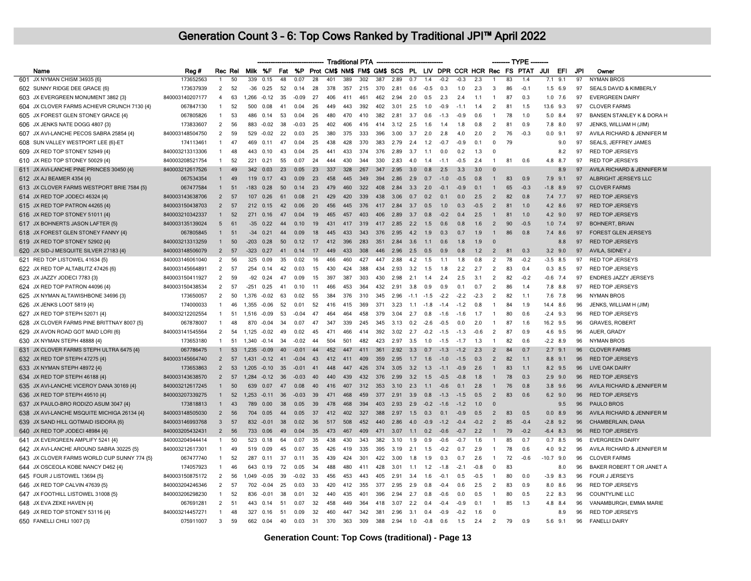# Generation Count 3 - 6: Top Cows Ranked by Traditional JPI™ April 2022

| | Name | Reg # | Rec | Rel | Traditional PTA | | | | | | | | | | | | | | | | TYPE | | | | | | |
|---|---|---|---|---|---|---|---|---|---|---|---|---|---|---|---|---|---|---|---|---|---|---|---|---|---|---|---|
| | | | | | Milk | %F | Fat | %P | Prot | CM$ | NM$ | FM$ | GM$ | SCS | PL | LIV | DPR | CCR | HCR | Rec | FS | PTAT | JUI | EFI | JPI | Owner |
| 601 | JX NYMAN CHISM 34935 {6} | 173652563 | 1 | 50 | 339 | 0.15 | 48 | 0.07 | 28 | 401 | 389 | 302 | 387 | 2.89 | 0.7 | 1.4 | -0.2 | -0.3 | 2.3 | 1 | 83 | 1.4 | 7.1 | 9.1 | 97 | NYMAN BROS |
| 602 | SUNNY RIDGE DEE GRACE {6} | 173637939 | 2 | 52 | -36 | 0.25 | 52 | 0.14 | 28 | 378 | 357 | 215 | 370 | 2.81 | 0.6 | -0.5 | 0.3 | 1.0 | 2.3 | 3 | 86 | -0.1 | 1.5 | 6.9 | 97 | SEALS DAVID & KIMBERLY |
| 603 | JX EVERGREEN MONUMENT 3862 {3} | 840003140207177 | 4 | 63 | 1,266 | -0.12 | 35 | -0.09 | 27 | 406 | 411 | 461 | 462 | 2.94 | 2.0 | 0.5 | 2.3 | 2.4 | 1.1 | 1 | 87 | 0.3 | 1.0 | 7.6 | 97 | EVERGREEN DAIRY |
| 604 | JX CLOVER FARMS ACHIEVR CRUNCH 7130 {4} | 067847130 | 1 | 52 | 500 | 0.08 | 41 | 0.04 | 26 | 449 | 443 | 392 | 402 | 3.01 | 2.5 | 1.0 | -0.9 | -1.1 | 1.4 | 2 | 81 | 1.5 | 13.6 | 9.3 | 97 | CLOVER FARMS |
| 605 | JX FOREST GLEN STONEY GRACE {4} | 067805826 | 1 | 53 | 486 | 0.14 | 53 | 0.04 | 26 | 480 | 470 | 410 | 382 | 2.81 | 3.7 | 0.6 | -1.3 | -0.9 | 0.6 | 1 | 78 | 1.0 | 5.0 | 8.4 | 97 | BANSEN STANLEY K & DORA H |
| 606 | JX JENKS NATE DOGG 4807 {3} | 173833607 | 2 | 56 | 883 | -0.02 | 38 | -0.03 | 25 | 402 | 406 | 416 | 414 | 3.12 | 2.5 | 1.6 | 1.4 | 1.8 | 0.8 | 2 | 81 | 0.9 | 7.8 | 8.0 | 97 | JENKS, WILLIAM H (JIM) |
| 607 | JX AVI-LANCHE PECOS SABRA 25854 {4} | 840003148504750 | 2 | 59 | 529 | -0.02 | 22 | 0.03 | 25 | 380 | 375 | 333 | 396 | 3.00 | 3.7 | 2.0 | 2.8 | 4.0 | 2.0 | 2 | 76 | -0.3 | 0.0 | 9.1 | 97 | AVILA RICHARD & JENNIFER M |
| 608 | SUN VALLEY WESTPORT LEE {6}-ET | 174113461 | 1 | 47 | 469 | 0.11 | 47 | 0.04 | 25 | 438 | 428 | 370 | 383 | 2.79 | 2.4 | 1.2 | -0.7 | -0.9 | 0.1 | 0 | 79 | | | 9.0 | 97 | SEALS, JEFFREY JAMES |
| 609 | JX RED TOP STONEY 52949 {4} | 840003213313306 | 1 | 48 | 443 | 0.10 | 43 | 0.04 | 25 | 441 | 433 | 374 | 376 | 2.89 | 3.7 | 1.1 | 0.0 | 0.2 | 1.3 | 0 | | | | 8.2 | 97 | RED TOP JERSEYS |
| 610 | JX RED TOP STONEY 50029 {4} | 840003208521754 | 1 | 52 | 221 | 0.21 | 55 | 0.07 | 24 | 444 | 430 | 344 | 330 | 2.83 | 4.0 | 1.4 | -1.1 | -0.5 | 2.4 | 1 | 81 | 0.6 | 4.8 | 8.7 | 97 | RED TOP JERSEYS |
| 611 | JX AVI-LANCHE PINE PRINCES 30450 {4} | 840003212617526 | 1 | 49 | 342 | 0.03 | 23 | 0.05 | 23 | 337 | 328 | 267 | 347 | 2.95 | 3.0 | 0.8 | 2.5 | 3.3 | 3.0 | 0 | | | | 8.9 | 97 | AVILA RICHARD & JENNIFER M |
| 612 | JX AJ BEAMER 4354 {4} | 067534354 | 1 | 49 | 119 | 0.17 | 43 | 0.09 | 23 | 458 | 445 | 349 | 394 | 2.86 | 2.9 | 0.7 | -1.0 | -0.5 | 0.8 | 1 | 83 | 0.9 | 7.9 | 9.1 | 97 | ALBRIGHT JERSEYS LLC |
| 613 | JX CLOVER FARMS WESTPORT BRIE 7584 {5} | 067477584 | 1 | 51 | -183 | 0.28 | 50 | 0.14 | 23 | 479 | 460 | 322 | 408 | 2.84 | 3.3 | 2.0 | -0.1 | -0.9 | 0.1 | 1 | 65 | -0.3 | -1.8 | 8.9 | 97 | CLOVER FARMS |
| 614 | JX RED TOP JODECI 46324 {4} | 840003143638706 | 2 | 57 | 107 | 0.26 | 61 | 0.08 | 21 | 429 | 420 | 339 | 438 | 3.06 | 0.7 | 0.2 | 0.1 | 0.0 | 2.5 | 2 | 82 | 0.8 | 7.4 | 7.7 | 97 | RED TOP JERSEYS |
| 615 | JX RED TOP PATRON 44265 {4} | 840003150438703 | 2 | 57 | 212 | 0.15 | 42 | 0.06 | 20 | 456 | 445 | 376 | 417 | 2.84 | 3.7 | 0.5 | 1.0 | 0.3 | -0.5 | 2 | 81 | 1.0 | 4.2 | 8.6 | 97 | RED TOP JERSEYS |
| 616 | JX RED TOP STONEY 51011 {4} | 840003210342337 | 1 | 52 | 271 | 0.16 | 47 | 0.04 | 19 | 465 | 457 | 403 | 406 | 2.89 | 3.7 | 0.8 | -0.2 | 0.4 | 2.5 | 1 | 81 | 1.0 | 4.2 | 9.0 | 97 | RED TOP JERSEYS |
| 617 | JX BOHNERTS JASON LAFTER {5} | 840003135139024 | 5 | 61 | -35 | 0.22 | 44 | 0.10 | 19 | 431 | 417 | 319 | 417 | 2.85 | 2.2 | 1.5 | 0.6 | 0.8 | 1.6 | 2 | 90 | -0.5 | 1.0 | 7.4 | 97 | BOHNERT, BRIAN |
| 618 | JX FOREST GLEN STONEY FANNY {4} | 067805845 | 1 | 51 | -34 | 0.21 | 44 | 0.09 | 18 | 445 | 433 | 343 | 376 | 2.95 | 4.2 | 1.9 | 0.3 | 0.7 | 1.9 | 1 | 86 | 0.8 | 7.4 | 8.6 | 97 | FOREST GLEN JERSEYS |
| 619 | JX RED TOP STONEY 52902 {4} | 840003213313259 | 1 | 50 | -203 | 0.28 | 50 | 0.12 | 17 | 412 | 396 | 283 | 351 | 2.84 | 3.6 | 1.1 | 0.6 | 1.8 | 1.9 | 0 | | | | 8.8 | 97 | RED TOP JERSEYS |
| 620 | JX SID-J MESQUITE SILVER 27183 {4} | 840003148506079 | 2 | 57 | -323 | 0.27 | 41 | 0.14 | 17 | 449 | 433 | 308 | 446 | 2.96 | 2.5 | 0.5 | 0.9 | 0.8 | 1.2 | 2 | 81 | 0.3 | 3.2 | 9.0 | 97 | AVILA, SIDNEY J |
| 621 | RED TOP LISTOWEL 41634 {5} | 840003146061040 | 2 | 56 | 325 | 0.09 | 35 | 0.02 | 16 | 466 | 460 | 427 | 447 | 2.88 | 4.2 | 1.5 | 1.1 | 1.8 | 0.8 | 2 | 78 | -0.2 | -3.5 | 8.5 | 97 | RED TOP JERSEYS |
| 622 | JX RED TOP ALTABLITZ 47426 {6} | 840003145664891 | 2 | 57 | 254 | 0.14 | 42 | 0.03 | 15 | 430 | 424 | 388 | 434 | 2.93 | 3.2 | 1.5 | 1.8 | 2.2 | 2.7 | 2 | 83 | 0.4 | 0.3 | 8.5 | 97 | RED TOP JERSEYS |
| 623 | JX JAZZY JODECI 7783 {3} | 840003150411927 | 2 | 59 | -92 | 0.24 | 47 | 0.09 | 15 | 397 | 387 | 303 | 430 | 2.98 | 2.1 | 1.4 | 2.4 | 2.5 | 3.1 | 2 | 82 | -0.2 | -0.6 | 7.4 | 97 | ENDRES JAZZY JERSEYS |
| 624 | JX RED TOP PATRON 44096 {4} | 840003150438534 | 2 | 57 | -251 | 0.25 | 41 | 0.10 | 11 | 466 | 453 | 364 | 432 | 2.91 | 3.8 | 0.9 | 0.9 | 0.1 | 0.7 | 2 | 86 | 1.4 | 7.8 | 8.8 | 97 | RED TOP JERSEYS |
| 625 | JX NYMAN ALTAWISHBONE 34696 {3} | 173650057 | 2 | 50 | 1,376 | -0.02 | 63 | 0.02 | 55 | 384 | 376 | 310 | 345 | 2.96 | -1.1 | -1.5 | -2.2 | -2.2 | -2.3 | 2 | 82 | 1.1 | 7.6 | 7.8 | 96 | NYMAN BROS |
| 626 | JX JENKS LOOT 5819 {4} | 174000033 | 1 | 46 | 1,355 | -0.06 | 52 | 0.01 | 52 | 416 | 415 | 369 | 371 | 3.23 | 1.1 | -1.8 | -1.4 | -1.2 | 0.8 | 1 | 84 | 1.9 | 14.4 | 8.6 | 96 | JENKS, WILLIAM H (JIM) |
| 627 | JX RED TOP STEPH 52071 {4} | 840003212202554 | 1 | 51 | 1,516 | -0.09 | 53 | -0.04 | 47 | 464 | 464 | 458 | 379 | 3.04 | 2.7 | 0.8 | -1.6 | -1.6 | 1.7 | 1 | 80 | 0.6 | -2.4 | 9.3 | 96 | RED TOP JERSEYS |
| 628 | JX CLOVER FARMS PINE BRITTNAY 8007 {5} | 067878007 | 1 | 48 | 870 | -0.04 | 34 | 0.07 | 47 | 347 | 339 | 245 | 345 | 3.13 | 0.2 | -2.6 | -0.5 | 0.0 | 2.0 | 1 | 87 | 1.6 | 16.2 | 9.5 | 96 | GRAVES, ROBERT |
| 629 | JX AVON ROAD GOT MAID LORI {6} | 840003141545564 | 2 | 54 | 1,125 | -0.02 | 49 | 0.02 | 45 | 471 | 466 | 414 | 392 | 3.02 | 2.7 | -0.2 | -1.5 | -1.3 | -0.6 | 2 | 87 | 0.9 | 4.6 | 9.5 | 96 | AUER, GRADY |
| 630 | JX NYMAN STEPH 48888 {4} | 173653180 | 1 | 51 | 1,340 | -0.14 | 34 | -0.02 | 44 | 504 | 501 | 482 | 423 | 2.97 | 3.5 | 1.0 | -1.5 | -1.7 | 1.3 | 1 | 82 | 0.6 | -2.2 | 8.9 | 96 | NYMAN BROS |
| 631 | JX CLOVER FARMS STEPH ULTRA 6475 {4} | 067786475 | 1 | 53 | 1,235 | -0.09 | 40 | -0.01 | 44 | 452 | 447 | 411 | 361 | 2.92 | 3.3 | 0.7 | -1.3 | -1.2 | 2.3 | 2 | 84 | 0.7 | 2.7 | 9.1 | 96 | CLOVER FARMS |
| 632 | JX RED TOP STEPH 47275 {4} | 840003145664740 | 2 | 57 | 1,431 | -0.12 | 41 | -0.04 | 43 | 412 | 411 | 409 | 359 | 2.95 | 1.7 | 1.6 | -1.0 | -1.5 | 0.3 | 2 | 82 | 1.1 | 8.8 | 9.1 | 96 | RED TOP JERSEYS |
| 633 | JX NYMAN STEPH 48972 {4} | 173653863 | 2 | 53 | 1,205 | -0.10 | 35 | -0.01 | 41 | 448 | 447 | 426 | 374 | 3.05 | 3.2 | 1.3 | -1.1 | -0.9 | 2.6 | 1 | 83 | 1.1 | 8.2 | 9.5 | 96 | LIVE OAK DAIRY |
| 634 | JX RED TOP STEPH 46188 {4} | 840003143638570 | 2 | 57 | 1,284 | -0.12 | 36 | -0.03 | 40 | 440 | 439 | 432 | 376 | 2.99 | 3.2 | 1.5 | -0.5 | -0.8 | 1.8 | 1 | 78 | 0.3 | 2.9 | 9.0 | 96 | RED TOP JERSEYS |
| 635 | JX AVI-LANCHE VICEROY DANA 30169 {4} | 840003212617245 | 1 | 50 | 639 | 0.07 | 47 | 0.08 | 40 | 416 | 407 | 312 | 353 | 3.10 | 2.3 | 1.1 | -0.6 | 0.1 | 2.8 | 1 | 76 | 0.8 | 3.8 | 9.6 | 96 | AVILA RICHARD & JENNIFER M |
| 636 | JX RED TOP STEPH 49510 {4} | 840003207339275 | 1 | 52 | 1,253 | -0.11 | 36 | -0.03 | 39 | 471 | 468 | 459 | 377 | 2.91 | 3.9 | 0.8 | -1.3 | -1.5 | 0.5 | 2 | 83 | 0.6 | 6.2 | 9.0 | 96 | RED TOP JERSEYS |
| 637 | JX PAULO-BRO RODIZO ASUM 3047 {4} | 173818813 | 1 | 43 | 789 | 0.00 | 38 | 0.05 | 39 | 478 | 468 | 394 | 403 | 2.93 | 2.9 | -0.2 | -1.6 | -1.2 | 1.0 | 0 | | | | 9.5 | 96 | PAULO BROS |
| 638 | JX AVI-LANCHE MSQUITE MICHIGA 26134 {4} | 840003148505030 | 2 | 56 | 704 | 0.05 | 44 | 0.05 | 37 | 412 | 402 | 327 | 388 | 2.97 | 1.5 | 0.3 | 0.1 | -0.9 | 0.5 | 2 | 83 | 0.5 | 0.0 | 8.9 | 96 | AVILA RICHARD & JENNIFER M |
| 639 | JX SAND HILL GOTMAID ISIDORA {6} | 840003146993768 | 3 | 57 | 832 | -0.01 | 38 | 0.02 | 36 | 517 | 508 | 452 | 440 | 2.86 | 4.0 | -0.9 | -1.2 | -0.4 | -0.2 | 2 | 85 | -0.4 | -2.8 | 9.2 | 96 | CHAMBERLAIN, DANA |
| 640 | JX RED TOP JODECI 48984 {4} | 840003205432431 | 2 | 56 | 733 | 0.06 | 49 | 0.04 | 35 | 473 | 467 | 409 | 471 | 3.07 | 1.1 | 0.2 | -0.6 | -0.7 | 2.2 | 1 | 79 | -0.2 | -6.4 | 8.3 | 96 | RED TOP JERSEYS |
| 641 | JX EVERGREEN AMPLIFY 5241 {4} | 840003204944414 | 1 | 50 | 523 | 0.18 | 64 | 0.07 | 35 | 438 | 430 | 343 | 382 | 3.10 | 1.9 | 0.9 | -0.6 | -0.7 | 1.6 | 1 | 85 | 0.7 | 0.7 | 8.5 | 96 | EVERGREEN DAIRY |
| 642 | JX AVI-LANCHE AROUND SABRA 30225 {5} | 840003212617301 | 1 | 49 | 519 | 0.09 | 45 | 0.07 | 35 | 426 | 419 | 335 | 395 | 3.19 | 2.1 | 1.5 | -0.2 | 0.7 | 2.9 | 1 | 78 | 0.6 | 4.0 | 9.2 | 96 | AVILA RICHARD & JENNIFER M |
| 643 | JX CLOVER FARMS WORLD CUP SUNNY 774 {5} | 067477740 | 1 | 52 | 287 | 0.11 | 37 | 0.11 | 35 | 439 | 424 | 301 | 422 | 3.00 | 1.8 | 1.9 | 0.3 | 0.7 | 2.6 | 1 | 72 | -0.6 | -10.7 | 9.0 | 96 | CLOVER FARMS |
| 644 | JX OSCEOLA KOBE NANCY D462 {4} | 174057923 | 1 | 46 | 643 | 0.19 | 72 | 0.05 | 34 | 488 | 480 | 411 | 428 | 3.01 | 1.1 | 1.2 | -1.8 | -2.1 | -0.8 | 0 | 83 | | | 8.0 | 96 | BAKER ROBERT T OR JANET A |
| 645 | FOUR J LISTOWEL 13694 {5} | 840003150875172 | 2 | 56 | 1,049 | -0.05 | 39 | -0.02 | 33 | 456 | 453 | 443 | 405 | 2.91 | 3.4 | 1.6 | -0.1 | 0.5 | -0.5 | 1 | 80 | 0.0 | -3.9 | 8.3 | 96 | FOUR J JERSEYS |
| 646 | JX RED TOP CALVIN 47639 {5} | 840003204246346 | 2 | 57 | 702 | -0.04 | 25 | 0.03 | 33 | 420 | 412 | 355 | 377 | 2.95 | 2.9 | 0.8 | -0.4 | 0.6 | 2.5 | 2 | 83 | 0.9 | 8.0 | 8.6 | 96 | RED TOP JERSEYS |
| 647 | JX FOOTHILL LISTOWEL 31008 {5} | 840003206298230 | 1 | 52 | 836 | -0.01 | 38 | 0.01 | 32 | 440 | 435 | 401 | 396 | 2.94 | 2.7 | 0.8 | -0.6 | 0.0 | 0.5 | 1 | 80 | 0.5 | 2.2 | 8.3 | 96 | COUNTYLINE LLC |
| 648 | JX EVA ZEKE HAVEN {4} | 067691281 | 2 | 51 | 443 | 0.14 | 51 | 0.07 | 32 | 458 | 449 | 364 | 418 | 3.07 | 2.2 | 0.4 | -0.4 | -0.9 | 0.1 | 1 | 85 | 1.3 | 4.8 | 8.4 | 96 | VANAMBURGH, EMMA MARIE |
| 649 | JX RED TOP STONEY 53116 {4} | 840003214457271 | 1 | 48 | 327 | 0.16 | 51 | 0.09 | 32 | 460 | 447 | 342 | 381 | 2.96 | 3.1 | 0.4 | -0.9 | -0.2 | 1.6 | 0 | | | | 8.9 | 96 | RED TOP JERSEYS |
| 650 | FANELLI CHILI 1007 {3} | 075911007 | 3 | 59 | 662 | 0.04 | 40 | 0.03 | 31 | 370 | 363 | 309 | 388 | 2.94 | 1.0 | -0.8 | 0.6 | 1.5 | 2.4 | 2 | 79 | 0.9 | 5.6 | 9.1 | 96 | FANELLI DAIRY |

**Generation Count: Top Cows (traditional) - Page 13**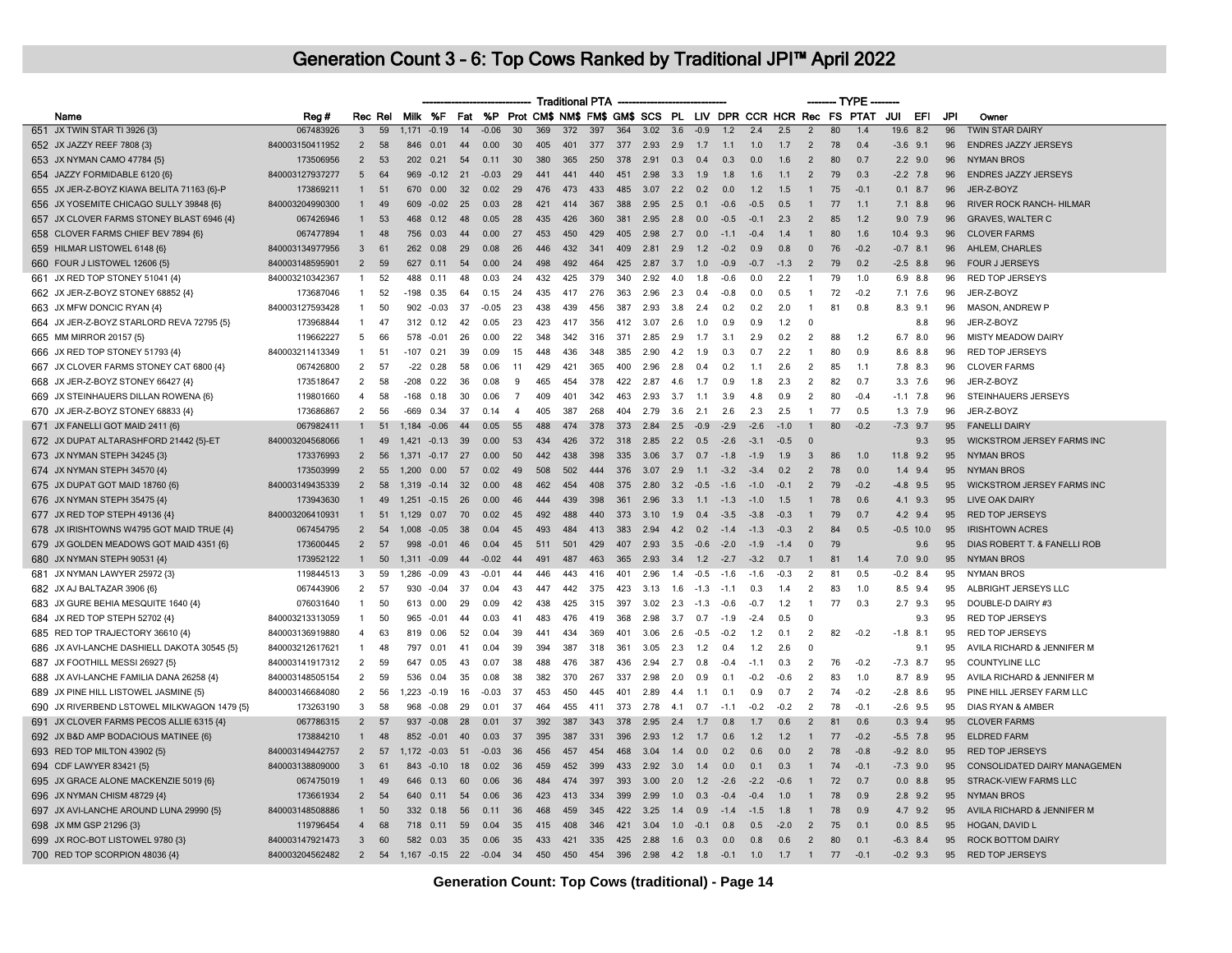# Generation Count 3 - 6: Top Cows Ranked by Traditional JPI™ April 2022

| | Name | Reg # | Rec | Rel | Traditional PTA | | | | | | | | | | | | | | | | TYPE | | | | | | |
|---|---|---|---|---|---|---|---|---|---|---|---|---|---|---|---|---|---|---|---|---|---|---|---|---|---|---|---|
| | | | | | Milk | %F | Fat | %P | Prot | CM$ | NM$ | FM$ | GM$ | SCS | PL | LIV | DPR | CCR | HCR | Rec | FS | PTAT | JUI | EFI | JPI | Owner |
| 651 | JX TWIN STAR TI 3926 {3} | 067483926 | 3 | 59 | 1,171 | -0.19 | 14 | -0.06 | 30 | 369 | 372 | 397 | 364 | 3.02 | 3.6 | -0.9 | 1.2 | 2.4 | 2.5 | 2 | 80 | 1.4 | 19.6 | 8.2 | 96 | TWIN STAR DAIRY |
| 652 | JX JAZZY REEF 7808 {3} | 840003150411952 | 2 | 58 | 846 | 0.01 | 44 | 0.00 | 30 | 405 | 401 | 377 | 377 | 2.93 | 2.9 | 1.7 | 1.1 | 1.0 | 1.7 | 2 | 78 | 0.4 | -3.6 | 9.1 | 96 | ENDRES JAZZY JERSEYS |
| 653 | JX NYMAN CAMO 47784 {5} | 173506956 | 2 | 53 | 202 | 0.21 | 54 | 0.11 | 30 | 380 | 365 | 250 | 378 | 2.91 | 0.3 | 0.4 | 0.3 | 0.0 | 1.6 | 2 | 80 | 0.7 | 2.2 | 9.0 | 96 | NYMAN BROS |
| 654 | JAZZY FORMIDABLE 6120 {6} | 840003127937277 | 5 | 64 | 969 | -0.12 | 21 | -0.03 | 29 | 441 | 441 | 440 | 451 | 2.98 | 3.3 | 1.9 | 1.8 | 1.6 | 1.1 | 2 | 79 | 0.3 | -2.2 | 7.8 | 96 | ENDRES JAZZY JERSEYS |
| 655 | JX JER-Z-BOYZ KIAWA BELITA 71163 {6}-P | 173869211 | 1 | 51 | 670 | 0.00 | 32 | 0.02 | 29 | 476 | 473 | 433 | 485 | 3.07 | 2.2 | 0.2 | 0.0 | 1.2 | 1.5 | 1 | 75 | -0.1 | 0.1 | 8.7 | 96 | JER-Z-BOYZ |
| 656 | JX YOSEMITE CHICAGO SULLY 39848 {6} | 840003204990300 | 1 | 49 | 609 | -0.02 | 25 | 0.03 | 28 | 421 | 414 | 367 | 388 | 2.95 | 2.5 | 0.1 | -0.6 | -0.5 | 0.5 | 1 | 77 | 1.1 | 7.1 | 8.8 | 96 | RIVER ROCK RANCH- HILMAR |
| 657 | JX CLOVER FARMS STONEY BLAST 6946 {4} | 067426946 | 1 | 53 | 468 | 0.12 | 48 | 0.05 | 28 | 435 | 426 | 360 | 381 | 2.95 | 2.8 | 0.0 | -0.5 | -0.1 | 2.3 | 2 | 85 | 1.2 | 9.0 | 7.9 | 96 | GRAVES, WALTER C |
| 658 | CLOVER FARMS CHIEF BEV 7894 {6} | 067477894 | 1 | 48 | 756 | 0.03 | 44 | 0.00 | 27 | 453 | 450 | 429 | 405 | 2.98 | 2.7 | 0.0 | -1.1 | -0.4 | 1.4 | 1 | 80 | 1.6 | 10.4 | 9.3 | 96 | CLOVER FARMS |
| 659 | HILMAR LISTOWEL 6148 {6} | 840003134977956 | 3 | 61 | 262 | 0.08 | 29 | 0.08 | 26 | 446 | 432 | 341 | 409 | 2.81 | 2.9 | 1.2 | -0.2 | 0.9 | 0.8 | 0 | 76 | -0.2 | -0.7 | 8.1 | 96 | AHLEM, CHARLES |
| 660 | FOUR J LISTOWEL 12606 {5} | 840003148595901 | 2 | 59 | 627 | 0.11 | 54 | 0.00 | 24 | 498 | 492 | 464 | 425 | 2.87 | 3.7 | 1.0 | -0.9 | -0.7 | -1.3 | 2 | 79 | 0.2 | -2.5 | 8.8 | 96 | FOUR J JERSEYS |
| 661 | JX RED TOP STONEY 51041 {4} | 840003210342367 | 1 | 52 | 488 | 0.11 | 48 | 0.03 | 24 | 432 | 425 | 379 | 340 | 2.92 | 4.0 | 1.8 | -0.6 | 0.0 | 2.2 | 1 | 79 | 1.0 | 6.9 | 8.8 | 96 | RED TOP JERSEYS |
| 662 | JX JER-Z-BOYZ STONEY 68852 {4} | 173687046 | 1 | 52 | -198 | 0.35 | 64 | 0.15 | 24 | 435 | 417 | 276 | 363 | 2.96 | 2.3 | 0.4 | -0.8 | 0.0 | 0.5 | 1 | 72 | -0.2 | 7.1 | 7.6 | 96 | JER-Z-BOYZ |
| 663 | JX MFW DONCIC RYAN {4} | 840003127593428 | 1 | 50 | 902 | -0.03 | 37 | -0.05 | 23 | 438 | 439 | 456 | 387 | 2.93 | 3.8 | 2.4 | 0.2 | 0.2 | 2.0 | 1 | 81 | 0.8 | 8.3 | 9.1 | 96 | MASON, ANDREW P |
| 664 | JX JER-Z-BOYZ STARLORD REVA 72795 {5} | 173968844 | 1 | 47 | 312 | 0.12 | 42 | 0.05 | 23 | 423 | 417 | 356 | 412 | 3.07 | 2.6 | 1.0 | 0.9 | 0.9 | 1.2 | 0 | | | | 8.8 | 96 | JER-Z-BOYZ |
| 665 | MM MIRROR 20157 {5} | 119662227 | 5 | 66 | 578 | -0.01 | 26 | 0.00 | 22 | 348 | 342 | 316 | 371 | 2.85 | 2.9 | 1.7 | 3.1 | 2.9 | 0.2 | 2 | 88 | 1.2 | 6.7 | 8.0 | 96 | MISTY MEADOW DAIRY |
| 666 | JX RED TOP STONEY 51793 {4} | 840003211413349 | 1 | 51 | -107 | 0.21 | 39 | 0.09 | 15 | 448 | 436 | 348 | 385 | 2.90 | 4.2 | 1.9 | 0.3 | 0.7 | 2.2 | 1 | 80 | 0.9 | 8.6 | 8.8 | 96 | RED TOP JERSEYS |
| 667 | JX CLOVER FARMS STONEY CAT 6800 {4} | 067426800 | 2 | 57 | -22 | 0.28 | 58 | 0.06 | 11 | 429 | 421 | 365 | 400 | 2.96 | 2.8 | 0.4 | 0.2 | 1.1 | 2.6 | 2 | 85 | 1.1 | 7.8 | 8.3 | 96 | CLOVER FARMS |
| 668 | JX JER-Z-BOYZ STONEY 66427 {4} | 173518647 | 2 | 58 | -208 | 0.22 | 36 | 0.08 | 9 | 465 | 454 | 378 | 422 | 2.87 | 4.6 | 1.7 | 0.9 | 1.8 | 2.3 | 2 | 82 | 0.7 | 3.3 | 7.6 | 96 | JER-Z-BOYZ |
| 669 | JX STEINHAUERS DILLAN ROWENA {6} | 119801660 | 4 | 58 | -168 | 0.18 | 30 | 0.06 | 7 | 409 | 401 | 342 | 463 | 2.93 | 3.7 | 1.1 | 3.9 | 4.8 | 0.9 | 2 | 80 | -0.4 | -1.1 | 7.8 | 96 | STEINHAUERS JERSEYS |
| 670 | JX JER-Z-BOYZ STONEY 68833 {4} | 173686867 | 2 | 56 | -669 | 0.34 | 37 | 0.14 | 4 | 405 | 387 | 268 | 404 | 2.79 | 3.6 | 2.1 | 2.6 | 2.3 | 2.5 | 1 | 77 | 0.5 | 1.3 | 7.9 | 96 | JER-Z-BOYZ |
| 671 | JX FANELLI GOT MAID 2411 {6} | 067982411 | 1 | 51 | 1,184 | -0.06 | 44 | 0.05 | 55 | 488 | 474 | 378 | 373 | 2.84 | 2.5 | -0.9 | -2.9 | -2.6 | -1.0 | 1 | 80 | -0.2 | -7.3 | 9.7 | 95 | FANELLI DAIRY |
| 672 | JX DUPAT ALTARASHFORD 21442 {5}-ET | 840003204568066 | 1 | 49 | 1,421 | -0.13 | 39 | 0.00 | 53 | 434 | 426 | 372 | 318 | 2.85 | 2.2 | 0.5 | -2.6 | -3.1 | -0.5 | 0 | | | | 9.3 | 95 | WICKSTROM JERSEY FARMS INC |
| 673 | JX NYMAN STEPH 34245 {3} | 173376993 | 2 | 56 | 1,371 | -0.17 | 27 | 0.00 | 50 | 442 | 438 | 398 | 335 | 3.06 | 3.7 | 0.7 | -1.8 | -1.9 | 1.9 | 3 | 86 | 1.0 | 11.8 | 9.2 | 95 | NYMAN BROS |
| 674 | JX NYMAN STEPH 34570 {4} | 173503999 | 2 | 55 | 1,200 | 0.00 | 57 | 0.02 | 49 | 508 | 502 | 444 | 376 | 3.07 | 2.9 | 1.1 | -3.2 | -3.4 | 0.2 | 2 | 78 | 0.0 | 1.4 | 9.4 | 95 | NYMAN BROS |
| 675 | JX DUPAT GOT MAID 18760 {6} | 840003149435339 | 2 | 58 | 1,319 | -0.14 | 32 | 0.00 | 48 | 462 | 454 | 408 | 375 | 2.80 | 3.2 | -0.5 | -1.6 | -1.0 | -0.1 | 2 | 79 | -0.2 | -4.8 | 9.5 | 95 | WICKSTROM JERSEY FARMS INC |
| 676 | JX NYMAN STEPH 35475 {4} | 173943630 | 1 | 49 | 1,251 | -0.15 | 26 | 0.00 | 46 | 444 | 439 | 398 | 361 | 2.96 | 3.3 | 1.1 | -1.3 | -1.0 | 1.5 | 1 | 78 | 0.6 | 4.1 | 9.3 | 95 | LIVE OAK DAIRY |
| 677 | JX RED TOP STEPH 49136 {4} | 840003206410931 | 1 | 51 | 1,129 | 0.07 | 70 | 0.02 | 45 | 492 | 488 | 440 | 373 | 3.10 | 1.9 | 0.4 | -3.5 | -3.8 | -0.3 | 1 | 79 | 0.7 | 4.2 | 9.4 | 95 | RED TOP JERSEYS |
| 678 | JX IRISHTOWNS W4795 GOT MAID TRUE {4} | 067454795 | 2 | 54 | 1,008 | -0.05 | 38 | 0.04 | 45 | 493 | 484 | 413 | 383 | 2.94 | 4.2 | 0.2 | -1.4 | -1.3 | -0.3 | 2 | 84 | 0.5 | -0.5 | 10.0 | 95 | IRISHTOWN ACRES |
| 679 | JX GOLDEN MEADOWS GOT MAID 4351 {6} | 173600445 | 2 | 57 | 998 | -0.01 | 46 | 0.04 | 45 | 511 | 501 | 429 | 407 | 2.93 | 3.5 | -0.6 | -2.0 | -1.9 | -1.4 | 0 | 79 | | | 9.6 | 95 | DIAS ROBERT T. & FANELLI ROB |
| 680 | JX NYMAN STEPH 90531 {4} | 173952122 | 1 | 50 | 1,311 | -0.09 | 44 | -0.02 | 44 | 491 | 487 | 463 | 365 | 2.93 | 3.4 | 1.2 | -2.7 | -3.2 | 0.7 | 1 | 81 | 1.4 | 7.0 | 9.0 | 95 | NYMAN BROS |
| 681 | JX NYMAN LAWYER 25972 {3} | 119844513 | 3 | 59 | 1,286 | -0.09 | 43 | -0.01 | 44 | 446 | 443 | 416 | 401 | 2.96 | 1.4 | -0.5 | -1.6 | -1.6 | -0.3 | 2 | 81 | 0.5 | -0.2 | 8.4 | 95 | NYMAN BROS |
| 682 | JX AJ BALTAZAR 3906 {6} | 067443906 | 2 | 57 | 930 | -0.04 | 37 | 0.04 | 43 | 447 | 442 | 375 | 423 | 3.13 | 1.6 | -1.3 | -1.1 | 0.3 | 1.4 | 2 | 83 | 1.0 | 8.5 | 9.4 | 95 | ALBRIGHT JERSEYS LLC |
| 683 | JX GURE BEHIA MESQUITE 1640 {4} | 076031640 | 1 | 50 | 613 | 0.00 | 29 | 0.09 | 42 | 438 | 425 | 315 | 397 | 3.02 | 2.3 | -1.3 | -0.6 | -0.7 | 1.2 | 1 | 77 | 0.3 | 2.7 | 9.3 | 95 | DOUBLE-D DAIRY #3 |
| 684 | JX RED TOP STEPH 52702 {4} | 840003213313059 | 1 | 50 | 965 | -0.01 | 44 | 0.03 | 41 | 483 | 476 | 419 | 368 | 2.98 | 3.7 | 0.7 | -1.9 | -2.4 | 0.5 | 0 | | | | 9.3 | 95 | RED TOP JERSEYS |
| 685 | RED TOP TRAJECTORY 36610 {4} | 840003136919880 | 4 | 63 | 819 | 0.06 | 52 | 0.04 | 39 | 441 | 434 | 369 | 401 | 3.06 | 2.6 | -0.5 | -0.2 | 1.2 | 0.1 | 2 | 82 | -0.2 | -1.8 | 8.1 | 95 | RED TOP JERSEYS |
| 686 | JX AVI-LANCHE DASHIELL DAKOTA 30545 {5} | 840003212617621 | 1 | 48 | 797 | 0.01 | 41 | 0.04 | 39 | 394 | 387 | 318 | 361 | 3.05 | 2.3 | 1.2 | 0.4 | 1.2 | 2.6 | 0 | | | | 9.1 | 95 | AVILA RICHARD & JENNIFER M |
| 687 | JX FOOTHILL MESSI 26927 {5} | 840003141917312 | 2 | 59 | 647 | 0.05 | 43 | 0.07 | 38 | 488 | 476 | 387 | 436 | 2.94 | 2.7 | 0.8 | -0.4 | -1.1 | 0.3 | 2 | 76 | -0.2 | -7.3 | 8.7 | 95 | COUNTYLINE LLC |
| 688 | JX AVI-LANCHE FAMILIA DANA 26258 {4} | 840003148505154 | 2 | 59 | 536 | 0.04 | 35 | 0.08 | 38 | 382 | 370 | 267 | 337 | 2.98 | 2.0 | 0.9 | 0.1 | -0.2 | -0.6 | 2 | 83 | 1.0 | 8.7 | 8.9 | 95 | AVILA RICHARD & JENNIFER M |
| 689 | JX PINE HILL LISTOWEL JASMINE {5} | 840003146684080 | 2 | 56 | 1,223 | -0.19 | 16 | -0.03 | 37 | 453 | 450 | 445 | 401 | 2.89 | 4.4 | 1.1 | 0.1 | 0.9 | 0.7 | 2 | 74 | -0.2 | -2.8 | 8.6 | 95 | PINE HILL JERSEY FARM LLC |
| 690 | JX RIVERBEND LSTOWEL MILKWAGON 1479 {5} | 173263190 | 3 | 58 | 968 | -0.08 | 29 | 0.01 | 37 | 464 | 455 | 411 | 373 | 2.78 | 4.1 | 0.7 | -1.1 | -0.2 | -0.2 | 2 | 78 | -0.1 | -2.6 | 9.5 | 95 | DIAS RYAN & AMBER |
| 691 | JX CLOVER FARMS PECOS ALLIE 6315 {4} | 067786315 | 2 | 57 | 937 | -0.08 | 28 | 0.01 | 37 | 392 | 387 | 343 | 378 | 2.95 | 2.4 | 1.7 | 0.8 | 1.7 | 0.6 | 2 | 81 | 0.6 | 0.3 | 9.4 | 95 | CLOVER FARMS |
| 692 | JX B&D AMP BODACIOUS MATINEE {6} | 173884210 | 1 | 48 | 852 | -0.01 | 40 | 0.03 | 37 | 395 | 387 | 331 | 396 | 2.93 | 1.2 | 1.7 | 0.6 | 1.2 | 1.2 | 1 | 77 | -0.2 | -5.5 | 7.8 | 95 | ELDRED FARM |
| 693 | RED TOP MILTON 43902 {5} | 840003149442757 | 2 | 57 | 1,172 | -0.03 | 51 | -0.03 | 36 | 456 | 457 | 454 | 468 | 3.04 | 1.4 | 0.0 | 0.2 | 0.6 | 0.0 | 2 | 78 | -0.8 | -9.2 | 8.0 | 95 | RED TOP JERSEYS |
| 694 | CDF LAWYER 83421 {5} | 840003138809000 | 3 | 61 | 843 | -0.10 | 18 | 0.02 | 36 | 459 | 452 | 399 | 433 | 2.92 | 3.0 | 1.4 | 0.0 | 0.1 | 0.3 | 1 | 74 | -0.1 | -7.3 | 9.0 | 95 | CONSOLIDATED DAIRY MANAGEMEN |
| 695 | JX GRACE ALONE MACKENZIE 5019 {6} | 067475019 | 1 | 49 | 646 | 0.13 | 60 | 0.06 | 36 | 484 | 474 | 397 | 393 | 3.00 | 2.0 | 1.2 | -2.6 | -2.2 | -0.6 | 1 | 72 | 0.7 | 0.0 | 8.8 | 95 | STRACK-VIEW FARMS LLC |
| 696 | JX NYMAN CHISM 48729 {4} | 173661934 | 2 | 54 | 640 | 0.11 | 54 | 0.06 | 36 | 423 | 413 | 334 | 399 | 2.99 | 1.0 | 0.3 | -0.4 | -0.4 | 1.0 | 1 | 78 | 0.9 | 2.8 | 9.2 | 95 | NYMAN BROS |
| 697 | JX AVI-LANCHE AROUND LUNA 29990 {5} | 840003148508886 | 1 | 50 | 332 | 0.18 | 56 | 0.11 | 36 | 468 | 459 | 345 | 422 | 3.25 | 1.4 | 0.9 | -1.4 | -1.5 | 1.8 | 1 | 78 | 0.9 | 4.7 | 9.2 | 95 | AVILA RICHARD & JENNIFER M |
| 698 | JX MM GSP 21296 {3} | 119796454 | 4 | 68 | 718 | 0.11 | 59 | 0.04 | 35 | 415 | 408 | 346 | 421 | 3.04 | 1.0 | -0.1 | 0.8 | 0.5 | -2.0 | 2 | 75 | 0.1 | 0.0 | 8.5 | 95 | HOGAN, DAVID L |
| 699 | JX ROC-BOT LISTOWEL 9780 {3} | 840003147921473 | 3 | 60 | 582 | 0.03 | 35 | 0.06 | 35 | 433 | 421 | 335 | 425 | 2.88 | 1.6 | 0.3 | 0.0 | 0.8 | 0.6 | 2 | 80 | 0.1 | -6.3 | 8.4 | 95 | ROCK BOTTOM DAIRY |
| 700 | RED TOP SCORPION 48036 {4} | 840003204562482 | 2 | 54 | 1,167 | -0.15 | 22 | -0.04 | 34 | 450 | 450 | 454 | 396 | 2.98 | 4.2 | 1.8 | -0.1 | 1.0 | 1.7 | 1 | 77 | -0.1 | -0.2 | 9.3 | 95 | RED TOP JERSEYS |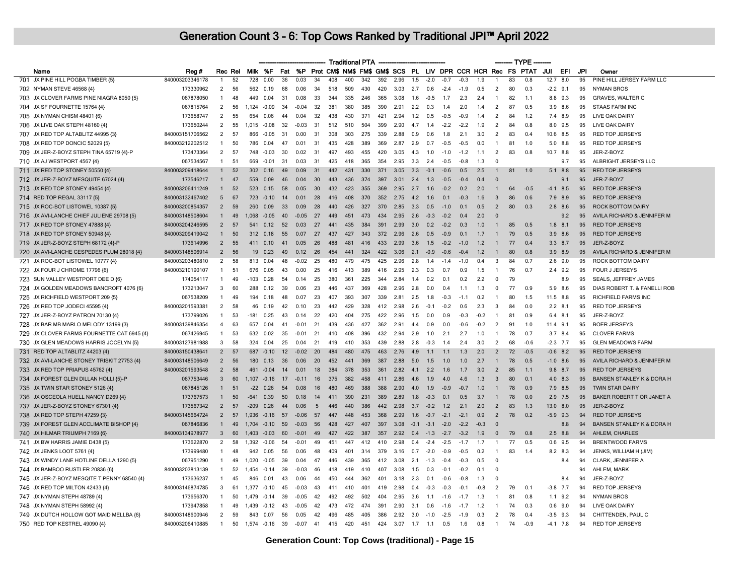# Generation Count 3 - 6: Top Cows Ranked by Traditional JPI™ April 2022

| | Name | Reg # | Rec | Rel | Traditional PTA | | | | | | | | | | | | | | | | TYPE | | | JUI | EFI | JPI | Owner |
|---|---|---|---|---|---|---|---|---|---|---|---|---|---|---|---|---|---|---|---|---|---|---|---|---|---|---|---|
| | | | | | Milk | %F | Fat | %P | Prot | CM$ | NM$ | FM$ | GM$ | SCS | PL | LIV | DPR | CCR | HCR | | Rec | FS | PTAT | | | | |
| 701 | JX PINE HILL POGBA TIMBER {5} | 840003203346178 | 1 | 52 | 728 | 0.00 | 36 | 0.03 | 34 | 408 | 400 | 342 | 392 | 2.96 | 1.5 | -2.0 | -0.7 | -0.3 | 1.9 | | 1 | 83 | 0.8 | 12.7 | 8.0 | 95 | PINE HILL JERSEY FARM LLC |
| 702 | NYMAN STEVE 46568 {4} | 173330962 | 2 | 56 | 562 | 0.19 | 68 | 0.06 | 34 | 518 | 509 | 430 | 420 | 3.03 | 2.7 | 0.6 | -2.4 | -1.9 | 0.5 | | 2 | 80 | 0.3 | -2.2 | 9.1 | 95 | NYMAN BROS |
| 703 | JX CLOVER FARMS PINE NIAGRA 8050 {5} | 067878050 | 1 | 48 | 449 | 0.04 | 31 | 0.08 | 33 | 344 | 335 | 246 | 365 | 3.08 | 1.6 | -0.5 | 1.7 | 2.3 | 2.4 | | 1 | 82 | 1.1 | 8.8 | 9.3 | 95 | GRAVES, WALTER C |
| 704 | JX SF FOURNETTE 15764 {4} | 067815764 | 2 | 56 | 1,124 | -0.09 | 34 | -0.04 | 32 | 381 | 380 | 385 | 390 | 2.91 | 2.2 | 0.3 | 1.4 | 2.0 | 1.4 | | 2 | 87 | 0.5 | 3.9 | 8.6 | 95 | STAAS FARM INC |
| 705 | JX NYMAN CHISM 48401 {6} | 173658747 | 2 | 55 | 654 | 0.06 | 44 | 0.04 | 32 | 438 | 430 | 371 | 421 | 2.94 | 1.2 | 0.5 | -0.5 | -0.9 | 1.4 | | 2 | 84 | 1.2 | 7.4 | 8.9 | 95 | LIVE OAK DAIRY |
| 706 | JX LIVE OAK STEPH 48160 {4} | 173650244 | 2 | 55 | 1,015 | -0.08 | 32 | -0.03 | 31 | 512 | 510 | 504 | 399 | 2.90 | 4.7 | 1.4 | -2.2 | -2.2 | 1.9 | | 2 | 84 | 0.8 | 8.0 | 9.5 | 95 | LIVE OAK DAIRY |
| 707 | JX RED TOP ALTABLITZ 44995 {3} | 840003151706562 | 2 | 57 | 866 | -0.05 | 31 | 0.00 | 31 | 308 | 303 | 275 | 339 | 2.88 | 0.9 | 0.6 | 1.8 | 2.1 | 3.0 | | 2 | 83 | 0.4 | 10.6 | 8.5 | 95 | RED TOP JERSEYS |
| 708 | JX RED TOP DONCIC 52029 {5} | 840003212202512 | 1 | 50 | 786 | 0.04 | 47 | 0.01 | 31 | 435 | 428 | 389 | 369 | 2.87 | 2.9 | 0.7 | -0.5 | -0.5 | 0.0 | | 1 | 81 | 1.0 | 5.0 | 8.8 | 95 | RED TOP JERSEYS |
| 709 | JX JER-Z-BOYZ STEPH TINA 65719 {4}-P | 173473364 | 2 | 57 | 748 | -0.03 | 30 | 0.02 | 31 | 497 | 493 | 455 | 420 | 3.05 | 4.3 | 1.0 | -1.0 | -1.2 | 1.1 | | 2 | 83 | 0.8 | 10.7 | 8.8 | 95 | JER-Z-BOYZ |
| 710 | JX AJ WESTPORT 4567 {4} | 067534567 | 1 | 51 | 669 | -0.01 | 31 | 0.03 | 31 | 425 | 418 | 365 | 354 | 2.95 | 3.3 | 2.4 | -0.5 | -0.8 | 1.3 | | 0 | | | | 9.7 | 95 | ALBRIGHT JERSEYS LLC |
| 711 | JX RED TOP STONEY 50550 {4} | 840003209418644 | 1 | 52 | 302 | 0.16 | 49 | 0.09 | 31 | 442 | 431 | 330 | 371 | 3.05 | 3.3 | -0.1 | -0.6 | 0.5 | 2.5 | | 1 | 81 | 1.0 | 5.1 | 8.8 | 95 | RED TOP JERSEYS |
| 712 | JX JER-Z-BOYZ MESQUITE 67024 {4} | 173546217 | 1 | 47 | 559 | 0.09 | 46 | 0.04 | 30 | 443 | 436 | 374 | 397 | 3.01 | 2.4 | 1.3 | -0.5 | -0.4 | 0.4 | | 0 | | | | 9.1 | 95 | JER-Z-BOYZ |
| 713 | JX RED TOP STONEY 49454 {4} | 840003206411249 | 1 | 52 | 523 | 0.15 | 58 | 0.05 | 30 | 432 | 423 | 355 | 369 | 2.95 | 2.7 | 1.6 | -0.2 | 0.2 | 2.0 | | 1 | 64 | -0.5 | -4.1 | 8.5 | 95 | RED TOP JERSEYS |
| 714 | RED TOP REGAL 33117 {5} | 840003132467402 | 5 | 67 | 723 | -0.10 | 14 | 0.01 | 28 | 416 | 408 | 370 | 352 | 2.75 | 4.2 | 1.6 | 0.1 | -0.3 | 1.6 | | 3 | 86 | 0.6 | 7.9 | 8.9 | 95 | RED TOP JERSEYS |
| 715 | JX ROC-BOT LISTOWEL 10387 {5} | 840003200854357 | 2 | 59 | 260 | 0.09 | 33 | 0.09 | 28 | 440 | 426 | 327 | 370 | 2.85 | 3.3 | 0.5 | -1.0 | 0.1 | 0.5 | | 2 | 80 | 0.3 | 2.8 | 8.6 | 95 | ROCK BOTTOM DAIRY |
| 716 | JX AVI-LANCHE CHIEF JULIENE 29708 {5} | 840003148508604 | 1 | 49 | 1,068 | -0.05 | 40 | -0.05 | 27 | 449 | 451 | 473 | 434 | 2.95 | 2.6 | -0.3 | -0.2 | 0.4 | 2.0 | | 0 | | | | 9.2 | 95 | AVILA RICHARD & JENNIFER M |
| 717 | JX RED TOP STONEY 47888 {4} | 840003204246595 | 2 | 57 | 541 | 0.12 | 52 | 0.03 | 27 | 441 | 435 | 384 | 391 | 2.99 | 3.0 | 0.2 | -0.2 | 0.3 | 1.0 | | 1 | 85 | 0.5 | 1.8 | 8.1 | 95 | RED TOP JERSEYS |
| 718 | JX RED TOP STONEY 50948 {4} | 840003209419042 | 1 | 50 | 312 | 0.18 | 55 | 0.07 | 27 | 437 | 427 | 343 | 372 | 2.96 | 2.6 | 0.5 | -0.9 | 0.1 | 1.7 | | 1 | 79 | 0.5 | 3.9 | 8.6 | 95 | RED TOP JERSEYS |
| 719 | JX JER-Z-BOYZ STEPH 68172 {4}-P | 173614996 | 2 | 55 | 411 | 0.10 | 41 | 0.05 | 26 | 488 | 481 | 416 | 433 | 2.99 | 3.6 | 1.5 | -0.2 | -1.0 | 1.2 | | 1 | 77 | 0.4 | 3.3 | 8.7 | 95 | JER-Z-BOYZ |
| 720 | JX AVI-LANCHE CESPEDES PLUM 28018 {4} | 840003148506914 | 2 | 56 | 19 | 0.23 | 49 | 0.12 | 26 | 454 | 441 | 324 | 422 | 3.06 | 2.1 | -0.9 | -0.6 | -0.4 | 1.2 | | 1 | 80 | 0.8 | 3.9 | 8.9 | 95 | AVILA RICHARD & JENNIFER M |
| 721 | JX ROC-BOT LISTOWEL 10777 {4} | 840003203480810 | 2 | 58 | 813 | 0.04 | 48 | -0.02 | 25 | 480 | 479 | 475 | 425 | 2.96 | 2.8 | 1.4 | -1.4 | -1.0 | 0.4 | | 3 | 84 | 0.7 | 2.6 | 9.0 | 95 | ROCK BOTTOM DAIRY |
| 722 | JX FOUR J CHROME 17796 {6} | 840003210190107 | 1 | 51 | 676 | 0.05 | 43 | 0.00 | 25 | 416 | 413 | 389 | 416 | 2.95 | 2.3 | 0.3 | 0.7 | 0.9 | 1.5 | | 1 | 76 | 0.7 | 2.4 | 9.2 | 95 | FOUR J JERSEYS |
| 723 | SUN VALLEY WESTPORT DEE D {6} | 174054117 | 1 | 49 | -103 | 0.28 | 54 | 0.14 | 25 | 380 | 361 | 225 | 344 | 2.84 | 1.4 | 0.2 | 0.1 | 0.2 | 2.2 | | 0 | 79 | | | 8.9 | 95 | SEALS, JEFFREY JAMES |
| 724 | JX GOLDEN MEADOWS BANCROFT 4076 {6} | 173213047 | 3 | 60 | 288 | 0.12 | 39 | 0.06 | 23 | 446 | 437 | 369 | 428 | 2.96 | 2.8 | 0.0 | 0.4 | 1.1 | 1.3 | | 0 | 77 | 0.9 | 5.9 | 8.6 | 95 | DIAS ROBERT T. & FANELLI ROB |
| 725 | JX RICHFIELD WESTPORT 209 {5} | 067538209 | 1 | 49 | 194 | 0.18 | 48 | 0.07 | 23 | 407 | 393 | 307 | 339 | 2.81 | 2.5 | 1.8 | -0.3 | -1.1 | 0.2 | | 1 | 80 | 1.5 | 11.5 | 8.8 | 95 | RICHFIELD FARMS INC |
| 726 | JX RED TOP JODECI 45595 {4} | 840003201593381 | 2 | 58 | 46 | 0.19 | 42 | 0.10 | 23 | 442 | 429 | 328 | 412 | 2.98 | 2.6 | -0.1 | -0.2 | 0.6 | 2.3 | | 3 | 84 | 0.0 | 2.2 | 8.1 | 95 | RED TOP JERSEYS |
| 727 | JX JER-Z-BOYZ PATRON 70130 {4} | 173799026 | 1 | 53 | -181 | 0.25 | 43 | 0.14 | 22 | 420 | 404 | 275 | 422 | 2.96 | 1.5 | 0.0 | 0.9 | -0.3 | -0.2 | | 1 | 81 | 0.9 | 6.4 | 8.1 | 95 | JER-Z-BOYZ |
| 728 | JX BAR MB MARLO MELODY 13199 {3} | 840003139846354 | 4 | 63 | 657 | 0.04 | 41 | -0.01 | 21 | 439 | 436 | 427 | 362 | 2.91 | 4.4 | 0.9 | 0.0 | -0.6 | -0.2 | | 2 | 91 | 1.0 | 11.4 | 9.1 | 95 | BOER JERSEYS |
| 729 | JX CLOVER FARMS FOURNETTE CAT 6945 {4} | 067426945 | 1 | 53 | 632 | 0.02 | 35 | -0.01 | 21 | 410 | 408 | 396 | 432 | 2.94 | 2.9 | 1.0 | 2.1 | 2.7 | 1.0 | | 1 | 78 | 0.7 | 3.7 | 8.4 | 95 | CLOVER FARMS |
| 730 | JX GLEN MEADOWS HARRIS JOCELYN {5} | 840003127981988 | 3 | 58 | 324 | 0.04 | 25 | 0.04 | 21 | 419 | 410 | 353 | 439 | 2.88 | 2.8 | -0.3 | 1.4 | 2.4 | 3.0 | | 2 | 68 | -0.6 | -2.3 | 7.7 | 95 | GLEN MEADOWS FARM |
| 731 | RED TOP ALTABLITZ 44203 {4} | 840003150438641 | 2 | 57 | 687 | -0.10 | 12 | -0.02 | 20 | 484 | 480 | 475 | 463 | 2.76 | 4.9 | 1.1 | 1.1 | 1.3 | 2.0 | | 2 | 72 | -0.5 | -0.6 | 8.2 | 95 | RED TOP JERSEYS |
| 732 | JX AVI-LANCHE STONEY TRISKIT 27753 {4} | 840003148506649 | 2 | 56 | 180 | 0.13 | 36 | 0.06 | 20 | 452 | 441 | 369 | 387 | 2.88 | 5.0 | 1.5 | 1.0 | 1.0 | 2.7 | | 1 | 78 | 0.5 | -1.0 | 8.6 | 95 | AVILA RICHARD & JENNIFER M |
| 733 | JX RED TOP PRIAPUS 45762 {4} | 840003201593548 | 2 | 58 | 461 | -0.04 | 14 | 0.01 | 18 | 384 | 378 | 353 | 361 | 2.82 | 4.1 | 2.2 | 1.6 | 1.7 | 3.0 | | 2 | 85 | 1.1 | 9.8 | 8.7 | 95 | RED TOP JERSEYS |
| 734 | JX FOREST GLEN DILLAN HOLLI {5}-P | 067753446 | 3 | 60 | 1,107 | -0.16 | 17 | -0.11 | 16 | 375 | 382 | 458 | 411 | 2.86 | 4.6 | 1.9 | 4.0 | 4.6 | 1.3 | | 3 | 80 | 0.1 | 4.0 | 8.3 | 95 | BANSEN STANLEY K & DORA H |
| 735 | JX TWIN STAR STONEY 5126 {4} | 067845126 | 1 | 51 | -22 | 0.26 | 54 | 0.08 | 16 | 480 | 469 | 388 | 388 | 2.90 | 4.0 | 1.9 | -0.9 | -0.7 | 1.0 | | 1 | 78 | 0.9 | 7.9 | 8.5 | 95 | TWIN STAR DAIRY |
| 736 | JX OSCEOLA HUELL NANCY D269 {4} | 173767573 | 1 | 50 | -641 | 0.39 | 50 | 0.18 | 14 | 411 | 390 | 231 | 389 | 2.89 | 1.8 | -0.3 | 0.1 | 0.5 | 3.7 | | 1 | 78 | 0.0 | 2.9 | 7.5 | 95 | BAKER ROBERT T OR JANET A |
| 737 | JX JER-Z-BOYZ STONEY 67301 {4} | 173567342 | 2 | 57 | -209 | 0.26 | 44 | 0.06 | 5 | 446 | 440 | 386 | 442 | 2.98 | 3.7 | -0.2 | 1.2 | 2.1 | 2.0 | | 2 | 83 | 1.3 | 13.0 | 8.0 | 95 | JER-Z-BOYZ |
| 738 | JX RED TOP STEPH 47259 {3} | 840003145664724 | 2 | 57 | 1,936 | -0.16 | 57 | -0.06 | 57 | 447 | 448 | 453 | 368 | 2.99 | 1.6 | -0.7 | -2.1 | -2.1 | 0.9 | | 2 | 78 | 0.2 | -5.9 | 9.3 | 94 | RED TOP JERSEYS |
| 739 | JX FOREST GLEN ACCLIMATE BISHOP {4} | 067846836 | 1 | 49 | 1,704 | -0.10 | 59 | -0.03 | 56 | 428 | 427 | 407 | 397 | 3.08 | -0.1 | -3.1 | -2.0 | -2.2 | -0.3 | | 0 | | | | 8.8 | 94 | BANSEN STANLEY K & DORA H |
| 740 | JX HILMAR TRIUMPH 7169 {6} | 840003134978977 | 3 | 60 | 1,403 | -0.03 | 60 | -0.01 | 49 | 427 | 422 | 387 | 357 | 2.92 | 0.4 | -1.3 | -2.7 | -3.2 | 1.9 | | 0 | 79 | 0.8 | 2.5 | 8.8 | 94 | AHLEM, CHARLES |
| 741 | JX BW HARRIS JAMIE D438 {5} | 173622870 | 2 | 58 | 1,392 | -0.06 | 54 | -0.01 | 49 | 451 | 447 | 412 | 410 | 2.98 | 0.4 | -2.4 | -2.5 | -1.7 | 1.7 | | 1 | 77 | 0.5 | 0.6 | 9.5 | 94 | BRENTWOOD FARMS |
| 742 | JX JENKS LOOT 5761 {4} | 173999480 | 1 | 48 | 942 | 0.05 | 56 | 0.06 | 48 | 409 | 401 | 314 | 379 | 3.16 | 0.7 | -2.0 | -0.9 | -0.5 | 0.2 | | 1 | 83 | 1.4 | 8.2 | 8.3 | 94 | JENKS, WILLIAM H (JIM) |
| 743 | JX WINDY LANE HOTLINE DELLA 1290 {5} | 067951290 | 1 | 49 | 1,020 | -0.05 | 39 | 0.04 | 47 | 446 | 439 | 365 | 412 | 3.08 | 2.1 | -1.3 | -0.4 | -0.3 | 0.5 | | 0 | | | | 8.4 | 94 | CLARK, JENNIFER A |
| 744 | JX BAMBOO RUSTLER 20836 {6} | 840003203813139 | 1 | 52 | 1,454 | -0.14 | 39 | -0.03 | 46 | 418 | 419 | 410 | 407 | 3.08 | 1.5 | 0.3 | -0.1 | -0.2 | 0.1 | | 0 | | | | | 94 | AHLEM, MARK |
| 745 | JX JER-Z-BOYZ MESQITE T PENNY 68540 {4} | 173636237 | 1 | 45 | 846 | 0.01 | 43 | 0.06 | 44 | 450 | 444 | 362 | 401 | 3.18 | 2.3 | 0.1 | -0.6 | -0.8 | 1.3 | | 0 | | | | 8.4 | 94 | JER-Z-BOYZ |
| 746 | JX RED TOP MILTON 42433 {4} | 840003146874785 | 3 | 61 | 1,377 | -0.10 | 45 | -0.03 | 43 | 411 | 410 | 401 | 419 | 2.98 | 0.4 | -0.3 | -0.3 | -0.1 | -0.8 | | 2 | 79 | 0.1 | -3.8 | 7.7 | 94 | RED TOP JERSEYS |
| 747 | JX NYMAN STEPH 48789 {4} | 173656370 | 1 | 50 | 1,479 | -0.14 | 39 | -0.05 | 42 | 492 | 492 | 502 | 404 | 2.95 | 3.6 | 1.1 | -1.6 | -1.7 | 1.3 | | 1 | 81 | 0.8 | 1.1 | 9.2 | 94 | NYMAN BROS |
| 748 | JX NYMAN STEPH 58992 {4} | 173947858 | 1 | 49 | 1,439 | -0.12 | 43 | -0.05 | 42 | 473 | 472 | 474 | 391 | 2.90 | 3.1 | 0.6 | -1.6 | -1.7 | 1.2 | | 1 | 74 | 0.3 | 0.6 | 9.0 | 94 | LIVE OAK DAIRY |
| 749 | JX DUTCH HOLLOW GOT MAID MELLBA {6} | 840003148600946 | 2 | 59 | 843 | 0.07 | 56 | 0.05 | 42 | 496 | 485 | 405 | 386 | 2.92 | 3.0 | -1.0 | -2.5 | -1.9 | 0.3 | | 2 | 78 | 0.4 | -3.5 | 9.3 | 94 | CHITTENDEN, PAUL C |
| 750 | RED TOP KESTREL 49090 {4} | 840003206410885 | 1 | 50 | 1,574 | -0.16 | 39 | -0.07 | 41 | 415 | 420 | 451 | 424 | 3.07 | 1.7 | 1.1 | 0.5 | 1.6 | 0.8 | | 1 | 74 | -0.9 | -4.1 | 7.8 | 94 | RED TOP JERSEYS |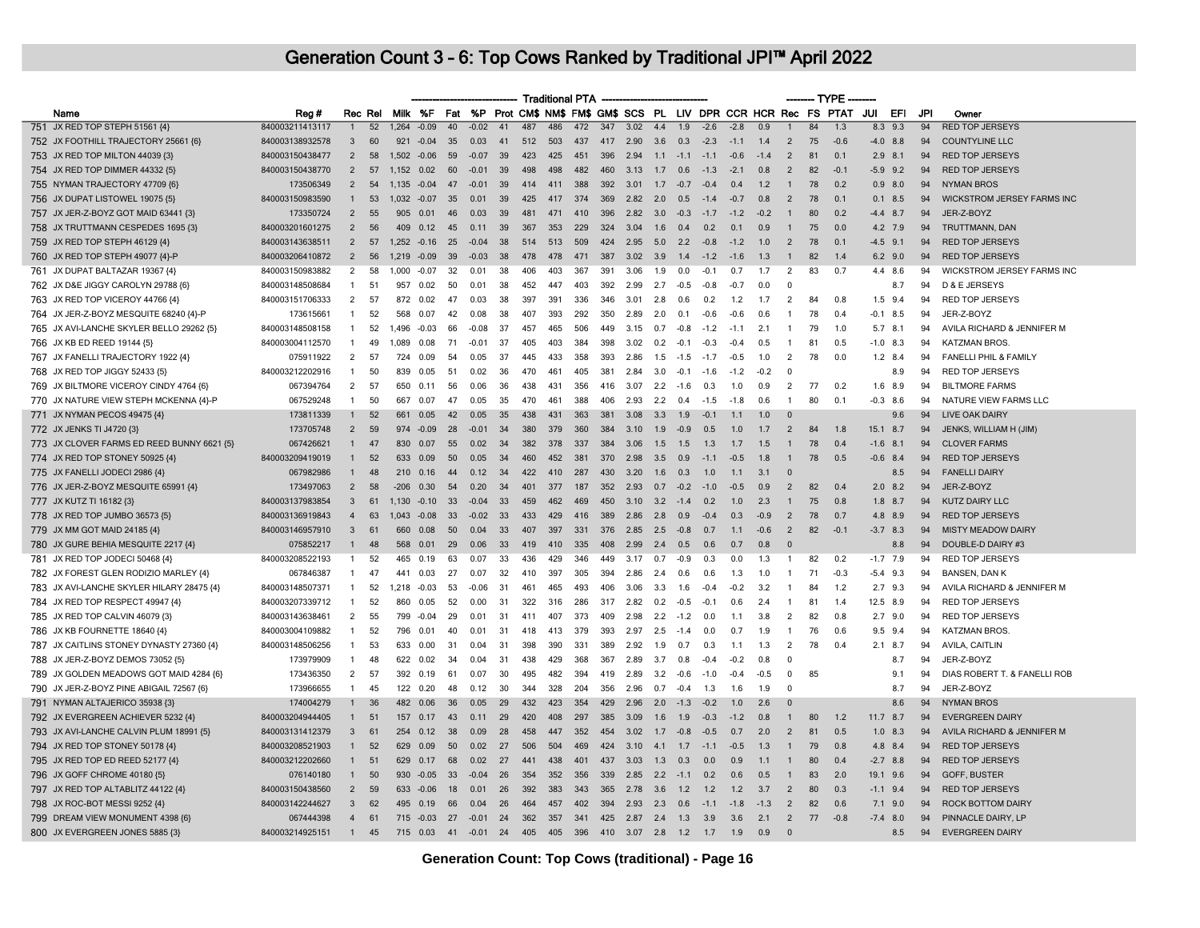# Generation Count 3 - 6: Top Cows Ranked by Traditional JPI™ April 2022

| | Name | Reg # | Rec | Rel | Milk | %F | Fat | %P | Prot | CM$ | NM$ | FM$ | GM$ | SCS | PL | LIV | DPR | CCR | HCR | Rec | FS | PTAT | JUI | EFI | JPI | Owner |
|---|---|---|---|---|---|---|---|---|---|---|---|---|---|---|---|---|---|---|---|---|---|---|---|---|---|---|
| | | | | | Traditional PTA | | | | | | | | | | | | | | | TYPE | | | | | | |
| 751 | JX RED TOP STEPH 51561 {4} | 840003211413117 | 1 | 52 | 1,264 | -0.09 | 40 | -0.02 | 41 | 487 | 486 | 472 | 347 | 3.02 | 4.4 | 1.9 | -2.6 | -2.8 | 0.9 | 1 | 84 | 1.3 | 8.3 | 9.3 | 94 | RED TOP JERSEYS |
| 752 | JX FOOTHILL TRAJECTORY 25661 {6} | 840003138932578 | 3 | 60 | 921 | -0.04 | 35 | 0.03 | 41 | 512 | 503 | 437 | 417 | 2.90 | 3.6 | 0.3 | -2.3 | -1.1 | 1.4 | 2 | 75 | -0.6 | -4.0 | 8.8 | 94 | COUNTYLINE LLC |
| 753 | JX RED TOP MILTON 44039 {3} | 840003150438477 | 2 | 58 | 1,502 | -0.06 | 59 | -0.07 | 39 | 423 | 425 | 451 | 396 | 2.94 | 1.1 | -1.1 | -1.1 | -0.6 | -1.4 | 2 | 81 | 0.1 | 2.9 | 8.1 | 94 | RED TOP JERSEYS |
| 754 | JX RED TOP DIMMER 44332 {5} | 840003150438770 | 2 | 57 | 1,152 | 0.02 | 60 | -0.01 | 39 | 498 | 498 | 482 | 460 | 3.13 | 1.7 | 0.6 | -1.3 | -2.1 | 0.8 | 2 | 82 | -0.1 | -5.9 | 9.2 | 94 | RED TOP JERSEYS |
| 755 | NYMAN TRAJECTORY 47709 {6} | 173506349 | 2 | 54 | 1,135 | -0.04 | 47 | -0.01 | 39 | 414 | 411 | 388 | 392 | 3.01 | 1.7 | -0.7 | -0.4 | 0.4 | 1.2 | 1 | 78 | 0.2 | 0.9 | 8.0 | 94 | NYMAN BROS |
| 756 | JX DUPAT LISTOWEL 19075 {5} | 840003150983590 | 1 | 53 | 1,032 | -0.07 | 35 | 0.01 | 39 | 425 | 417 | 374 | 369 | 2.82 | 2.0 | 0.5 | -1.4 | -0.7 | 0.8 | 2 | 78 | 0.1 | 0.1 | 8.5 | 94 | WICKSTROM JERSEY FARMS INC |
| 757 | JX JER-Z-BOYZ GOT MAID 63441 {3} | 173350724 | 2 | 55 | 905 | 0.01 | 46 | 0.03 | 39 | 481 | 471 | 410 | 396 | 2.82 | 3.0 | -0.3 | -1.7 | -1.2 | -0.2 | 1 | 80 | 0.2 | -4.4 | 8.7 | 94 | JER-Z-BOYZ |
| 758 | JX TRUTTMANN CESPEDES 1695 {3} | 840003201601275 | 2 | 56 | 409 | 0.12 | 45 | 0.11 | 39 | 367 | 353 | 229 | 324 | 3.04 | 1.6 | 0.4 | 0.2 | 0.1 | 0.9 | 1 | 75 | 0.0 | 4.2 | 7.9 | 94 | TRUTTMANN, DAN |
| 759 | JX RED TOP STEPH 46129 {4} | 840003143638511 | 2 | 57 | 1,252 | -0.16 | 25 | -0.04 | 38 | 514 | 513 | 509 | 424 | 2.95 | 5.0 | 2.2 | -0.8 | -1.2 | 1.0 | 2 | 78 | 0.1 | -4.5 | 9.1 | 94 | RED TOP JERSEYS |
| 760 | JX RED TOP STEPH 49077 {4}-P | 840003206410872 | 2 | 56 | 1,219 | -0.09 | 39 | -0.03 | 38 | 478 | 478 | 471 | 387 | 3.02 | 3.9 | 1.4 | -1.2 | -1.6 | 1.3 | 1 | 82 | 1.4 | 6.2 | 9.0 | 94 | RED TOP JERSEYS |
| 761 | JX DUPAT BALTAZAR 19367 {4} | 840003150983882 | 2 | 58 | 1,000 | -0.07 | 32 | 0.01 | 38 | 406 | 403 | 367 | 391 | 3.06 | 1.9 | 0.0 | -0.1 | 0.7 | 1.7 | 2 | 83 | 0.7 | 4.4 | 8.6 | 94 | WICKSTROM JERSEY FARMS INC |
| 762 | JX D&E JIGGY CAROLYN 29788 {6} | 840003148508684 | 1 | 51 | 957 | 0.02 | 50 | 0.01 | 38 | 452 | 447 | 403 | 392 | 2.99 | 2.7 | -0.5 | -0.8 | -0.7 | 0.0 | 0 | | | | 8.7 | 94 | D & E JERSEYS |
| 763 | JX RED TOP VICEROY 44766 {4} | 840003151706333 | 2 | 57 | 872 | 0.02 | 47 | 0.03 | 38 | 397 | 391 | 336 | 346 | 3.01 | 2.8 | 0.6 | 0.2 | 1.2 | 1.7 | 2 | 84 | 0.8 | 1.5 | 9.4 | 94 | RED TOP JERSEYS |
| 764 | JX JER-Z-BOYZ MESQUITE 68240 {4}-P | 173615661 | 1 | 52 | 568 | 0.07 | 42 | 0.08 | 38 | 407 | 393 | 292 | 350 | 2.89 | 2.0 | 0.1 | -0.6 | -0.6 | 0.6 | 1 | 78 | 0.4 | -0.1 | 8.5 | 94 | JER-Z-BOYZ |
| 765 | JX AVI-LANCHE SKYLER BELLO 29262 {5} | 840003148508158 | 1 | 52 | 1,496 | -0.03 | 66 | -0.08 | 37 | 457 | 465 | 506 | 449 | 3.15 | 0.7 | -0.8 | -1.2 | -1.1 | 2.1 | 1 | 79 | 1.0 | 5.7 | 8.1 | 94 | AVILA RICHARD & JENNIFER M |
| 766 | JX KB ED REED 19144 {5} | 840003004112570 | 1 | 49 | 1,089 | 0.08 | 71 | -0.01 | 37 | 405 | 403 | 384 | 398 | 3.02 | 0.2 | -0.1 | -0.3 | -0.4 | 0.5 | 1 | 81 | 0.5 | -1.0 | 8.3 | 94 | KATZMAN BROS. |
| 767 | JX FANELLI TRAJECTORY 1922 {4} | 075911922 | 2 | 57 | 724 | 0.09 | 54 | 0.05 | 37 | 445 | 433 | 358 | 393 | 2.86 | 1.5 | -1.5 | -1.7 | -0.5 | 1.0 | 2 | 78 | 0.0 | 1.2 | 8.4 | 94 | FANELLI PHIL & FAMILY |
| 768 | JX RED TOP JIGGY 52433 {5} | 840003212202916 | 1 | 50 | 839 | 0.05 | 51 | 0.02 | 36 | 470 | 461 | 405 | 381 | 2.84 | 3.0 | -0.1 | -1.6 | -1.2 | -0.2 | 0 | | | | 8.9 | 94 | RED TOP JERSEYS |
| 769 | JX BILTMORE VICEROY CINDY 4764 {6} | 067394764 | 2 | 57 | 650 | 0.11 | 56 | 0.06 | 36 | 438 | 431 | 356 | 416 | 3.07 | 2.2 | -1.6 | 0.3 | 1.0 | 0.9 | 2 | 77 | 0.2 | 1.6 | 8.9 | 94 | BILTMORE FARMS |
| 770 | JX NATURE VIEW STEPH MCKENNA {4}-P | 067529248 | 1 | 50 | 667 | 0.07 | 47 | 0.05 | 35 | 470 | 461 | 388 | 406 | 2.93 | 2.2 | 0.4 | -1.5 | -1.8 | 0.6 | 1 | 80 | 0.1 | -0.3 | 8.6 | 94 | NATURE VIEW FARMS LLC |
| 771 | JX NYMAN PECOS 49475 {4} | 173811339 | 1 | 52 | 661 | 0.05 | 42 | 0.05 | 35 | 438 | 431 | 363 | 381 | 3.08 | 3.3 | 1.9 | -0.1 | 1.1 | 1.0 | 0 | | | | 9.6 | 94 | LIVE OAK DAIRY |
| 772 | JX JENKS TI J4720 {3} | 173705748 | 2 | 59 | 974 | -0.09 | 28 | -0.01 | 34 | 380 | 379 | 360 | 384 | 3.10 | 1.9 | -0.9 | 0.5 | 1.0 | 1.7 | 2 | 84 | 1.8 | 15.1 | 8.7 | 94 | JENKS, WILLIAM H (JIM) |
| 773 | JX CLOVER FARMS ED REED BUNNY 6621 {5} | 067426621 | 1 | 47 | 830 | 0.07 | 55 | 0.02 | 34 | 382 | 378 | 337 | 384 | 3.06 | 1.5 | 1.5 | 1.3 | 1.7 | 1.5 | 1 | 78 | 0.4 | -1.6 | 8.1 | 94 | CLOVER FARMS |
| 774 | JX RED TOP STONEY 50925 {4} | 840003209419019 | 1 | 52 | 633 | 0.09 | 50 | 0.05 | 34 | 460 | 452 | 381 | 370 | 2.98 | 3.5 | 0.9 | -1.1 | -0.5 | 1.8 | 1 | 78 | 0.5 | -0.6 | 8.4 | 94 | RED TOP JERSEYS |
| 775 | JX FANELLI JODECI 2986 {4} | 067982986 | 1 | 48 | 210 | 0.16 | 44 | 0.12 | 34 | 422 | 410 | 287 | 430 | 3.20 | 1.6 | 0.3 | 1.0 | 1.1 | 3.1 | 0 | | | | 8.5 | 94 | FANELLI DAIRY |
| 776 | JX JER-Z-BOYZ MESQUITE 65991 {4} | 173497063 | 2 | 58 | -206 | 0.30 | 54 | 0.20 | 34 | 401 | 377 | 187 | 352 | 2.93 | 0.7 | -0.2 | -1.0 | -0.5 | 0.9 | 2 | 82 | 0.4 | 2.0 | 8.2 | 94 | JER-Z-BOYZ |
| 777 | JX KUTZ TI 16182 {3} | 840003137983854 | 3 | 61 | 1,130 | -0.10 | 33 | -0.04 | 33 | 459 | 462 | 469 | 450 | 3.10 | 3.2 | -1.4 | 0.2 | 1.0 | 2.3 | 1 | 75 | 0.8 | 1.8 | 8.7 | 94 | KUTZ DAIRY LLC |
| 778 | JX RED TOP JUMBO 36573 {5} | 840003136919843 | 4 | 63 | 1,043 | -0.08 | 33 | -0.02 | 33 | 433 | 429 | 416 | 389 | 2.86 | 2.8 | 0.9 | -0.4 | 0.3 | -0.9 | 2 | 78 | 0.7 | 4.8 | 8.9 | 94 | RED TOP JERSEYS |
| 779 | JX MM GOT MAID 24185 {4} | 840003146957910 | 3 | 61 | 660 | 0.08 | 50 | 0.04 | 33 | 407 | 397 | 331 | 376 | 2.85 | 2.5 | -0.8 | 0.7 | 1.1 | -0.6 | 2 | 82 | -0.1 | -3.7 | 8.3 | 94 | MISTY MEADOW DAIRY |
| 780 | JX GURE BEHIA MESQUITE 2217 {4} | 075852217 | 1 | 48 | 568 | 0.01 | 29 | 0.06 | 33 | 419 | 410 | 335 | 408 | 2.99 | 2.4 | 0.5 | 0.6 | 0.7 | 0.8 | 0 | | | | 8.8 | 94 | DOUBLE-D DAIRY #3 |
| 781 | JX RED TOP JODECI 50468 {4} | 840003208522193 | 1 | 52 | 465 | 0.19 | 63 | 0.07 | 33 | 436 | 429 | 346 | 449 | 3.17 | 0.7 | -0.9 | 0.3 | 0.0 | 1.3 | 1 | 82 | 0.2 | -1.7 | 7.9 | 94 | RED TOP JERSEYS |
| 782 | JX FOREST GLEN RODIZIO MARLEY {4} | 067846387 | 1 | 47 | 441 | 0.03 | 27 | 0.07 | 32 | 410 | 397 | 305 | 394 | 2.86 | 2.4 | 0.6 | 0.6 | 1.3 | 1.0 | 1 | 71 | -0.3 | -5.4 | 9.3 | 94 | BANSEN, DAN K |
| 783 | JX AVI-LANCHE SKYLER HILARY 28475 {4} | 840003148507371 | 1 | 52 | 1,218 | -0.03 | 53 | -0.06 | 31 | 461 | 465 | 493 | 406 | 3.06 | 3.3 | 1.6 | -0.4 | -0.2 | 3.2 | 1 | 84 | 1.2 | 2.7 | 9.3 | 94 | AVILA RICHARD & JENNIFER M |
| 784 | JX RED TOP RESPECT 49947 {4} | 840003207339712 | 1 | 52 | 860 | 0.05 | 52 | 0.00 | 31 | 322 | 316 | 286 | 317 | 2.82 | 0.2 | -0.5 | -0.1 | 0.6 | 2.4 | 1 | 81 | 1.4 | 12.5 | 8.9 | 94 | RED TOP JERSEYS |
| 785 | JX RED TOP CALVIN 46079 {3} | 840003143638461 | 2 | 55 | 799 | -0.04 | 29 | 0.01 | 31 | 411 | 407 | 373 | 409 | 2.98 | 2.2 | -1.2 | 0.0 | 1.1 | 3.8 | 2 | 82 | 0.8 | 2.7 | 9.0 | 94 | RED TOP JERSEYS |
| 786 | JX KB FOURNETTE 18640 {4} | 840003004109882 | 1 | 52 | 796 | 0.01 | 40 | 0.01 | 31 | 418 | 413 | 379 | 393 | 2.97 | 2.5 | -1.4 | 0.0 | 0.7 | 1.9 | 1 | 76 | 0.6 | 9.5 | 9.4 | 94 | KATZMAN BROS. |
| 787 | JX CAITLINS STONEY DYNASTY 27360 {4} | 840003148506256 | 1 | 53 | 633 | 0.00 | 31 | 0.04 | 31 | 398 | 390 | 331 | 389 | 2.92 | 1.9 | 0.7 | 0.3 | 1.1 | 1.3 | 2 | 78 | 0.4 | 2.1 | 8.7 | 94 | AVILA, CAITLIN |
| 788 | JX JER-Z-BOYZ DEMOS 73052 {5} | 173979909 | 1 | 48 | 622 | 0.02 | 34 | 0.04 | 31 | 438 | 429 | 368 | 367 | 2.89 | 3.7 | 0.8 | -0.4 | -0.2 | 0.8 | 0 | | | | 8.7 | 94 | JER-Z-BOYZ |
| 789 | JX GOLDEN MEADOWS GOT MAID 4284 {6} | 173436350 | 2 | 57 | 392 | 0.19 | 61 | 0.07 | 30 | 495 | 482 | 394 | 419 | 2.89 | 3.2 | -0.6 | -1.0 | -0.4 | -0.5 | 0 | 85 | | | 9.1 | 94 | DIAS ROBERT T. & FANELLI ROB |
| 790 | JX JER-Z-BOYZ PINE ABIGAIL 72567 {6} | 173966655 | 1 | 45 | 122 | 0.20 | 48 | 0.12 | 30 | 344 | 328 | 204 | 356 | 2.96 | 0.7 | -0.4 | 1.3 | 1.6 | 1.9 | 0 | | | | 8.7 | 94 | JER-Z-BOYZ |
| 791 | NYMAN ALTAJERICO 35938 {3} | 174004279 | 1 | 36 | 482 | 0.06 | 36 | 0.05 | 29 | 432 | 423 | 354 | 429 | 2.96 | 2.0 | -1.3 | -0.2 | 1.0 | 2.6 | 0 | | | | 8.6 | 94 | NYMAN BROS |
| 792 | JX EVERGREEN ACHIEVER 5232 {4} | 840003204944405 | 1 | 51 | 157 | 0.17 | 43 | 0.11 | 29 | 420 | 408 | 297 | 385 | 3.09 | 1.6 | 1.9 | -0.3 | -1.2 | 0.8 | 1 | 80 | 1.2 | 11.7 | 8.7 | 94 | EVERGREEN DAIRY |
| 793 | JX AVI-LANCHE CALVIN PLUM 18991 {5} | 840003131412379 | 3 | 61 | 254 | 0.12 | 38 | 0.09 | 28 | 458 | 447 | 352 | 454 | 3.02 | 1.7 | -0.8 | -0.5 | 0.7 | 2.0 | 2 | 81 | 0.5 | 1.0 | 8.3 | 94 | AVILA RICHARD & JENNIFER M |
| 794 | JX RED TOP STONEY 50178 {4} | 840003208521903 | 1 | 52 | 629 | 0.09 | 50 | 0.02 | 27 | 506 | 504 | 469 | 424 | 3.10 | 4.1 | 1.7 | -1.1 | -0.5 | 1.3 | 1 | 79 | 0.8 | 4.8 | 8.4 | 94 | RED TOP JERSEYS |
| 795 | JX RED TOP ED REED 52177 {4} | 840003212202660 | 1 | 51 | 629 | 0.17 | 68 | 0.02 | 27 | 441 | 438 | 401 | 437 | 3.03 | 1.3 | 0.3 | 0.0 | 0.9 | 1.1 | 1 | 80 | 0.4 | -2.7 | 8.8 | 94 | RED TOP JERSEYS |
| 796 | JX GOFF CHROME 40180 {5} | 076140180 | 1 | 50 | 930 | -0.05 | 33 | -0.04 | 26 | 354 | 352 | 356 | 339 | 2.85 | 2.2 | -1.1 | 0.2 | 0.6 | 0.5 | 1 | 83 | 2.0 | 19.1 | 9.6 | 94 | GOFF, BUSTER |
| 797 | JX RED TOP ALTABLITZ 44122 {4} | 840003150438560 | 2 | 59 | 633 | -0.06 | 18 | 0.01 | 26 | 392 | 383 | 343 | 365 | 2.78 | 3.6 | 1.2 | 1.2 | 1.2 | 3.7 | 2 | 80 | 0.3 | -1.1 | 9.4 | 94 | RED TOP JERSEYS |
| 798 | JX ROC-BOT MESSI 9252 {4} | 840003142244627 | 3 | 62 | 495 | 0.19 | 66 | 0.04 | 26 | 464 | 457 | 402 | 394 | 2.93 | 2.3 | 0.6 | -1.1 | -1.8 | -1.3 | 2 | 82 | 0.6 | 7.1 | 9.0 | 94 | ROCK BOTTOM DAIRY |
| 799 | DREAM VIEW MONUMENT 4398 {6} | 067444398 | 4 | 61 | 715 | -0.03 | 27 | -0.01 | 24 | 362 | 357 | 341 | 425 | 2.87 | 2.4 | 1.3 | 3.9 | 3.6 | 2.1 | 2 | 77 | -0.8 | -7.4 | 8.0 | 94 | PINNACLE DAIRY, LP |
| 800 | JX EVERGREEN JONES 5885 {3} | 840003214925151 | 1 | 45 | 715 | 0.03 | 41 | -0.01 | 24 | 405 | 405 | 396 | 410 | 3.07 | 2.8 | 1.2 | 1.7 | 1.9 | 0.9 | 0 | | | | 8.5 | 94 | EVERGREEN DAIRY |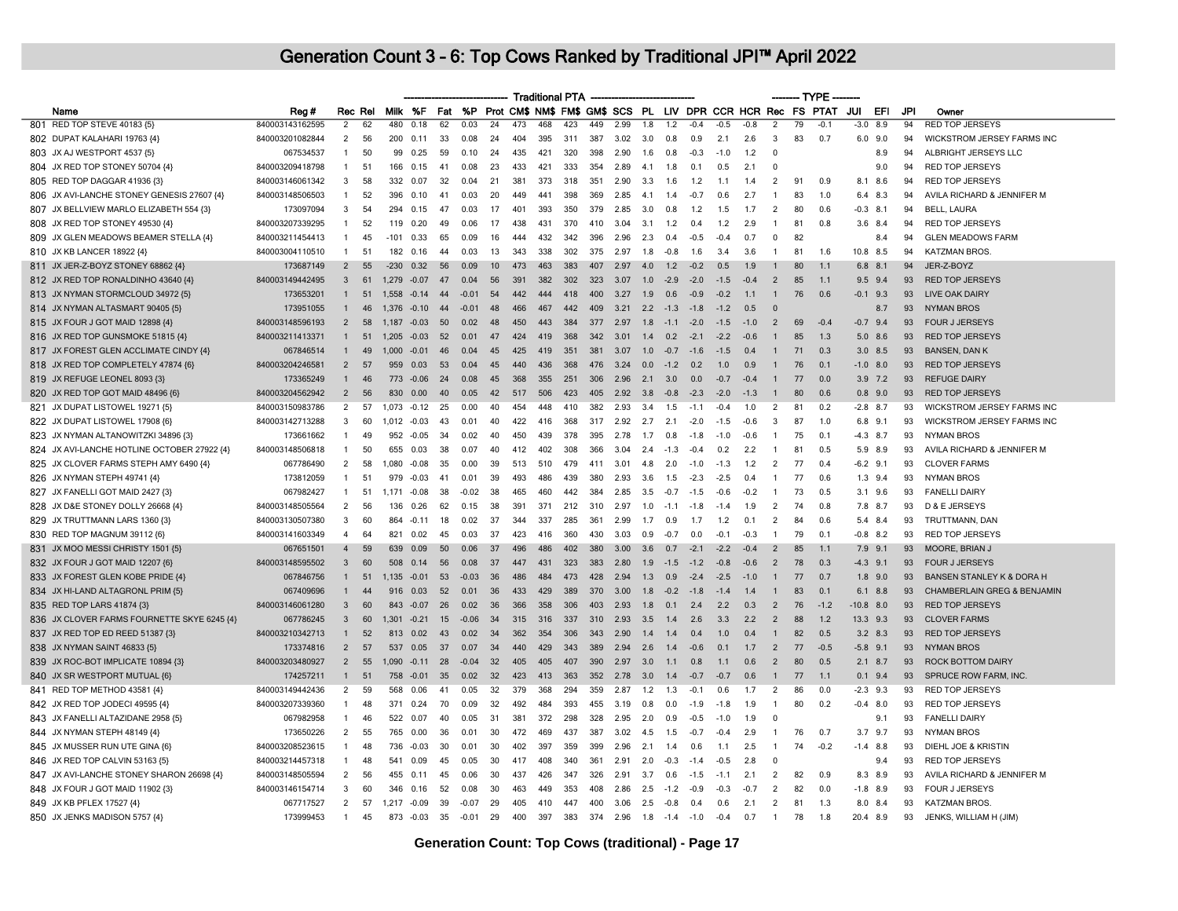# Generation Count 3 - 6: Top Cows Ranked by Traditional JPI™ April 2022

| | Name | Reg # | Rec | Rel | Milk | %F | Fat | %P | Prot | CM$ | NM$ | FM$ | GM$ | SCS | PL | LIV | DPR | CCR | HCR | Rec | FS | PTAT | JUI | EFI | JPI | Owner |
|---|---|---|---|---|---|---|---|---|---|---|---|---|---|---|---|---|---|---|---|---|---|---|---|---|---|---|
| | | | | | Traditional PTA | | | | | | | | | | | | | | | TYPE | | | | | | |
| 801 | RED TOP STEVE 40183 {5} | 840003143162595 | 2 | 62 | 480 | 0.18 | 62 | 0.03 | 24 | 473 | 468 | 423 | 449 | 2.99 | 1.8 | 1.2 | -0.4 | -0.5 | -0.8 | 2 | 79 | -0.1 | -3.0 | 8.9 | 94 | RED TOP JERSEYS |
| 802 | DUPAT KALAHARI 19763 {4} | 840003201082844 | 2 | 56 | 200 | 0.11 | 33 | 0.08 | 24 | 404 | 395 | 311 | 387 | 3.02 | 3.0 | 0.8 | 0.9 | 2.1 | 2.6 | 3 | 83 | 0.7 | 6.0 | 9.0 | 94 | WICKSTROM JERSEY FARMS INC |
| 803 | JX AJ WESTPORT 4537 {5} | 067534537 | 1 | 50 | 99 | 0.25 | 59 | 0.10 | 24 | 435 | 421 | 320 | 398 | 2.90 | 1.6 | 0.8 | -0.3 | -1.0 | 1.2 | 0 | | | | 8.9 | 94 | ALBRIGHT JERSEYS LLC |
| 804 | JX RED TOP STONEY 50704 {4} | 840003209418798 | 1 | 51 | 166 | 0.15 | 41 | 0.08 | 23 | 433 | 421 | 333 | 354 | 2.89 | 4.1 | 1.8 | 0.1 | 0.5 | 2.1 | 0 | | | | 9.0 | 94 | RED TOP JERSEYS |
| 805 | RED TOP DAGGAR 41936 {3} | 840003146061342 | 3 | 58 | 332 | 0.07 | 32 | 0.04 | 21 | 381 | 373 | 318 | 351 | 2.90 | 3.3 | 1.6 | 1.2 | 1.1 | 1.4 | 2 | 91 | 0.9 | 8.1 | 8.6 | 94 | RED TOP JERSEYS |
| 806 | JX AVI-LANCHE STONEY GENESIS 27607 {4} | 840003148506503 | 1 | 52 | 396 | 0.10 | 41 | 0.03 | 20 | 449 | 441 | 398 | 369 | 2.85 | 4.1 | 1.4 | -0.7 | 0.6 | 2.7 | 1 | 83 | 1.0 | 6.4 | 8.3 | 94 | AVILA RICHARD & JENNIFER M |
| 807 | JX BELLVIEW MARLO ELIZABETH 554 {3} | 173097094 | 3 | 54 | 294 | 0.15 | 47 | 0.03 | 17 | 401 | 393 | 350 | 379 | 2.85 | 3.0 | 0.8 | 1.2 | 1.5 | 1.7 | 2 | 80 | 0.6 | -0.3 | 8.1 | 94 | BELL, LAURA |
| 808 | JX RED TOP STONEY 49530 {4} | 840003207339295 | 1 | 52 | 119 | 0.20 | 49 | 0.06 | 17 | 438 | 431 | 370 | 410 | 3.04 | 3.1 | 1.2 | 0.4 | 1.2 | 2.9 | 1 | 81 | 0.8 | 3.6 | 8.4 | 94 | RED TOP JERSEYS |
| 809 | JX GLEN MEADOWS BEAMER STELLA {4} | 840003211454413 | 1 | 45 | -101 | 0.33 | 65 | 0.09 | 16 | 444 | 432 | 342 | 396 | 2.96 | 2.3 | 0.4 | -0.5 | -0.4 | 0.7 | 0 | 82 | | | 8.4 | 94 | GLEN MEADOWS FARM |
| 810 | JX KB LANCER 18922 {4} | 840003004110510 | 1 | 51 | 182 | 0.16 | 44 | 0.03 | 13 | 343 | 338 | 302 | 375 | 2.97 | 1.8 | -0.8 | 1.6 | 3.4 | 3.6 | 1 | 81 | 1.6 | 10.8 | 8.5 | 94 | KATZMAN BROS. |
| 811 | JX JER-Z-BOYZ STONEY 68862 {4} | 173687149 | 2 | 55 | -230 | 0.32 | 56 | 0.09 | 10 | 473 | 463 | 383 | 407 | 2.97 | 4.0 | 1.2 | -0.2 | 0.5 | 1.9 | 1 | 80 | 1.1 | 6.8 | 8.1 | 94 | JER-Z-BOYZ |
| 812 | JX RED TOP RONALDINHO 43640 {4} | 840003149442495 | 3 | 61 | 1,279 | -0.07 | 47 | 0.04 | 56 | 391 | 382 | 302 | 323 | 3.07 | 1.0 | -2.9 | -2.0 | -1.5 | -0.4 | 2 | 85 | 1.1 | 9.5 | 9.4 | 93 | RED TOP JERSEYS |
| 813 | JX NYMAN STORMCLOUD 34972 {5} | 173653201 | 1 | 51 | 1,558 | -0.14 | 44 | -0.01 | 54 | 442 | 444 | 418 | 400 | 3.27 | 1.9 | 0.6 | -0.9 | -0.2 | 1.1 | 1 | 76 | 0.6 | -0.1 | 9.3 | 93 | LIVE OAK DAIRY |
| 814 | JX NYMAN ALTASMART 90405 {5} | 173951055 | 1 | 46 | 1,376 | -0.10 | 44 | -0.01 | 48 | 466 | 467 | 442 | 409 | 3.21 | 2.2 | -1.3 | -1.8 | -1.2 | 0.5 | 0 | | | | 8.7 | 93 | NYMAN BROS |
| 815 | JX FOUR J GOT MAID 12898 {4} | 840003148596193 | 2 | 58 | 1,187 | -0.03 | 50 | 0.02 | 48 | 450 | 443 | 384 | 377 | 2.97 | 1.8 | -1.1 | -2.0 | -1.5 | -1.0 | 2 | 69 | -0.4 | -0.7 | 9.4 | 93 | FOUR J JERSEYS |
| 816 | JX RED TOP GUNSMOKE 51815 {4} | 840003211413371 | 1 | 51 | 1,205 | -0.03 | 52 | 0.01 | 47 | 424 | 419 | 368 | 342 | 3.01 | 1.4 | 0.2 | -2.1 | -2.2 | -0.6 | 1 | 85 | 1.3 | 5.0 | 8.6 | 93 | RED TOP JERSEYS |
| 817 | JX FOREST GLEN ACCLIMATE CINDY {4} | 067846514 | 1 | 49 | 1,000 | -0.01 | 46 | 0.04 | 45 | 425 | 419 | 351 | 381 | 3.07 | 1.0 | -0.7 | -1.6 | -1.5 | 0.4 | 1 | 71 | 0.3 | 3.0 | 8.5 | 93 | BANSEN, DAN K |
| 818 | JX RED TOP COMPLETELY 47874 {6} | 840003204246581 | 2 | 57 | 959 | 0.03 | 53 | 0.04 | 45 | 440 | 436 | 368 | 476 | 3.24 | 0.0 | -1.2 | 0.2 | 1.0 | 0.9 | 1 | 76 | 0.1 | -1.0 | 8.0 | 93 | RED TOP JERSEYS |
| 819 | JX REFUGE LEONEL 8093 {3} | 173365249 | 1 | 46 | 773 | -0.06 | 24 | 0.08 | 45 | 368 | 355 | 251 | 306 | 2.96 | 2.1 | 3.0 | 0.0 | -0.7 | -0.4 | 1 | 77 | 0.0 | 3.9 | 7.2 | 93 | REFUGE DAIRY |
| 820 | JX RED TOP GOT MAID 48496 {6} | 840003204562942 | 2 | 56 | 830 | 0.00 | 40 | 0.05 | 42 | 517 | 506 | 423 | 405 | 2.92 | 3.8 | -0.8 | -2.3 | -2.0 | -1.3 | 1 | 80 | 0.6 | 0.8 | 9.0 | 93 | RED TOP JERSEYS |
| 821 | JX DUPAT LISTOWEL 19271 {5} | 840003150983786 | 2 | 57 | 1,073 | -0.12 | 25 | 0.00 | 40 | 454 | 448 | 410 | 382 | 2.93 | 3.4 | 1.5 | -1.1 | -0.4 | 1.0 | 2 | 81 | 0.2 | -2.8 | 8.7 | 93 | WICKSTROM JERSEY FARMS INC |
| 822 | JX DUPAT LISTOWEL 17908 {6} | 840003142713288 | 3 | 60 | 1,012 | -0.03 | 43 | 0.01 | 40 | 422 | 416 | 368 | 317 | 2.92 | 2.7 | 2.1 | -2.0 | -1.5 | -0.6 | 3 | 87 | 1.0 | 6.8 | 9.1 | 93 | WICKSTROM JERSEY FARMS INC |
| 823 | JX NYMAN ALTANOWITZKI 34896 {3} | 173661662 | 1 | 49 | 952 | -0.05 | 34 | 0.02 | 40 | 450 | 439 | 378 | 395 | 2.78 | 1.7 | 0.8 | -1.8 | -1.0 | -0.6 | 1 | 75 | 0.1 | -4.3 | 8.7 | 93 | NYMAN BROS |
| 824 | JX AVI-LANCHE HOTLINE OCTOBER 27922 {4} | 840003148506818 | 1 | 50 | 655 | 0.03 | 38 | 0.07 | 40 | 412 | 402 | 308 | 366 | 3.04 | 2.4 | -1.3 | -0.4 | 0.2 | 2.2 | 1 | 81 | 0.5 | 5.9 | 8.9 | 93 | AVILA RICHARD & JENNIFER M |
| 825 | JX CLOVER FARMS STEPH AMY 6490 {4} | 067786490 | 2 | 58 | 1,080 | -0.08 | 35 | 0.00 | 39 | 513 | 510 | 479 | 411 | 3.01 | 4.8 | 2.0 | -1.0 | -1.3 | 1.2 | 2 | 77 | 0.4 | -6.2 | 9.1 | 93 | CLOVER FARMS |
| 826 | JX NYMAN STEPH 49741 {4} | 173812059 | 1 | 51 | 979 | -0.03 | 41 | 0.01 | 39 | 493 | 486 | 439 | 380 | 2.93 | 3.6 | 1.5 | -2.3 | -2.5 | 0.4 | 1 | 77 | 0.6 | 1.3 | 9.4 | 93 | NYMAN BROS |
| 827 | JX FANELLI GOT MAID 2427 {3} | 067982427 | 1 | 51 | 1,171 | -0.08 | 38 | -0.02 | 38 | 465 | 460 | 442 | 384 | 2.85 | 3.5 | -0.7 | -1.5 | -0.6 | -0.2 | 1 | 73 | 0.5 | 3.1 | 9.6 | 93 | FANELLI DAIRY |
| 828 | JX D&E STONEY DOLLY 26668 {4} | 840003148505564 | 2 | 56 | 136 | 0.26 | 62 | 0.15 | 38 | 391 | 371 | 212 | 310 | 2.97 | 1.0 | -1.1 | -1.8 | -1.4 | 1.9 | 2 | 74 | 0.8 | 7.8 | 8.7 | 93 | D & E JERSEYS |
| 829 | JX TRUTTMANN LARS 1360 {3} | 840003130507380 | 3 | 60 | 864 | -0.11 | 18 | 0.02 | 37 | 344 | 337 | 285 | 361 | 2.99 | 1.7 | 0.9 | 1.7 | 1.2 | 0.1 | 2 | 84 | 0.6 | 5.4 | 8.4 | 93 | TRUTTMANN, DAN |
| 830 | RED TOP MAGNUM 39112 {6} | 840003141603349 | 4 | 64 | 821 | 0.02 | 45 | 0.03 | 37 | 423 | 416 | 360 | 430 | 3.03 | 0.9 | -0.7 | 0.0 | -0.1 | -0.3 | 1 | 79 | 0.1 | -0.8 | 8.2 | 93 | RED TOP JERSEYS |
| 831 | JX MOO MESSI CHRISTY 1501 {5} | 067651501 | 4 | 59 | 639 | 0.09 | 50 | 0.06 | 37 | 496 | 486 | 402 | 380 | 3.00 | 3.6 | 0.7 | -2.1 | -2.2 | -0.4 | 2 | 85 | 1.1 | 7.9 | 9.1 | 93 | MOORE, BRIAN J |
| 832 | JX FOUR J GOT MAID 12207 {6} | 840003148595502 | 3 | 60 | 508 | 0.14 | 56 | 0.08 | 37 | 447 | 431 | 323 | 383 | 2.80 | 1.9 | -1.5 | -1.2 | -0.8 | -0.6 | 2 | 78 | 0.3 | -4.3 | 9.1 | 93 | FOUR J JERSEYS |
| 833 | JX FOREST GLEN KOBE PRIDE {4} | 067846756 | 1 | 51 | 1,135 | -0.01 | 53 | -0.03 | 36 | 486 | 484 | 473 | 428 | 2.94 | 1.3 | 0.9 | -2.4 | -2.5 | -1.0 | 1 | 77 | 0.7 | 1.8 | 9.0 | 93 | BANSEN STANLEY K & DORA H |
| 834 | JX HI-LAND ALTAGRONL PRIM {5} | 067409696 | 1 | 44 | 916 | 0.03 | 52 | 0.01 | 36 | 433 | 429 | 389 | 370 | 3.00 | 1.8 | -0.2 | -1.8 | -1.4 | 1.4 | 1 | 83 | 0.1 | 6.1 | 8.8 | 93 | CHAMBERLAIN GREG & BENJAMIN |
| 835 | RED TOP LARS 41874 {3} | 840003146061280 | 3 | 60 | 843 | -0.07 | 26 | 0.02 | 36 | 366 | 358 | 306 | 403 | 2.93 | 1.8 | 0.1 | 2.4 | 2.2 | 0.3 | 2 | 76 | -1.2 | -10.8 | 8.0 | 93 | RED TOP JERSEYS |
| 836 | JX CLOVER FARMS FOURNETTE SKYE 6245 {4} | 067786245 | 3 | 60 | 1,301 | -0.21 | 15 | -0.06 | 34 | 315 | 316 | 337 | 310 | 2.93 | 3.5 | 1.4 | 2.6 | 3.3 | 2.2 | 2 | 88 | 1.2 | 13.3 | 9.3 | 93 | CLOVER FARMS |
| 837 | JX RED TOP ED REED 51387 {3} | 840003210342713 | 1 | 52 | 813 | 0.02 | 43 | 0.02 | 34 | 362 | 354 | 306 | 343 | 2.90 | 1.4 | 1.4 | 0.4 | 1.0 | 0.4 | 1 | 82 | 0.5 | 3.2 | 8.3 | 93 | RED TOP JERSEYS |
| 838 | JX NYMAN SAINT 46833 {5} | 173374816 | 2 | 57 | 537 | 0.05 | 37 | 0.07 | 34 | 440 | 429 | 343 | 389 | 2.94 | 2.6 | 1.4 | -0.6 | 0.1 | 1.7 | 2 | 77 | -0.5 | -5.8 | 9.1 | 93 | NYMAN BROS |
| 839 | JX ROC-BOT IMPLICATE 10894 {3} | 840003203480927 | 2 | 55 | 1,090 | -0.11 | 28 | -0.04 | 32 | 405 | 405 | 407 | 390 | 2.97 | 3.0 | 1.1 | 0.8 | 1.1 | 0.6 | 2 | 80 | 0.5 | 2.1 | 8.7 | 93 | ROCK BOTTOM DAIRY |
| 840 | JX SR WESTPORT MUTUAL {6} | 174257211 | 1 | 51 | 758 | -0.01 | 35 | 0.02 | 32 | 423 | 413 | 363 | 352 | 2.78 | 3.0 | 1.4 | -0.7 | -0.7 | 0.6 | 1 | 77 | 1.1 | 0.1 | 9.4 | 93 | SPRUCE ROW FARM, INC. |
| 841 | RED TOP METHOD 43581 {4} | 840003149442436 | 2 | 59 | 568 | 0.06 | 41 | 0.05 | 32 | 379 | 368 | 294 | 359 | 2.87 | 1.2 | 1.3 | -0.1 | 0.6 | 1.7 | 2 | 86 | 0.0 | -2.3 | 9.3 | 93 | RED TOP JERSEYS |
| 842 | JX RED TOP JODECI 49595 {4} | 840003207339360 | 1 | 48 | 371 | 0.24 | 70 | 0.09 | 32 | 492 | 484 | 393 | 455 | 3.19 | 0.8 | 0.0 | -1.9 | -1.8 | 1.9 | 1 | 80 | 0.2 | -0.4 | 8.0 | 93 | RED TOP JERSEYS |
| 843 | JX FANELLI ALTAZIDANE 2958 {5} | 067982958 | 1 | 46 | 522 | 0.07 | 40 | 0.05 | 31 | 381 | 372 | 298 | 328 | 2.95 | 2.0 | 0.9 | -0.5 | -1.0 | 1.9 | 0 | | | | 9.1 | 93 | FANELLI DAIRY |
| 844 | JX NYMAN STEPH 48149 {4} | 173650226 | 2 | 55 | 765 | 0.00 | 36 | 0.01 | 30 | 472 | 469 | 437 | 387 | 3.02 | 4.5 | 1.5 | -0.7 | -0.4 | 2.9 | 1 | 76 | 0.7 | 3.7 | 9.7 | 93 | NYMAN BROS |
| 845 | JX MUSSER RUN UTE GINA {6} | 840003208523615 | 1 | 48 | 736 | -0.03 | 30 | 0.01 | 30 | 402 | 397 | 359 | 399 | 2.96 | 2.1 | 1.4 | 0.6 | 1.1 | 2.5 | 1 | 74 | -0.2 | -1.4 | 8.8 | 93 | DIEHL JOE & KRISTIN |
| 846 | JX RED TOP CALVIN 53163 {5} | 840003214457318 | 1 | 48 | 541 | 0.09 | 45 | 0.05 | 30 | 417 | 408 | 340 | 361 | 2.91 | 2.0 | -0.3 | -1.4 | -0.5 | 2.8 | 0 | | | | 9.4 | 93 | RED TOP JERSEYS |
| 847 | JX AVI-LANCHE STONEY SHARON 26698 {4} | 840003148505594 | 2 | 56 | 455 | 0.11 | 45 | 0.06 | 30 | 437 | 426 | 347 | 326 | 2.91 | 3.7 | 0.6 | -1.5 | -1.1 | 2.1 | 2 | 82 | 0.9 | 8.3 | 8.9 | 93 | AVILA RICHARD & JENNIFER M |
| 848 | JX FOUR J GOT MAID 11902 {3} | 840003146154714 | 3 | 60 | 346 | 0.16 | 52 | 0.08 | 30 | 463 | 449 | 353 | 408 | 2.86 | 2.5 | -1.2 | -0.9 | -0.3 | -0.7 | 2 | 82 | 0.0 | -1.8 | 8.9 | 93 | FOUR J JERSEYS |
| 849 | JX KB PFLEX 17527 {4} | 067717527 | 2 | 57 | 1,217 | -0.09 | 39 | -0.07 | 29 | 405 | 410 | 447 | 400 | 3.06 | 2.5 | -0.8 | 0.4 | 0.6 | 2.1 | 2 | 81 | 1.3 | 8.0 | 8.4 | 93 | KATZMAN BROS. |
| 850 | JX JENKS MADISON 5757 {4} | 173999453 | 1 | 45 | 873 | -0.03 | 35 | -0.01 | 29 | 400 | 397 | 383 | 374 | 2.96 | 1.8 | -1.4 | -1.0 | -0.4 | 0.7 | 1 | 78 | 1.8 | 20.4 | 8.9 | 93 | JENKS, WILLIAM H (JIM) |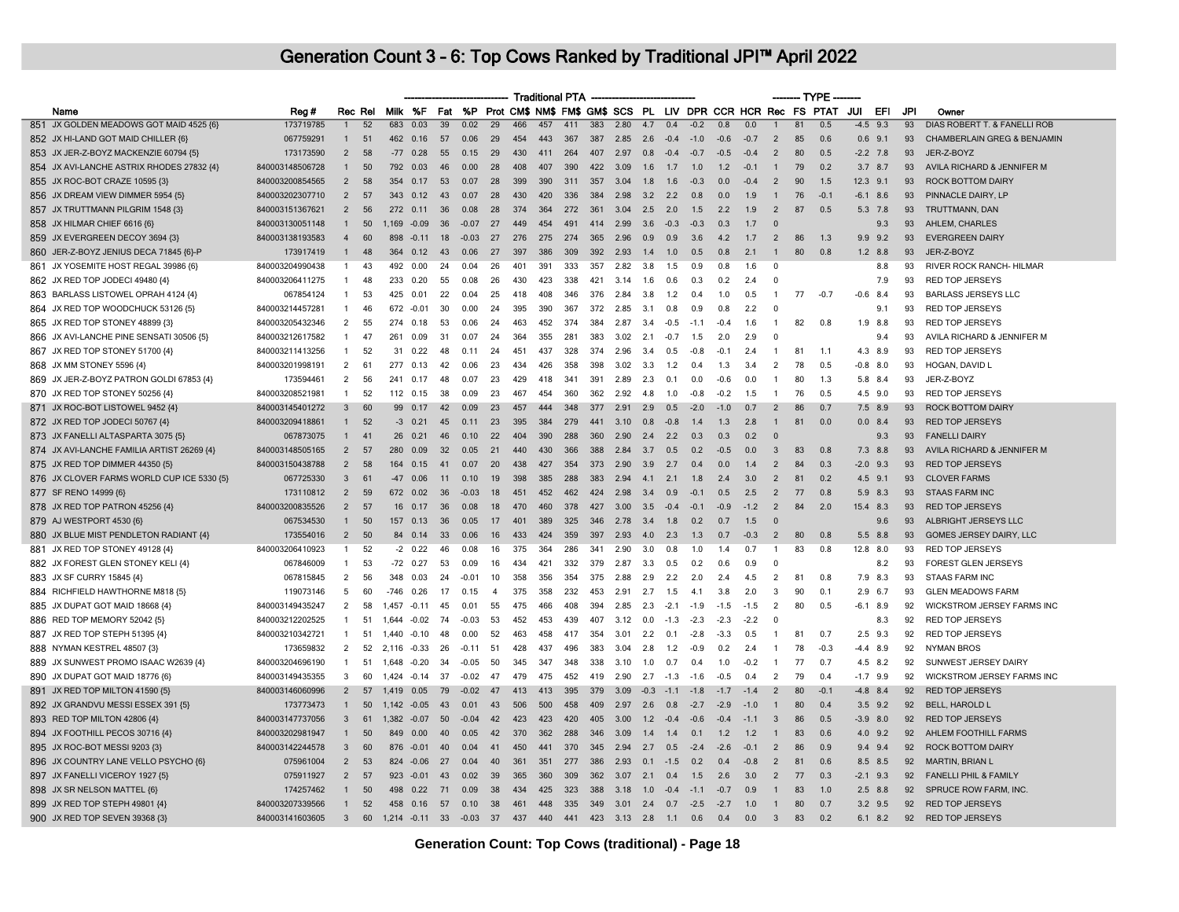# Generation Count 3 - 6: Top Cows Ranked by Traditional JPI™ April 2022

| | Name | Reg # | Rec | Rel | Milk | %F | Fat | %P | Prot | CM$ | NM$ | FM$ | GM$ | SCS | PL | LIV | DPR | CCR | HCR | Rec | FS | PTAT | JUI | EFI | JPI | Owner |
|---|---|---|---|---|---|---|---|---|---|---|---|---|---|---|---|---|---|---|---|---|---|---|---|---|---|---|
| | | | | | Traditional PTA | | | | | | | | | | | | | | | TYPE | | | | | | |
| 851 | JX GOLDEN MEADOWS GOT MAID 4525 {6} | 173719785 | 1 | 52 | 683 | 0.03 | 39 | 0.02 | 29 | 466 | 457 | 411 | 383 | 2.80 | 4.7 | 0.4 | -0.2 | 0.8 | 0.0 | 1 | 81 | 0.5 | -4.5 | 9.3 | 93 | DIAS ROBERT T. & FANELLI ROB |
| 852 | JX HI-LAND GOT MAID CHILLER {6} | 067759291 | 1 | 51 | 462 | 0.16 | 57 | 0.06 | 29 | 454 | 443 | 367 | 387 | 2.85 | 2.6 | -0.4 | -1.0 | -0.6 | -0.7 | 2 | 85 | 0.6 | 0.6 | 9.1 | 93 | CHAMBERLAIN GREG & BENJAMIN |
| 853 | JX JER-Z-BOYZ MACKENZIE 60794 {5} | 173173590 | 2 | 58 | -77 | 0.28 | 55 | 0.15 | 29 | 430 | 411 | 264 | 407 | 2.97 | 0.8 | -0.4 | -0.7 | -0.5 | -0.4 | 2 | 80 | 0.5 | -2.2 | 7.8 | 93 | JER-Z-BOYZ |
| 854 | JX AVI-LANCHE ASTRIX RHODES 27832 {4} | 840003148506728 | 1 | 50 | 792 | 0.03 | 46 | 0.00 | 28 | 408 | 407 | 390 | 422 | 3.09 | 1.6 | 1.7 | 1.0 | 1.2 | -0.1 | 1 | 79 | 0.2 | 3.7 | 8.7 | 93 | AVILA RICHARD & JENNIFER M |
| 855 | JX ROC-BOT CRAZE 10595 {3} | 840003200854565 | 2 | 58 | 354 | 0.17 | 53 | 0.07 | 28 | 399 | 390 | 311 | 357 | 3.04 | 1.8 | 1.6 | -0.3 | 0.0 | -0.4 | 2 | 90 | 1.5 | 12.3 | 9.1 | 93 | ROCK BOTTOM DAIRY |
| 856 | JX DREAM VIEW DIMMER 5954 {5} | 840003202307710 | 2 | 57 | 343 | 0.12 | 43 | 0.07 | 28 | 430 | 420 | 336 | 384 | 2.98 | 3.2 | 2.2 | 0.8 | 0.0 | 1.9 | 1 | 76 | -0.1 | -6.1 | 8.6 | 93 | PINNACLE DAIRY, LP |
| 857 | JX TRUTTMANN PILGRIM 1548 {3} | 840003151367621 | 2 | 56 | 272 | 0.11 | 36 | 0.08 | 28 | 374 | 364 | 272 | 361 | 3.04 | 2.5 | 2.0 | 1.5 | 2.2 | 1.9 | 2 | 87 | 0.5 | 5.3 | 7.8 | 93 | TRUTTMANN, DAN |
| 858 | JX HILMAR CHIEF 6616 {6} | 840003130051148 | 1 | 50 | 1,169 | -0.09 | 36 | -0.07 | 27 | 449 | 454 | 491 | 414 | 2.99 | 3.6 | -0.3 | -0.3 | 0.3 | 1.7 | 0 | | | | 9.3 | 93 | AHLEM, CHARLES |
| 859 | JX EVERGREEN DECOY 3694 {3} | 840003138193583 | 4 | 60 | 898 | -0.11 | 18 | -0.03 | 27 | 276 | 275 | 274 | 365 | 2.96 | 0.9 | 0.9 | 3.6 | 4.2 | 1.7 | 2 | 86 | 1.3 | 9.9 | 9.2 | 93 | EVERGREEN DAIRY |
| 860 | JER-Z-BOYZ JENIUS DECA 71845 {6}-P | 173917419 | 1 | 48 | 364 | 0.12 | 43 | 0.06 | 27 | 397 | 386 | 309 | 392 | 2.93 | 1.4 | 1.0 | 0.5 | 0.8 | 2.1 | 1 | 80 | 0.8 | 1.2 | 8.8 | 93 | JER-Z-BOYZ |
| 861 | JX YOSEMITE HOST REGAL 39986 {6} | 840003204990438 | 1 | 43 | 492 | 0.00 | 24 | 0.04 | 26 | 401 | 391 | 333 | 357 | 2.82 | 3.8 | 1.5 | 0.9 | 0.8 | 1.6 | 0 | | | | 8.8 | 93 | RIVER ROCK RANCH- HILMAR |
| 862 | JX RED TOP JODECI 49480 {4} | 840003206411275 | 1 | 48 | 233 | 0.20 | 55 | 0.08 | 26 | 430 | 423 | 338 | 421 | 3.14 | 1.6 | 0.6 | 0.3 | 0.2 | 2.4 | 0 | | | | 7.9 | 93 | RED TOP JERSEYS |
| 863 | BARLASS LISTOWEL OPRAH 4124 {4} | 067854124 | 1 | 53 | 425 | 0.01 | 22 | 0.04 | 25 | 418 | 408 | 346 | 376 | 2.84 | 3.8 | 1.2 | 0.4 | 1.0 | 0.5 | 1 | 77 | -0.7 | -0.6 | 8.4 | 93 | BARLASS JERSEYS LLC |
| 864 | JX RED TOP WOODCHUCK 53126 {5} | 840003214457281 | 1 | 46 | 672 | -0.01 | 30 | 0.00 | 24 | 395 | 390 | 367 | 372 | 2.85 | 3.1 | 0.8 | 0.9 | 0.8 | 2.2 | 0 | | | | 9.1 | 93 | RED TOP JERSEYS |
| 865 | JX RED TOP STONEY 48899 {3} | 840003205432346 | 2 | 55 | 274 | 0.18 | 53 | 0.06 | 24 | 463 | 452 | 374 | 384 | 2.87 | 3.4 | -0.5 | -1.1 | -0.4 | 1.6 | 1 | 82 | 0.8 | 1.9 | 8.8 | 93 | RED TOP JERSEYS |
| 866 | JX AVI-LANCHE PINE SENSATI 30506 {5} | 840003212617582 | 1 | 47 | 261 | 0.09 | 31 | 0.07 | 24 | 364 | 355 | 281 | 383 | 3.02 | 2.1 | -0.7 | 1.5 | 2.0 | 2.9 | 0 | | | | 9.4 | 93 | AVILA RICHARD & JENNIFER M |
| 867 | JX RED TOP STONEY 51700 {4} | 840003211413256 | 1 | 52 | 31 | 0.22 | 48 | 0.11 | 24 | 451 | 437 | 328 | 374 | 2.96 | 3.4 | 0.5 | -0.8 | -0.1 | 2.4 | 1 | 81 | 1.1 | 4.3 | 8.9 | 93 | RED TOP JERSEYS |
| 868 | JX MM STONEY 5596 {4} | 840003201998191 | 2 | 61 | 277 | 0.13 | 42 | 0.06 | 23 | 434 | 426 | 358 | 398 | 3.02 | 3.3 | 1.2 | 0.4 | 1.3 | 3.4 | 2 | 78 | 0.5 | -0.8 | 8.0 | 93 | HOGAN, DAVID L |
| 869 | JX JER-Z-BOYZ PATRON GOLDI 67853 {4} | 173594461 | 2 | 56 | 241 | 0.17 | 48 | 0.07 | 23 | 429 | 418 | 341 | 391 | 2.89 | 2.3 | 0.1 | 0.0 | -0.6 | 0.0 | 1 | 80 | 1.3 | 5.8 | 8.4 | 93 | JER-Z-BOYZ |
| 870 | JX RED TOP STONEY 50256 {4} | 840003208521981 | 1 | 52 | 112 | 0.15 | 38 | 0.09 | 23 | 467 | 454 | 360 | 362 | 2.92 | 4.8 | 1.0 | -0.8 | -0.2 | 1.5 | 1 | 76 | 0.5 | 4.5 | 9.0 | 93 | RED TOP JERSEYS |
| 871 | JX ROC-BOT LISTOWEL 9452 {4} | 840003145401272 | 3 | 60 | 99 | 0.17 | 42 | 0.09 | 23 | 457 | 444 | 348 | 377 | 2.91 | 2.9 | 0.5 | -2.0 | -1.0 | 0.7 | 2 | 86 | 0.7 | 7.5 | 8.9 | 93 | ROCK BOTTOM DAIRY |
| 872 | JX RED TOP JODECI 50767 {4} | 840003209418861 | 1 | 52 | -3 | 0.21 | 45 | 0.11 | 23 | 395 | 384 | 279 | 441 | 3.10 | 0.8 | -0.8 | 1.4 | 1.3 | 2.8 | 1 | 81 | 0.0 | 0.0 | 8.4 | 93 | RED TOP JERSEYS |
| 873 | JX FANELLI ALTASPARTA 3075 {5} | 067873075 | 1 | 41 | 26 | 0.21 | 46 | 0.10 | 22 | 404 | 390 | 288 | 360 | 2.90 | 2.4 | 2.2 | 0.3 | 0.3 | 0.2 | 0 | | | | 9.3 | 93 | FANELLI DAIRY |
| 874 | JX AVI-LANCHE FAMILIA ARTIST 26269 {4} | 840003148505165 | 2 | 57 | 280 | 0.09 | 32 | 0.05 | 21 | 440 | 430 | 366 | 388 | 2.84 | 3.7 | 0.5 | 0.2 | -0.5 | 0.0 | 3 | 83 | 0.8 | 7.3 | 8.8 | 93 | AVILA RICHARD & JENNIFER M |
| 875 | JX RED TOP DIMMER 44350 {5} | 840003150438788 | 2 | 58 | 164 | 0.15 | 41 | 0.07 | 20 | 438 | 427 | 354 | 373 | 2.90 | 3.9 | 2.7 | 0.4 | 0.0 | 1.4 | 2 | 84 | 0.3 | -2.0 | 9.3 | 93 | RED TOP JERSEYS |
| 876 | JX CLOVER FARMS WORLD CUP ICE 5330 {5} | 067725330 | 3 | 61 | -47 | 0.06 | 11 | 0.10 | 19 | 398 | 385 | 288 | 383 | 2.94 | 4.1 | 2.1 | 1.8 | 2.4 | 3.0 | 2 | 81 | 0.2 | 4.5 | 9.1 | 93 | CLOVER FARMS |
| 877 | SF RENO 14999 {6} | 173110812 | 2 | 59 | 672 | 0.02 | 36 | -0.03 | 18 | 451 | 452 | 462 | 424 | 2.98 | 3.4 | 0.9 | -0.1 | 0.5 | 2.5 | 2 | 77 | 0.8 | 5.9 | 8.3 | 93 | STAAS FARM INC |
| 878 | JX RED TOP PATRON 45256 {4} | 840003200835526 | 2 | 57 | 16 | 0.17 | 36 | 0.08 | 18 | 470 | 460 | 378 | 427 | 3.00 | 3.5 | -0.4 | -0.1 | -0.9 | -1.2 | 2 | 84 | 2.0 | 15.4 | 8.3 | 93 | RED TOP JERSEYS |
| 879 | AJ WESTPORT 4530 {6} | 067534530 | 1 | 50 | 157 | 0.13 | 36 | 0.05 | 17 | 401 | 389 | 325 | 346 | 2.78 | 3.4 | 1.8 | 0.2 | 0.7 | 1.5 | 0 | | | | 9.6 | 93 | ALBRIGHT JERSEYS LLC |
| 880 | JX BLUE MIST PENDLETON RADIANT {4} | 173554016 | 2 | 50 | 84 | 0.14 | 33 | 0.06 | 16 | 433 | 424 | 359 | 397 | 2.93 | 4.0 | 2.3 | 1.3 | 0.7 | -0.3 | 2 | 80 | 0.8 | 5.5 | 8.8 | 93 | GOMES JERSEY DAIRY, LLC |
| 881 | JX RED TOP STONEY 49128 {4} | 840003206410923 | 1 | 52 | -2 | 0.22 | 46 | 0.08 | 16 | 375 | 364 | 286 | 341 | 2.90 | 3.0 | 0.8 | 1.0 | 1.4 | 0.7 | 1 | 83 | 0.8 | 12.8 | 8.0 | 93 | RED TOP JERSEYS |
| 882 | JX FOREST GLEN STONEY KELI {4} | 067846009 | 1 | 53 | -72 | 0.27 | 53 | 0.09 | 16 | 434 | 421 | 332 | 379 | 2.87 | 3.3 | 0.5 | 0.2 | 0.6 | 0.9 | 0 | | | | 8.2 | 93 | FOREST GLEN JERSEYS |
| 883 | JX SF CURRY 15845 {4} | 067815845 | 2 | 56 | 348 | 0.03 | 24 | -0.01 | 10 | 358 | 356 | 354 | 375 | 2.88 | 2.9 | 2.2 | 2.0 | 2.4 | 4.5 | 2 | 81 | 0.8 | 7.9 | 8.3 | 93 | STAAS FARM INC |
| 884 | RICHFIELD HAWTHORNE M818 {5} | 119073146 | 5 | 60 | -746 | 0.26 | 17 | 0.15 | 4 | 375 | 358 | 232 | 453 | 2.91 | 2.7 | 1.5 | 4.1 | 3.8 | 2.0 | 3 | 90 | 0.1 | 2.9 | 6.7 | 93 | GLEN MEADOWS FARM |
| 885 | JX DUPAT GOT MAID 18668 {4} | 840003149435247 | 2 | 58 | 1,457 | -0.11 | 45 | 0.01 | 55 | 475 | 466 | 408 | 394 | 2.85 | 2.3 | -2.1 | -1.9 | -1.5 | -1.5 | 2 | 80 | 0.5 | -6.1 | 8.9 | 92 | WICKSTROM JERSEY FARMS INC |
| 886 | RED TOP MEMORY 52042 {5} | 840003212202525 | 1 | 51 | 1,644 | -0.02 | 74 | -0.03 | 53 | 452 | 453 | 439 | 407 | 3.12 | 0.0 | -1.3 | -2.3 | -2.3 | -2.2 | 0 | | | | 8.3 | 92 | RED TOP JERSEYS |
| 887 | JX RED TOP STEPH 51395 {4} | 840003210342721 | 1 | 51 | 1,440 | -0.10 | 48 | 0.00 | 52 | 463 | 458 | 417 | 354 | 3.01 | 2.2 | 0.1 | -2.8 | -3.3 | 0.5 | 1 | 81 | 0.7 | 2.5 | 9.3 | 92 | RED TOP JERSEYS |
| 888 | NYMAN KESTREL 48507 {3} | 173659832 | 2 | 52 | 2,116 | -0.33 | 26 | -0.11 | 51 | 428 | 437 | 496 | 383 | 3.04 | 2.8 | 1.2 | -0.9 | 0.2 | 2.4 | 1 | 78 | -0.3 | -4.4 | 8.9 | 92 | NYMAN BROS |
| 889 | JX SUNWEST PROMO ISAAC W2639 {4} | 840003204696190 | 1 | 51 | 1,648 | -0.20 | 34 | -0.05 | 50 | 345 | 347 | 348 | 338 | 3.10 | 1.0 | 0.7 | 0.4 | 1.0 | -0.2 | 1 | 77 | 0.7 | 4.5 | 8.2 | 92 | SUNWEST JERSEY DAIRY |
| 890 | JX DUPAT GOT MAID 18776 {6} | 840003149435355 | 3 | 60 | 1,424 | -0.14 | 37 | -0.02 | 47 | 479 | 475 | 452 | 419 | 2.90 | 2.7 | -1.3 | -1.6 | -0.5 | 0.4 | 2 | 79 | 0.4 | -1.7 | 9.9 | 92 | WICKSTROM JERSEY FARMS INC |
| 891 | JX RED TOP MILTON 41590 {5} | 840003146060996 | 2 | 57 | 1,419 | 0.05 | 79 | -0.02 | 47 | 413 | 413 | 395 | 379 | 3.09 | -0.3 | -1.1 | -1.8 | -1.7 | -1.4 | 2 | 80 | -0.1 | -4.8 | 8.4 | 92 | RED TOP JERSEYS |
| 892 | JX GRANDVU MESSI ESSEX 391 {5} | 173773473 | 1 | 50 | 1,142 | -0.05 | 43 | 0.01 | 43 | 506 | 500 | 458 | 409 | 2.97 | 2.6 | 0.8 | -2.7 | -2.9 | -1.0 | 1 | 80 | 0.4 | 3.5 | 9.2 | 92 | BELL, HAROLD L |
| 893 | RED TOP MILTON 42806 {4} | 840003147737056 | 3 | 61 | 1,382 | -0.07 | 50 | -0.04 | 42 | 423 | 423 | 420 | 405 | 3.00 | 1.2 | -0.4 | -0.6 | -0.4 | -1.1 | 3 | 86 | 0.5 | -3.9 | 8.0 | 92 | RED TOP JERSEYS |
| 894 | JX FOOTHILL PECOS 30716 {4} | 840003202981947 | 1 | 50 | 849 | 0.00 | 40 | 0.05 | 42 | 370 | 362 | 288 | 346 | 3.09 | 1.4 | 1.4 | 0.1 | 1.2 | 1.2 | 1 | 83 | 0.6 | 4.0 | 9.2 | 92 | AHLEM FOOTHILL FARMS |
| 895 | JX ROC-BOT MESSI 9203 {3} | 840003142244578 | 3 | 60 | 876 | -0.01 | 40 | 0.04 | 41 | 450 | 441 | 370 | 345 | 2.94 | 2.7 | 0.5 | -2.4 | -2.6 | -0.1 | 2 | 86 | 0.9 | 9.4 | 9.4 | 92 | ROCK BOTTOM DAIRY |
| 896 | JX COUNTRY LANE VELLO PSYCHO {6} | 075961004 | 2 | 53 | 824 | -0.06 | 27 | 0.04 | 40 | 361 | 351 | 277 | 386 | 2.93 | 0.1 | -1.5 | 0.2 | 0.4 | -0.8 | 2 | 81 | 0.6 | 8.5 | 8.5 | 92 | MARTIN, BRIAN L |
| 897 | JX FANELLI VICEROY 1927 {5} | 075911927 | 2 | 57 | 923 | -0.01 | 43 | 0.02 | 39 | 365 | 360 | 309 | 362 | 3.07 | 2.1 | 0.4 | 1.5 | 2.6 | 3.0 | 2 | 77 | 0.3 | -2.1 | 9.3 | 92 | FANELLI PHIL & FAMILY |
| 898 | JX SR NELSON MATTEL {6} | 174257462 | 1 | 50 | 498 | 0.22 | 71 | 0.09 | 38 | 434 | 425 | 323 | 388 | 3.18 | 1.0 | -0.4 | -1.1 | -0.7 | 0.9 | 1 | 83 | 1.0 | 2.5 | 8.8 | 92 | SPRUCE ROW FARM, INC. |
| 899 | JX RED TOP STEPH 49801 {4} | 840003207339566 | 1 | 52 | 458 | 0.16 | 57 | 0.10 | 38 | 461 | 448 | 335 | 349 | 3.01 | 2.4 | 0.7 | -2.5 | -2.7 | 1.0 | 1 | 80 | 0.7 | 3.2 | 9.5 | 92 | RED TOP JERSEYS |
| 900 | JX RED TOP SEVEN 39368 {3} | 840003141603605 | 3 | 60 | 1,214 | -0.11 | 33 | -0.03 | 37 | 437 | 440 | 441 | 423 | 3.13 | 2.8 | 1.1 | 0.6 | 0.4 | 0.0 | 3 | 83 | 0.2 | 6.1 | 8.2 | 92 | RED TOP JERSEYS |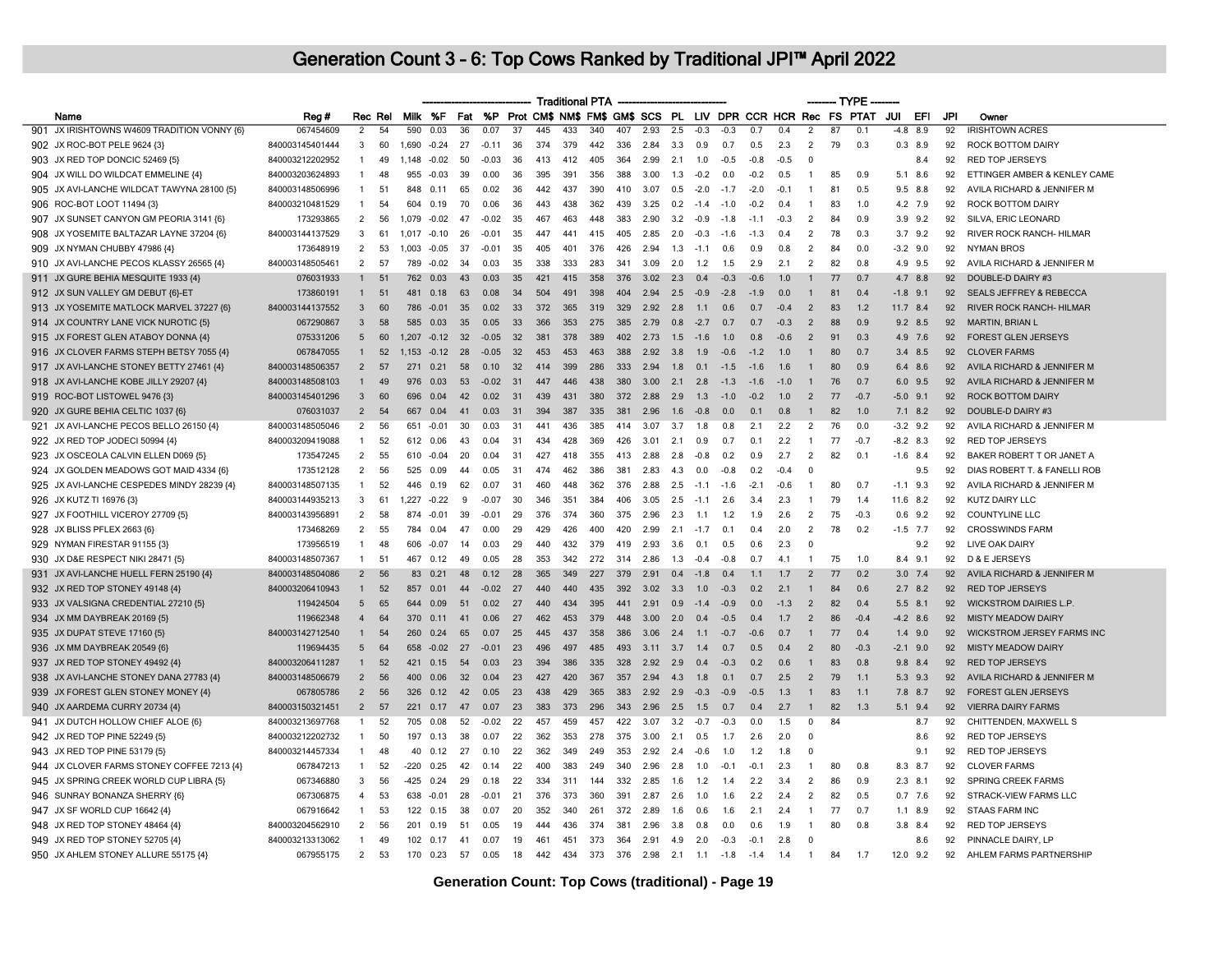# Generation Count 3 - 6: Top Cows Ranked by Traditional JPI™ April 2022

| | Name | Reg # | Rec | Rel | Traditional PTA | | | | | | | | | | | | | | | | TYPE | | | | | | Owner |
|---|---|---|---|---|---|---|---|---|---|---|---|---|---|---|---|---|---|---|---|---|---|---|---|---|---|---|---|
| | | | | | Milk | %F | Fat | %P | Prot | CM$ | NM$ | FM$ | GM$ | SCS | PL | LIV | DPR | CCR | HCR | Rec | FS | PTAT | JUI | EFI | JPI | | |
| 901 | JX IRISHTOWNS W4609 TRADITION VONNY {6} | 067454609 | 2 | 54 | 590 | 0.03 | 36 | 0.07 | 37 | 445 | 433 | 340 | 407 | 2.93 | 2.5 | -0.3 | -0.3 | 0.7 | 0.4 | 2 | 87 | 0.1 | -4.8 | 8.9 | 92 | | IRISHTOWN ACRES |
| 902 | JX ROC-BOT PELE 9624 {3} | 840003145401444 | 3 | 60 | 1,690 | -0.24 | 27 | -0.11 | 36 | 374 | 379 | 442 | 336 | 2.84 | 3.3 | 0.9 | 0.7 | 0.5 | 2.3 | 2 | 79 | 0.3 | 0.3 | 8.9 | 92 | | ROCK BOTTOM DAIRY |
| 903 | JX RED TOP DONCIC 52469 {5} | 840003212202952 | 1 | 49 | 1,148 | -0.02 | 50 | -0.03 | 36 | 413 | 412 | 405 | 364 | 2.99 | 2.1 | 1.0 | -0.5 | -0.8 | -0.5 | 0 | | | | 8.4 | 92 | | RED TOP JERSEYS |
| 904 | JX WILL DO WILDCAT EMMELINE {4} | 840003203624893 | 1 | 48 | 955 | -0.03 | 39 | 0.00 | 36 | 395 | 391 | 356 | 388 | 3.00 | 1.3 | -0.2 | 0.0 | -0.2 | 0.5 | 1 | 85 | 0.9 | 5.1 | 8.6 | 92 | | ETTINGER AMBER & KENLEY CAME |
| 905 | JX AVI-LANCHE WILDCAT TAWYNA 28100 {5} | 840003148506996 | 1 | 51 | 848 | 0.11 | 65 | 0.02 | 36 | 442 | 437 | 390 | 410 | 3.07 | 0.5 | -2.0 | -1.7 | -2.0 | -0.1 | 1 | 81 | 0.5 | 9.5 | 8.8 | 92 | | AVILA RICHARD & JENNIFER M |
| 906 | ROC-BOT LOOT 11494 {3} | 840003210481529 | 1 | 54 | 604 | 0.19 | 70 | 0.06 | 36 | 443 | 438 | 362 | 439 | 3.25 | 0.2 | -1.4 | -1.0 | -0.2 | 0.4 | 1 | 83 | 1.0 | 4.2 | 7.9 | 92 | | ROCK BOTTOM DAIRY |
| 907 | JX SUNSET CANYON GM PEORIA 3141 {6} | 173293865 | 2 | 56 | 1,079 | -0.02 | 47 | -0.02 | 35 | 467 | 463 | 448 | 383 | 2.90 | 3.2 | -0.9 | -1.8 | -1.1 | -0.3 | 2 | 84 | 0.9 | 3.9 | 9.2 | 92 | | SILVA, ERIC LEONARD |
| 908 | JX YOSEMITE BALTAZAR LAYNE 37204 {6} | 840003144137529 | 3 | 61 | 1,017 | -0.10 | 26 | -0.01 | 35 | 447 | 441 | 415 | 405 | 2.85 | 2.0 | -0.3 | -1.6 | -1.3 | 0.4 | 2 | 78 | 0.3 | 3.7 | 9.2 | 92 | | RIVER ROCK RANCH- HILMAR |
| 909 | JX NYMAN CHUBBY 47986 {4} | 173648919 | 2 | 53 | 1,003 | -0.05 | 37 | -0.01 | 35 | 405 | 401 | 376 | 426 | 2.94 | 1.3 | -1.1 | 0.6 | 0.9 | 0.8 | 2 | 84 | 0.0 | -3.2 | 9.0 | 92 | | NYMAN BROS |
| 910 | JX AVI-LANCHE PECOS KLASSY 26565 {4} | 840003148505461 | 2 | 57 | 789 | -0.02 | 34 | 0.03 | 35 | 338 | 333 | 283 | 341 | 3.09 | 2.0 | 1.2 | 1.5 | 2.9 | 2.1 | 2 | 82 | 0.8 | 4.9 | 9.5 | 92 | | AVILA RICHARD & JENNIFER M |
| 911 | JX GURE BEHIA MESQUITE 1933 {4} | 076031933 | 1 | 51 | 762 | 0.03 | 43 | 0.03 | 35 | 421 | 415 | 358 | 376 | 3.02 | 2.3 | 0.4 | -0.3 | -0.6 | 1.0 | 1 | 77 | 0.7 | 4.7 | 8.8 | 92 | | DOUBLE-D DAIRY #3 |
| 912 | JX SUN VALLEY GM DEBUT {6}-ET | 173860191 | 1 | 51 | 481 | 0.18 | 63 | 0.08 | 34 | 504 | 491 | 398 | 404 | 2.94 | 2.5 | -0.9 | -2.8 | -1.9 | 0.0 | 1 | 81 | 0.4 | -1.8 | 9.1 | 92 | | SEALS JEFFREY & REBECCA |
| 913 | JX YOSEMITE MATLOCK MARVEL 37227 {6} | 840003144137552 | 3 | 60 | 786 | -0.01 | 35 | 0.02 | 33 | 372 | 365 | 319 | 329 | 2.92 | 2.8 | 1.1 | 0.6 | 0.7 | -0.4 | 2 | 83 | 1.2 | 11.7 | 8.4 | 92 | | RIVER ROCK RANCH- HILMAR |
| 914 | JX COUNTRY LANE VICK NUROTIC {5} | 067290867 | 3 | 58 | 585 | 0.03 | 35 | 0.05 | 33 | 366 | 353 | 275 | 385 | 2.79 | 0.8 | -2.7 | 0.7 | 0.7 | -0.3 | 2 | 88 | 0.9 | 9.2 | 8.5 | 92 | | MARTIN, BRIAN L |
| 915 | JX FOREST GLEN ATABOY DONNA {4} | 075331206 | 5 | 60 | 1,207 | -0.12 | 32 | -0.05 | 32 | 381 | 378 | 389 | 402 | 2.73 | 1.5 | -1.6 | 1.0 | 0.8 | -0.6 | 2 | 91 | 0.3 | 4.9 | 7.6 | 92 | | FOREST GLEN JERSEYS |
| 916 | JX CLOVER FARMS STEPH BETSY 7055 {4} | 067847055 | 1 | 52 | 1,153 | -0.12 | 28 | -0.05 | 32 | 453 | 453 | 463 | 388 | 2.92 | 3.8 | 1.9 | -0.6 | -1.2 | 1.0 | 1 | 80 | 0.7 | 3.4 | 8.5 | 92 | | CLOVER FARMS |
| 917 | JX AVI-LANCHE STONEY BETTY 27461 {4} | 840003148506357 | 2 | 57 | 271 | 0.21 | 58 | 0.10 | 32 | 414 | 399 | 286 | 333 | 2.94 | 1.8 | 0.1 | -1.5 | -1.6 | 1.6 | 1 | 80 | 0.9 | 6.4 | 8.6 | 92 | | AVILA RICHARD & JENNIFER M |
| 918 | JX AVI-LANCHE KOBE JILLY 29207 {4} | 840003148508103 | 1 | 49 | 976 | 0.03 | 53 | -0.02 | 31 | 447 | 446 | 438 | 380 | 3.00 | 2.1 | 2.8 | -1.3 | -1.6 | -1.0 | 1 | 76 | 0.7 | 6.0 | 9.5 | 92 | | AVILA RICHARD & JENNIFER M |
| 919 | ROC-BOT LISTOWEL 9476 {3} | 840003145401296 | 3 | 60 | 696 | 0.04 | 42 | 0.02 | 31 | 439 | 431 | 380 | 372 | 2.88 | 2.9 | 1.3 | -1.0 | -0.2 | 1.0 | 2 | 77 | -0.7 | -5.0 | 9.1 | 92 | | ROCK BOTTOM DAIRY |
| 920 | JX GURE BEHIA CELTIC 1037 {6} | 076031037 | 2 | 54 | 667 | 0.04 | 41 | 0.03 | 31 | 394 | 387 | 335 | 381 | 2.96 | 1.6 | -0.8 | 0.0 | 0.1 | 0.8 | 1 | 82 | 1.0 | 7.1 | 8.2 | 92 | | DOUBLE-D DAIRY #3 |
| 921 | JX AVI-LANCHE PECOS BELLO 26150 {4} | 840003148505046 | 2 | 56 | 651 | -0.01 | 30 | 0.03 | 31 | 441 | 436 | 385 | 414 | 3.07 | 3.7 | 1.8 | 0.8 | 2.1 | 2.2 | 2 | 76 | 0.0 | -3.2 | 9.2 | 92 | | AVILA RICHARD & JENNIFER M |
| 922 | JX RED TOP JODECI 50994 {4} | 840003209419088 | 1 | 52 | 612 | 0.06 | 43 | 0.04 | 31 | 434 | 428 | 369 | 426 | 3.01 | 2.1 | 0.9 | 0.7 | 0.1 | 2.2 | 1 | 77 | -0.7 | -8.2 | 8.3 | 92 | | RED TOP JERSEYS |
| 923 | JX OSCEOLA CALVIN ELLEN D069 {5} | 173547245 | 2 | 55 | 610 | -0.04 | 20 | 0.04 | 31 | 427 | 418 | 355 | 413 | 2.88 | 2.8 | -0.8 | 0.2 | 0.9 | 2.7 | 2 | 82 | 0.1 | -1.6 | 8.4 | 92 | | BAKER ROBERT T OR JANET A |
| 924 | JX GOLDEN MEADOWS GOT MAID 4334 {6} | 173512128 | 2 | 56 | 525 | 0.09 | 44 | 0.05 | 31 | 474 | 462 | 386 | 381 | 2.83 | 4.3 | 0.0 | -0.8 | 0.2 | -0.4 | 0 | | | | 9.5 | 92 | | DIAS ROBERT T. & FANELLI ROB |
| 925 | JX AVI-LANCHE CESPEDES MINDY 28239 {4} | 840003148507135 | 1 | 52 | 446 | 0.19 | 62 | 0.07 | 31 | 460 | 448 | 362 | 376 | 2.88 | 2.5 | -1.1 | -1.6 | -2.1 | -0.6 | 1 | 80 | 0.7 | -1.1 | 9.3 | 92 | | AVILA RICHARD & JENNIFER M |
| 926 | JX KUTZ TI 16976 {3} | 840003144935213 | 3 | 61 | 1,227 | -0.22 | 9 | -0.07 | 30 | 346 | 351 | 384 | 406 | 3.05 | 2.5 | -1.1 | 2.6 | 3.4 | 2.3 | 1 | 79 | 1.4 | 11.6 | 8.2 | 92 | | KUTZ DAIRY LLC |
| 927 | JX FOOTHILL VICEROY 27709 {5} | 840003143956891 | 2 | 58 | 874 | -0.01 | 39 | -0.01 | 29 | 376 | 374 | 360 | 375 | 2.96 | 2.3 | 1.1 | 1.2 | 1.9 | 2.6 | 2 | 75 | -0.3 | 0.6 | 9.2 | 92 | | COUNTYLINE LLC |
| 928 | JX BLISS PFLEX 2663 {6} | 173468269 | 2 | 55 | 784 | 0.04 | 47 | 0.00 | 29 | 429 | 426 | 400 | 420 | 2.99 | 2.1 | -1.7 | 0.1 | 0.4 | 2.0 | 2 | 78 | 0.2 | -1.5 | 7.7 | 92 | | CROSSWINDS FARM |
| 929 | NYMAN FIRESTAR 91155 {3} | 173956519 | 1 | 48 | 606 | -0.07 | 14 | 0.03 | 29 | 440 | 432 | 379 | 419 | 2.93 | 3.6 | 0.1 | 0.5 | 0.6 | 2.3 | 0 | | | | 9.2 | 92 | | LIVE OAK DAIRY |
| 930 | JX D&E RESPECT NIKI 28471 {5} | 840003148507367 | 1 | 51 | 467 | 0.12 | 49 | 0.05 | 28 | 353 | 342 | 272 | 314 | 2.86 | 1.3 | -0.4 | -0.8 | 0.7 | 4.1 | 1 | 75 | 1.0 | 8.4 | 9.1 | 92 | | D & E JERSEYS |
| 931 | JX AVI-LANCHE HUELL FERN 25190 {4} | 840003148504086 | 2 | 56 | 83 | 0.21 | 48 | 0.12 | 28 | 365 | 349 | 227 | 379 | 2.91 | 0.4 | -1.8 | 0.4 | 1.1 | 1.7 | 2 | 77 | 0.2 | 3.0 | 7.4 | 92 | | AVILA RICHARD & JENNIFER M |
| 932 | JX RED TOP STONEY 49148 {4} | 840003206410943 | 1 | 52 | 857 | 0.01 | 44 | -0.02 | 27 | 440 | 440 | 435 | 392 | 3.02 | 3.3 | 1.0 | -0.3 | 0.2 | 2.1 | 1 | 84 | 0.6 | 2.7 | 8.2 | 92 | | RED TOP JERSEYS |
| 933 | JX VALSIGNA CREDENTIAL 27210 {5} | 119424504 | 5 | 65 | 644 | 0.09 | 51 | 0.02 | 27 | 440 | 434 | 395 | 441 | 2.91 | 0.9 | -1.4 | -0.9 | 0.0 | -1.3 | 2 | 82 | 0.4 | 5.5 | 8.1 | 92 | | WICKSTROM DAIRIES L.P. |
| 934 | JX MM DAYBREAK 20169 {5} | 119662348 | 4 | 64 | 370 | 0.11 | 41 | 0.06 | 27 | 462 | 453 | 379 | 448 | 3.00 | 2.0 | 0.4 | -0.5 | 0.4 | 1.7 | 2 | 86 | -0.4 | -4.2 | 8.6 | 92 | | MISTY MEADOW DAIRY |
| 935 | JX DUPAT STEVE 17160 {5} | 840003142712540 | 1 | 54 | 260 | 0.24 | 65 | 0.07 | 25 | 445 | 437 | 358 | 386 | 3.06 | 2.4 | 1.1 | -0.7 | -0.6 | 0.7 | 1 | 77 | 0.4 | 1.4 | 9.0 | 92 | | WICKSTROM JERSEY FARMS INC |
| 936 | JX MM DAYBREAK 20549 {6} | 119694435 | 5 | 64 | 658 | -0.02 | 27 | -0.01 | 23 | 496 | 497 | 485 | 493 | 3.11 | 3.7 | 1.4 | 0.7 | 0.5 | 0.4 | 2 | 80 | -0.3 | -2.1 | 9.0 | 92 | | MISTY MEADOW DAIRY |
| 937 | JX RED TOP STONEY 49492 {4} | 840003206411287 | 1 | 52 | 421 | 0.15 | 54 | 0.03 | 23 | 394 | 386 | 335 | 328 | 2.92 | 2.9 | 0.4 | -0.3 | 0.2 | 0.6 | 1 | 83 | 0.8 | 9.8 | 8.4 | 92 | | RED TOP JERSEYS |
| 938 | JX AVI-LANCHE STONEY DANA 27783 {4} | 840003148506679 | 2 | 56 | 400 | 0.06 | 32 | 0.04 | 23 | 427 | 420 | 367 | 357 | 2.94 | 4.3 | 1.8 | 0.1 | 0.7 | 2.5 | 2 | 79 | 1.1 | 5.3 | 9.3 | 92 | | AVILA RICHARD & JENNIFER M |
| 939 | JX FOREST GLEN STONEY MONEY {4} | 067805786 | 2 | 56 | 326 | 0.12 | 42 | 0.05 | 23 | 438 | 429 | 365 | 383 | 2.92 | 2.9 | -0.3 | -0.9 | -0.5 | 1.3 | 1 | 83 | 1.1 | 7.8 | 8.7 | 92 | | FOREST GLEN JERSEYS |
| 940 | JX AARDEMA CURRY 20734 {4} | 840003150321451 | 2 | 57 | 221 | 0.17 | 47 | 0.07 | 23 | 383 | 373 | 296 | 343 | 2.96 | 2.5 | 1.5 | 0.7 | 0.4 | 2.7 | 1 | 82 | 1.3 | 5.1 | 9.4 | 92 | | VIERRA DAIRY FARMS |
| 941 | JX DUTCH HOLLOW CHIEF ALOE {6} | 840003213697768 | 1 | 52 | 705 | 0.08 | 52 | -0.02 | 22 | 457 | 459 | 457 | 422 | 3.07 | 3.2 | -0.7 | -0.3 | 0.0 | 1.5 | 0 | 84 | | | 8.7 | 92 | | CHITTENDEN, MAXWELL S |
| 942 | JX RED TOP PINE 52249 {5} | 840003212202732 | 1 | 50 | 197 | 0.13 | 38 | 0.07 | 22 | 362 | 353 | 278 | 375 | 3.00 | 2.1 | 0.5 | 1.7 | 2.6 | 2.0 | 0 | | | | 8.6 | 92 | | RED TOP JERSEYS |
| 943 | JX RED TOP PINE 53179 {5} | 840003214457334 | 1 | 48 | 40 | 0.12 | 27 | 0.10 | 22 | 362 | 349 | 249 | 353 | 2.92 | 2.4 | -0.6 | 1.0 | 1.2 | 1.8 | 0 | | | | 9.1 | 92 | | RED TOP JERSEYS |
| 944 | JX CLOVER FARMS STONEY COFFEE 7213 {4} | 067847213 | 1 | 52 | -220 | 0.25 | 42 | 0.14 | 22 | 400 | 383 | 249 | 340 | 2.96 | 2.8 | 1.0 | -0.1 | -0.1 | 2.3 | 1 | 80 | 0.8 | 8.3 | 8.7 | 92 | | CLOVER FARMS |
| 945 | JX SPRING CREEK WORLD CUP LIBRA {5} | 067346880 | 3 | 56 | -425 | 0.24 | 29 | 0.18 | 22 | 334 | 311 | 144 | 332 | 2.85 | 1.6 | 1.2 | 1.4 | 2.2 | 3.4 | 2 | 86 | 0.9 | 2.3 | 8.1 | 92 | | SPRING CREEK FARMS |
| 946 | SUNRAY BONANZA SHERRY {6} | 067306875 | 4 | 53 | 638 | -0.01 | 28 | -0.01 | 21 | 376 | 373 | 360 | 391 | 2.87 | 2.6 | 1.0 | 1.6 | 2.2 | 2.4 | 2 | 82 | 0.5 | 0.7 | 7.6 | 92 | | STRACK-VIEW FARMS LLC |
| 947 | JX SF WORLD CUP 16642 {4} | 067916642 | 1 | 53 | 122 | 0.15 | 38 | 0.07 | 20 | 352 | 340 | 261 | 372 | 2.89 | 1.6 | 0.6 | 1.6 | 2.1 | 2.4 | 1 | 77 | 0.7 | 1.1 | 8.9 | 92 | | STAAS FARM INC |
| 948 | JX RED TOP STONEY 48464 {4} | 840003204562910 | 2 | 56 | 201 | 0.19 | 51 | 0.05 | 19 | 444 | 436 | 374 | 381 | 2.96 | 3.8 | 0.8 | 0.0 | 0.6 | 1.9 | 1 | 80 | 0.8 | 3.8 | 8.4 | 92 | | RED TOP JERSEYS |
| 949 | JX RED TOP STONEY 52705 {4} | 840003213313062 | 1 | 49 | 102 | 0.17 | 41 | 0.07 | 19 | 461 | 451 | 373 | 364 | 2.91 | 4.9 | 2.0 | -0.3 | -0.1 | 2.8 | 0 | | | | 8.6 | 92 | | PINNACLE DAIRY, LP |
| 950 | JX AHLEM STONEY ALLURE 55175 {4} | 067955175 | 2 | 53 | 170 | 0.23 | 57 | 0.05 | 18 | 442 | 434 | 373 | 376 | 2.98 | 2.1 | 1.1 | -1.8 | -1.4 | 1.4 | 1 | 84 | 1.7 | 12.0 | 9.2 | 92 | | AHLEM FARMS PARTNERSHIP |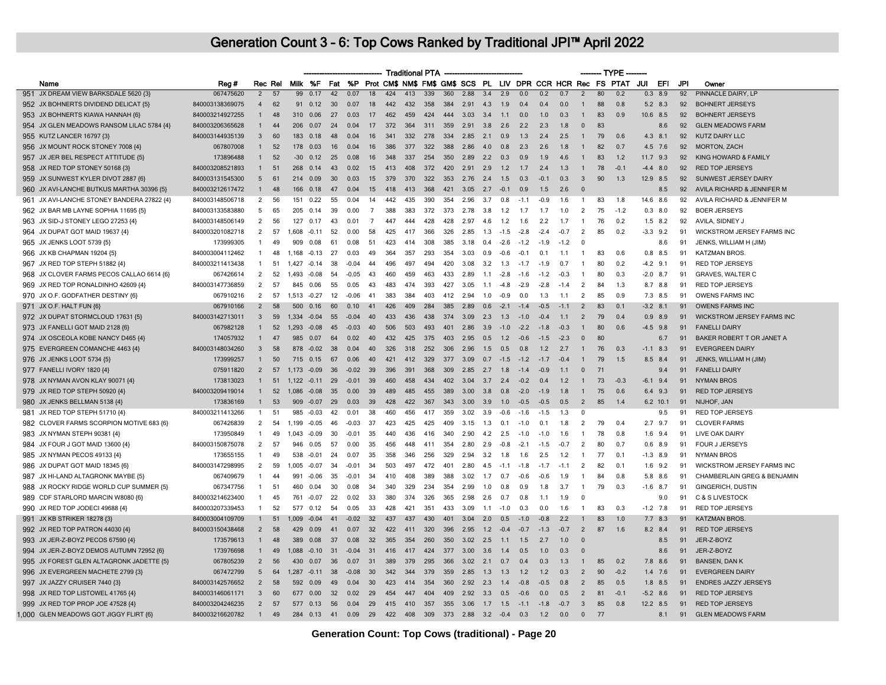# Generation Count 3 - 6: Top Cows Ranked by Traditional JPI™ April 2022

| | Name | Reg # | Rec | Rel | Traditional PTA | | | | | | | | | | | | | | | TYPE | | | | | | Owner |
|---|---|---|---|---|---|---|---|---|---|---|---|---|---|---|---|---|---|---|---|---|---|---|---|---|---|---|
| | | | | | Milk | %F | Fat | %P | Prot | CM$ | NM$ | FM$ | GM$ | SCS | PL | LIV | DPR | CCR | HCR | Rec | FS | PTAT | JUI | EFI | JPI | |
| 951 | JX DREAM VIEW BARKSDALE 5620 {3} | 067475620 | 2 | 57 | 99 | 0.17 | 42 | 0.07 | 18 | 424 | 413 | 339 | 360 | 2.88 | 3.4 | 2.9 | 0.0 | 0.2 | 0.7 | 2 | 80 | 0.2 | 0.3 | 8.9 | 92 | PINNACLE DAIRY, LP |
| 952 | JX BOHNERTS DIVIDEND DELICAT {5} | 840003138369075 | 4 | 62 | 91 | 0.12 | 30 | 0.07 | 18 | 442 | 432 | 358 | 384 | 2.91 | 4.3 | 1.9 | 0.4 | 0.4 | 0.0 | 1 | 88 | 0.8 | 5.2 | 8.3 | 92 | BOHNERT JERSEYS |
| 953 | JX BOHNERTS KIAWA HANNAH {6} | 840003214927255 | 1 | 48 | 310 | 0.06 | 27 | 0.03 | 17 | 462 | 459 | 424 | 444 | 3.03 | 3.4 | 1.1 | 0.0 | 1.0 | 0.3 | 1 | 83 | 0.9 | 10.6 | 8.5 | 92 | BOHNERT JERSEYS |
| 954 | JX GLEN MEADOWS RANSOM LILAC 5784 {4} | 840003206365628 | 1 | 44 | 206 | 0.07 | 24 | 0.04 | 17 | 372 | 364 | 311 | 359 | 2.91 | 3.8 | 2.6 | 2.2 | 2.3 | 1.8 | 0 | 83 | | | 8.6 | 92 | GLEN MEADOWS FARM |
| 955 | KUTZ LANCER 16797 {3} | 840003144935139 | 3 | 60 | 183 | 0.18 | 48 | 0.04 | 16 | 341 | 332 | 278 | 334 | 2.85 | 2.1 | 0.9 | 1.3 | 2.4 | 2.5 | 1 | 79 | 0.6 | 4.3 | 8.1 | 92 | KUTZ DAIRY LLC |
| 956 | JX MOUNT ROCK STONEY 7008 {4} | 067807008 | 1 | 52 | 178 | 0.03 | 16 | 0.04 | 16 | 386 | 377 | 322 | 388 | 2.86 | 4.0 | 0.8 | 2.3 | 2.6 | 1.8 | 1 | 82 | 0.7 | 4.5 | 7.6 | 92 | MORTON, ZACH |
| 957 | JX JER BEL RESPECT ATTITUDE {5} | 173896488 | 1 | 52 | -30 | 0.12 | 25 | 0.08 | 16 | 348 | 337 | 254 | 350 | 2.89 | 2.2 | 0.3 | 0.9 | 1.9 | 4.6 | 1 | 83 | 1.2 | 11.7 | 9.3 | 92 | KING HOWARD & FAMILY |
| 958 | JX RED TOP STONEY 50168 {3} | 840003208521893 | 1 | 51 | 268 | 0.14 | 43 | 0.02 | 15 | 413 | 408 | 372 | 420 | 2.91 | 2.9 | 1.2 | 1.7 | 2.4 | 1.3 | 1 | 78 | -0.1 | -4.4 | 8.0 | 92 | RED TOP JERSEYS |
| 959 | JX SUNWEST KYLER DIVOT 2887 {6} | 840003131545300 | 5 | 61 | 214 | 0.09 | 30 | 0.03 | 15 | 379 | 370 | 322 | 353 | 2.76 | 2.4 | 1.5 | 0.3 | -0.1 | 0.3 | 3 | 90 | 1.3 | 12.9 | 8.5 | 92 | SUNWEST JERSEY DAIRY |
| 960 | JX AVI-LANCHE BUTKUS MARTHA 30396 {5} | 840003212617472 | 1 | 48 | 166 | 0.18 | 47 | 0.04 | 15 | 418 | 413 | 368 | 421 | 3.05 | 2.7 | -0.1 | 0.9 | 1.5 | 2.6 | 0 | | | | 8.5 | 92 | AVILA RICHARD & JENNIFER M |
| 961 | JX AVI-LANCHE STONEY BANDERA 27822 {4} | 840003148506718 | 2 | 56 | 151 | 0.22 | 55 | 0.04 | 14 | 442 | 435 | 390 | 354 | 2.96 | 3.7 | 0.8 | -1.1 | -0.9 | 1.6 | 1 | 83 | 1.8 | 14.6 | 8.6 | 92 | AVILA RICHARD & JENNIFER M |
| 962 | JX BAR MB LAYNE SOPHIA 11695 {5} | 840003133583880 | 5 | 65 | 205 | 0.14 | 39 | 0.00 | 7 | 388 | 383 | 372 | 373 | 2.78 | 3.8 | 1.2 | 1.7 | 1.7 | 1.0 | 2 | 75 | -1.2 | 0.3 | 8.0 | 92 | BOER JERSEYS |
| 963 | JX SID-J STONEY LEGO 27253 {4} | 840003148506149 | 2 | 56 | 127 | 0.17 | 43 | 0.01 | 7 | 447 | 444 | 428 | 428 | 2.97 | 4.6 | 1.2 | 1.6 | 2.2 | 1.7 | 1 | 76 | 0.2 | 1.5 | 8.2 | 92 | AVILA, SIDNEY J |
| 964 | JX DUPAT GOT MAID 19637 {4} | 840003201082718 | 2 | 57 | 1,608 | -0.11 | 52 | 0.00 | 58 | 425 | 417 | 366 | 326 | 2.85 | 1.3 | -1.5 | -2.8 | -2.4 | -0.7 | 2 | 85 | 0.2 | -3.3 | 9.2 | 91 | WICKSTROM JERSEY FARMS INC |
| 965 | JX JENKS LOOT 5739 {5} | 173999305 | 1 | 49 | 909 | 0.08 | 61 | 0.08 | 51 | 423 | 414 | 308 | 385 | 3.18 | 0.4 | -2.6 | -1.2 | -1.9 | -1.2 | 0 | | | | 8.6 | 91 | JENKS, WILLIAM H (JIM) |
| 966 | JX KB CHAPMAN 19204 {5} | 840003004112462 | 1 | 48 | 1,168 | -0.13 | 27 | 0.03 | 49 | 364 | 357 | 293 | 354 | 3.03 | 0.9 | -0.6 | -0.1 | | 1.1 | 1 | 83 | 0.6 | 0.8 | 8.5 | 91 | KATZMAN BROS. |
| 967 | JX RED TOP STEPH 51882 {4} | 840003211413438 | 1 | 51 | 1,427 | -0.14 | 38 | -0.04 | 44 | 496 | 497 | 494 | 420 | 3.08 | 3.2 | 1.3 | -1.7 | -1.9 | 0.7 | 1 | 80 | 0.2 | -4.2 | 9.1 | 91 | RED TOP JERSEYS |
| 968 | JX CLOVER FARMS PECOS CALLAO 6614 {6} | 067426614 | 2 | 52 | 1,493 | -0.08 | 54 | -0.05 | 43 | 460 | 459 | 463 | 433 | 2.89 | 1.1 | -2.8 | -1.6 | -1.2 | -0.3 | 1 | 80 | 0.3 | -2.0 | 8.7 | 91 | GRAVES, WALTER C |
| 969 | JX RED TOP RONALDINHO 42609 {4} | 840003147736859 | 2 | 57 | 845 | 0.06 | 55 | 0.05 | 43 | 483 | 474 | 393 | 427 | 3.05 | 1.1 | -4.8 | -2.9 | -2.8 | -1.4 | 2 | 84 | 1.3 | 8.7 | 8.8 | 91 | RED TOP JERSEYS |
| 970 | JX O.F. GODFATHER DESTINY {6} | 067910216 | 2 | 57 | 1,513 | -0.27 | 12 | -0.06 | 41 | 383 | 384 | 403 | 412 | 2.94 | 1.0 | -0.9 | 0.0 | 1.3 | 1.1 | 2 | 85 | 0.9 | 7.3 | 8.5 | 91 | OWENS FARMS INC |
| 971 | JX O.F. HALT FUN {6} | 067910166 | 2 | 58 | 500 | 0.16 | 60 | 0.10 | 41 | 426 | 409 | 284 | 385 | 2.89 | 0.6 | -2.1 | -1.4 | -0.5 | -1.1 | 2 | 83 | 0.1 | -3.2 | 8.1 | 91 | OWENS FARMS INC |
| 972 | JX DUPAT STORMCLOUD 17631 {5} | 840003142713011 | 3 | 59 | 1,334 | -0.04 | 55 | -0.04 | 40 | 433 | 436 | 438 | 374 | 3.09 | 2.3 | 1.3 | -1.0 | -0.4 | 1.1 | 2 | 79 | 0.4 | 0.9 | 8.9 | 91 | WICKSTROM JERSEY FARMS INC |
| 973 | JX FANELLI GOT MAID 2128 {6} | 067982128 | 1 | 52 | 1,293 | -0.08 | 45 | -0.03 | 40 | 506 | 503 | 493 | 401 | 2.86 | 3.9 | -1.0 | -2.2 | -1.8 | -0.3 | 1 | 80 | 0.6 | -4.5 | 9.8 | 91 | FANELLI DAIRY |
| 974 | JX OSCEOLA KOBE NANCY D465 {4} | 174057932 | 1 | 47 | 985 | 0.07 | 64 | 0.02 | 40 | 432 | 425 | 375 | 403 | 2.95 | 0.5 | 1.2 | -0.6 | -1.5 | -2.3 | 0 | 80 | | | 6.7 | 91 | BAKER ROBERT T OR JANET A |
| 975 | EVERGREEN COMANCHE 4463 {4} | 840003148034260 | 3 | 58 | 878 | -0.02 | 38 | 0.04 | 40 | 326 | 318 | 252 | 306 | 2.96 | 1.5 | 0.5 | 0.8 | 1.2 | 2.7 | 1 | 76 | 0.3 | -1.1 | 8.3 | 91 | EVERGREEN DAIRY |
| 976 | JX JENKS LOOT 5734 {5} | 173999257 | 1 | 50 | 715 | 0.15 | 67 | 0.06 | 40 | 421 | 412 | 329 | 377 | 3.09 | 0.7 | -1.5 | -1.2 | -1.7 | -0.4 | 1 | 79 | 1.5 | 8.5 | 8.4 | 91 | JENKS, WILLIAM H (JIM) |
| 977 | FANELLI IVORY 1820 {4} | 075911820 | 2 | 57 | 1,173 | -0.09 | 36 | -0.02 | 39 | 396 | 391 | 368 | 309 | 2.85 | 2.7 | 1.8 | -1.4 | -0.9 | 1.1 | 0 | 71 | | | 9.4 | 91 | FANELLI DAIRY |
| 978 | JX NYMAN AVON KLAY 90071 {4} | 173813023 | 1 | 51 | 1,122 | -0.11 | 29 | -0.01 | 39 | 460 | 458 | 434 | 402 | 3.04 | 3.7 | 2.4 | -0.2 | 0.4 | 1.2 | 1 | 73 | -0.3 | -6.1 | 9.4 | 91 | NYMAN BROS |
| 979 | JX RED TOP STEPH 50920 {4} | 840003209419014 | 1 | 52 | 1,086 | -0.08 | 35 | 0.00 | 39 | 489 | 485 | 455 | 389 | 3.00 | 3.8 | 0.8 | -2.0 | -1.9 | 1.8 | 1 | 75 | 0.6 | 6.4 | 9.3 | 91 | RED TOP JERSEYS |
| 980 | JX JENKS BELLMAN 5138 {4} | 173836169 | 1 | 53 | 909 | -0.07 | 29 | 0.03 | 39 | 428 | 422 | 367 | 343 | 3.00 | 3.9 | 1.0 | -0.5 | -0.5 | 0.5 | 2 | 85 | 1.4 | 6.2 | 10.1 | 91 | NIJHOF, JAN |
| 981 | JX RED TOP STEPH 51710 {4} | 840003211413266 | 1 | 51 | 985 | -0.03 | 42 | 0.01 | 38 | 460 | 456 | 417 | 359 | 3.02 | 3.9 | -0.6 | -1.6 | -1.5 | 1.3 | 0 | | | | 9.5 | 91 | RED TOP JERSEYS |
| 982 | CLOVER FARMS SCORPION MOTIVE 683 {6} | 067426839 | 2 | 54 | 1,199 | -0.05 | 46 | -0.03 | 37 | 423 | 425 | 425 | 409 | 3.15 | 1.3 | 0.1 | -1.0 | 0.1 | 1.8 | 2 | 79 | 0.4 | 2.7 | 9.7 | 91 | CLOVER FARMS |
| 983 | JX NYMAN STEPH 90381 {4} | 173950849 | 1 | 49 | 1,043 | -0.09 | 30 | -0.01 | 35 | 440 | 436 | 416 | 340 | 2.90 | 4.2 | 2.5 | -1.0 | -1.0 | 1.6 | 1 | 78 | 0.8 | 1.6 | 9.4 | 91 | LIVE OAK DAIRY |
| 984 | JX FOUR J GOT MAID 13600 {4} | 840003150875078 | 2 | 57 | 946 | 0.05 | 57 | 0.00 | 35 | 456 | 448 | 411 | 354 | 2.80 | 2.9 | -0.8 | -2.1 | -1.5 | -0.7 | 2 | 80 | 0.7 | 0.6 | 8.9 | 91 | FOUR J JERSEYS |
| 985 | JX NYMAN PECOS 49133 {4} | 173655155 | 1 | 49 | 538 | -0.01 | 24 | 0.07 | 35 | 358 | 346 | 256 | 329 | 2.94 | 3.2 | 1.8 | 1.6 | 2.5 | 1.2 | 1 | 77 | 0.1 | -1.3 | 8.9 | 91 | NYMAN BROS |
| 986 | JX DUPAT GOT MAID 18345 {6} | 840003147298995 | 2 | 59 | 1,005 | -0.07 | 34 | -0.01 | 34 | 503 | 497 | 472 | 401 | 2.80 | 4.5 | -1.1 | -1.8 | -1.7 | -1.1 | 2 | 82 | 0.1 | 1.6 | 9.2 | 91 | WICKSTROM JERSEY FARMS INC |
| 987 | JX HI-LAND ALTAGRONK MAYBE {5} | 067409679 | 1 | 44 | 991 | -0.06 | 35 | -0.01 | 34 | 410 | 408 | 389 | 388 | 3.02 | 1.7 | 0.7 | -0.6 | -0.6 | 1.9 | 1 | 84 | 0.8 | 5.8 | 8.6 | 91 | CHAMBERLAIN GREG & BENJAMIN |
| 988 | JX ROCKY RIDGE WORLD CUP SUMMER {5} | 067347756 | 1 | 51 | 460 | 0.04 | 30 | 0.08 | 34 | 340 | 329 | 234 | 354 | 2.99 | 1.0 | 0.8 | 0.9 | 1.8 | 3.7 | 1 | 79 | 0.3 | -1.6 | 8.7 | 91 | GINGERICH, DUSTIN |
| 989 | CDF STARLORD MARCIN W8080 {6} | 840003214623400 | 1 | 45 | 761 | -0.07 | 22 | 0.02 | 33 | 380 | 374 | 326 | 365 | 2.98 | 2.6 | 0.7 | 0.8 | 1.1 | 1.9 | 0 | | | | 9.0 | 91 | C & S LIVESTOCK |
| 990 | JX RED TOP JODECI 49688 {4} | 840003207339453 | 1 | 52 | 577 | 0.12 | 54 | 0.05 | 33 | 428 | 421 | 351 | 433 | 3.09 | 1.1 | -1.0 | 0.3 | 0.0 | 1.6 | 1 | 83 | 0.3 | -1.2 | 7.8 | 91 | RED TOP JERSEYS |
| 991 | JX KB STRIKER 18278 {3} | 840003004109709 | 1 | 51 | 1,009 | -0.04 | 41 | -0.02 | 32 | 437 | 437 | 430 | 401 | 3.04 | 2.0 | 0.5 | -1.0 | -0.8 | 2.2 | 1 | 83 | 1.0 | 7.7 | 8.3 | 91 | KATZMAN BROS. |
| 992 | JX RED TOP PATRON 44030 {4} | 840003150438468 | 2 | 58 | 429 | 0.09 | 41 | 0.07 | 32 | 422 | 411 | 320 | 396 | 2.95 | 1.2 | -0.4 | -0.7 | -1.3 | -0.7 | 2 | 87 | 1.6 | 8.2 | 8.4 | 91 | RED TOP JERSEYS |
| 993 | JX JER-Z-BOYZ PECOS 67590 {4} | 173579613 | 1 | 48 | 389 | 0.08 | 37 | 0.08 | 32 | 365 | 354 | 260 | 350 | 3.02 | 2.5 | 1.1 | 1.5 | 2.7 | 1.0 | 0 | | | | 8.5 | 91 | JER-Z-BOYZ |
| 994 | JX JER-Z-BOYZ DEMOS AUTUMN 72952 {6} | 173976698 | 1 | 49 | 1,088 | -0.10 | 31 | -0.04 | 31 | 416 | 417 | 424 | 377 | 3.00 | 3.6 | 1.4 | 0.5 | 1.0 | 0.3 | 0 | | | | 8.6 | 91 | JER-Z-BOYZ |
| 995 | JX FOREST GLEN ALTAGRONK JADETTE {5} | 067805239 | 2 | 56 | 430 | 0.07 | 36 | 0.07 | 31 | 389 | 379 | 295 | 366 | 3.02 | 2.1 | 0.7 | 0.4 | 0.3 | 1.3 | 1 | 85 | 0.2 | 7.8 | 8.6 | 91 | BANSEN, DAN K |
| 996 | JX EVERGREEN MACHETE 2799 {3} | 067472799 | 5 | 64 | 1,287 | -0.11 | 38 | -0.08 | 30 | 342 | 344 | 379 | 359 | 2.85 | 1.3 | 1.3 | 1.2 | 1.2 | 0.3 | 2 | 90 | -0.2 | 1.4 | 7.6 | 91 | EVERGREEN DAIRY |
| 997 | JX JAZZY CRUISER 7440 {3} | 840003142576652 | 2 | 58 | 592 | 0.09 | 49 | 0.04 | 30 | 423 | 414 | 354 | 360 | 2.92 | 2.3 | 1.4 | -0.8 | -0.5 | 0.8 | 2 | 85 | 0.5 | 1.8 | 8.5 | 91 | ENDRES JAZZY JERSEYS |
| 998 | JX RED TOP LISTOWEL 41765 {4} | 840003146061171 | 3 | 60 | 677 | 0.00 | 32 | 0.02 | 29 | 454 | 447 | 404 | 409 | 2.92 | 3.3 | 0.5 | -0.6 | 0.0 | 0.5 | 2 | 81 | -0.1 | -5.2 | 8.6 | 91 | RED TOP JERSEYS |
| 999 | JX RED TOP PROP JOE 47528 {4} | 840003204246235 | 2 | 57 | 577 | 0.13 | 56 | 0.04 | 29 | 415 | 410 | 357 | 355 | 3.06 | 1.7 | 1.5 | -1.1 | -1.8 | -0.7 | 3 | 85 | 0.8 | 12.2 | 8.5 | 91 | RED TOP JERSEYS |
| 1,000 | GLEN MEADOWS GOT JIGGY FLIRT {6} | 840003216620782 | 1 | 49 | 284 | 0.13 | 41 | 0.09 | 29 | 422 | 408 | 309 | 373 | 2.88 | 3.2 | -0.4 | 0.3 | 1.2 | 0.0 | 0 | 77 | | | 8.1 | 91 | GLEN MEADOWS FARM |

**Generation Count: Top Cows (traditional) - Page 20**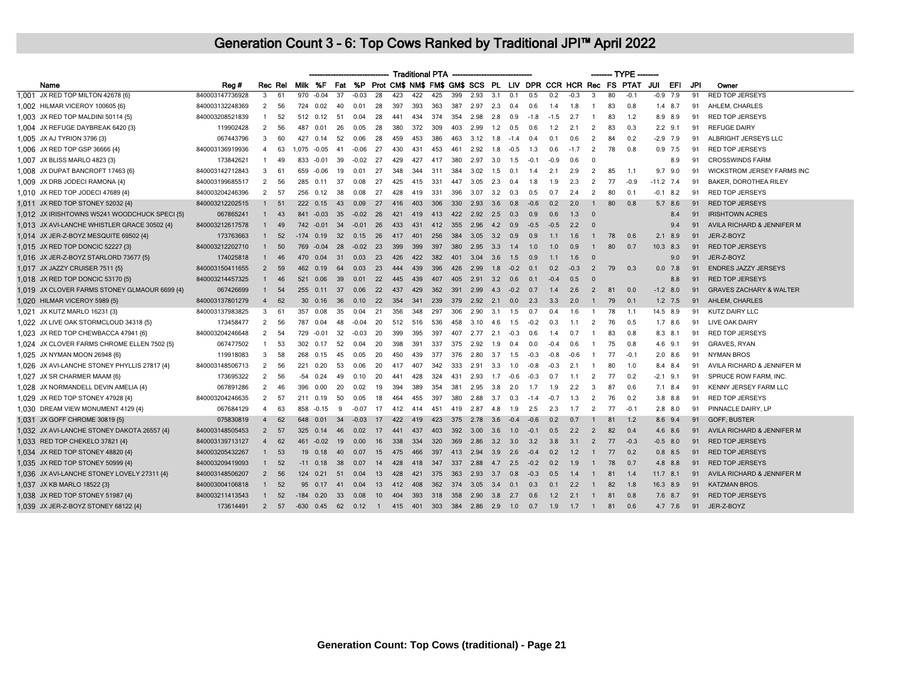# Generation Count 3 - 6: Top Cows Ranked by Traditional JPI™ April 2022

| | Name | Reg # | Rec | Rel | Milk | %F | Fat | %P | Prot | CM$ | NM$ | FM$ | GM$ | SCS | PL | LIV | DPR | CCR | HCR | Rec | FS | PTAT | JUI | EFI | JPI | Owner |
|---|---|---|---|---|---|---|---|---|---|---|---|---|---|---|---|---|---|---|---|---|---|---|---|---|---|---|
| | | | | | Traditional PTA | | | | | | | | | | | | | | | TYPE | | | | | | |
| 1,001 | JX RED TOP MILTON 42678 {6} | 840003147736928 | 3 | 61 | 970 | -0.04 | 37 | -0.03 | 28 | 423 | 422 | 425 | 399 | 2.93 | 3.1 | 0.1 | 0.5 | 0.2 | -0.3 | 3 | 80 | -0.1 | -0.9 | 7.9 | 91 | RED TOP JERSEYS |
| 1,002 | HILMAR VICEROY 100605 {6} | 840003132248369 | 2 | 56 | 724 | 0.02 | 40 | 0.01 | 28 | 397 | 393 | 363 | 387 | 2.97 | 2.3 | 0.4 | 0.6 | 1.4 | 1.8 | 1 | 83 | 0.8 | 1.4 | 8.7 | 91 | AHLEM, CHARLES |
| 1,003 | JX RED TOP MALDINI 50114 {5} | 840003208521839 | 1 | 52 | 512 | 0.12 | 51 | 0.04 | 28 | 441 | 434 | 374 | 354 | 2.98 | 2.8 | 0.9 | -1.8 | -1.5 | 2.7 | 1 | 83 | 1.2 | 8.9 | 8.9 | 91 | RED TOP JERSEYS |
| 1,004 | JX REFUGE DAYBREAK 6420 {3} | 119902428 | 2 | 56 | 487 | 0.01 | 26 | 0.05 | 28 | 380 | 372 | 309 | 403 | 2.99 | 1.2 | 0.5 | 0.6 | 1.2 | 2.1 | 2 | 83 | 0.3 | 2.2 | 9.1 | 91 | REFUGE DAIRY |
| 1,005 | JX AJ TYRION 3796 {3} | 067443796 | 3 | 60 | 427 | 0.14 | 52 | 0.06 | 28 | 459 | 453 | 386 | 463 | 3.12 | 1.8 | -1.4 | 0.4 | 0.1 | 0.6 | 2 | 84 | 0.2 | -2.9 | 7.9 | 91 | ALBRIGHT JERSEYS LLC |
| 1,006 | JX RED TOP GSP 36666 {4} | 840003136919936 | 4 | 63 | 1,075 | -0.05 | 41 | -0.06 | 27 | 430 | 431 | 453 | 461 | 2.92 | 1.8 | -0.5 | 1.3 | 0.6 | -1.7 | 2 | 78 | 0.8 | 0.9 | 7.5 | 91 | RED TOP JERSEYS |
| 1,007 | JX BLISS MARLO 4823 {3} | 173842621 | 1 | 49 | 833 | -0.01 | 39 | -0.02 | 27 | 429 | 427 | 417 | 380 | 2.97 | 3.0 | 1.5 | -0.1 | -0.9 | 0.6 | 0 | | | | 8.9 | 91 | CROSSWINDS FARM |
| 1,008 | JX DUPAT BANCROFT 17463 {6} | 840003142712843 | 3 | 61 | 659 | -0.06 | 19 | 0.01 | 27 | 348 | 344 | 311 | 384 | 3.02 | 1.5 | 0.1 | 1.4 | 2.1 | 2.9 | 2 | 85 | 1.1 | 9.7 | 9.0 | 91 | WICKSTROM JERSEY FARMS INC |
| 1,009 | JX DRB JODECI RAMONA {4} | 840003199685517 | 2 | 56 | 285 | 0.11 | 37 | 0.08 | 27 | 425 | 415 | 331 | 447 | 3.05 | 2.3 | 0.4 | 1.8 | 1.9 | 2.3 | 2 | 77 | -0.9 | -11.2 | 7.4 | 91 | BAKER, DOROTHEA RILEY |
| 1,010 | JX RED TOP JODECI 47689 {4} | 840003204246396 | 2 | 57 | 256 | 0.12 | 38 | 0.08 | 27 | 428 | 419 | 331 | 396 | 3.07 | 3.2 | 0.3 | 0.5 | 0.7 | 2.4 | 2 | 80 | 0.1 | -0.1 | 8.2 | 91 | RED TOP JERSEYS |
| 1,011 | JX RED TOP STONEY 52032 {4} | 840003212202515 | 1 | 51 | 222 | 0.15 | 43 | 0.09 | 27 | 416 | 403 | 306 | 330 | 2.93 | 3.6 | 0.8 | -0.6 | 0.2 | 2.0 | 1 | 80 | 0.8 | 5.7 | 8.6 | 91 | RED TOP JERSEYS |
| 1,012 | JX IRISHTOWNS W5241 WOODCHUCK SPECI {5} | 067865241 | 1 | 43 | 841 | -0.03 | 35 | -0.02 | 26 | 421 | 419 | 413 | 422 | 2.92 | 2.5 | 0.3 | 0.9 | 0.6 | 1.3 | 0 | | | | 8.4 | 91 | IRISHTOWN ACRES |
| 1,013 | JX AVI-LANCHE WHISTLER GRACE 30502 {4} | 840003212617578 | 1 | 49 | 742 | -0.01 | 34 | -0.01 | 26 | 433 | 431 | 412 | 355 | 2.96 | 4.2 | 0.9 | -0.5 | -0.5 | 2.2 | 0 | | | | 9.4 | 91 | AVILA RICHARD & JENNIFER M |
| 1,014 | JX JER-Z-BOYZ MESQUITE 69502 {4} | 173763663 | 1 | 52 | -174 | 0.19 | 32 | 0.15 | 26 | 417 | 401 | 256 | 384 | 3.05 | 3.2 | 0.9 | 0.9 | 1.1 | 1.6 | 1 | 78 | 0.6 | 2.1 | 8.9 | 91 | JER-Z-BOYZ |
| 1,015 | JX RED TOP DONCIC 52227 {3} | 840003212202710 | 1 | 50 | 769 | -0.04 | 28 | -0.02 | 23 | 399 | 399 | 397 | 380 | 2.95 | 3.3 | 1.4 | 1.0 | 1.0 | 0.9 | 1 | 80 | 0.7 | 10.3 | 8.3 | 91 | RED TOP JERSEYS |
| 1,016 | JX JER-Z-BOYZ STARLORD 73677 {5} | 174025818 | 1 | 46 | 470 | 0.04 | 31 | 0.03 | 23 | 426 | 422 | 382 | 401 | 3.04 | 3.6 | 1.5 | 0.9 | 1.1 | 1.6 | 0 | | | | 9.0 | 91 | JER-Z-BOYZ |
| 1,017 | JX JAZZY CRUISER 7511 {5} | 840003150411655 | 2 | 59 | 462 | 0.19 | 64 | 0.03 | 23 | 444 | 439 | 396 | 426 | 2.99 | 1.8 | -0.2 | 0.1 | 0.2 | -0.3 | 2 | 79 | 0.3 | 0.0 | 7.8 | 91 | ENDRES JAZZY JERSEYS |
| 1,018 | JX RED TOP DONCIC 53170 {5} | 840003214457325 | 1 | 46 | 521 | 0.06 | 39 | 0.01 | 22 | 445 | 439 | 407 | 405 | 2.91 | 3.2 | 0.6 | 0.1 | -0.4 | 0.5 | 0 | | | | 8.8 | 91 | RED TOP JERSEYS |
| 1,019 | JX CLOVER FARMS STONEY GLMAOUR 6699 {4} | 067426699 | 1 | 54 | 255 | 0.11 | 37 | 0.06 | 22 | 437 | 429 | 362 | 391 | 2.99 | 4.3 | -0.2 | 0.7 | 1.4 | 2.6 | 2 | 81 | 0.0 | -1.2 | 8.0 | 91 | GRAVES ZACHARY & WALTER |
| 1,020 | HILMAR VICEROY 5989 {5} | 840003137801279 | 4 | 62 | 30 | 0.16 | 36 | 0.10 | 22 | 354 | 341 | 239 | 379 | 2.92 | 2.1 | 0.0 | 2.3 | 3.3 | 2.0 | 1 | 79 | 0.1 | 1.2 | 7.5 | 91 | AHLEM, CHARLES |
| 1,021 | JX KUTZ MARLO 16231 {3} | 840003137983825 | 3 | 61 | 357 | 0.08 | 35 | 0.04 | 21 | 356 | 348 | 297 | 306 | 2.90 | 3.1 | 1.5 | 0.7 | 0.4 | 1.6 | 1 | 78 | 1.1 | 14.5 | 8.9 | 91 | KUTZ DAIRY LLC |
| 1,022 | JX LIVE OAK STORMCLOUD 34318 {5} | 173458477 | 2 | 56 | 787 | 0.04 | 48 | -0.04 | 20 | 512 | 516 | 536 | 458 | 3.10 | 4.6 | 1.5 | -0.2 | 0.3 | 1.1 | 2 | 76 | 0.5 | 1.7 | 8.6 | 91 | LIVE OAK DAIRY |
| 1,023 | JX RED TOP CHEWBACCA 47941 {6} | 840003204246648 | 2 | 54 | 729 | -0.01 | 32 | -0.03 | 20 | 399 | 395 | 397 | 407 | 2.77 | 2.1 | -0.3 | 0.6 | 1.4 | 0.7 | 1 | 83 | 0.8 | 8.3 | 8.1 | 91 | RED TOP JERSEYS |
| 1,024 | JX CLOVER FARMS CHROME ELLEN 7502 {5} | 067477502 | 1 | 53 | 302 | 0.17 | 52 | 0.04 | 20 | 398 | 391 | 337 | 375 | 2.92 | 1.9 | 0.4 | 0.0 | -0.4 | 0.6 | 1 | 75 | 0.8 | 4.6 | 9.1 | 91 | GRAVES, RYAN |
| 1,025 | JX NYMAN MOON 26948 {6} | 119918083 | 3 | 58 | 268 | 0.15 | 45 | 0.05 | 20 | 450 | 439 | 377 | 376 | 2.80 | 3.7 | 1.5 | -0.3 | -0.8 | -0.6 | 1 | 77 | -0.1 | 2.0 | 8.6 | 91 | NYMAN BROS |
| 1,026 | JX AVI-LANCHE STONEY PHYLLIS 27817 {4} | 840003148506713 | 2 | 56 | 221 | 0.20 | 53 | 0.06 | 20 | 417 | 407 | 342 | 333 | 2.91 | 3.3 | 1.0 | -0.8 | -0.3 | 2.1 | 1 | 80 | 1.0 | 8.4 | 8.4 | 91 | AVILA RICHARD & JENNIFER M |
| 1,027 | JX SR CHARMER MAAM {6} | 173695322 | 2 | 56 | -54 | 0.24 | 49 | 0.10 | 20 | 441 | 428 | 324 | 431 | 2.93 | 1.7 | -0.6 | -0.3 | 0.7 | 1.1 | 2 | 77 | 0.2 | -2.1 | 9.1 | 91 | SPRUCE ROW FARM, INC. |
| 1,028 | JX NORMANDELL DEVIN AMELIA {4} | 067891286 | 2 | 46 | 396 | 0.00 | 20 | 0.02 | 19 | 394 | 389 | 354 | 381 | 2.95 | 3.8 | 2.0 | 1.7 | 1.9 | 2.2 | 3 | 87 | 0.6 | 7.1 | 8.4 | 91 | KENNY JERSEY FARM LLC |
| 1,029 | JX RED TOP STONEY 47928 {4} | 840003204246635 | 2 | 57 | 211 | 0.19 | 50 | 0.05 | 18 | 464 | 455 | 397 | 380 | 2.88 | 3.7 | 0.3 | -1.4 | -0.7 | 1.3 | 2 | 76 | 0.2 | 3.8 | 8.8 | 91 | RED TOP JERSEYS |
| 1,030 | DREAM VIEW MONUMENT 4129 {4} | 067684129 | 4 | 63 | 858 | -0.15 | 9 | -0.07 | 17 | 412 | 414 | 451 | 419 | 2.87 | 4.8 | 1.9 | 2.5 | 2.3 | 1.7 | 2 | 77 | -0.1 | 2.8 | 8.0 | 91 | PINNACLE DAIRY, LP |
| 1,031 | JX GOFF CHROME 30819 {5} | 075830819 | 4 | 62 | 648 | 0.01 | 34 | -0.03 | 17 | 422 | 419 | 423 | 375 | 2.78 | 3.6 | -0.4 | -0.6 | 0.2 | 0.7 | 1 | 81 | 1.2 | 8.6 | 9.4 | 91 | GOFF, BUSTER |
| 1,032 | JX AVI-LANCHE STONEY DAKOTA 26557 {4} | 840003148505453 | 2 | 57 | 325 | 0.14 | 46 | 0.02 | 17 | 441 | 437 | 403 | 392 | 3.00 | 3.6 | 1.0 | -0.1 | 0.5 | 2.2 | 2 | 82 | 0.4 | 4.6 | 8.6 | 91 | AVILA RICHARD & JENNIFER M |
| 1,033 | RED TOP CHEKELO 37821 {4} | 840003139713127 | 4 | 62 | 461 | -0.02 | 19 | 0.00 | 16 | 338 | 334 | 320 | 369 | 2.86 | 3.2 | 3.0 | 3.2 | 3.8 | 3.1 | 2 | 77 | -0.3 | -0.5 | 8.0 | 91 | RED TOP JERSEYS |
| 1,034 | JX RED TOP STONEY 48820 {4} | 840003205432267 | 1 | 53 | 19 | 0.18 | 40 | 0.07 | 15 | 475 | 466 | 397 | 413 | 2.94 | 3.9 | 2.6 | -0.4 | 0.2 | 1.2 | 1 | 77 | 0.2 | 0.8 | 8.5 | 91 | RED TOP JERSEYS |
| 1,035 | JX RED TOP STONEY 50999 {4} | 840003209419093 | 1 | 52 | -11 | 0.18 | 38 | 0.07 | 14 | 428 | 418 | 347 | 337 | 2.88 | 4.7 | 2.5 | -0.2 | 0.2 | 1.9 | 1 | 78 | 0.7 | 4.8 | 8.8 | 91 | RED TOP JERSEYS |
| 1,036 | JX AVI-LANCHE STONEY LOVELY 27311 {4} | 840003148506207 | 2 | 56 | 124 | 0.21 | 51 | 0.04 | 13 | 428 | 421 | 375 | 363 | 2.93 | 3.7 | 0.8 | -0.3 | 0.5 | 1.4 | 1 | 81 | 1.4 | 11.7 | 8.1 | 91 | AVILA RICHARD & JENNIFER M |
| 1,037 | JX KB MARLO 18522 {3} | 840003004106818 | 1 | 52 | 95 | 0.17 | 41 | 0.04 | 13 | 412 | 408 | 362 | 374 | 3.05 | 3.4 | 0.1 | 0.3 | 0.1 | 2.2 | 1 | 82 | 1.8 | 16.3 | 8.9 | 91 | KATZMAN BROS. |
| 1,038 | JX RED TOP STONEY 51987 {4} | 840003211413543 | 1 | 52 | -184 | 0.20 | 33 | 0.08 | 10 | 404 | 393 | 318 | 358 | 2.90 | 3.8 | 2.7 | 0.6 | 1.2 | 2.1 | 1 | 81 | 0.8 | 7.6 | 8.7 | 91 | RED TOP JERSEYS |
| 1,039 | JX JER-Z-BOYZ STONEY 68122 {4} | 173614491 | 2 | 57 | -630 | 0.45 | 62 | 0.12 | 1 | 415 | 401 | 303 | 384 | 2.86 | 2.9 | 1.0 | 0.7 | 1.9 | 1.7 | 1 | 81 | 0.6 | 4.7 | 7.6 | 91 | JER-Z-BOYZ |